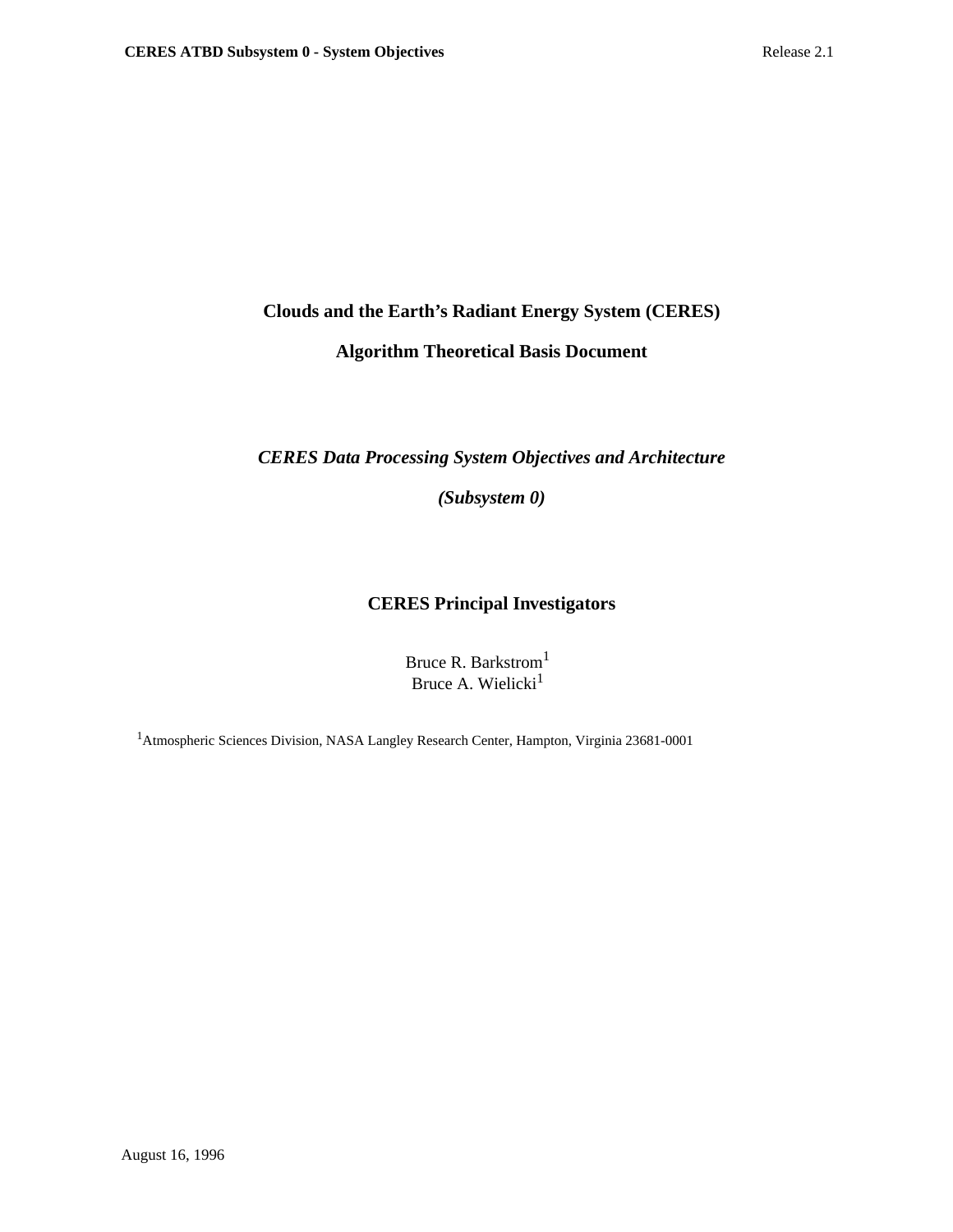# Clouds and the Earth's Radiant Energy System (CERES)

## Algorithm Theoretical Basis Document

### *CERES Data Processing System Objectives and Architecture*

### *(Subsystem 0)*

**CERES Principal Investigators**

Bruce R. Barkstrom[1]
Bruce A. Wielicki[1]

[1]Atmospheric Sciences Division, NASA Langley Research Center, Hampton, Virginia 23681-0001

August 16, 1996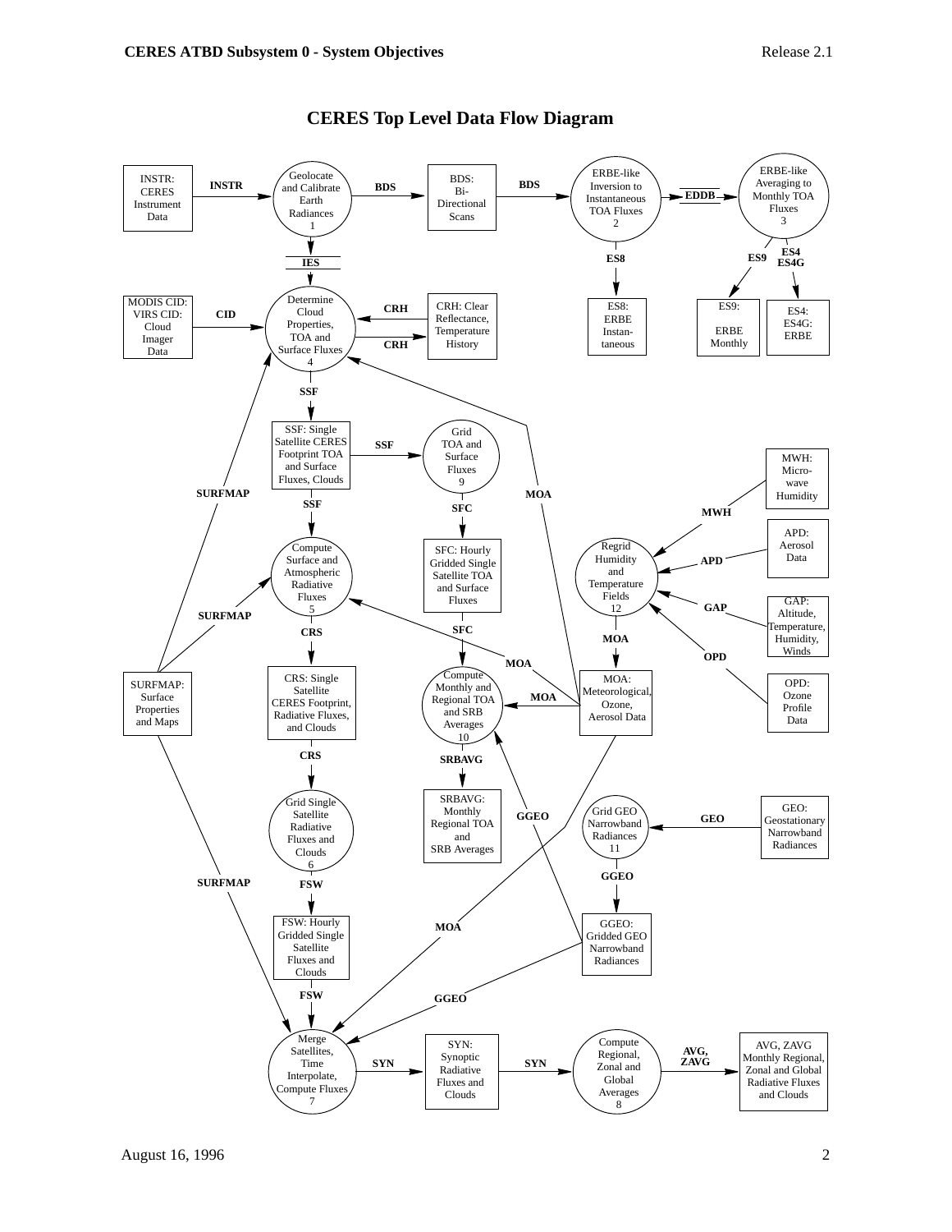# CERES Top Level Data Flow Diagram

INSTR: CERES Instrument Data → INSTR → (1) Geolocate and Calibrate Earth Radiances → BDS → BDS: Bi-Directional Scans → BDS → (2) ERBE-like Inversion to Instantaneous TOA Fluxes → EDDB → (3) ERBE-like Averaging to Monthly TOA Fluxes

(2) → ES8 → ES8: ERBE Instantaneous

(3) → ES9 → ES9: ERBE Monthly

(3) → ES4, ES4G → ES4: ES4G: ERBE

(1) → IES → (4) Determine Cloud Properties, TOA and Surface Fluxes

MODIS CID: VIRS CID: Cloud Imager Data → CID → (4)

CRH: Clear Reflectance, Temperature History ↔ CRH ↔ (4)

MOA → (4)

SURFMAP → (4)

(4) → SSF → SSF: Single Satellite CERES Footprint TOA and Surface Fluxes, Clouds

SSF → SSF → (9) Grid TOA and Surface Fluxes → SFC → SFC: Hourly Gridded Single Satellite TOA and Surface Fluxes → SFC → (10) Compute Monthly and Regional TOA and SRB Averages → SRBAVG → SRBAVG: Monthly Regional TOA and SRB Averages

SSF → SSF → (5) Compute Surface and Atmospheric Radiative Fluxes → CRS → CRS: Single Satellite CERES Footprint, Radiative Fluxes, and Clouds → CRS → (6) Grid Single Satellite Radiative Fluxes and Clouds → FSW → FSW: Hourly Gridded Single Satellite Fluxes and Clouds → FSW → (7) Merge Satellites, Time Interpolate, Compute Fluxes

SURFMAP: Surface Properties and Maps → SURFMAP → (4), (5), (7)

MWH: Micro-wave Humidity → MWH → (12) Regrid Humidity and Temperature Fields

APD: Aerosol Data → APD → (12)

GAP: Altitude, Temperature, Humidity, Winds → GAP → (12)

OPD: Ozone Profile Data → OPD → (12)

(12) → MOA → MOA: Meteorological, Ozone, Aerosol Data

MOA → (4), (5), (10), (7)

GEO: Geostationary Narrowband Radiances → GEO → (11) Grid GEO Narrowband Radiances → GGEO → GGEO: Gridded GEO Narrowband Radiances

GGEO → (10), (7)

(7) → SYN → SYN: Synoptic Radiative Fluxes and Clouds → SYN → (8) Compute Regional, Zonal and Global Averages → AVG, ZAVG → AVG, ZAVG Monthly Regional, Zonal and Global Radiative Fluxes and Clouds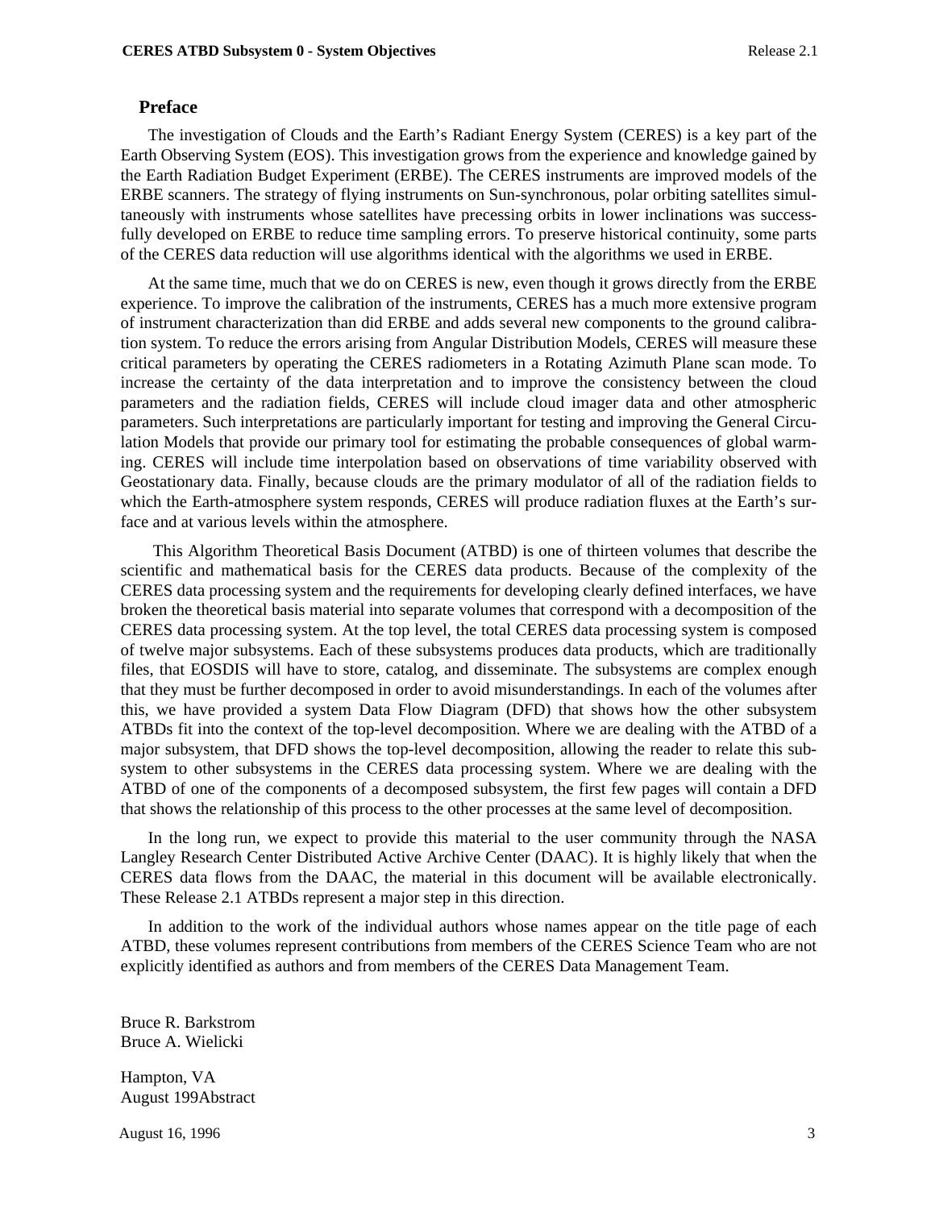## Preface

The investigation of Clouds and the Earth's Radiant Energy System (CERES) is a key part of the Earth Observing System (EOS). This investigation grows from the experience and knowledge gained by the Earth Radiation Budget Experiment (ERBE). The CERES instruments are improved models of the ERBE scanners. The strategy of flying instruments on Sun-synchronous, polar orbiting satellites simultaneously with instruments whose satellites have precessing orbits in lower inclinations was successfully developed on ERBE to reduce time sampling errors. To preserve historical continuity, some parts of the CERES data reduction will use algorithms identical with the algorithms we used in ERBE.

At the same time, much that we do on CERES is new, even though it grows directly from the ERBE experience. To improve the calibration of the instruments, CERES has a much more extensive program of instrument characterization than did ERBE and adds several new components to the ground calibration system. To reduce the errors arising from Angular Distribution Models, CERES will measure these critical parameters by operating the CERES radiometers in a Rotating Azimuth Plane scan mode. To increase the certainty of the data interpretation and to improve the consistency between the cloud parameters and the radiation fields, CERES will include cloud imager data and other atmospheric parameters. Such interpretations are particularly important for testing and improving the General Circulation Models that provide our primary tool for estimating the probable consequences of global warming. CERES will include time interpolation based on observations of time variability observed with Geostationary data. Finally, because clouds are the primary modulator of all of the radiation fields to which the Earth-atmosphere system responds, CERES will produce radiation fluxes at the Earth's surface and at various levels within the atmosphere.

This Algorithm Theoretical Basis Document (ATBD) is one of thirteen volumes that describe the scientific and mathematical basis for the CERES data products. Because of the complexity of the CERES data processing system and the requirements for developing clearly defined interfaces, we have broken the theoretical basis material into separate volumes that correspond with a decomposition of the CERES data processing system. At the top level, the total CERES data processing system is composed of twelve major subsystems. Each of these subsystems produces data products, which are traditionally files, that EOSDIS will have to store, catalog, and disseminate. The subsystems are complex enough that they must be further decomposed in order to avoid misunderstandings. In each of the volumes after this, we have provided a system Data Flow Diagram (DFD) that shows how the other subsystem ATBDs fit into the context of the top-level decomposition. Where we are dealing with the ATBD of a major subsystem, that DFD shows the top-level decomposition, allowing the reader to relate this subsystem to other subsystems in the CERES data processing system. Where we are dealing with the ATBD of one of the components of a decomposed subsystem, the first few pages will contain a DFD that shows the relationship of this process to the other processes at the same level of decomposition.

In the long run, we expect to provide this material to the user community through the NASA Langley Research Center Distributed Active Archive Center (DAAC). It is highly likely that when the CERES data flows from the DAAC, the material in this document will be available electronically. These Release 2.1 ATBDs represent a major step in this direction.

In addition to the work of the individual authors whose names appear on the title page of each ATBD, these volumes represent contributions from members of the CERES Science Team who are not explicitly identified as authors and from members of the CERES Data Management Team.

Bruce R. Barkstrom
Bruce A. Wielicki

Hampton, VA
August 199Abstract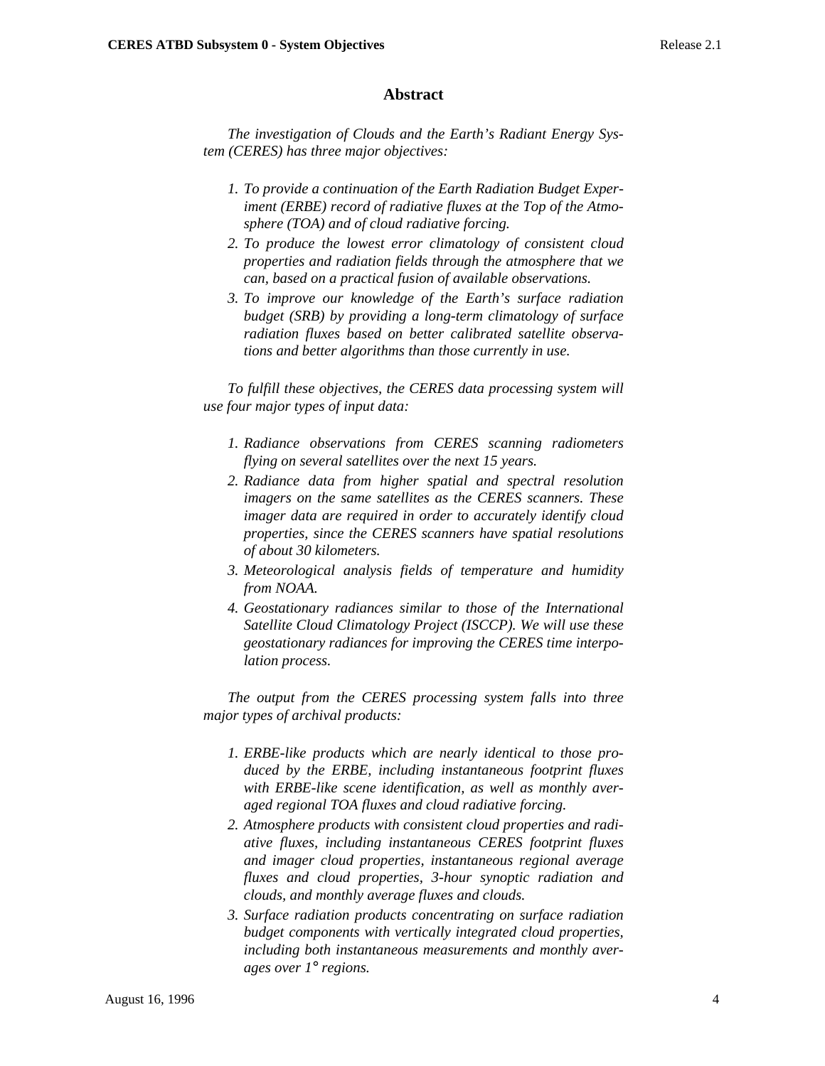## Abstract

*The investigation of Clouds and the Earth's Radiant Energy System (CERES) has three major objectives:*

1. *To provide a continuation of the Earth Radiation Budget Experiment (ERBE) record of radiative fluxes at the Top of the Atmosphere (TOA) and of cloud radiative forcing.*
2. *To produce the lowest error climatology of consistent cloud properties and radiation fields through the atmosphere that we can, based on a practical fusion of available observations.*
3. *To improve our knowledge of the Earth's surface radiation budget (SRB) by providing a long-term climatology of surface radiation fluxes based on better calibrated satellite observations and better algorithms than those currently in use.*

*To fulfill these objectives, the CERES data processing system will use four major types of input data:*

1. *Radiance observations from CERES scanning radiometers flying on several satellites over the next 15 years.*
2. *Radiance data from higher spatial and spectral resolution imagers on the same satellites as the CERES scanners. These imager data are required in order to accurately identify cloud properties, since the CERES scanners have spatial resolutions of about 30 kilometers.*
3. *Meteorological analysis fields of temperature and humidity from NOAA.*
4. *Geostationary radiances similar to those of the International Satellite Cloud Climatology Project (ISCCP). We will use these geostationary radiances for improving the CERES time interpolation process.*

*The output from the CERES processing system falls into three major types of archival products:*

1. *ERBE-like products which are nearly identical to those produced by the ERBE, including instantaneous footprint fluxes with ERBE-like scene identification, as well as monthly averaged regional TOA fluxes and cloud radiative forcing.*
2. *Atmosphere products with consistent cloud properties and radiative fluxes, including instantaneous CERES footprint fluxes and imager cloud properties, instantaneous regional average fluxes and cloud properties, 3-hour synoptic radiation and clouds, and monthly average fluxes and clouds.*
3. *Surface radiation products concentrating on surface radiation budget components with vertically integrated cloud properties, including both instantaneous measurements and monthly averages over 1° regions.*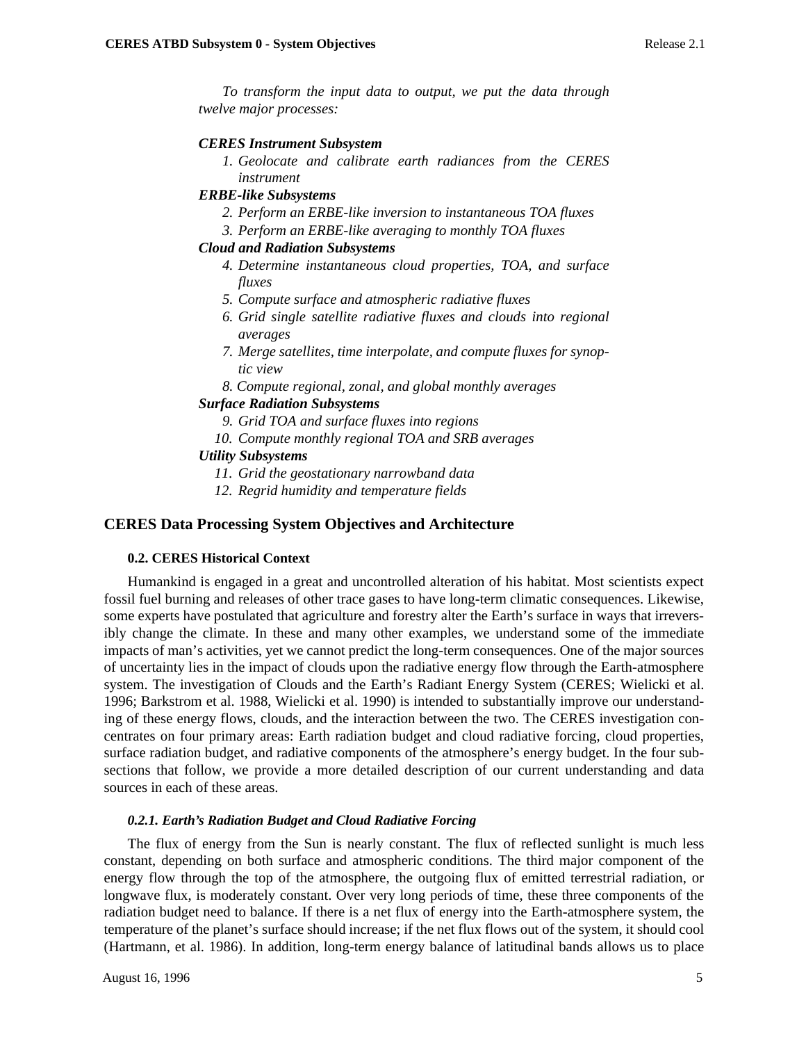*To transform the input data to output, we put the data through twelve major processes:*

***CERES Instrument Subsystem***

1. *Geolocate and calibrate earth radiances from the CERES instrument*

***ERBE-like Subsystems***

2. *Perform an ERBE-like inversion to instantaneous TOA fluxes*
3. *Perform an ERBE-like averaging to monthly TOA fluxes*

***Cloud and Radiation Subsystems***

4. *Determine instantaneous cloud properties, TOA, and surface fluxes*
5. *Compute surface and atmospheric radiative fluxes*
6. *Grid single satellite radiative fluxes and clouds into regional averages*
7. *Merge satellites, time interpolate, and compute fluxes for synoptic view*
8. *Compute regional, zonal, and global monthly averages*

***Surface Radiation Subsystems***

9. *Grid TOA and surface fluxes into regions*
10. *Compute monthly regional TOA and SRB averages*

***Utility Subsystems***

11. *Grid the geostationary narrowband data*
12. *Regrid humidity and temperature fields*

## CERES Data Processing System Objectives and Architecture

### 0.2. CERES Historical Context

Humankind is engaged in a great and uncontrolled alteration of his habitat. Most scientists expect fossil fuel burning and releases of other trace gases to have long-term climatic consequences. Likewise, some experts have postulated that agriculture and forestry alter the Earth's surface in ways that irreversibly change the climate. In these and many other examples, we understand some of the immediate impacts of man's activities, yet we cannot predict the long-term consequences. One of the major sources of uncertainty lies in the impact of clouds upon the radiative energy flow through the Earth-atmosphere system. The investigation of Clouds and the Earth's Radiant Energy System (CERES; Wielicki et al. 1996; Barkstrom et al. 1988, Wielicki et al. 1990) is intended to substantially improve our understanding of these energy flows, clouds, and the interaction between the two. The CERES investigation concentrates on four primary areas: Earth radiation budget and cloud radiative forcing, cloud properties, surface radiation budget, and radiative components of the atmosphere's energy budget. In the four subsections that follow, we provide a more detailed description of our current understanding and data sources in each of these areas.

#### *0.2.1. Earth's Radiation Budget and Cloud Radiative Forcing*

The flux of energy from the Sun is nearly constant. The flux of reflected sunlight is much less constant, depending on both surface and atmospheric conditions. The third major component of the energy flow through the top of the atmosphere, the outgoing flux of emitted terrestrial radiation, or longwave flux, is moderately constant. Over very long periods of time, these three components of the radiation budget need to balance. If there is a net flux of energy into the Earth-atmosphere system, the temperature of the planet's surface should increase; if the net flux flows out of the system, it should cool (Hartmann, et al. 1986). In addition, long-term energy balance of latitudinal bands allows us to place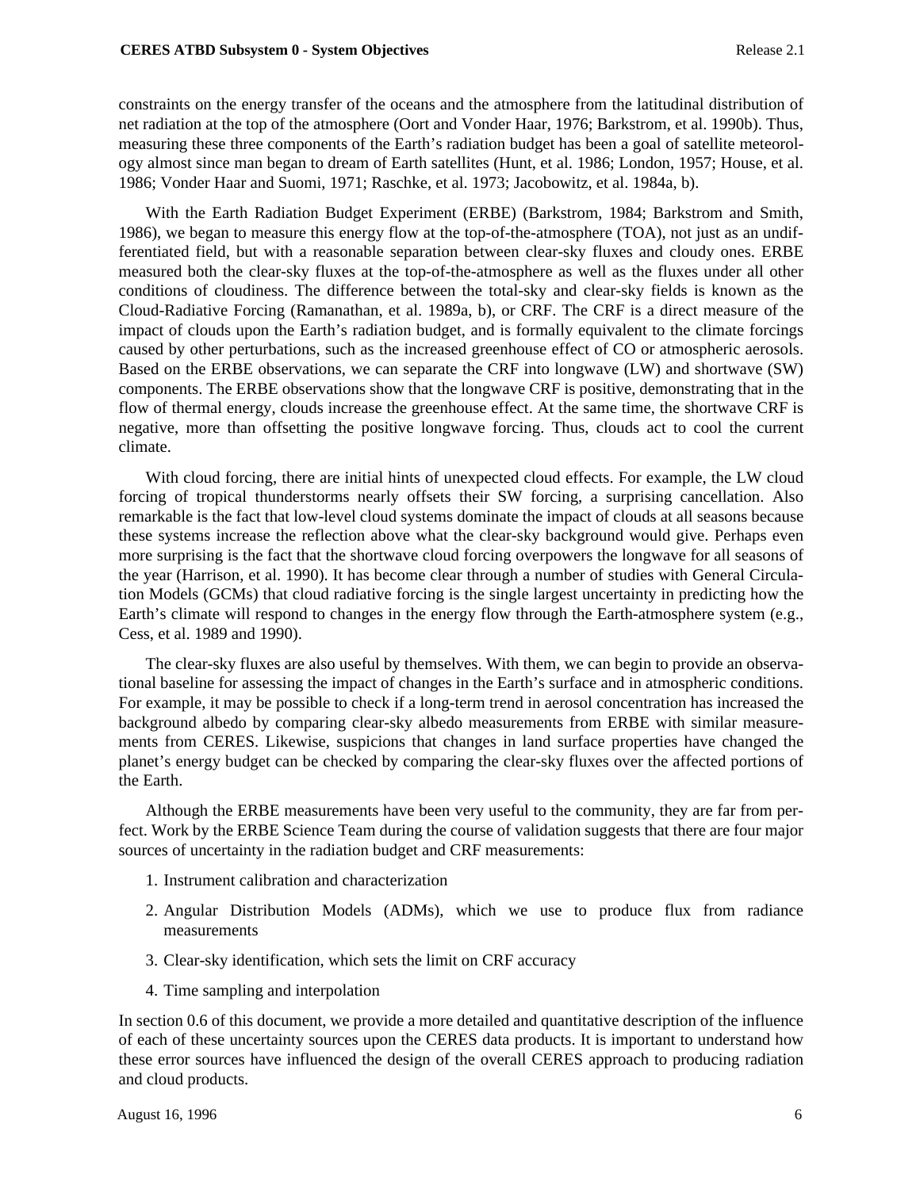constraints on the energy transfer of the oceans and the atmosphere from the latitudinal distribution of net radiation at the top of the atmosphere (Oort and Vonder Haar, 1976; Barkstrom, et al. 1990b). Thus, measuring these three components of the Earth's radiation budget has been a goal of satellite meteorology almost since man began to dream of Earth satellites (Hunt, et al. 1986; London, 1957; House, et al. 1986; Vonder Haar and Suomi, 1971; Raschke, et al. 1973; Jacobowitz, et al. 1984a, b).

With the Earth Radiation Budget Experiment (ERBE) (Barkstrom, 1984; Barkstrom and Smith, 1986), we began to measure this energy flow at the top-of-the-atmosphere (TOA), not just as an undifferentiated field, but with a reasonable separation between clear-sky fluxes and cloudy ones. ERBE measured both the clear-sky fluxes at the top-of-the-atmosphere as well as the fluxes under all other conditions of cloudiness. The difference between the total-sky and clear-sky fields is known as the Cloud-Radiative Forcing (Ramanathan, et al. 1989a, b), or CRF. The CRF is a direct measure of the impact of clouds upon the Earth's radiation budget, and is formally equivalent to the climate forcings caused by other perturbations, such as the increased greenhouse effect of CO or atmospheric aerosols. Based on the ERBE observations, we can separate the CRF into longwave (LW) and shortwave (SW) components. The ERBE observations show that the longwave CRF is positive, demonstrating that in the flow of thermal energy, clouds increase the greenhouse effect. At the same time, the shortwave CRF is negative, more than offsetting the positive longwave forcing. Thus, clouds act to cool the current climate.

With cloud forcing, there are initial hints of unexpected cloud effects. For example, the LW cloud forcing of tropical thunderstorms nearly offsets their SW forcing, a surprising cancellation. Also remarkable is the fact that low-level cloud systems dominate the impact of clouds at all seasons because these systems increase the reflection above what the clear-sky background would give. Perhaps even more surprising is the fact that the shortwave cloud forcing overpowers the longwave for all seasons of the year (Harrison, et al. 1990). It has become clear through a number of studies with General Circulation Models (GCMs) that cloud radiative forcing is the single largest uncertainty in predicting how the Earth's climate will respond to changes in the energy flow through the Earth-atmosphere system (e.g., Cess, et al. 1989 and 1990).

The clear-sky fluxes are also useful by themselves. With them, we can begin to provide an observational baseline for assessing the impact of changes in the Earth's surface and in atmospheric conditions. For example, it may be possible to check if a long-term trend in aerosol concentration has increased the background albedo by comparing clear-sky albedo measurements from ERBE with similar measurements from CERES. Likewise, suspicions that changes in land surface properties have changed the planet's energy budget can be checked by comparing the clear-sky fluxes over the affected portions of the Earth.

Although the ERBE measurements have been very useful to the community, they are far from perfect. Work by the ERBE Science Team during the course of validation suggests that there are four major sources of uncertainty in the radiation budget and CRF measurements:

1. Instrument calibration and characterization
2. Angular Distribution Models (ADMs), which we use to produce flux from radiance measurements
3. Clear-sky identification, which sets the limit on CRF accuracy
4. Time sampling and interpolation

In section 0.6 of this document, we provide a more detailed and quantitative description of the influence of each of these uncertainty sources upon the CERES data products. It is important to understand how these error sources have influenced the design of the overall CERES approach to producing radiation and cloud products.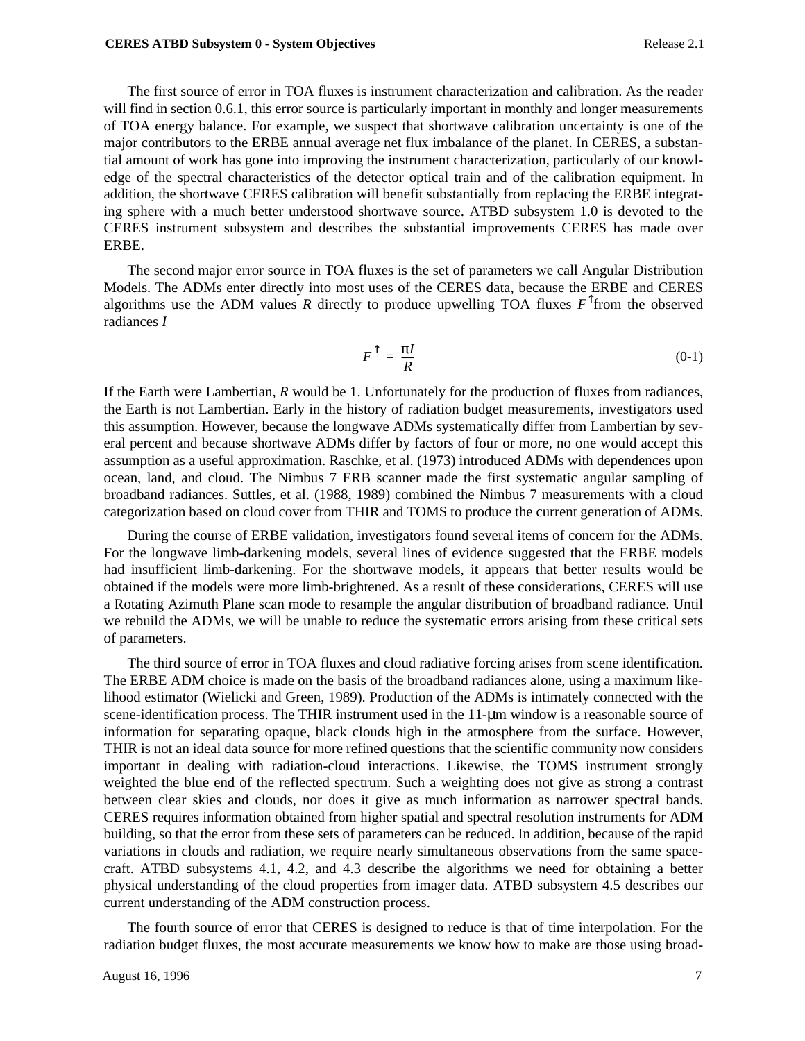The first source of error in TOA fluxes is instrument characterization and calibration. As the reader will find in section 0.6.1, this error source is particularly important in monthly and longer measurements of TOA energy balance. For example, we suspect that shortwave calibration uncertainty is one of the major contributors to the ERBE annual average net flux imbalance of the planet. In CERES, a substantial amount of work has gone into improving the instrument characterization, particularly of our knowledge of the spectral characteristics of the detector optical train and of the calibration equipment. In addition, the shortwave CERES calibration will benefit substantially from replacing the ERBE integrating sphere with a much better understood shortwave source. ATBD subsystem 1.0 is devoted to the CERES instrument subsystem and describes the substantial improvements CERES has made over ERBE.

The second major error source in TOA fluxes is the set of parameters we call Angular Distribution Models. The ADMs enter directly into most uses of the CERES data, because the ERBE and CERES algorithms use the ADM values $R$ directly to produce upwelling TOA fluxes $F^{\uparrow}$ from the observed radiances $I$

$$F^{\uparrow} = \frac{\pi I}{R} \tag{0-1}$$

If the Earth were Lambertian, $R$ would be 1. Unfortunately for the production of fluxes from radiances, the Earth is not Lambertian. Early in the history of radiation budget measurements, investigators used this assumption. However, because the longwave ADMs systematically differ from Lambertian by several percent and because shortwave ADMs differ by factors of four or more, no one would accept this assumption as a useful approximation. Raschke, et al. (1973) introduced ADMs with dependences upon ocean, land, and cloud. The Nimbus 7 ERB scanner made the first systematic angular sampling of broadband radiances. Suttles, et al. (1988, 1989) combined the Nimbus 7 measurements with a cloud categorization based on cloud cover from THIR and TOMS to produce the current generation of ADMs.

During the course of ERBE validation, investigators found several items of concern for the ADMs. For the longwave limb-darkening models, several lines of evidence suggested that the ERBE models had insufficient limb-darkening. For the shortwave models, it appears that better results would be obtained if the models were more limb-brightened. As a result of these considerations, CERES will use a Rotating Azimuth Plane scan mode to resample the angular distribution of broadband radiance. Until we rebuild the ADMs, we will be unable to reduce the systematic errors arising from these critical sets of parameters.

The third source of error in TOA fluxes and cloud radiative forcing arises from scene identification. The ERBE ADM choice is made on the basis of the broadband radiances alone, using a maximum likelihood estimator (Wielicki and Green, 1989). Production of the ADMs is intimately connected with the scene-identification process. The THIR instrument used in the 11-μm window is a reasonable source of information for separating opaque, black clouds high in the atmosphere from the surface. However, THIR is not an ideal data source for more refined questions that the scientific community now considers important in dealing with radiation-cloud interactions. Likewise, the TOMS instrument strongly weighted the blue end of the reflected spectrum. Such a weighting does not give as strong a contrast between clear skies and clouds, nor does it give as much information as narrower spectral bands. CERES requires information obtained from higher spatial and spectral resolution instruments for ADM building, so that the error from these sets of parameters can be reduced. In addition, because of the rapid variations in clouds and radiation, we require nearly simultaneous observations from the same spacecraft. ATBD subsystems 4.1, 4.2, and 4.3 describe the algorithms we need for obtaining a better physical understanding of the cloud properties from imager data. ATBD subsystem 4.5 describes our current understanding of the ADM construction process.

The fourth source of error that CERES is designed to reduce is that of time interpolation. For the radiation budget fluxes, the most accurate measurements we know how to make are those using broad-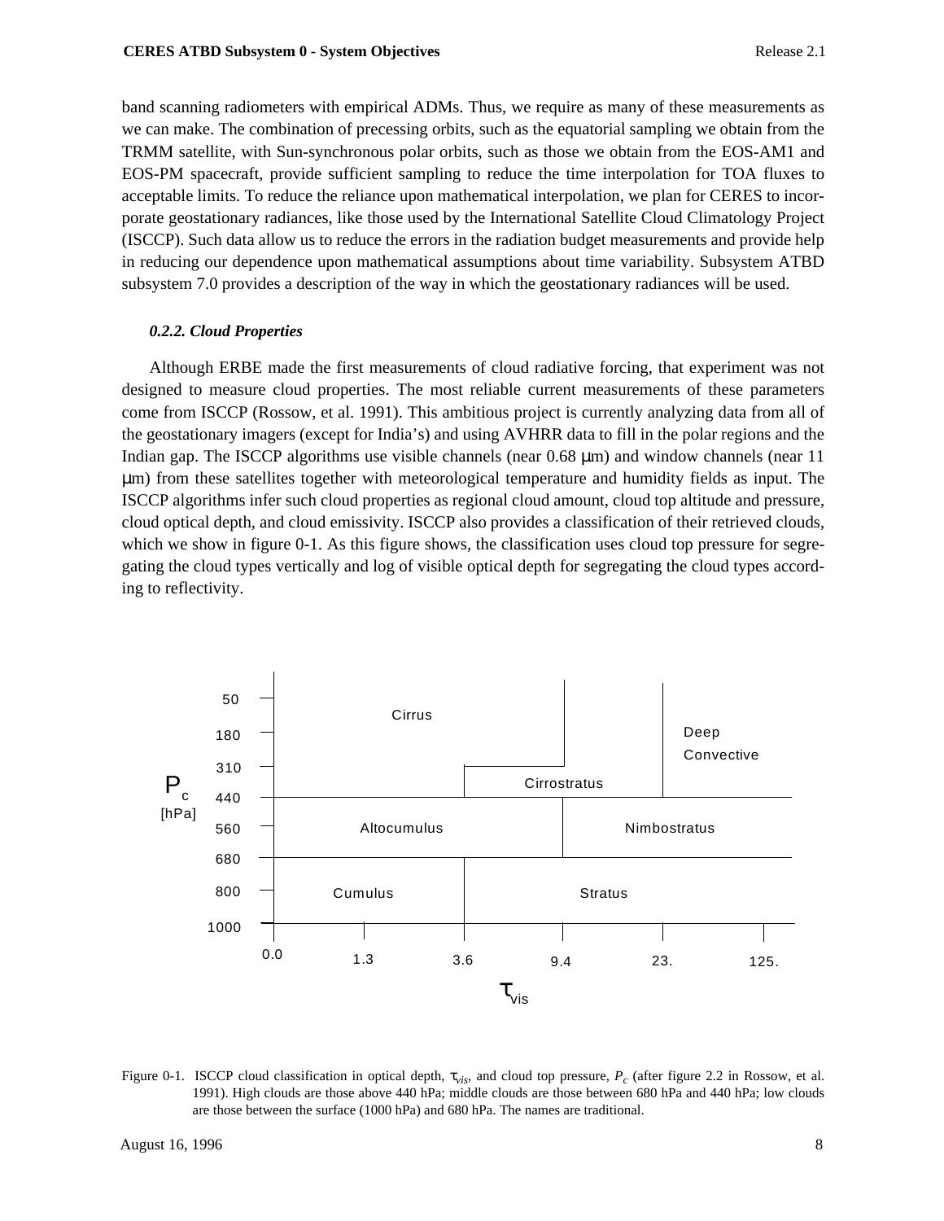band scanning radiometers with empirical ADMs. Thus, we require as many of these measurements as we can make. The combination of precessing orbits, such as the equatorial sampling we obtain from the TRMM satellite, with Sun-synchronous polar orbits, such as those we obtain from the EOS-AM1 and EOS-PM spacecraft, provide sufficient sampling to reduce the time interpolation for TOA fluxes to acceptable limits. To reduce the reliance upon mathematical interpolation, we plan for CERES to incorporate geostationary radiances, like those used by the International Satellite Cloud Climatology Project (ISCCP). Such data allow us to reduce the errors in the radiation budget measurements and provide help in reducing our dependence upon mathematical assumptions about time variability. Subsystem ATBD subsystem 7.0 provides a description of the way in which the geostationary radiances will be used.

#### *0.2.2. Cloud Properties*

Although ERBE made the first measurements of cloud radiative forcing, that experiment was not designed to measure cloud properties. The most reliable current measurements of these parameters come from ISCCP (Rossow, et al. 1991). This ambitious project is currently analyzing data from all of the geostationary imagers (except for India's) and using AVHRR data to fill in the polar regions and the Indian gap. The ISCCP algorithms use visible channels (near 0.68 μm) and window channels (near 11 μm) from these satellites together with meteorological temperature and humidity fields as input. The ISCCP algorithms infer such cloud properties as regional cloud amount, cloud top altitude and pressure, cloud optical depth, and cloud emissivity. ISCCP also provides a classification of their retrieved clouds, which we show in figure 0-1. As this figure shows, the classification uses cloud top pressure for segregating the cloud types vertically and log of visible optical depth for segregating the cloud types according to reflectivity.

Figure 0-1. ISCCP cloud classification in optical depth, $\tau_{vis}$, and cloud top pressure, $P_c$ (after figure 2.2 in Rossow, et al. 1991). High clouds are those above 440 hPa; middle clouds are those between 680 hPa and 440 hPa; low clouds are those between the surface (1000 hPa) and 680 hPa. The names are traditional.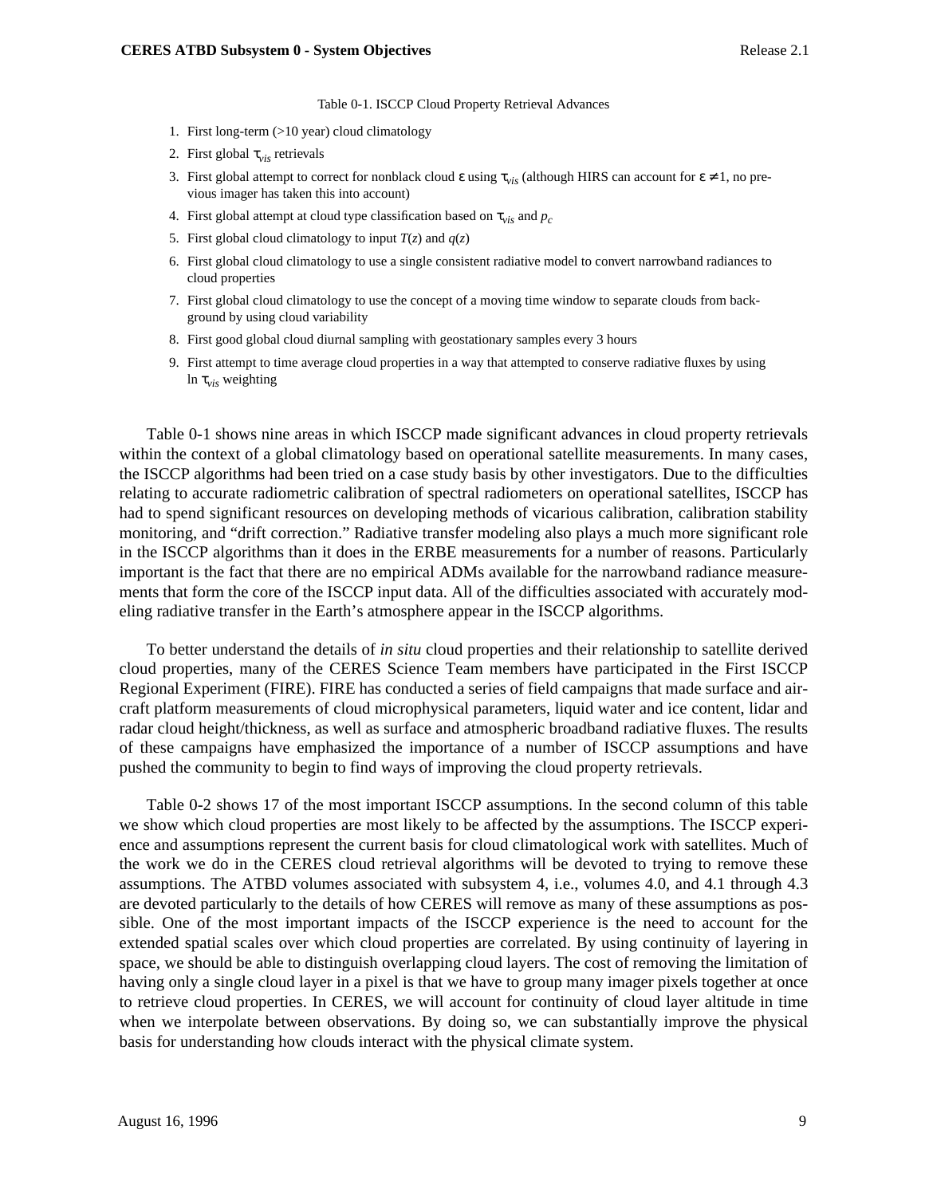Table 0-1. ISCCP Cloud Property Retrieval Advances

1. First long-term (>10 year) cloud climatology
2. First global $\tau_{vis}$ retrievals
3. First global attempt to correct for nonblack cloud $\varepsilon$ using $\tau_{vis}$ (although HIRS can account for $\varepsilon \neq 1$, no previous imager has taken this into account)
4. First global attempt at cloud type classification based on $\tau_{vis}$ and $p_c$
5. First global cloud climatology to input $T(z)$ and $q(z)$
6. First global cloud climatology to use a single consistent radiative model to convert narrowband radiances to cloud properties
7. First global cloud climatology to use the concept of a moving time window to separate clouds from background by using cloud variability
8. First good global cloud diurnal sampling with geostationary samples every 3 hours
9. First attempt to time average cloud properties in a way that attempted to conserve radiative fluxes by using $\ln \tau_{vis}$ weighting

Table 0-1 shows nine areas in which ISCCP made significant advances in cloud property retrievals within the context of a global climatology based on operational satellite measurements. In many cases, the ISCCP algorithms had been tried on a case study basis by other investigators. Due to the difficulties relating to accurate radiometric calibration of spectral radiometers on operational satellites, ISCCP has had to spend significant resources on developing methods of vicarious calibration, calibration stability monitoring, and "drift correction." Radiative transfer modeling also plays a much more significant role in the ISCCP algorithms than it does in the ERBE measurements for a number of reasons. Particularly important is the fact that there are no empirical ADMs available for the narrowband radiance measurements that form the core of the ISCCP input data. All of the difficulties associated with accurately modeling radiative transfer in the Earth's atmosphere appear in the ISCCP algorithms.

To better understand the details of *in situ* cloud properties and their relationship to satellite derived cloud properties, many of the CERES Science Team members have participated in the First ISCCP Regional Experiment (FIRE). FIRE has conducted a series of field campaigns that made surface and aircraft platform measurements of cloud microphysical parameters, liquid water and ice content, lidar and radar cloud height/thickness, as well as surface and atmospheric broadband radiative fluxes. The results of these campaigns have emphasized the importance of a number of ISCCP assumptions and have pushed the community to begin to find ways of improving the cloud property retrievals.

Table 0-2 shows 17 of the most important ISCCP assumptions. In the second column of this table we show which cloud properties are most likely to be affected by the assumptions. The ISCCP experience and assumptions represent the current basis for cloud climatological work with satellites. Much of the work we do in the CERES cloud retrieval algorithms will be devoted to trying to remove these assumptions. The ATBD volumes associated with subsystem 4, i.e., volumes 4.0, and 4.1 through 4.3 are devoted particularly to the details of how CERES will remove as many of these assumptions as possible. One of the most important impacts of the ISCCP experience is the need to account for the extended spatial scales over which cloud properties are correlated. By using continuity of layering in space, we should be able to distinguish overlapping cloud layers. The cost of removing the limitation of having only a single cloud layer in a pixel is that we have to group many imager pixels together at once to retrieve cloud properties. In CERES, we will account for continuity of cloud layer altitude in time when we interpolate between observations. By doing so, we can substantially improve the physical basis for understanding how clouds interact with the physical climate system.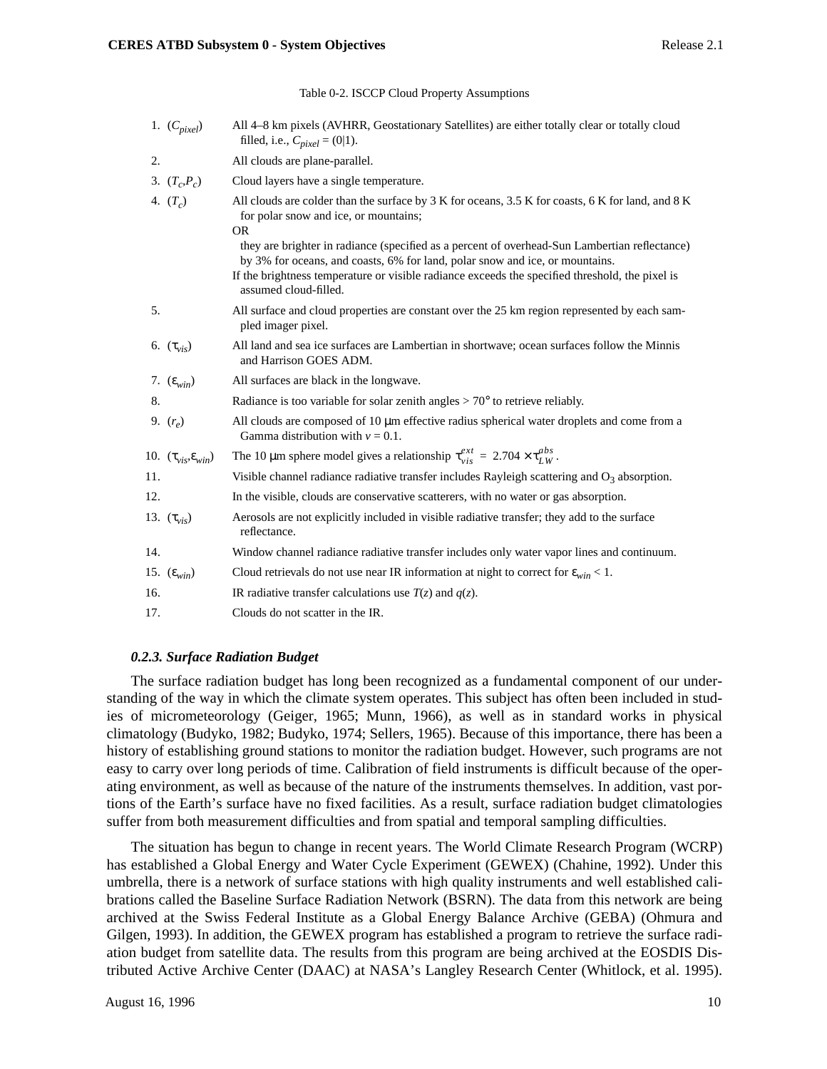Table 0-2. ISCCP Cloud Property Assumptions

| | |
|---|---|
| 1. ($C_{pixel}$) | All 4–8 km pixels (AVHRR, Geostationary Satellites) are either totally clear or totally cloud filled, i.e., $C_{pixel} = (0\|1)$. |
| 2. | All clouds are plane-parallel. |
| 3. ($T_c$,$P_c$) | Cloud layers have a single temperature. |
| 4. ($T_c$) | All clouds are colder than the surface by 3 K for oceans, 3.5 K for coasts, 6 K for land, and 8 K for polar snow and ice, or mountains; OR they are brighter in radiance (specified as a percent of overhead-Sun Lambertian reflectance) by 3% for oceans, and coasts, 6% for land, polar snow and ice, or mountains. If the brightness temperature or visible radiance exceeds the specified threshold, the pixel is assumed cloud-filled. |
| 5. | All surface and cloud properties are constant over the 25 km region represented by each sampled imager pixel. |
| 6. ($\tau_{vis}$) | All land and sea ice surfaces are Lambertian in shortwave; ocean surfaces follow the Minnis and Harrison GOES ADM. |
| 7. ($\varepsilon_{win}$) | All surfaces are black in the longwave. |
| 8. | Radiance is too variable for solar zenith angles > 70° to retrieve reliably. |
| 9. ($r_e$) | All clouds are composed of 10 μm effective radius spherical water droplets and come from a Gamma distribution with $v$ = 0.1. |
| 10. ($\tau_{vis}$,$\varepsilon_{win}$) | The 10 μm sphere model gives a relationship $\tau_{vis}^{ext} = 2.704 \times \tau_{LW}^{abs}$. |
| 11. | Visible channel radiance radiative transfer includes Rayleigh scattering and $O_3$ absorption. |
| 12. | In the visible, clouds are conservative scatterers, with no water or gas absorption. |
| 13. ($\tau_{vis}$) | Aerosols are not explicitly included in visible radiative transfer; they add to the surface reflectance. |
| 14. | Window channel radiance radiative transfer includes only water vapor lines and continuum. |
| 15. ($\varepsilon_{win}$) | Cloud retrievals do not use near IR information at night to correct for $\varepsilon_{win} < 1$. |
| 16. | IR radiative transfer calculations use $T(z)$ and $q(z)$. |
| 17. | Clouds do not scatter in the IR. |

#### *0.2.3. Surface Radiation Budget*

The surface radiation budget has long been recognized as a fundamental component of our understanding of the way in which the climate system operates. This subject has often been included in studies of micrometeorology (Geiger, 1965; Munn, 1966), as well as in standard works in physical climatology (Budyko, 1982; Budyko, 1974; Sellers, 1965). Because of this importance, there has been a history of establishing ground stations to monitor the radiation budget. However, such programs are not easy to carry over long periods of time. Calibration of field instruments is difficult because of the operating environment, as well as because of the nature of the instruments themselves. In addition, vast portions of the Earth's surface have no fixed facilities. As a result, surface radiation budget climatologies suffer from both measurement difficulties and from spatial and temporal sampling difficulties.

The situation has begun to change in recent years. The World Climate Research Program (WCRP) has established a Global Energy and Water Cycle Experiment (GEWEX) (Chahine, 1992). Under this umbrella, there is a network of surface stations with high quality instruments and well established calibrations called the Baseline Surface Radiation Network (BSRN). The data from this network are being archived at the Swiss Federal Institute as a Global Energy Balance Archive (GEBA) (Ohmura and Gilgen, 1993). In addition, the GEWEX program has established a program to retrieve the surface radiation budget from satellite data. The results from this program are being archived at the EOSDIS Distributed Active Archive Center (DAAC) at NASA's Langley Research Center (Whitlock, et al. 1995).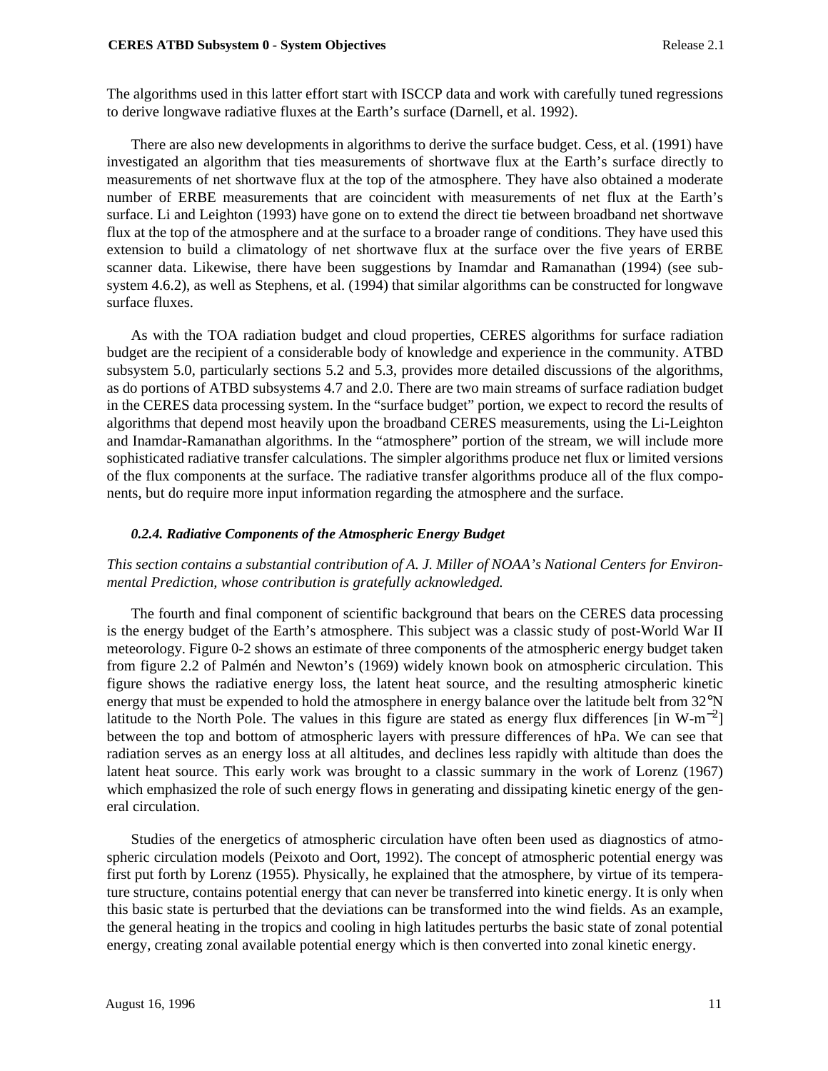The algorithms used in this latter effort start with ISCCP data and work with carefully tuned regressions to derive longwave radiative fluxes at the Earth's surface (Darnell, et al. 1992).

There are also new developments in algorithms to derive the surface budget. Cess, et al. (1991) have investigated an algorithm that ties measurements of shortwave flux at the Earth's surface directly to measurements of net shortwave flux at the top of the atmosphere. They have also obtained a moderate number of ERBE measurements that are coincident with measurements of net flux at the Earth's surface. Li and Leighton (1993) have gone on to extend the direct tie between broadband net shortwave flux at the top of the atmosphere and at the surface to a broader range of conditions. They have used this extension to build a climatology of net shortwave flux at the surface over the five years of ERBE scanner data. Likewise, there have been suggestions by Inamdar and Ramanathan (1994) (see subsystem 4.6.2), as well as Stephens, et al. (1994) that similar algorithms can be constructed for longwave surface fluxes.

As with the TOA radiation budget and cloud properties, CERES algorithms for surface radiation budget are the recipient of a considerable body of knowledge and experience in the community. ATBD subsystem 5.0, particularly sections 5.2 and 5.3, provides more detailed discussions of the algorithms, as do portions of ATBD subsystems 4.7 and 2.0. There are two main streams of surface radiation budget in the CERES data processing system. In the "surface budget" portion, we expect to record the results of algorithms that depend most heavily upon the broadband CERES measurements, using the Li-Leighton and Inamdar-Ramanathan algorithms. In the "atmosphere" portion of the stream, we will include more sophisticated radiative transfer calculations. The simpler algorithms produce net flux or limited versions of the flux components at the surface. The radiative transfer algorithms produce all of the flux components, but do require more input information regarding the atmosphere and the surface.

#### *0.2.4. Radiative Components of the Atmospheric Energy Budget*

*This section contains a substantial contribution of A. J. Miller of NOAA's National Centers for Environmental Prediction, whose contribution is gratefully acknowledged.*

The fourth and final component of scientific background that bears on the CERES data processing is the energy budget of the Earth's atmosphere. This subject was a classic study of post-World War II meteorology. Figure 0-2 shows an estimate of three components of the atmospheric energy budget taken from figure 2.2 of Palmén and Newton's (1969) widely known book on atmospheric circulation. This figure shows the radiative energy loss, the latent heat source, and the resulting atmospheric kinetic energy that must be expended to hold the atmosphere in energy balance over the latitude belt from 32°N latitude to the North Pole. The values in this figure are stated as energy flux differences [in W-m$^{-2}$] between the top and bottom of atmospheric layers with pressure differences of hPa. We can see that radiation serves as an energy loss at all altitudes, and declines less rapidly with altitude than does the latent heat source. This early work was brought to a classic summary in the work of Lorenz (1967) which emphasized the role of such energy flows in generating and dissipating kinetic energy of the general circulation.

Studies of the energetics of atmospheric circulation have often been used as diagnostics of atmospheric circulation models (Peixoto and Oort, 1992). The concept of atmospheric potential energy was first put forth by Lorenz (1955). Physically, he explained that the atmosphere, by virtue of its temperature structure, contains potential energy that can never be transferred into kinetic energy. It is only when this basic state is perturbed that the deviations can be transformed into the wind fields. As an example, the general heating in the tropics and cooling in high latitudes perturbs the basic state of zonal potential energy, creating zonal available potential energy which is then converted into zonal kinetic energy.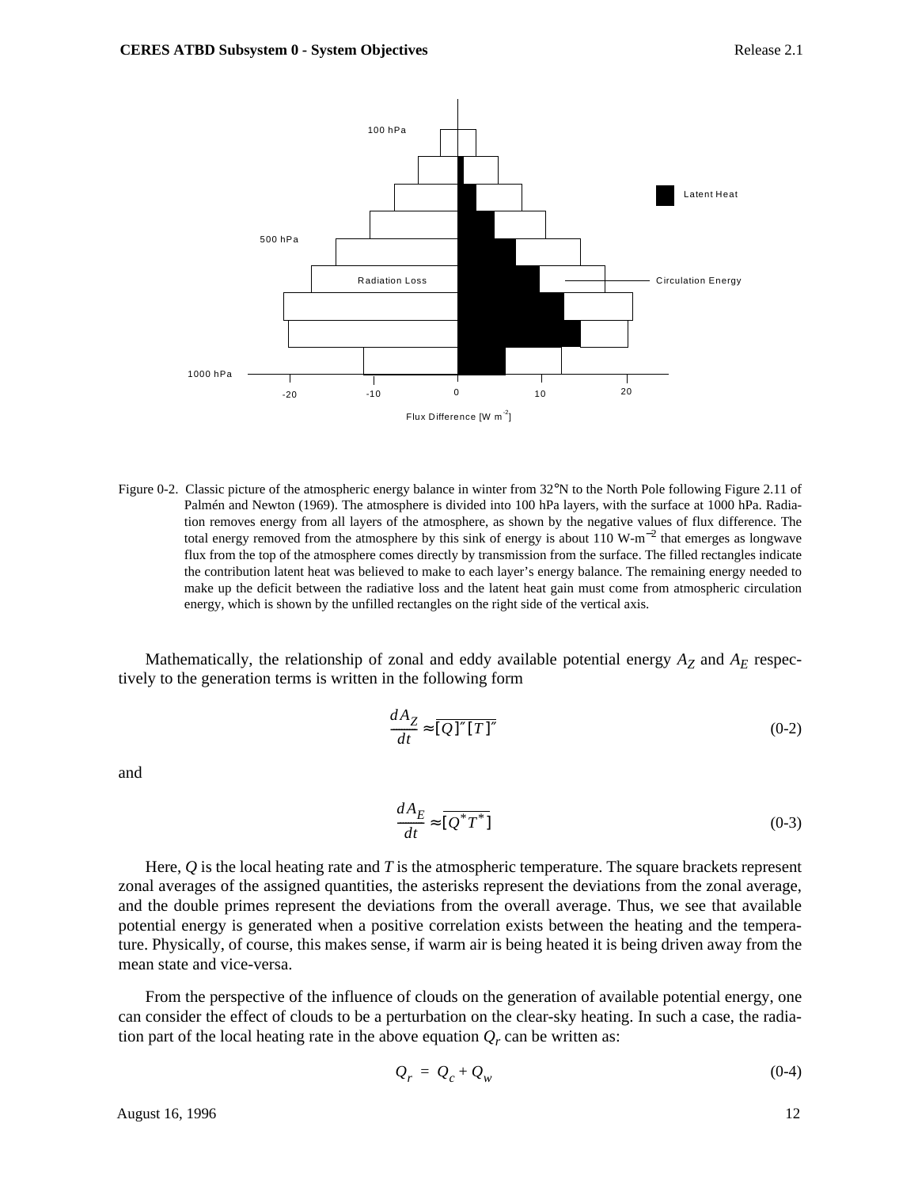Figure 0-2. Classic picture of the atmospheric energy balance in winter from 32°N to the North Pole following Figure 2.11 of Palmén and Newton (1969). The atmosphere is divided into 100 hPa layers, with the surface at 1000 hPa. Radiation removes energy from all layers of the atmosphere, as shown by the negative values of flux difference. The total energy removed from the atmosphere by this sink of energy is about 110 W-m$^{-2}$ that emerges as longwave flux from the top of the atmosphere comes directly by transmission from the surface. The filled rectangles indicate the contribution latent heat was believed to make to each layer's energy balance. The remaining energy needed to make up the deficit between the radiative loss and the latent heat gain must come from atmospheric circulation energy, which is shown by the unfilled rectangles on the right side of the vertical axis.

Mathematically, the relationship of zonal and eddy available potential energy $A_Z$ and $A_E$ respectively to the generation terms is written in the following form

$$\frac{dA_Z}{dt} \approx \overline{[Q]''[T]''} \tag{0-2}$$

and

$$\frac{dA_E}{dt} \approx \overline{[Q^*T^*]} \tag{0-3}$$

Here, $Q$ is the local heating rate and $T$ is the atmospheric temperature. The square brackets represent zonal averages of the assigned quantities, the asterisks represent the deviations from the zonal average, and the double primes represent the deviations from the overall average. Thus, we see that available potential energy is generated when a positive correlation exists between the heating and the temperature. Physically, of course, this makes sense, if warm air is being heated it is being driven away from the mean state and vice-versa.

From the perspective of the influence of clouds on the generation of available potential energy, one can consider the effect of clouds to be a perturbation on the clear-sky heating. In such a case, the radiation part of the local heating rate in the above equation $Q_r$ can be written as:

$$Q_r = Q_c + Q_w \tag{0-4}$$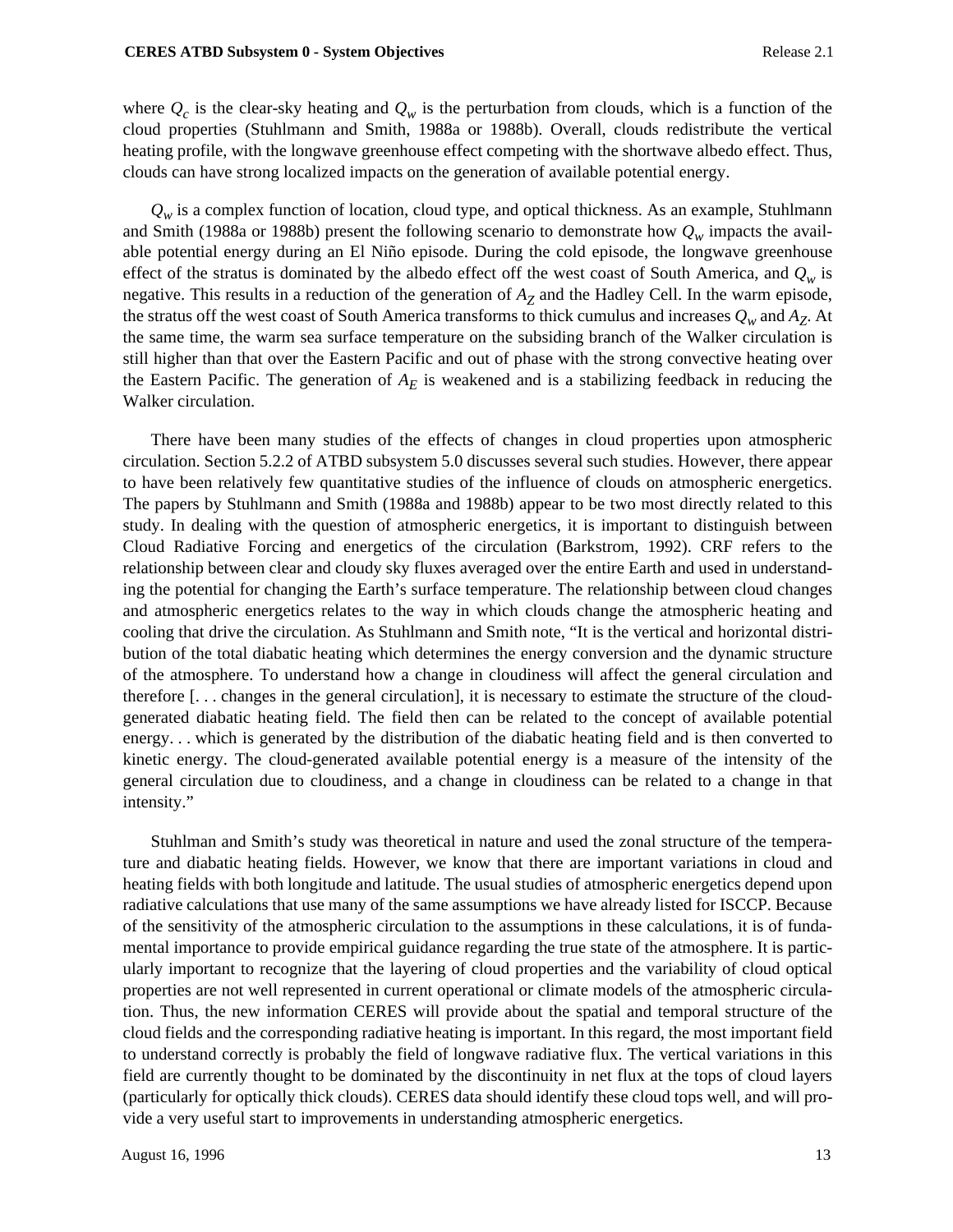where $Q_c$ is the clear-sky heating and $Q_w$ is the perturbation from clouds, which is a function of the cloud properties (Stuhlmann and Smith, 1988a or 1988b). Overall, clouds redistribute the vertical heating profile, with the longwave greenhouse effect competing with the shortwave albedo effect. Thus, clouds can have strong localized impacts on the generation of available potential energy.

$Q_w$ is a complex function of location, cloud type, and optical thickness. As an example, Stuhlmann and Smith (1988a or 1988b) present the following scenario to demonstrate how $Q_w$ impacts the available potential energy during an El Niño episode. During the cold episode, the longwave greenhouse effect of the stratus is dominated by the albedo effect off the west coast of South America, and $Q_w$ is negative. This results in a reduction of the generation of $A_Z$ and the Hadley Cell. In the warm episode, the stratus off the west coast of South America transforms to thick cumulus and increases $Q_w$ and $A_Z$. At the same time, the warm sea surface temperature on the subsiding branch of the Walker circulation is still higher than that over the Eastern Pacific and out of phase with the strong convective heating over the Eastern Pacific. The generation of $A_E$ is weakened and is a stabilizing feedback in reducing the Walker circulation.

There have been many studies of the effects of changes in cloud properties upon atmospheric circulation. Section 5.2.2 of ATBD subsystem 5.0 discusses several such studies. However, there appear to have been relatively few quantitative studies of the influence of clouds on atmospheric energetics. The papers by Stuhlmann and Smith (1988a and 1988b) appear to be two most directly related to this study. In dealing with the question of atmospheric energetics, it is important to distinguish between Cloud Radiative Forcing and energetics of the circulation (Barkstrom, 1992). CRF refers to the relationship between clear and cloudy sky fluxes averaged over the entire Earth and used in understanding the potential for changing the Earth's surface temperature. The relationship between cloud changes and atmospheric energetics relates to the way in which clouds change the atmospheric heating and cooling that drive the circulation. As Stuhlmann and Smith note, "It is the vertical and horizontal distribution of the total diabatic heating which determines the energy conversion and the dynamic structure of the atmosphere. To understand how a change in cloudiness will affect the general circulation and therefore [. . . changes in the general circulation], it is necessary to estimate the structure of the cloud-generated diabatic heating field. The field then can be related to the concept of available potential energy. . . which is generated by the distribution of the diabatic heating field and is then converted to kinetic energy. The cloud-generated available potential energy is a measure of the intensity of the general circulation due to cloudiness, and a change in cloudiness can be related to a change in that intensity."

Stuhlman and Smith's study was theoretical in nature and used the zonal structure of the temperature and diabatic heating fields. However, we know that there are important variations in cloud and heating fields with both longitude and latitude. The usual studies of atmospheric energetics depend upon radiative calculations that use many of the same assumptions we have already listed for ISCCP. Because of the sensitivity of the atmospheric circulation to the assumptions in these calculations, it is of fundamental importance to provide empirical guidance regarding the true state of the atmosphere. It is particularly important to recognize that the layering of cloud properties and the variability of cloud optical properties are not well represented in current operational or climate models of the atmospheric circulation. Thus, the new information CERES will provide about the spatial and temporal structure of the cloud fields and the corresponding radiative heating is important. In this regard, the most important field to understand correctly is probably the field of longwave radiative flux. The vertical variations in this field are currently thought to be dominated by the discontinuity in net flux at the tops of cloud layers (particularly for optically thick clouds). CERES data should identify these cloud tops well, and will provide a very useful start to improvements in understanding atmospheric energetics.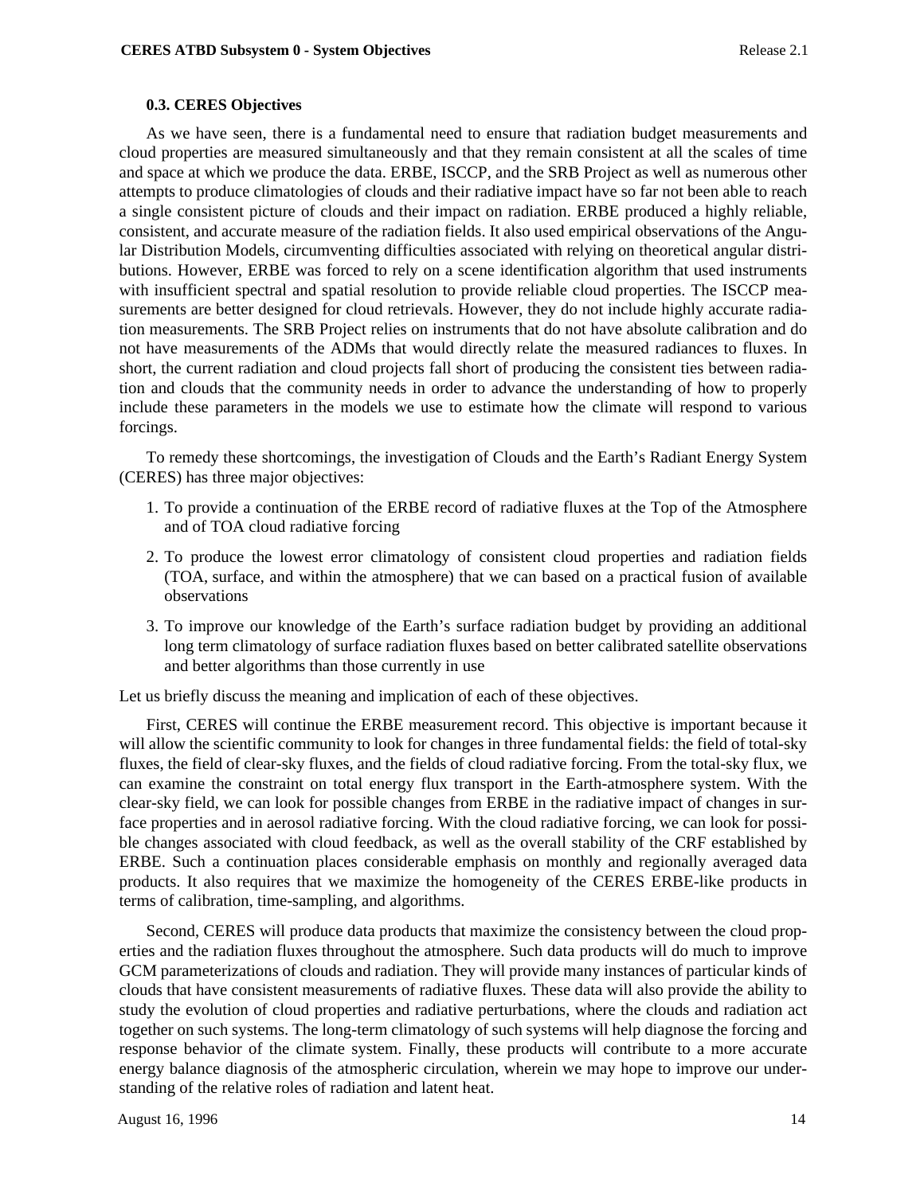### 0.3. CERES Objectives

As we have seen, there is a fundamental need to ensure that radiation budget measurements and cloud properties are measured simultaneously and that they remain consistent at all the scales of time and space at which we produce the data. ERBE, ISCCP, and the SRB Project as well as numerous other attempts to produce climatologies of clouds and their radiative impact have so far not been able to reach a single consistent picture of clouds and their impact on radiation. ERBE produced a highly reliable, consistent, and accurate measure of the radiation fields. It also used empirical observations of the Angular Distribution Models, circumventing difficulties associated with relying on theoretical angular distributions. However, ERBE was forced to rely on a scene identification algorithm that used instruments with insufficient spectral and spatial resolution to provide reliable cloud properties. The ISCCP measurements are better designed for cloud retrievals. However, they do not include highly accurate radiation measurements. The SRB Project relies on instruments that do not have absolute calibration and do not have measurements of the ADMs that would directly relate the measured radiances to fluxes. In short, the current radiation and cloud projects fall short of producing the consistent ties between radiation and clouds that the community needs in order to advance the understanding of how to properly include these parameters in the models we use to estimate how the climate will respond to various forcings.

To remedy these shortcomings, the investigation of Clouds and the Earth's Radiant Energy System (CERES) has three major objectives:

1. To provide a continuation of the ERBE record of radiative fluxes at the Top of the Atmosphere and of TOA cloud radiative forcing
2. To produce the lowest error climatology of consistent cloud properties and radiation fields (TOA, surface, and within the atmosphere) that we can based on a practical fusion of available observations
3. To improve our knowledge of the Earth's surface radiation budget by providing an additional long term climatology of surface radiation fluxes based on better calibrated satellite observations and better algorithms than those currently in use

Let us briefly discuss the meaning and implication of each of these objectives.

First, CERES will continue the ERBE measurement record. This objective is important because it will allow the scientific community to look for changes in three fundamental fields: the field of total-sky fluxes, the field of clear-sky fluxes, and the fields of cloud radiative forcing. From the total-sky flux, we can examine the constraint on total energy flux transport in the Earth-atmosphere system. With the clear-sky field, we can look for possible changes from ERBE in the radiative impact of changes in surface properties and in aerosol radiative forcing. With the cloud radiative forcing, we can look for possible changes associated with cloud feedback, as well as the overall stability of the CRF established by ERBE. Such a continuation places considerable emphasis on monthly and regionally averaged data products. It also requires that we maximize the homogeneity of the CERES ERBE-like products in terms of calibration, time-sampling, and algorithms.

Second, CERES will produce data products that maximize the consistency between the cloud properties and the radiation fluxes throughout the atmosphere. Such data products will do much to improve GCM parameterizations of clouds and radiation. They will provide many instances of particular kinds of clouds that have consistent measurements of radiative fluxes. These data will also provide the ability to study the evolution of cloud properties and radiative perturbations, where the clouds and radiation act together on such systems. The long-term climatology of such systems will help diagnose the forcing and response behavior of the climate system. Finally, these products will contribute to a more accurate energy balance diagnosis of the atmospheric circulation, wherein we may hope to improve our understanding of the relative roles of radiation and latent heat.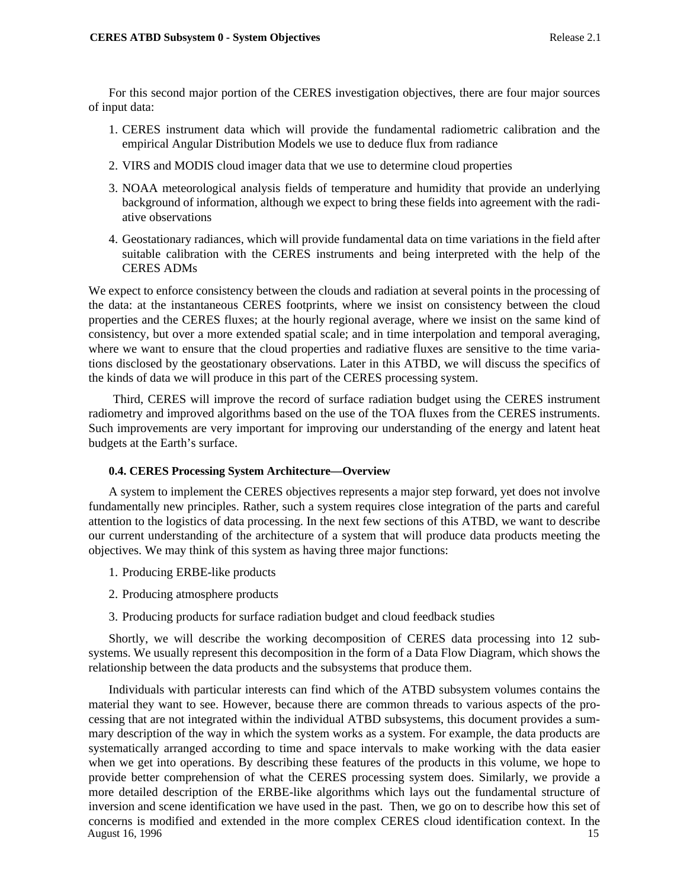For this second major portion of the CERES investigation objectives, there are four major sources of input data:

1. CERES instrument data which will provide the fundamental radiometric calibration and the empirical Angular Distribution Models we use to deduce flux from radiance
2. VIRS and MODIS cloud imager data that we use to determine cloud properties
3. NOAA meteorological analysis fields of temperature and humidity that provide an underlying background of information, although we expect to bring these fields into agreement with the radiative observations
4. Geostationary radiances, which will provide fundamental data on time variations in the field after suitable calibration with the CERES instruments and being interpreted with the help of the CERES ADMs

We expect to enforce consistency between the clouds and radiation at several points in the processing of the data: at the instantaneous CERES footprints, where we insist on consistency between the cloud properties and the CERES fluxes; at the hourly regional average, where we insist on the same kind of consistency, but over a more extended spatial scale; and in time interpolation and temporal averaging, where we want to ensure that the cloud properties and radiative fluxes are sensitive to the time variations disclosed by the geostationary observations. Later in this ATBD, we will discuss the specifics of the kinds of data we will produce in this part of the CERES processing system.

Third, CERES will improve the record of surface radiation budget using the CERES instrument radiometry and improved algorithms based on the use of the TOA fluxes from the CERES instruments. Such improvements are very important for improving our understanding of the energy and latent heat budgets at the Earth's surface.

### 0.4. CERES Processing System Architecture—Overview

A system to implement the CERES objectives represents a major step forward, yet does not involve fundamentally new principles. Rather, such a system requires close integration of the parts and careful attention to the logistics of data processing. In the next few sections of this ATBD, we want to describe our current understanding of the architecture of a system that will produce data products meeting the objectives. We may think of this system as having three major functions:

1. Producing ERBE-like products
2. Producing atmosphere products
3. Producing products for surface radiation budget and cloud feedback studies

Shortly, we will describe the working decomposition of CERES data processing into 12 subsystems. We usually represent this decomposition in the form of a Data Flow Diagram, which shows the relationship between the data products and the subsystems that produce them.

Individuals with particular interests can find which of the ATBD subsystem volumes contains the material they want to see. However, because there are common threads to various aspects of the processing that are not integrated within the individual ATBD subsystems, this document provides a summary description of the way in which the system works as a system. For example, the data products are systematically arranged according to time and space intervals to make working with the data easier when we get into operations. By describing these features of the products in this volume, we hope to provide better comprehension of what the CERES processing system does. Similarly, we provide a more detailed description of the ERBE-like algorithms which lays out the fundamental structure of inversion and scene identification we have used in the past. Then, we go on to describe how this set of concerns is modified and extended in the more complex CERES cloud identification context. In the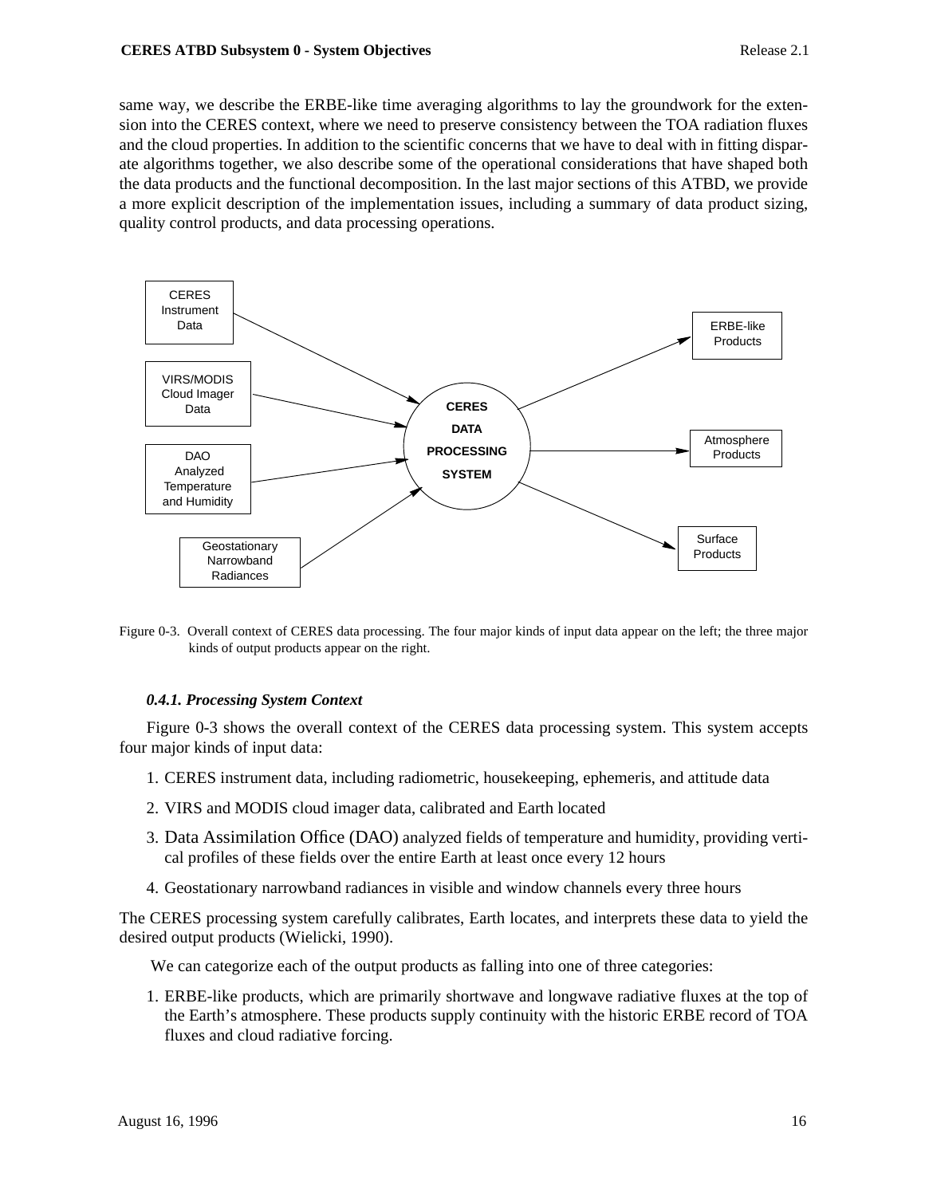same way, we describe the ERBE-like time averaging algorithms to lay the groundwork for the extension into the CERES context, where we need to preserve consistency between the TOA radiation fluxes and the cloud properties. In addition to the scientific concerns that we have to deal with in fitting disparate algorithms together, we also describe some of the operational considerations that have shaped both the data products and the functional decomposition. In the last major sections of this ATBD, we provide a more explicit description of the implementation issues, including a summary of data product sizing, quality control products, and data processing operations.

Figure 0-3. Overall context of CERES data processing. The four major kinds of input data appear on the left; the three major kinds of output products appear on the right.

#### *0.4.1. Processing System Context*

Figure 0-3 shows the overall context of the CERES data processing system. This system accepts four major kinds of input data:

1. CERES instrument data, including radiometric, housekeeping, ephemeris, and attitude data
2. VIRS and MODIS cloud imager data, calibrated and Earth located
3. Data Assimilation Office (DAO) analyzed fields of temperature and humidity, providing vertical profiles of these fields over the entire Earth at least once every 12 hours
4. Geostationary narrowband radiances in visible and window channels every three hours

The CERES processing system carefully calibrates, Earth locates, and interprets these data to yield the desired output products (Wielicki, 1990).

We can categorize each of the output products as falling into one of three categories:

1. ERBE-like products, which are primarily shortwave and longwave radiative fluxes at the top of the Earth's atmosphere. These products supply continuity with the historic ERBE record of TOA fluxes and cloud radiative forcing.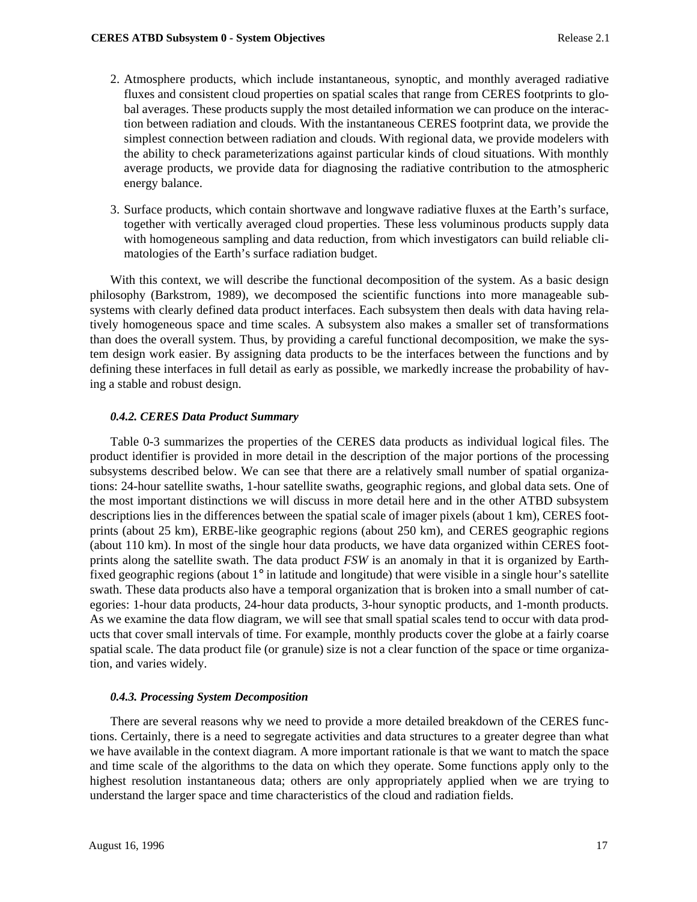2. Atmosphere products, which include instantaneous, synoptic, and monthly averaged radiative fluxes and consistent cloud properties on spatial scales that range from CERES footprints to global averages. These products supply the most detailed information we can produce on the interaction between radiation and clouds. With the instantaneous CERES footprint data, we provide the simplest connection between radiation and clouds. With regional data, we provide modelers with the ability to check parameterizations against particular kinds of cloud situations. With monthly average products, we provide data for diagnosing the radiative contribution to the atmospheric energy balance.

3. Surface products, which contain shortwave and longwave radiative fluxes at the Earth's surface, together with vertically averaged cloud properties. These less voluminous products supply data with homogeneous sampling and data reduction, from which investigators can build reliable climatologies of the Earth's surface radiation budget.

With this context, we will describe the functional decomposition of the system. As a basic design philosophy (Barkstrom, 1989), we decomposed the scientific functions into more manageable subsystems with clearly defined data product interfaces. Each subsystem then deals with data having relatively homogeneous space and time scales. A subsystem also makes a smaller set of transformations than does the overall system. Thus, by providing a careful functional decomposition, we make the system design work easier. By assigning data products to be the interfaces between the functions and by defining these interfaces in full detail as early as possible, we markedly increase the probability of having a stable and robust design.

#### *0.4.2. CERES Data Product Summary*

Table 0-3 summarizes the properties of the CERES data products as individual logical files. The product identifier is provided in more detail in the description of the major portions of the processing subsystems described below. We can see that there are a relatively small number of spatial organizations: 24-hour satellite swaths, 1-hour satellite swaths, geographic regions, and global data sets. One of the most important distinctions we will discuss in more detail here and in the other ATBD subsystem descriptions lies in the differences between the spatial scale of imager pixels (about 1 km), CERES footprints (about 25 km), ERBE-like geographic regions (about 250 km), and CERES geographic regions (about 110 km). In most of the single hour data products, we have data organized within CERES footprints along the satellite swath. The data product *FSW* is an anomaly in that it is organized by Earth-fixed geographic regions (about 1° in latitude and longitude) that were visible in a single hour's satellite swath. These data products also have a temporal organization that is broken into a small number of categories: 1-hour data products, 24-hour data products, 3-hour synoptic products, and 1-month products. As we examine the data flow diagram, we will see that small spatial scales tend to occur with data products that cover small intervals of time. For example, monthly products cover the globe at a fairly coarse spatial scale. The data product file (or granule) size is not a clear function of the space or time organization, and varies widely.

#### *0.4.3. Processing System Decomposition*

There are several reasons why we need to provide a more detailed breakdown of the CERES functions. Certainly, there is a need to segregate activities and data structures to a greater degree than what we have available in the context diagram. A more important rationale is that we want to match the space and time scale of the algorithms to the data on which they operate. Some functions apply only to the highest resolution instantaneous data; others are only appropriately applied when we are trying to understand the larger space and time characteristics of the cloud and radiation fields.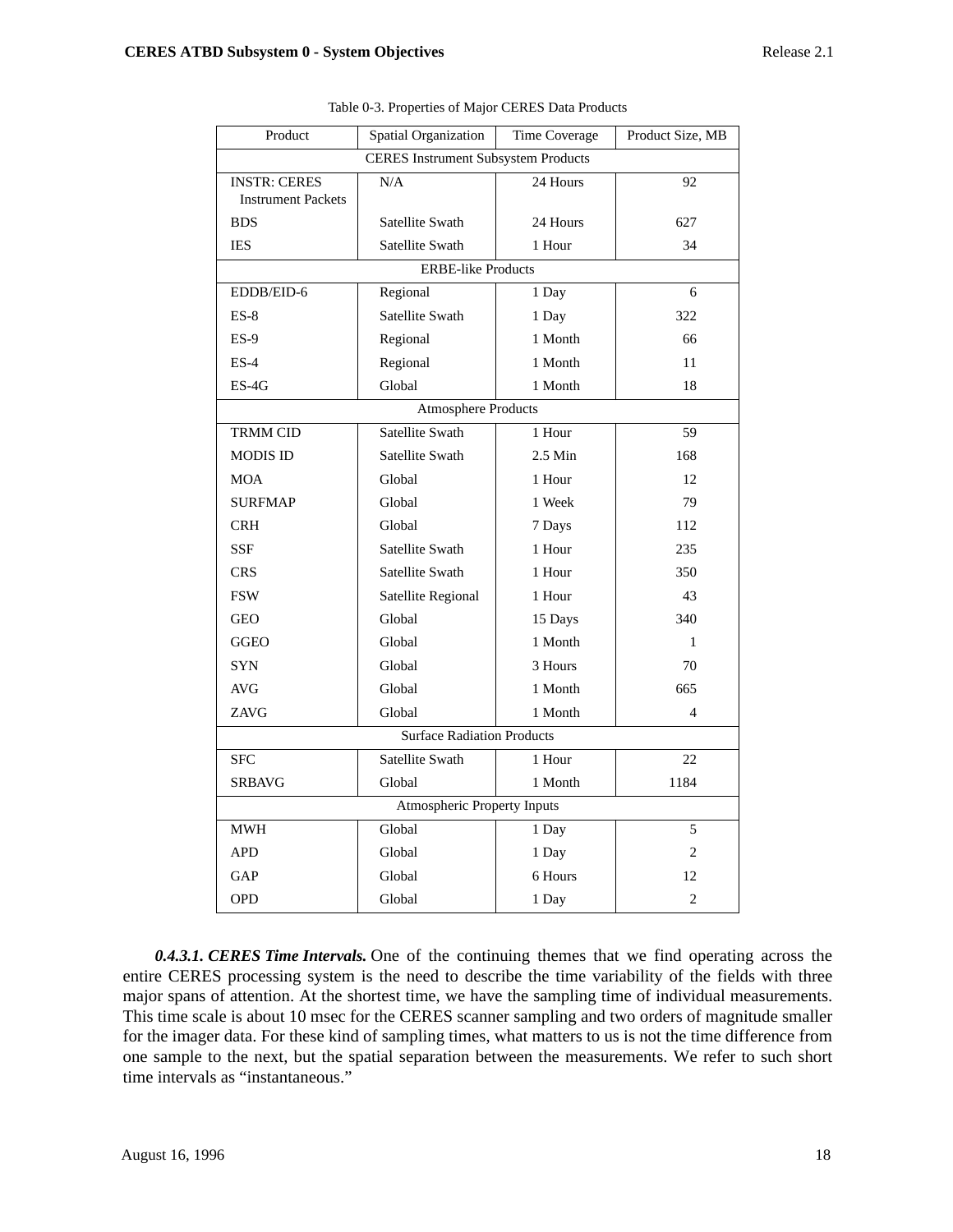Table 0-3. Properties of Major CERES Data Products

| Product | Spatial Organization | Time Coverage | Product Size, MB |
|---|---|---|---|
| CERES Instrument Subsystem Products | | | |
| INSTR: CERES Instrument Packets | N/A | 24 Hours | 92 |
| BDS | Satellite Swath | 24 Hours | 627 |
| IES | Satellite Swath | 1 Hour | 34 |
| ERBE-like Products | | | |
| EDDB/EID-6 | Regional | 1 Day | 6 |
| ES-8 | Satellite Swath | 1 Day | 322 |
| ES-9 | Regional | 1 Month | 66 |
| ES-4 | Regional | 1 Month | 11 |
| ES-4G | Global | 1 Month | 18 |
| Atmosphere Products | | | |
| TRMM CID | Satellite Swath | 1 Hour | 59 |
| MODIS ID | Satellite Swath | 2.5 Min | 168 |
| MOA | Global | 1 Hour | 12 |
| SURFMAP | Global | 1 Week | 79 |
| CRH | Global | 7 Days | 112 |
| SSF | Satellite Swath | 1 Hour | 235 |
| CRS | Satellite Swath | 1 Hour | 350 |
| FSW | Satellite Regional | 1 Hour | 43 |
| GEO | Global | 15 Days | 340 |
| GGEO | Global | 1 Month | 1 |
| SYN | Global | 3 Hours | 70 |
| AVG | Global | 1 Month | 665 |
| ZAVG | Global | 1 Month | 4 |
| Surface Radiation Products | | | |
| SFC | Satellite Swath | 1 Hour | 22 |
| SRBAVG | Global | 1 Month | 1184 |
| Atmospheric Property Inputs | | | |
| MWH | Global | 1 Day | 5 |
| APD | Global | 1 Day | 2 |
| GAP | Global | 6 Hours | 12 |
| OPD | Global | 1 Day | 2 |

***0.4.3.1. CERES Time Intervals.*** One of the continuing themes that we find operating across the entire CERES processing system is the need to describe the time variability of the fields with three major spans of attention. At the shortest time, we have the sampling time of individual measurements. This time scale is about 10 msec for the CERES scanner sampling and two orders of magnitude smaller for the imager data. For these kind of sampling times, what matters to us is not the time difference from one sample to the next, but the spatial separation between the measurements. We refer to such short time intervals as “instantaneous.”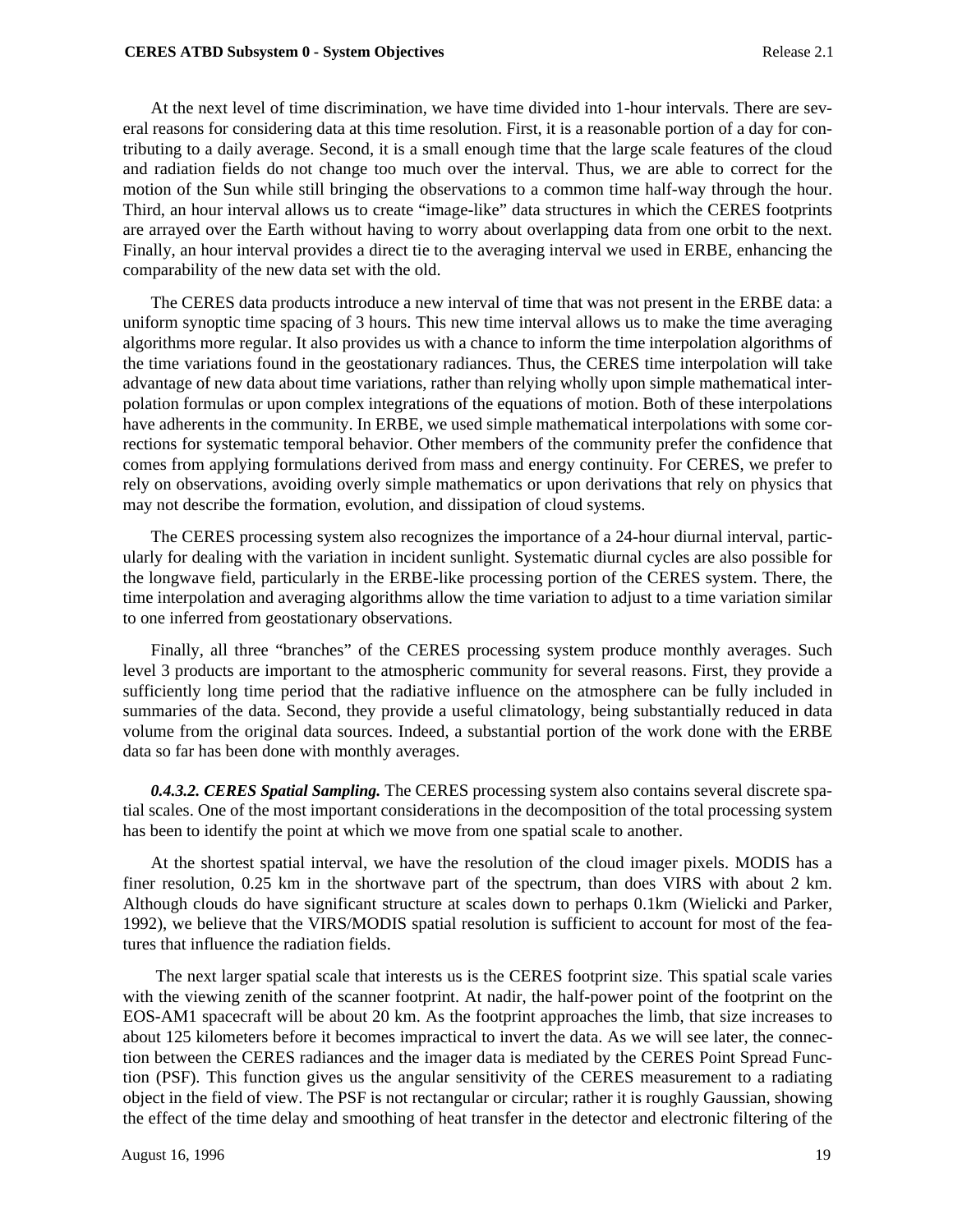At the next level of time discrimination, we have time divided into 1-hour intervals. There are several reasons for considering data at this time resolution. First, it is a reasonable portion of a day for contributing to a daily average. Second, it is a small enough time that the large scale features of the cloud and radiation fields do not change too much over the interval. Thus, we are able to correct for the motion of the Sun while still bringing the observations to a common time half-way through the hour. Third, an hour interval allows us to create "image-like" data structures in which the CERES footprints are arrayed over the Earth without having to worry about overlapping data from one orbit to the next. Finally, an hour interval provides a direct tie to the averaging interval we used in ERBE, enhancing the comparability of the new data set with the old.

The CERES data products introduce a new interval of time that was not present in the ERBE data: a uniform synoptic time spacing of 3 hours. This new time interval allows us to make the time averaging algorithms more regular. It also provides us with a chance to inform the time interpolation algorithms of the time variations found in the geostationary radiances. Thus, the CERES time interpolation will take advantage of new data about time variations, rather than relying wholly upon simple mathematical interpolation formulas or upon complex integrations of the equations of motion. Both of these interpolations have adherents in the community. In ERBE, we used simple mathematical interpolations with some corrections for systematic temporal behavior. Other members of the community prefer the confidence that comes from applying formulations derived from mass and energy continuity. For CERES, we prefer to rely on observations, avoiding overly simple mathematics or upon derivations that rely on physics that may not describe the formation, evolution, and dissipation of cloud systems.

The CERES processing system also recognizes the importance of a 24-hour diurnal interval, particularly for dealing with the variation in incident sunlight. Systematic diurnal cycles are also possible for the longwave field, particularly in the ERBE-like processing portion of the CERES system. There, the time interpolation and averaging algorithms allow the time variation to adjust to a time variation similar to one inferred from geostationary observations.

Finally, all three "branches" of the CERES processing system produce monthly averages. Such level 3 products are important to the atmospheric community for several reasons. First, they provide a sufficiently long time period that the radiative influence on the atmosphere can be fully included in summaries of the data. Second, they provide a useful climatology, being substantially reduced in data volume from the original data sources. Indeed, a substantial portion of the work done with the ERBE data so far has been done with monthly averages.

***0.4.3.2. CERES Spatial Sampling.*** The CERES processing system also contains several discrete spatial scales. One of the most important considerations in the decomposition of the total processing system has been to identify the point at which we move from one spatial scale to another.

At the shortest spatial interval, we have the resolution of the cloud imager pixels. MODIS has a finer resolution, 0.25 km in the shortwave part of the spectrum, than does VIRS with about 2 km. Although clouds do have significant structure at scales down to perhaps 0.1km (Wielicki and Parker, 1992), we believe that the VIRS/MODIS spatial resolution is sufficient to account for most of the features that influence the radiation fields.

The next larger spatial scale that interests us is the CERES footprint size. This spatial scale varies with the viewing zenith of the scanner footprint. At nadir, the half-power point of the footprint on the EOS-AM1 spacecraft will be about 20 km. As the footprint approaches the limb, that size increases to about 125 kilometers before it becomes impractical to invert the data. As we will see later, the connection between the CERES radiances and the imager data is mediated by the CERES Point Spread Function (PSF). This function gives us the angular sensitivity of the CERES measurement to a radiating object in the field of view. The PSF is not rectangular or circular; rather it is roughly Gaussian, showing the effect of the time delay and smoothing of heat transfer in the detector and electronic filtering of the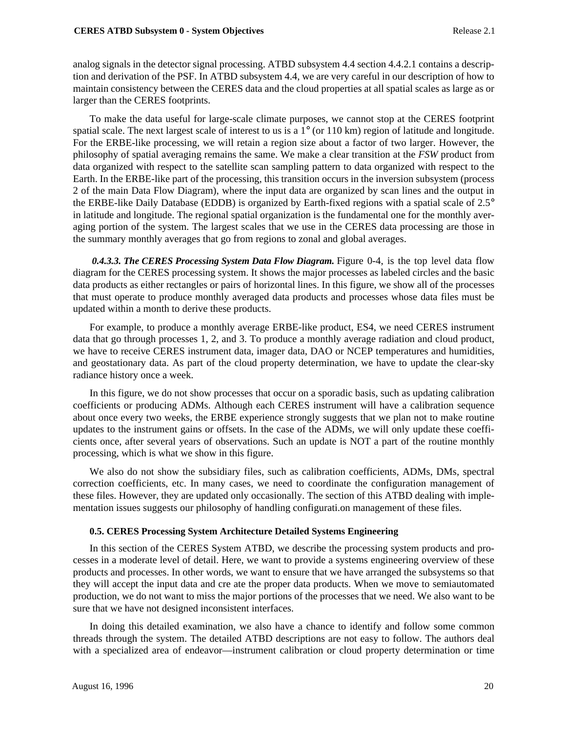analog signals in the detector signal processing. ATBD subsystem 4.4 section 4.4.2.1 contains a description and derivation of the PSF. In ATBD subsystem 4.4, we are very careful in our description of how to maintain consistency between the CERES data and the cloud properties at all spatial scales as large as or larger than the CERES footprints.

To make the data useful for large-scale climate purposes, we cannot stop at the CERES footprint spatial scale. The next largest scale of interest to us is a 1° (or 110 km) region of latitude and longitude. For the ERBE-like processing, we will retain a region size about a factor of two larger. However, the philosophy of spatial averaging remains the same. We make a clear transition at the *FSW* product from data organized with respect to the satellite scan sampling pattern to data organized with respect to the Earth. In the ERBE-like part of the processing, this transition occurs in the inversion subsystem (process 2 of the main Data Flow Diagram), where the input data are organized by scan lines and the output in the ERBE-like Daily Database (EDDB) is organized by Earth-fixed regions with a spatial scale of 2.5° in latitude and longitude. The regional spatial organization is the fundamental one for the monthly averaging portion of the system. The largest scales that we use in the CERES data processing are those in the summary monthly averages that go from regions to zonal and global averages.

***0.4.3.3. The CERES Processing System Data Flow Diagram.*** Figure 0-4, is the top level data flow diagram for the CERES processing system. It shows the major processes as labeled circles and the basic data products as either rectangles or pairs of horizontal lines. In this figure, we show all of the processes that must operate to produce monthly averaged data products and processes whose data files must be updated within a month to derive these products.

For example, to produce a monthly average ERBE-like product, ES4, we need CERES instrument data that go through processes 1, 2, and 3. To produce a monthly average radiation and cloud product, we have to receive CERES instrument data, imager data, DAO or NCEP temperatures and humidities, and geostationary data. As part of the cloud property determination, we have to update the clear-sky radiance history once a week.

In this figure, we do not show processes that occur on a sporadic basis, such as updating calibration coefficients or producing ADMs. Although each CERES instrument will have a calibration sequence about once every two weeks, the ERBE experience strongly suggests that we plan not to make routine updates to the instrument gains or offsets. In the case of the ADMs, we will only update these coefficients once, after several years of observations. Such an update is NOT a part of the routine monthly processing, which is what we show in this figure.

We also do not show the subsidiary files, such as calibration coefficients, ADMs, DMs, spectral correction coefficients, etc. In many cases, we need to coordinate the configuration management of these files. However, they are updated only occasionally. The section of this ATBD dealing with implementation issues suggests our philosophy of handling configurati.on management of these files.

### 0.5. CERES Processing System Architecture Detailed Systems Engineering

In this section of the CERES System ATBD, we describe the processing system products and processes in a moderate level of detail. Here, we want to provide a systems engineering overview of these products and processes. In other words, we want to ensure that we have arranged the subsystems so that they will accept the input data and cre ate the proper data products. When we move to semiautomated production, we do not want to miss the major portions of the processes that we need. We also want to be sure that we have not designed inconsistent interfaces.

In doing this detailed examination, we also have a chance to identify and follow some common threads through the system. The detailed ATBD descriptions are not easy to follow. The authors deal with a specialized area of endeavor—instrument calibration or cloud property determination or time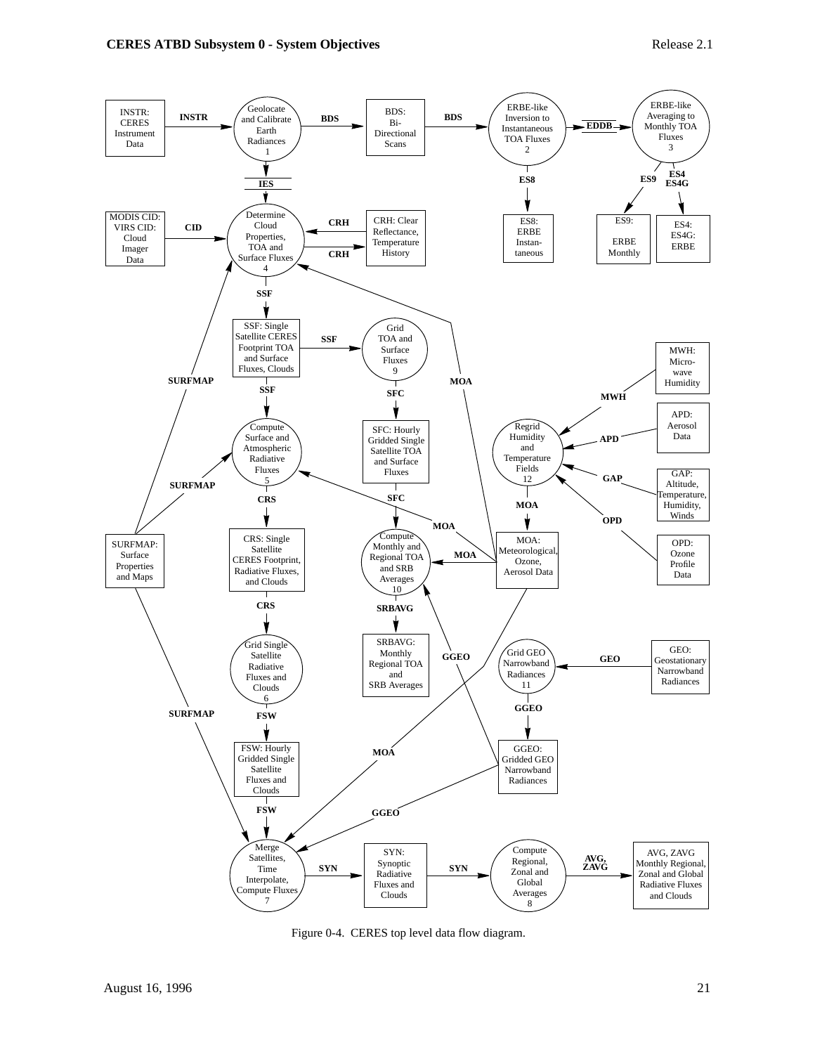Figure 0-4. CERES top level data flow diagram.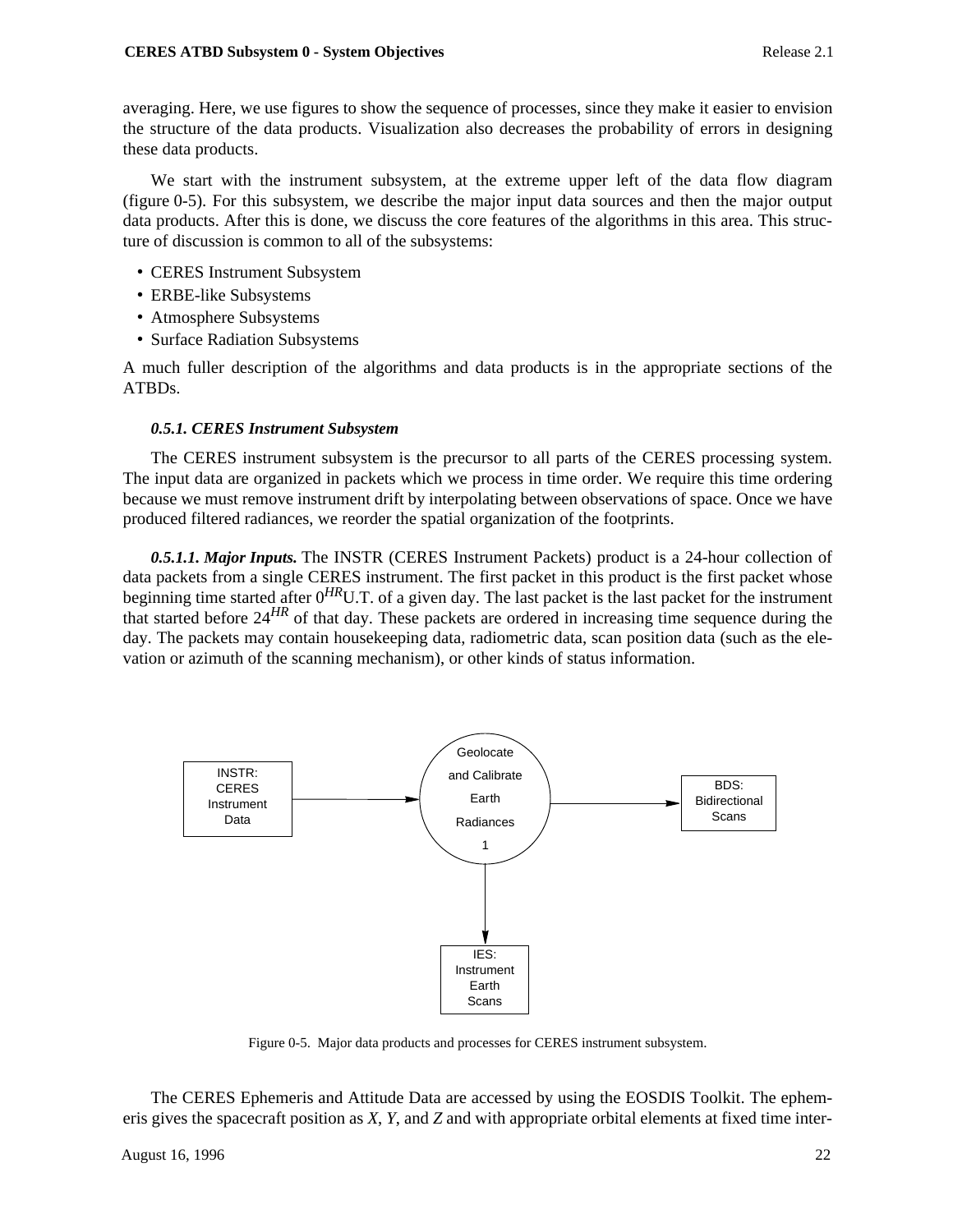averaging. Here, we use figures to show the sequence of processes, since they make it easier to envision the structure of the data products. Visualization also decreases the probability of errors in designing these data products.

We start with the instrument subsystem, at the extreme upper left of the data flow diagram (figure 0-5). For this subsystem, we describe the major input data sources and then the major output data products. After this is done, we discuss the core features of the algorithms in this area. This structure of discussion is common to all of the subsystems:

- CERES Instrument Subsystem
- ERBE-like Subsystems
- Atmosphere Subsystems
- Surface Radiation Subsystems

A much fuller description of the algorithms and data products is in the appropriate sections of the ATBDs.

#### *0.5.1. CERES Instrument Subsystem*

The CERES instrument subsystem is the precursor to all parts of the CERES processing system. The input data are organized in packets which we process in time order. We require this time ordering because we must remove instrument drift by interpolating between observations of space. Once we have produced filtered radiances, we reorder the spatial organization of the footprints.

***0.5.1.1. Major Inputs.*** The INSTR (CERES Instrument Packets) product is a 24-hour collection of data packets from a single CERES instrument. The first packet in this product is the first packet whose beginning time started after $0^{HR}$U.T. of a given day. The last packet is the last packet for the instrument that started before $24^{HR}$ of that day. These packets are ordered in increasing time sequence during the day. The packets may contain housekeeping data, radiometric data, scan position data (such as the elevation or azimuth of the scanning mechanism), or other kinds of status information.

INSTR: CERES Instrument Data → Geolocate and Calibrate Earth Radiances 1 → BDS: Bidirectional Scans; IES: Instrument Earth Scans

Figure 0-5. Major data products and processes for CERES instrument subsystem.

The CERES Ephemeris and Attitude Data are accessed by using the EOSDIS Toolkit. The ephemeris gives the spacecraft position as *X*, *Y*, and *Z* and with appropriate orbital elements at fixed time inter-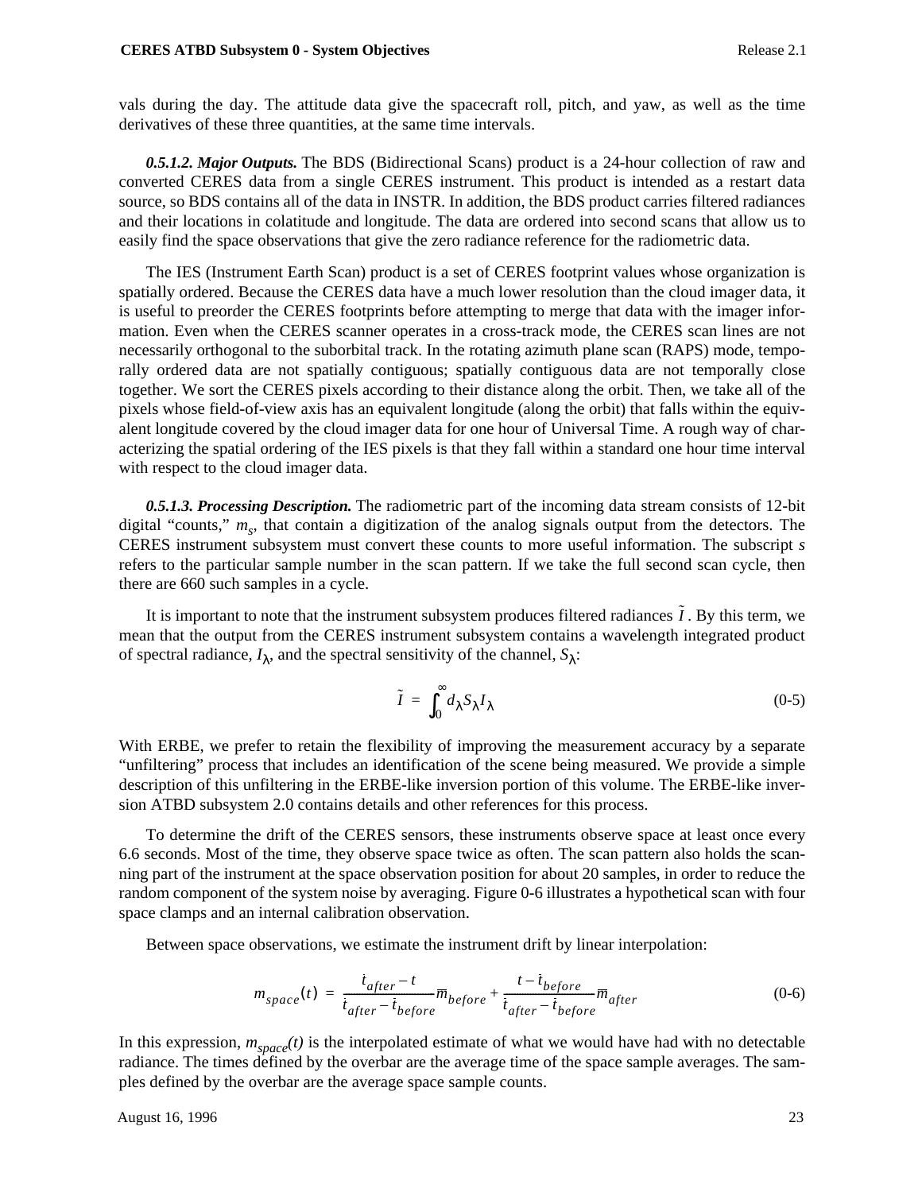vals during the day. The attitude data give the spacecraft roll, pitch, and yaw, as well as the time derivatives of these three quantities, at the same time intervals.

***0.5.1.2. Major Outputs.*** The BDS (Bidirectional Scans) product is a 24-hour collection of raw and converted CERES data from a single CERES instrument. This product is intended as a restart data source, so BDS contains all of the data in INSTR. In addition, the BDS product carries filtered radiances and their locations in colatitude and longitude. The data are ordered into second scans that allow us to easily find the space observations that give the zero radiance reference for the radiometric data.

The IES (Instrument Earth Scan) product is a set of CERES footprint values whose organization is spatially ordered. Because the CERES data have a much lower resolution than the cloud imager data, it is useful to preorder the CERES footprints before attempting to merge that data with the imager information. Even when the CERES scanner operates in a cross-track mode, the CERES scan lines are not necessarily orthogonal to the suborbital track. In the rotating azimuth plane scan (RAPS) mode, temporally ordered data are not spatially contiguous; spatially contiguous data are not temporally close together. We sort the CERES pixels according to their distance along the orbit. Then, we take all of the pixels whose field-of-view axis has an equivalent longitude (along the orbit) that falls within the equivalent longitude covered by the cloud imager data for one hour of Universal Time. A rough way of characterizing the spatial ordering of the IES pixels is that they fall within a standard one hour time interval with respect to the cloud imager data.

***0.5.1.3. Processing Description.*** The radiometric part of the incoming data stream consists of 12-bit digital "counts," $m_s$, that contain a digitization of the analog signals output from the detectors. The CERES instrument subsystem must convert these counts to more useful information. The subscript $s$ refers to the particular sample number in the scan pattern. If we take the full second scan cycle, then there are 660 such samples in a cycle.

It is important to note that the instrument subsystem produces filtered radiances $\tilde{I}$. By this term, we mean that the output from the CERES instrument subsystem contains a wavelength integrated product of spectral radiance, $I_\lambda$, and the spectral sensitivity of the channel, $S_\lambda$:

$$\tilde{I} = \int_0^\infty d_\lambda S_\lambda I_\lambda \tag{0-5}$$

With ERBE, we prefer to retain the flexibility of improving the measurement accuracy by a separate "unfiltering" process that includes an identification of the scene being measured. We provide a simple description of this unfiltering in the ERBE-like inversion portion of this volume. The ERBE-like inversion ATBD subsystem 2.0 contains details and other references for this process.

To determine the drift of the CERES sensors, these instruments observe space at least once every 6.6 seconds. Most of the time, they observe space twice as often. The scan pattern also holds the scanning part of the instrument at the space observation position for about 20 samples, in order to reduce the random component of the system noise by averaging. Figure 0-6 illustrates a hypothetical scan with four space clamps and an internal calibration observation.

Between space observations, we estimate the instrument drift by linear interpolation:

$$m_{space}(t) = \frac{\bar{t}_{after} - t}{\bar{t}_{after} - \bar{t}_{before}} \bar{m}_{before} + \frac{t - \bar{t}_{before}}{\bar{t}_{after} - \bar{t}_{before}} \bar{m}_{after} \tag{0-6}$$

In this expression, $m_{space}(t)$ is the interpolated estimate of what we would have had with no detectable radiance. The times defined by the overbar are the average time of the space sample averages. The samples defined by the overbar are the average space sample counts.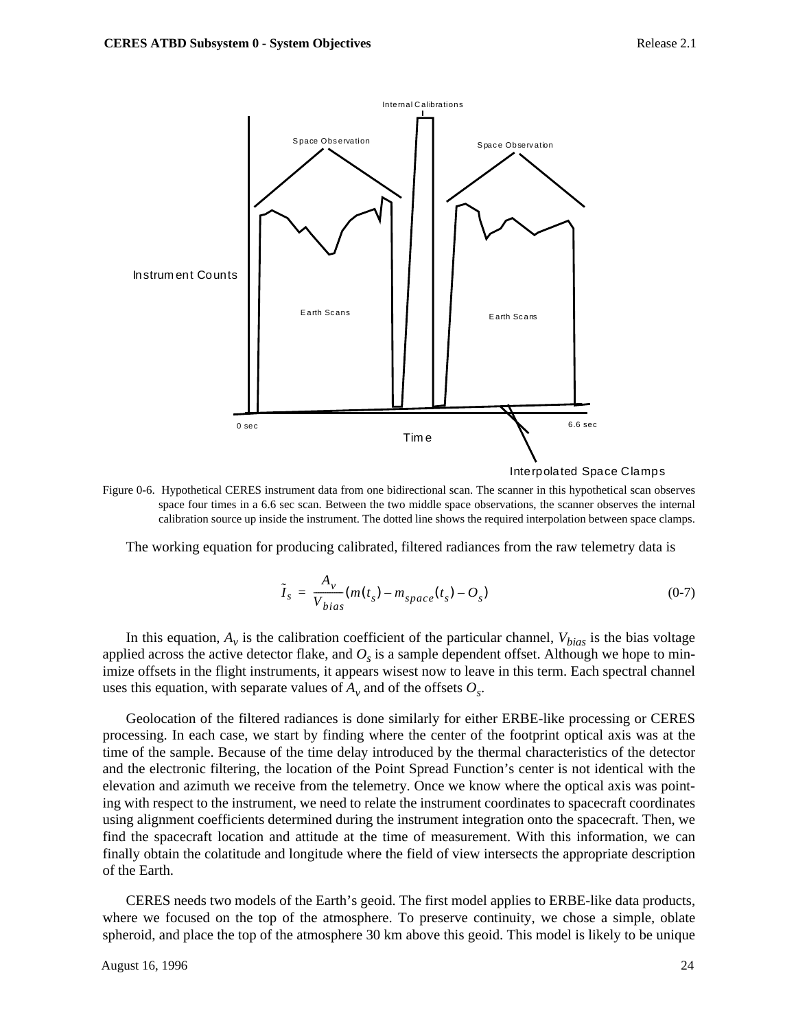Figure 0-6. Hypothetical CERES instrument data from one bidirectional scan. The scanner in this hypothetical scan observes space four times in a 6.6 sec scan. Between the two middle space observations, the scanner observes the internal calibration source up inside the instrument. The dotted line shows the required interpolation between space clamps.

The working equation for producing calibrated, filtered radiances from the raw telemetry data is

$$\tilde{I}_s = \frac{A_v}{V_{bias}}(m(t_s) - m_{space}(t_s) - O_s) \tag{0-7}$$

In this equation, $A_v$ is the calibration coefficient of the particular channel, $V_{bias}$ is the bias voltage applied across the active detector flake, and $O_s$ is a sample dependent offset. Although we hope to minimize offsets in the flight instruments, it appears wisest now to leave in this term. Each spectral channel uses this equation, with separate values of $A_v$ and of the offsets $O_s$.

Geolocation of the filtered radiances is done similarly for either ERBE-like processing or CERES processing. In each case, we start by finding where the center of the footprint optical axis was at the time of the sample. Because of the time delay introduced by the thermal characteristics of the detector and the electronic filtering, the location of the Point Spread Function's center is not identical with the elevation and azimuth we receive from the telemetry. Once we know where the optical axis was pointing with respect to the instrument, we need to relate the instrument coordinates to spacecraft coordinates using alignment coefficients determined during the instrument integration onto the spacecraft. Then, we find the spacecraft location and attitude at the time of measurement. With this information, we can finally obtain the colatitude and longitude where the field of view intersects the appropriate description of the Earth.

CERES needs two models of the Earth's geoid. The first model applies to ERBE-like data products, where we focused on the top of the atmosphere. To preserve continuity, we chose a simple, oblate spheroid, and place the top of the atmosphere 30 km above this geoid. This model is likely to be unique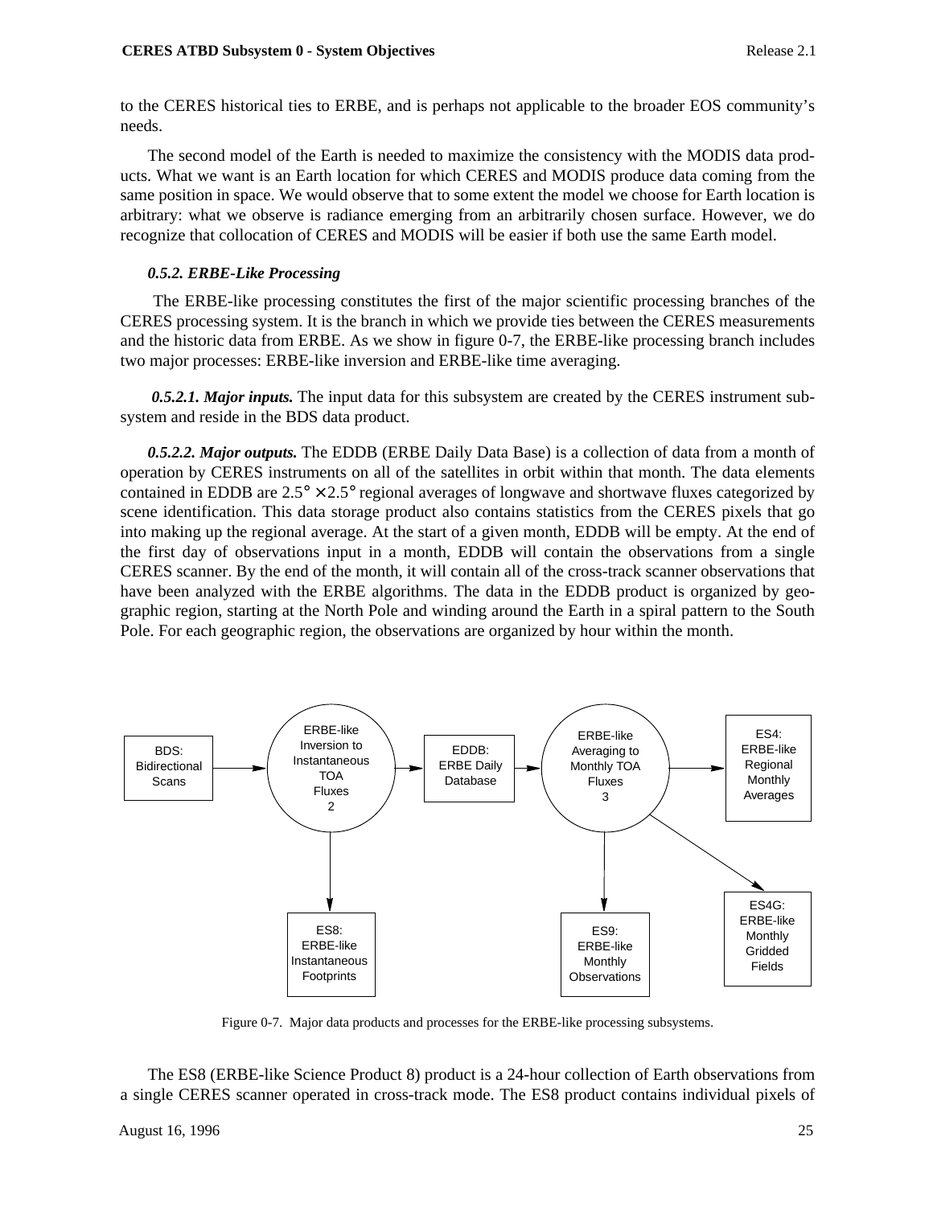to the CERES historical ties to ERBE, and is perhaps not applicable to the broader EOS community's needs.

The second model of the Earth is needed to maximize the consistency with the MODIS data products. What we want is an Earth location for which CERES and MODIS produce data coming from the same position in space. We would observe that to some extent the model we choose for Earth location is arbitrary: what we observe is radiance emerging from an arbitrarily chosen surface. However, we do recognize that collocation of CERES and MODIS will be easier if both use the same Earth model.

### *0.5.2. ERBE-Like Processing*

The ERBE-like processing constitutes the first of the major scientific processing branches of the CERES processing system. It is the branch in which we provide ties between the CERES measurements and the historic data from ERBE. As we show in figure 0-7, the ERBE-like processing branch includes two major processes: ERBE-like inversion and ERBE-like time averaging.

***0.5.2.1. Major inputs.*** The input data for this subsystem are created by the CERES instrument subsystem and reside in the BDS data product.

***0.5.2.2. Major outputs.*** The EDDB (ERBE Daily Data Base) is a collection of data from a month of operation by CERES instruments on all of the satellites in orbit within that month. The data elements contained in EDDB are $2.5° \times 2.5°$ regional averages of longwave and shortwave fluxes categorized by scene identification. This data storage product also contains statistics from the CERES pixels that go into making up the regional average. At the start of a given month, EDDB will be empty. At the end of the first day of observations input in a month, EDDB will contain the observations from a single CERES scanner. By the end of the month, it will contain all of the cross-track scanner observations that have been analyzed with the ERBE algorithms. The data in the EDDB product is organized by geographic region, starting at the North Pole and winding around the Earth in a spiral pattern to the South Pole. For each geographic region, the observations are organized by hour within the month.

BDS: Bidirectional Scans → ERBE-like Inversion to Instantaneous TOA Fluxes 2 → EDDB: ERBE Daily Database → ERBE-like Averaging to Monthly TOA Fluxes 3 → ES4: ERBE-like Regional Monthly Averages

ERBE-like Inversion to Instantaneous TOA Fluxes 2 → ES8: ERBE-like Instantaneous Footprints

ERBE-like Averaging to Monthly TOA Fluxes 3 → ES9: ERBE-like Monthly Observations

ERBE-like Averaging to Monthly TOA Fluxes 3 → ES4G: ERBE-like Monthly Gridded Fields

Figure 0-7. Major data products and processes for the ERBE-like processing subsystems.

The ES8 (ERBE-like Science Product 8) product is a 24-hour collection of Earth observations from a single CERES scanner operated in cross-track mode. The ES8 product contains individual pixels of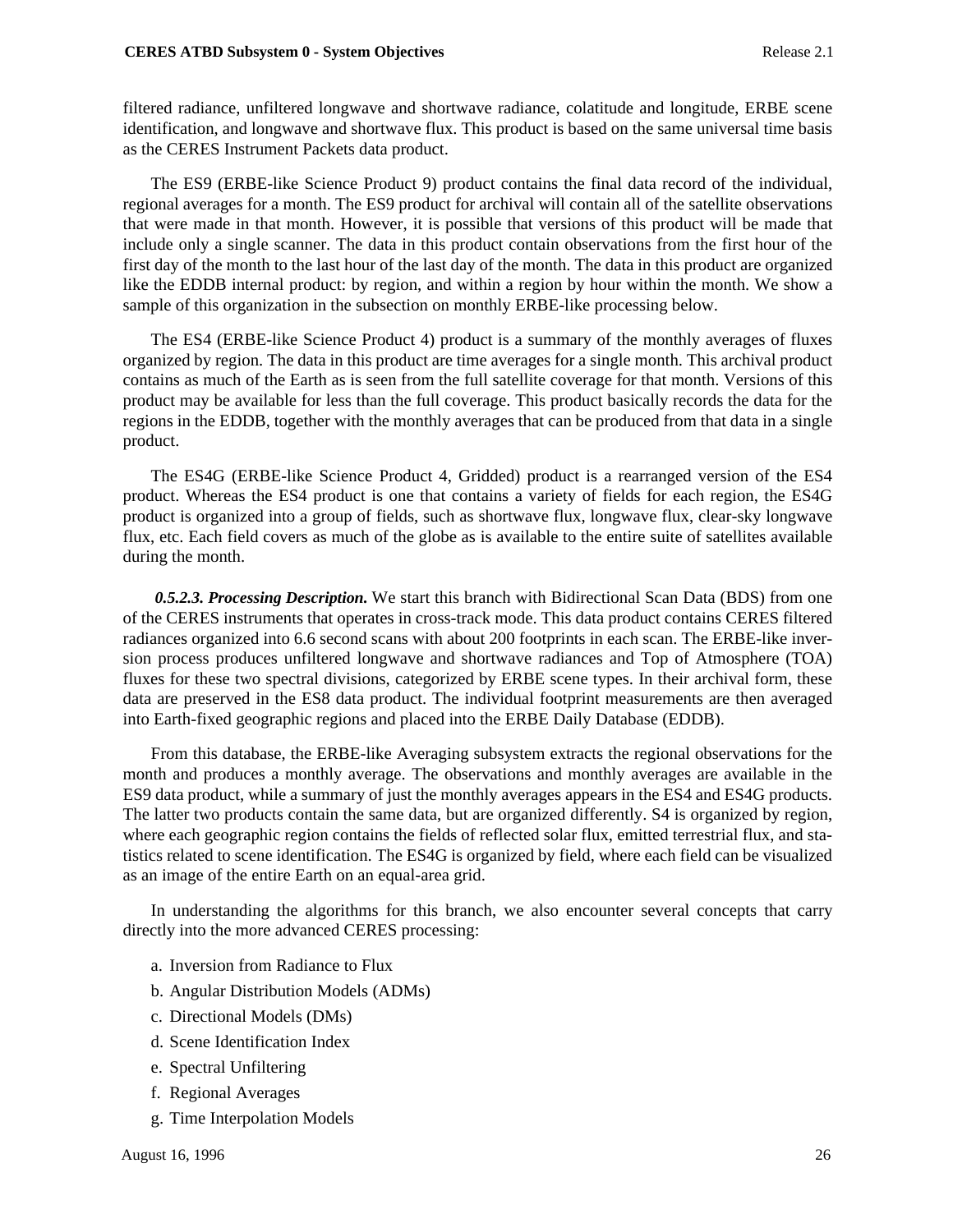filtered radiance, unfiltered longwave and shortwave radiance, colatitude and longitude, ERBE scene identification, and longwave and shortwave flux. This product is based on the same universal time basis as the CERES Instrument Packets data product.

The ES9 (ERBE-like Science Product 9) product contains the final data record of the individual, regional averages for a month. The ES9 product for archival will contain all of the satellite observations that were made in that month. However, it is possible that versions of this product will be made that include only a single scanner. The data in this product contain observations from the first hour of the first day of the month to the last hour of the last day of the month. The data in this product are organized like the EDDB internal product: by region, and within a region by hour within the month. We show a sample of this organization in the subsection on monthly ERBE-like processing below.

The ES4 (ERBE-like Science Product 4) product is a summary of the monthly averages of fluxes organized by region. The data in this product are time averages for a single month. This archival product contains as much of the Earth as is seen from the full satellite coverage for that month. Versions of this product may be available for less than the full coverage. This product basically records the data for the regions in the EDDB, together with the monthly averages that can be produced from that data in a single product.

The ES4G (ERBE-like Science Product 4, Gridded) product is a rearranged version of the ES4 product. Whereas the ES4 product is one that contains a variety of fields for each region, the ES4G product is organized into a group of fields, such as shortwave flux, longwave flux, clear-sky longwave flux, etc. Each field covers as much of the globe as is available to the entire suite of satellites available during the month.

***0.5.2.3. Processing Description.*** We start this branch with Bidirectional Scan Data (BDS) from one of the CERES instruments that operates in cross-track mode. This data product contains CERES filtered radiances organized into 6.6 second scans with about 200 footprints in each scan. The ERBE-like inversion process produces unfiltered longwave and shortwave radiances and Top of Atmosphere (TOA) fluxes for these two spectral divisions, categorized by ERBE scene types. In their archival form, these data are preserved in the ES8 data product. The individual footprint measurements are then averaged into Earth-fixed geographic regions and placed into the ERBE Daily Database (EDDB).

From this database, the ERBE-like Averaging subsystem extracts the regional observations for the month and produces a monthly average. The observations and monthly averages are available in the ES9 data product, while a summary of just the monthly averages appears in the ES4 and ES4G products. The latter two products contain the same data, but are organized differently. S4 is organized by region, where each geographic region contains the fields of reflected solar flux, emitted terrestrial flux, and statistics related to scene identification. The ES4G is organized by field, where each field can be visualized as an image of the entire Earth on an equal-area grid.

In understanding the algorithms for this branch, we also encounter several concepts that carry directly into the more advanced CERES processing:

a. Inversion from Radiance to Flux

b. Angular Distribution Models (ADMs)

c. Directional Models (DMs)

d. Scene Identification Index

e. Spectral Unfiltering

f. Regional Averages

g. Time Interpolation Models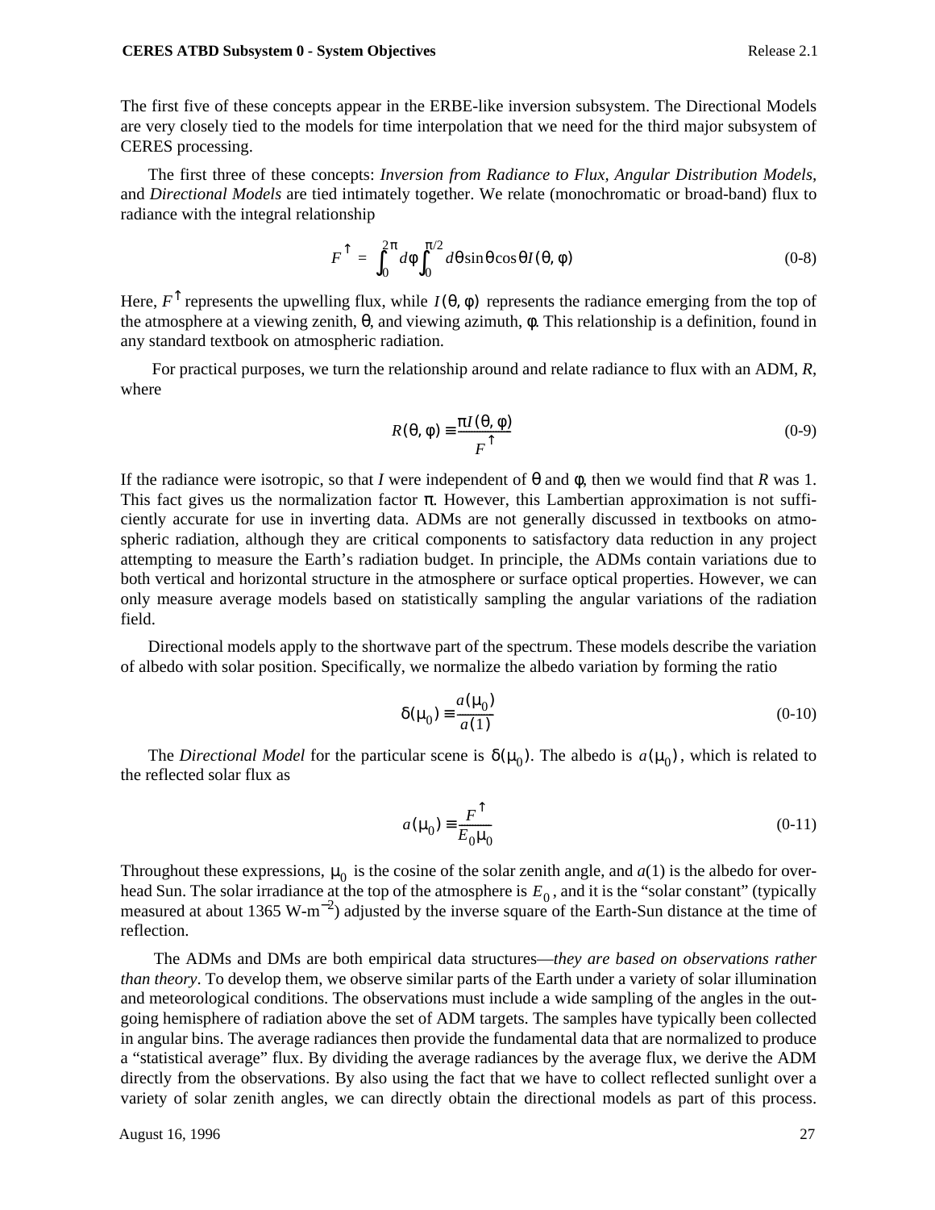The first five of these concepts appear in the ERBE-like inversion subsystem. The Directional Models are very closely tied to the models for time interpolation that we need for the third major subsystem of CERES processing.

The first three of these concepts: *Inversion from Radiance to Flux*, *Angular Distribution Models*, and *Directional Models* are tied intimately together. We relate (monochromatic or broad-band) flux to radiance with the integral relationship

$$F^{\uparrow} = \int_0^{2\pi} d\phi \int_0^{\pi/2} d\theta \sin\theta \cos\theta I(\theta, \phi) \tag{0-8}$$

Here, $F^{\uparrow}$ represents the upwelling flux, while $I(\theta, \phi)$ represents the radiance emerging from the top of the atmosphere at a viewing zenith, $\theta$, and viewing azimuth, $\phi$. This relationship is a definition, found in any standard textbook on atmospheric radiation.

For practical purposes, we turn the relationship around and relate radiance to flux with an ADM, $R$, where

$$R(\theta, \phi) \equiv \frac{\pi I(\theta, \phi)}{F^{\uparrow}} \tag{0-9}$$

If the radiance were isotropic, so that $I$ were independent of $\theta$ and $\phi$, then we would find that $R$ was 1. This fact gives us the normalization factor $\pi$. However, this Lambertian approximation is not sufficiently accurate for use in inverting data. ADMs are not generally discussed in textbooks on atmospheric radiation, although they are critical components to satisfactory data reduction in any project attempting to measure the Earth's radiation budget. In principle, the ADMs contain variations due to both vertical and horizontal structure in the atmosphere or surface optical properties. However, we can only measure average models based on statistically sampling the angular variations of the radiation field.

Directional models apply to the shortwave part of the spectrum. These models describe the variation of albedo with solar position. Specifically, we normalize the albedo variation by forming the ratio

$$\delta(\mu_0) \equiv \frac{a(\mu_0)}{a(1)} \tag{0-10}$$

The *Directional Model* for the particular scene is $\delta(\mu_0)$. The albedo is $a(\mu_0)$, which is related to the reflected solar flux as

$$a(\mu_0) \equiv \frac{F^{\uparrow}}{E_0 \mu_0} \tag{0-11}$$

Throughout these expressions, $\mu_0$ is the cosine of the solar zenith angle, and $a(1)$ is the albedo for overhead Sun. The solar irradiance at the top of the atmosphere is $E_0$, and it is the "solar constant" (typically measured at about 1365 W-m$^{-2}$) adjusted by the inverse square of the Earth-Sun distance at the time of reflection.

The ADMs and DMs are both empirical data structures—*they are based on observations rather than theory*. To develop them, we observe similar parts of the Earth under a variety of solar illumination and meteorological conditions. The observations must include a wide sampling of the angles in the outgoing hemisphere of radiation above the set of ADM targets. The samples have typically been collected in angular bins. The average radiances then provide the fundamental data that are normalized to produce a "statistical average" flux. By dividing the average radiances by the average flux, we derive the ADM directly from the observations. By also using the fact that we have to collect reflected sunlight over a variety of solar zenith angles, we can directly obtain the directional models as part of this process.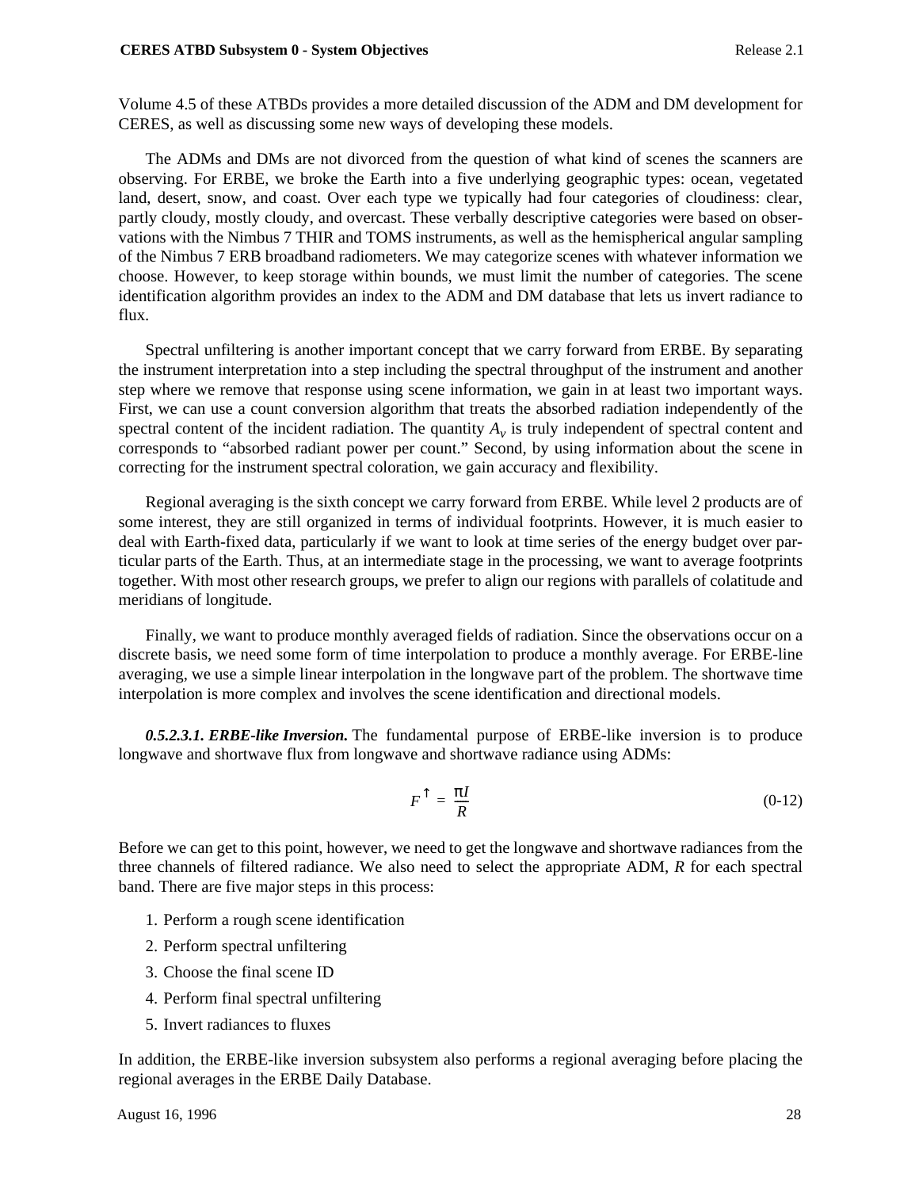Volume 4.5 of these ATBDs provides a more detailed discussion of the ADM and DM development for CERES, as well as discussing some new ways of developing these models.

The ADMs and DMs are not divorced from the question of what kind of scenes the scanners are observing. For ERBE, we broke the Earth into a five underlying geographic types: ocean, vegetated land, desert, snow, and coast. Over each type we typically had four categories of cloudiness: clear, partly cloudy, mostly cloudy, and overcast. These verbally descriptive categories were based on observations with the Nimbus 7 THIR and TOMS instruments, as well as the hemispherical angular sampling of the Nimbus 7 ERB broadband radiometers. We may categorize scenes with whatever information we choose. However, to keep storage within bounds, we must limit the number of categories. The scene identification algorithm provides an index to the ADM and DM database that lets us invert radiance to flux.

Spectral unfiltering is another important concept that we carry forward from ERBE. By separating the instrument interpretation into a step including the spectral throughput of the instrument and another step where we remove that response using scene information, we gain in at least two important ways. First, we can use a count conversion algorithm that treats the absorbed radiation independently of the spectral content of the incident radiation. The quantity $A_v$ is truly independent of spectral content and corresponds to "absorbed radiant power per count." Second, by using information about the scene in correcting for the instrument spectral coloration, we gain accuracy and flexibility.

Regional averaging is the sixth concept we carry forward from ERBE. While level 2 products are of some interest, they are still organized in terms of individual footprints. However, it is much easier to deal with Earth-fixed data, particularly if we want to look at time series of the energy budget over particular parts of the Earth. Thus, at an intermediate stage in the processing, we want to average footprints together. With most other research groups, we prefer to align our regions with parallels of colatitude and meridians of longitude.

Finally, we want to produce monthly averaged fields of radiation. Since the observations occur on a discrete basis, we need some form of time interpolation to produce a monthly average. For ERBE-line averaging, we use a simple linear interpolation in the longwave part of the problem. The shortwave time interpolation is more complex and involves the scene identification and directional models.

***0.5.2.3.1. ERBE-like Inversion.*** The fundamental purpose of ERBE-like inversion is to produce longwave and shortwave flux from longwave and shortwave radiance using ADMs:

$$F^{\uparrow} = \frac{\pi I}{R} \tag{0-12}$$

Before we can get to this point, however, we need to get the longwave and shortwave radiances from the three channels of filtered radiance. We also need to select the appropriate ADM, $R$ for each spectral band. There are five major steps in this process:

1. Perform a rough scene identification
2. Perform spectral unfiltering
3. Choose the final scene ID
4. Perform final spectral unfiltering
5. Invert radiances to fluxes

In addition, the ERBE-like inversion subsystem also performs a regional averaging before placing the regional averages in the ERBE Daily Database.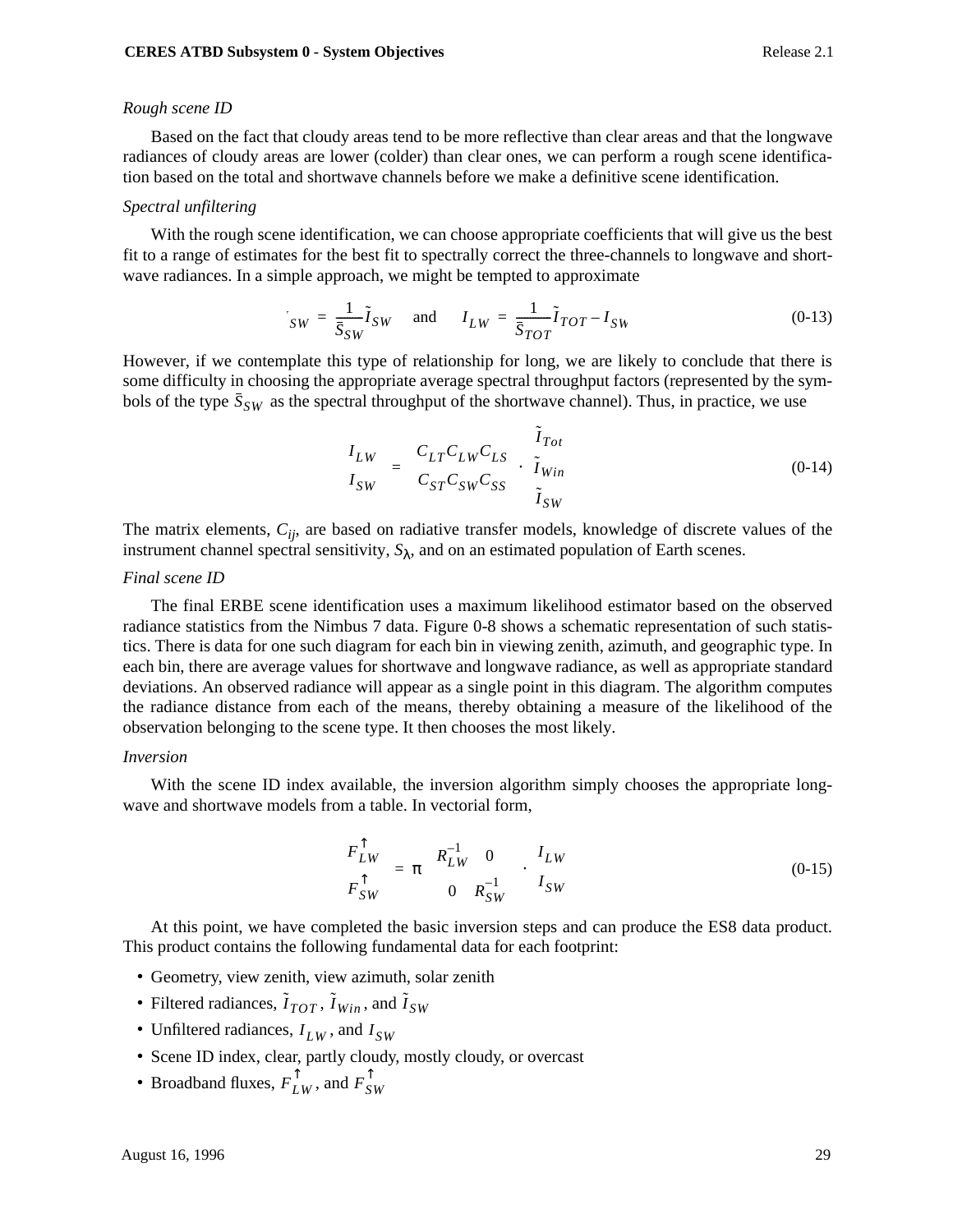*Rough scene ID*

Based on the fact that cloudy areas tend to be more reflective than clear areas and that the longwave radiances of cloudy areas are lower (colder) than clear ones, we can perform a rough scene identification based on the total and shortwave channels before we make a definitive scene identification.

*Spectral unfiltering*

With the rough scene identification, we can choose appropriate coefficients that will give us the best fit to a range of estimates for the best fit to spectrally correct the three-channels to longwave and shortwave radiances. In a simple approach, we might be tempted to approximate

$$I_{SW} = \frac{1}{\bar{S}_{SW}} \tilde{I}_{SW} \quad \text{and} \quad I_{LW} = \frac{1}{\bar{S}_{TOT}} \tilde{I}_{TOT} - I_{SW} \tag{0-13}$$

However, if we contemplate this type of relationship for long, we are likely to conclude that there is some difficulty in choosing the appropriate average spectral throughput factors (represented by the symbols of the type $\bar{S}_{SW}$ as the spectral throughput of the shortwave channel). Thus, in practice, we use

$$\begin{bmatrix} I_{LW} \\ I_{SW} \end{bmatrix} = \begin{bmatrix} C_{LT} C_{LW} C_{LS} \\ C_{ST} C_{SW} C_{SS} \end{bmatrix} \cdot \begin{bmatrix} \tilde{I}_{Tot} \\ \tilde{I}_{Win} \\ \tilde{I}_{SW} \end{bmatrix} \tag{0-14}$$

The matrix elements, $C_{ij}$, are based on radiative transfer models, knowledge of discrete values of the instrument channel spectral sensitivity, $S_\lambda$, and on an estimated population of Earth scenes.

*Final scene ID*

The final ERBE scene identification uses a maximum likelihood estimator based on the observed radiance statistics from the Nimbus 7 data. Figure 0-8 shows a schematic representation of such statistics. There is data for one such diagram for each bin in viewing zenith, azimuth, and geographic type. In each bin, there are average values for shortwave and longwave radiance, as well as appropriate standard deviations. An observed radiance will appear as a single point in this diagram. The algorithm computes the radiance distance from each of the means, thereby obtaining a measure of the likelihood of the observation belonging to the scene type. It then chooses the most likely.

*Inversion*

With the scene ID index available, the inversion algorithm simply chooses the appropriate longwave and shortwave models from a table. In vectorial form,

$$\begin{bmatrix} F_{LW}^{\uparrow} \\ F_{SW}^{\uparrow} \end{bmatrix} = \pi \begin{bmatrix} R_{LW}^{-1} & 0 \\ 0 & R_{SW}^{-1} \end{bmatrix} \cdot \begin{bmatrix} I_{LW} \\ I_{SW} \end{bmatrix} \tag{0-15}$$

At this point, we have completed the basic inversion steps and can produce the ES8 data product. This product contains the following fundamental data for each footprint:

- Geometry, view zenith, view azimuth, solar zenith
- Filtered radiances, $\tilde{I}_{TOT}$, $\tilde{I}_{Win}$, and $\tilde{I}_{SW}$
- Unfiltered radiances, $I_{LW}$, and $I_{SW}$
- Scene ID index, clear, partly cloudy, mostly cloudy, or overcast
- Broadband fluxes, $F_{LW}^{\uparrow}$, and $F_{SW}^{\uparrow}$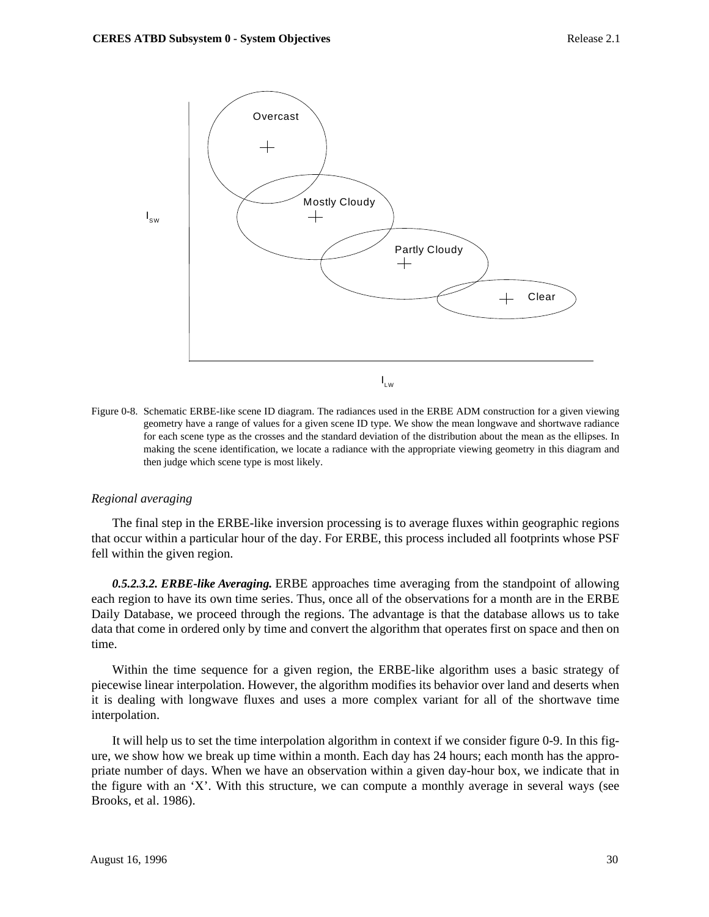Figure 0-8. Schematic ERBE-like scene ID diagram. The radiances used in the ERBE ADM construction for a given viewing geometry have a range of values for a given scene ID type. We show the mean longwave and shortwave radiance for each scene type as the crosses and the standard deviation of the distribution about the mean as the ellipses. In making the scene identification, we locate a radiance with the appropriate viewing geometry in this diagram and then judge which scene type is most likely.

*Regional averaging*

The final step in the ERBE-like inversion processing is to average fluxes within geographic regions that occur within a particular hour of the day. For ERBE, this process included all footprints whose PSF fell within the given region.

***0.5.2.3.2. ERBE-like Averaging.*** ERBE approaches time averaging from the standpoint of allowing each region to have its own time series. Thus, once all of the observations for a month are in the ERBE Daily Database, we proceed through the regions. The advantage is that the database allows us to take data that come in ordered only by time and convert the algorithm that operates first on space and then on time.

Within the time sequence for a given region, the ERBE-like algorithm uses a basic strategy of piecewise linear interpolation. However, the algorithm modifies its behavior over land and deserts when it is dealing with longwave fluxes and uses a more complex variant for all of the shortwave time interpolation.

It will help us to set the time interpolation algorithm in context if we consider figure 0-9. In this figure, we show how we break up time within a month. Each day has 24 hours; each month has the appropriate number of days. When we have an observation within a given day-hour box, we indicate that in the figure with an 'X'. With this structure, we can compute a monthly average in several ways (see Brooks, et al. 1986).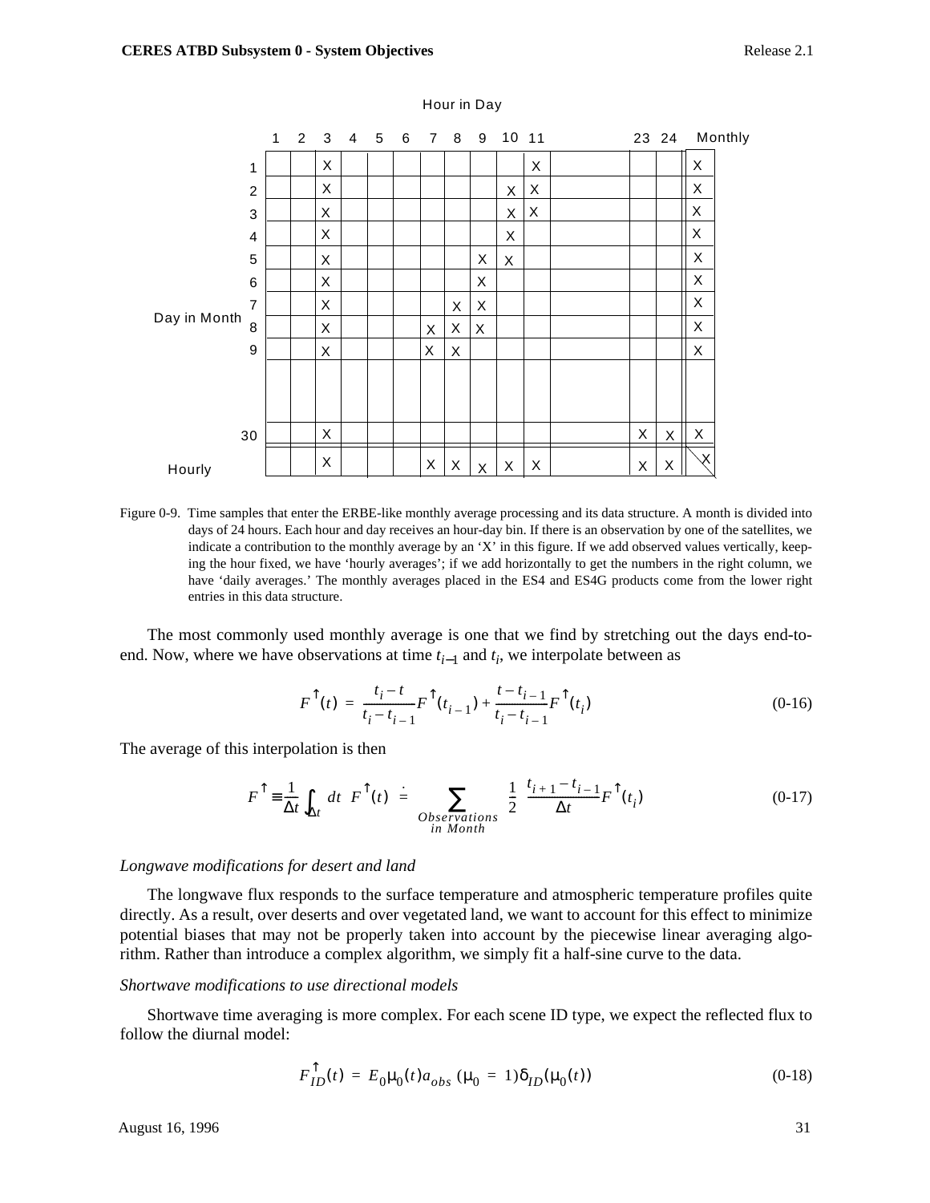Hour in Day

| Day in Month | 1 | 2 | 3 | 4 | 5 | 6 | 7 | 8 | 9 | 10 | 11 | | 23 | 24 | Monthly |
|---|---|---|---|---|---|---|---|---|---|---|---|---|---|---|---|
| 1 | | | X | | | | | | | | X | | | | X |
| 2 | | | X | | | | | | | X | X | | | | X |
| 3 | | | X | | | | | | | X | X | | | | X |
| 4 | | | X | | | | | | | X | | | | | X |
| 5 | | | X | | | | | | X | X | | | | | X |
| 6 | | | X | | | | | | X | | | | | | X |
| 7 | | | X | | | | | X | X | | | | | | X |
| 8 | | | X | | | | X | X | X | | | | | | X |
| 9 | | | X | | | | X | X | | | | | | | X |
| | | | | | | | | | | | | | | | |
| 30 | | | X | | | | | | | | | | X | X | X |
| Hourly | | | X | | | | X | X | X | X | X | | X | X | X |

Figure 0-9. Time samples that enter the ERBE-like monthly average processing and its data structure. A month is divided into days of 24 hours. Each hour and day receives an hour-day bin. If there is an observation by one of the satellites, we indicate a contribution to the monthly average by an 'X' in this figure. If we add observed values vertically, keeping the hour fixed, we have 'hourly averages'; if we add horizontally to get the numbers in the right column, we have 'daily averages.' The monthly averages placed in the ES4 and ES4G products come from the lower right entries in this data structure.

The most commonly used monthly average is one that we find by stretching out the days end-to-end. Now, where we have observations at time $t_{i-1}$ and $t_i$, we interpolate between as

$$F^{\uparrow}(t) = \frac{t_i - t}{t_i - t_{i-1}} F^{\uparrow}(t_{i-1}) + \frac{t - t_{i-1}}{t_i - t_{i-1}} F^{\uparrow}(t_i) \tag{0-16}$$

The average of this interpolation is then

$$\overline{F^{\uparrow}} \equiv \frac{1}{\Delta t} \int_{\Delta t} dt \ F^{\uparrow}(t) \doteq \sum_{\substack{Observations \\ in\ Month}} \frac{1}{2} \ \frac{t_{i+1} - t_{i-1}}{\Delta t} F^{\uparrow}(t_i) \tag{0-17}$$

*Longwave modifications for desert and land*

The longwave flux responds to the surface temperature and atmospheric temperature profiles quite directly. As a result, over deserts and over vegetated land, we want to account for this effect to minimize potential biases that may not be properly taken into account by the piecewise linear averaging algorithm. Rather than introduce a complex algorithm, we simply fit a half-sine curve to the data.

*Shortwave modifications to use directional models*

Shortwave time averaging is more complex. For each scene ID type, we expect the reflected flux to follow the diurnal model:

$$F_{ID}^{\uparrow}(t) = E_0 \mu_0(t) a_{obs} (\mu_0 = 1) \delta_{ID}(\mu_0(t)) \tag{0-18}$$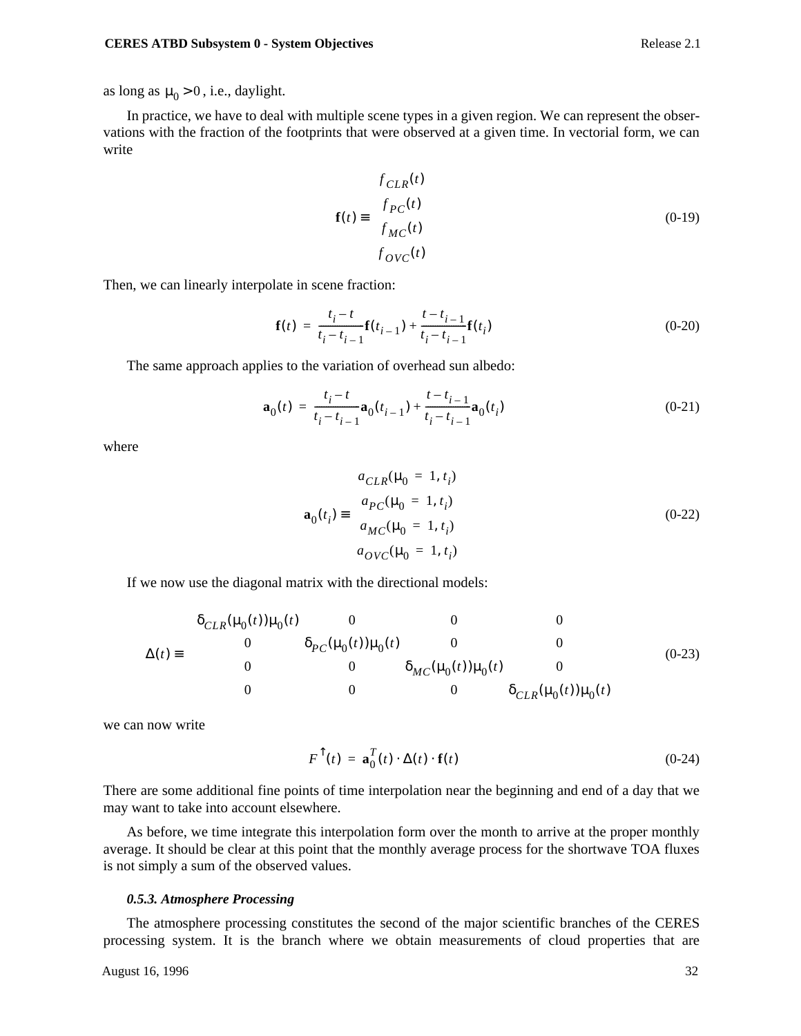as long as $\mu_0 > 0$, i.e., daylight.

In practice, we have to deal with multiple scene types in a given region. We can represent the observations with the fraction of the footprints that were observed at a given time. In vectorial form, we can write

$$\mathbf{f}(t) \equiv \begin{bmatrix} f_{CLR}(t) \\ f_{PC}(t) \\ f_{MC}(t) \\ f_{OVC}(t) \end{bmatrix} \tag{0-19}$$

Then, we can linearly interpolate in scene fraction:

$$\mathbf{f}(t) = \frac{t_i - t}{t_i - t_{i-1}} \mathbf{f}(t_{i-1}) + \frac{t - t_{i-1}}{t_i - t_{i-1}} \mathbf{f}(t_i) \tag{0-20}$$

The same approach applies to the variation of overhead sun albedo:

$$\mathbf{a}_0(t) = \frac{t_i - t}{t_i - t_{i-1}} \mathbf{a}_0(t_{i-1}) + \frac{t - t_{i-1}}{t_i - t_{i-1}} \mathbf{a}_0(t_i) \tag{0-21}$$

where

$$\mathbf{a}_0(t_i) \equiv \begin{bmatrix} a_{CLR}(\mu_0 = 1, t_i) \\ a_{PC}(\mu_0 = 1, t_i) \\ a_{MC}(\mu_0 = 1, t_i) \\ a_{OVC}(\mu_0 = 1, t_i) \end{bmatrix} \tag{0-22}$$

If we now use the diagonal matrix with the directional models:

$$\Delta(t) \equiv \begin{bmatrix} \delta_{CLR}(\mu_0(t))\mu_0(t) & 0 & 0 & 0 \\ 0 & \delta_{PC}(\mu_0(t))\mu_0(t) & 0 & 0 \\ 0 & 0 & \delta_{MC}(\mu_0(t))\mu_0(t) & 0 \\ 0 & 0 & 0 & \delta_{CLR}(\mu_0(t))\mu_0(t) \end{bmatrix} \tag{0-23}$$

we can now write

$$F^{\uparrow}(t) = \mathbf{a}_0^T(t) \cdot \Delta(t) \cdot \mathbf{f}(t) \tag{0-24}$$

There are some additional fine points of time interpolation near the beginning and end of a day that we may want to take into account elsewhere.

As before, we time integrate this interpolation form over the month to arrive at the proper monthly average. It should be clear at this point that the monthly average process for the shortwave TOA fluxes is not simply a sum of the observed values.

#### *0.5.3. Atmosphere Processing*

The atmosphere processing constitutes the second of the major scientific branches of the CERES processing system. It is the branch where we obtain measurements of cloud properties that are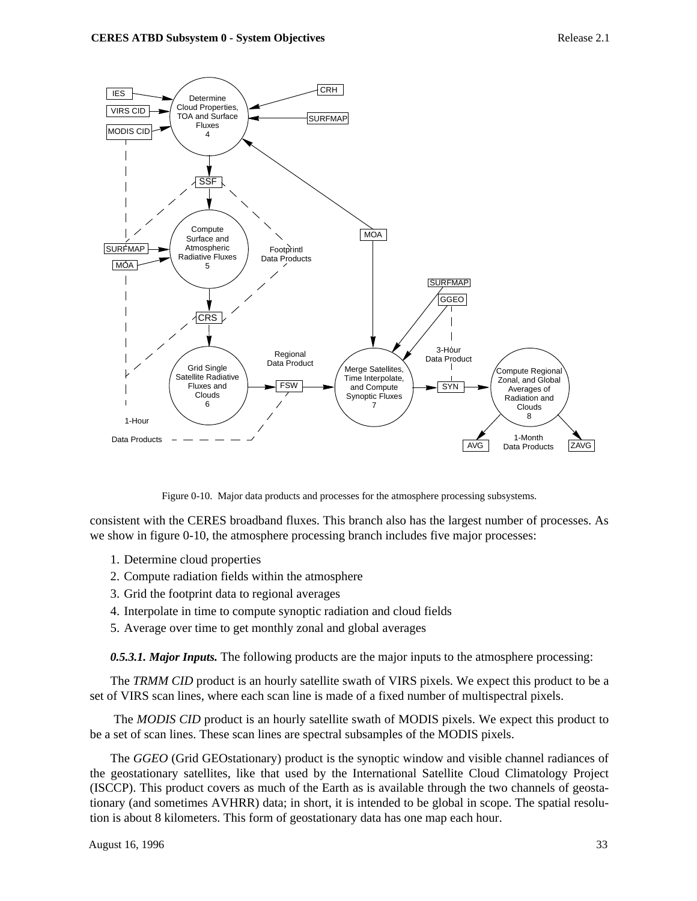Figure 0-10. Major data products and processes for the atmosphere processing subsystems.

consistent with the CERES broadband fluxes. This branch also has the largest number of processes. As we show in figure 0-10, the atmosphere processing branch includes five major processes:

1. Determine cloud properties
2. Compute radiation fields within the atmosphere
3. Grid the footprint data to regional averages
4. Interpolate in time to compute synoptic radiation and cloud fields
5. Average over time to get monthly zonal and global averages

***0.5.3.1. Major Inputs.*** The following products are the major inputs to the atmosphere processing:

The *TRMM CID* product is an hourly satellite swath of VIRS pixels. We expect this product to be a set of VIRS scan lines, where each scan line is made of a fixed number of multispectral pixels.

The *MODIS CID* product is an hourly satellite swath of MODIS pixels. We expect this product to be a set of scan lines. These scan lines are spectral subsamples of the MODIS pixels.

The *GGEO* (Grid GEOstationary) product is the synoptic window and visible channel radiances of the geostationary satellites, like that used by the International Satellite Cloud Climatology Project (ISCCP). This product covers as much of the Earth as is available through the two channels of geostationary (and sometimes AVHRR) data; in short, it is intended to be global in scope. The spatial resolution is about 8 kilometers. This form of geostationary data has one map each hour.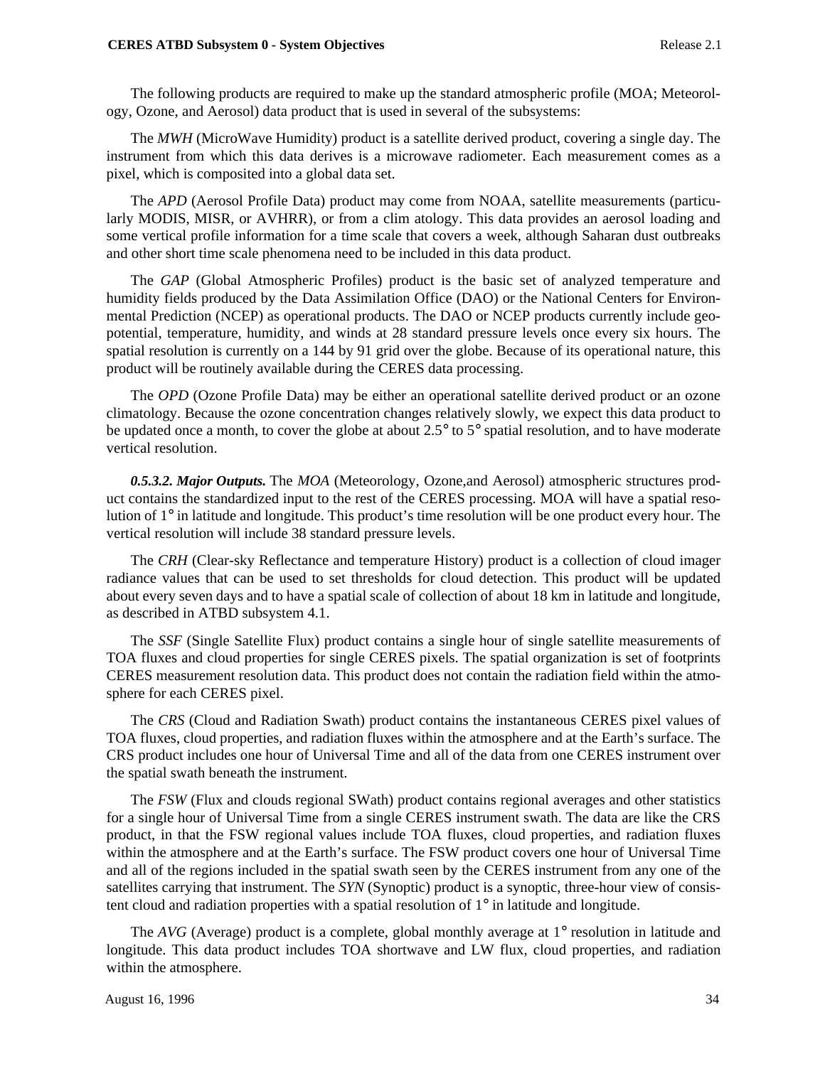The following products are required to make up the standard atmospheric profile (MOA; Meteorology, Ozone, and Aerosol) data product that is used in several of the subsystems:

The *MWH* (MicroWave Humidity) product is a satellite derived product, covering a single day. The instrument from which this data derives is a microwave radiometer. Each measurement comes as a pixel, which is composited into a global data set.

The *APD* (Aerosol Profile Data) product may come from NOAA, satellite measurements (particularly MODIS, MISR, or AVHRR), or from a clim atology. This data provides an aerosol loading and some vertical profile information for a time scale that covers a week, although Saharan dust outbreaks and other short time scale phenomena need to be included in this data product.

The *GAP* (Global Atmospheric Profiles) product is the basic set of analyzed temperature and humidity fields produced by the Data Assimilation Office (DAO) or the National Centers for Environmental Prediction (NCEP) as operational products. The DAO or NCEP products currently include geopotential, temperature, humidity, and winds at 28 standard pressure levels once every six hours. The spatial resolution is currently on a 144 by 91 grid over the globe. Because of its operational nature, this product will be routinely available during the CERES data processing.

The *OPD* (Ozone Profile Data) may be either an operational satellite derived product or an ozone climatology. Because the ozone concentration changes relatively slowly, we expect this data product to be updated once a month, to cover the globe at about 2.5° to 5° spatial resolution, and to have moderate vertical resolution.

***0.5.3.2. Major Outputs.*** The *MOA* (Meteorology, Ozone,and Aerosol) atmospheric structures product contains the standardized input to the rest of the CERES processing. MOA will have a spatial resolution of 1° in latitude and longitude. This product's time resolution will be one product every hour. The vertical resolution will include 38 standard pressure levels.

The *CRH* (Clear-sky Reflectance and temperature History) product is a collection of cloud imager radiance values that can be used to set thresholds for cloud detection. This product will be updated about every seven days and to have a spatial scale of collection of about 18 km in latitude and longitude, as described in ATBD subsystem 4.1.

The *SSF* (Single Satellite Flux) product contains a single hour of single satellite measurements of TOA fluxes and cloud properties for single CERES pixels. The spatial organization is set of footprints CERES measurement resolution data. This product does not contain the radiation field within the atmosphere for each CERES pixel.

The *CRS* (Cloud and Radiation Swath) product contains the instantaneous CERES pixel values of TOA fluxes, cloud properties, and radiation fluxes within the atmosphere and at the Earth's surface. The CRS product includes one hour of Universal Time and all of the data from one CERES instrument over the spatial swath beneath the instrument.

The *FSW* (Flux and clouds regional SWath) product contains regional averages and other statistics for a single hour of Universal Time from a single CERES instrument swath. The data are like the CRS product, in that the FSW regional values include TOA fluxes, cloud properties, and radiation fluxes within the atmosphere and at the Earth's surface. The FSW product covers one hour of Universal Time and all of the regions included in the spatial swath seen by the CERES instrument from any one of the satellites carrying that instrument. The *SYN* (Synoptic) product is a synoptic, three-hour view of consistent cloud and radiation properties with a spatial resolution of 1° in latitude and longitude.

The *AVG* (Average) product is a complete, global monthly average at 1° resolution in latitude and longitude. This data product includes TOA shortwave and LW flux, cloud properties, and radiation within the atmosphere.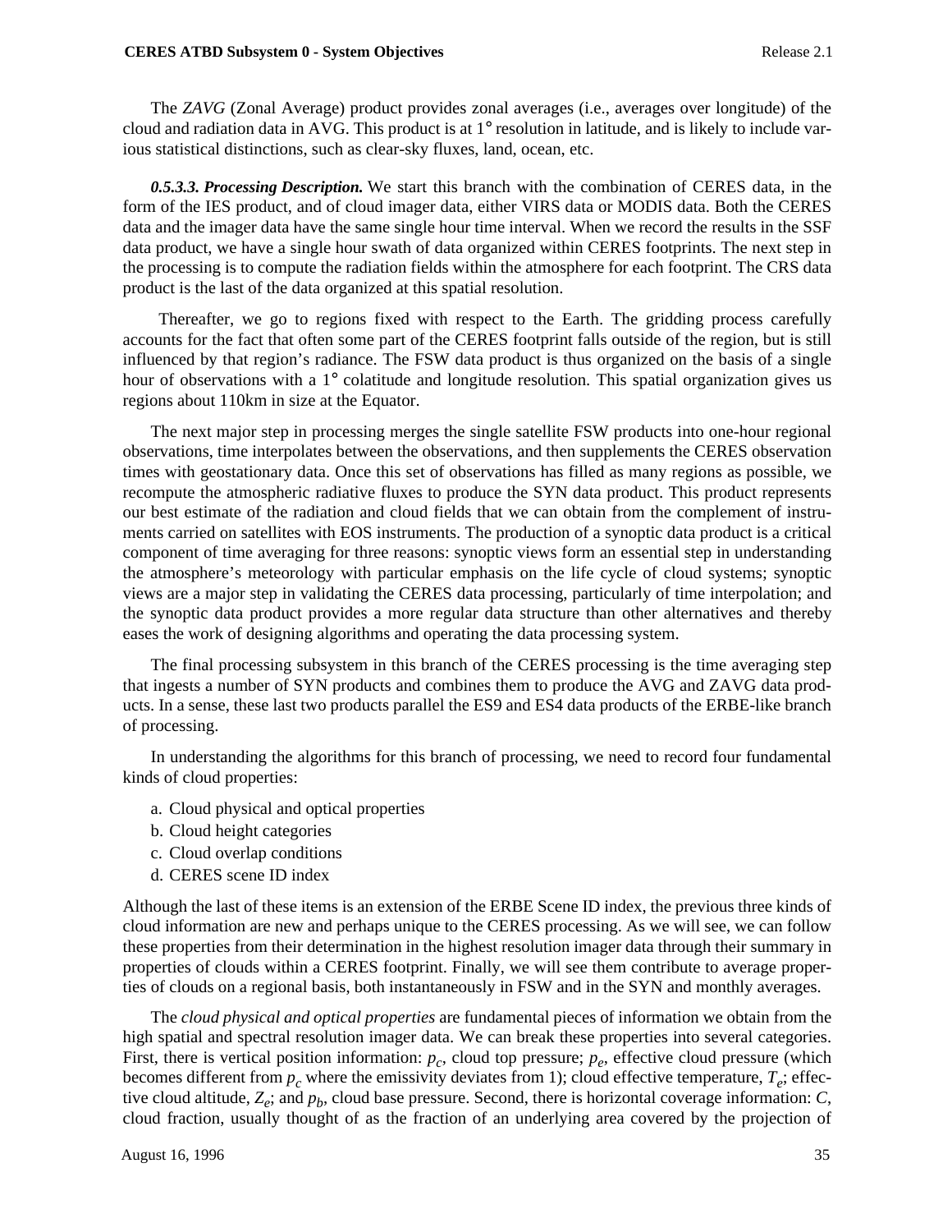The *ZAVG* (Zonal Average) product provides zonal averages (i.e., averages over longitude) of the cloud and radiation data in AVG. This product is at 1° resolution in latitude, and is likely to include various statistical distinctions, such as clear-sky fluxes, land, ocean, etc.

***0.5.3.3. Processing Description.*** We start this branch with the combination of CERES data, in the form of the IES product, and of cloud imager data, either VIRS data or MODIS data. Both the CERES data and the imager data have the same single hour time interval. When we record the results in the SSF data product, we have a single hour swath of data organized within CERES footprints. The next step in the processing is to compute the radiation fields within the atmosphere for each footprint. The CRS data product is the last of the data organized at this spatial resolution.

Thereafter, we go to regions fixed with respect to the Earth. The gridding process carefully accounts for the fact that often some part of the CERES footprint falls outside of the region, but is still influenced by that region's radiance. The FSW data product is thus organized on the basis of a single hour of observations with a 1° colatitude and longitude resolution. This spatial organization gives us regions about 110km in size at the Equator.

The next major step in processing merges the single satellite FSW products into one-hour regional observations, time interpolates between the observations, and then supplements the CERES observation times with geostationary data. Once this set of observations has filled as many regions as possible, we recompute the atmospheric radiative fluxes to produce the SYN data product. This product represents our best estimate of the radiation and cloud fields that we can obtain from the complement of instruments carried on satellites with EOS instruments. The production of a synoptic data product is a critical component of time averaging for three reasons: synoptic views form an essential step in understanding the atmosphere's meteorology with particular emphasis on the life cycle of cloud systems; synoptic views are a major step in validating the CERES data processing, particularly of time interpolation; and the synoptic data product provides a more regular data structure than other alternatives and thereby eases the work of designing algorithms and operating the data processing system.

The final processing subsystem in this branch of the CERES processing is the time averaging step that ingests a number of SYN products and combines them to produce the AVG and ZAVG data products. In a sense, these last two products parallel the ES9 and ES4 data products of the ERBE-like branch of processing.

In understanding the algorithms for this branch of processing, we need to record four fundamental kinds of cloud properties:

a. Cloud physical and optical properties
b. Cloud height categories
c. Cloud overlap conditions
d. CERES scene ID index

Although the last of these items is an extension of the ERBE Scene ID index, the previous three kinds of cloud information are new and perhaps unique to the CERES processing. As we will see, we can follow these properties from their determination in the highest resolution imager data through their summary in properties of clouds within a CERES footprint. Finally, we will see them contribute to average properties of clouds on a regional basis, both instantaneously in FSW and in the SYN and monthly averages.

The *cloud physical and optical properties* are fundamental pieces of information we obtain from the high spatial and spectral resolution imager data. We can break these properties into several categories. First, there is vertical position information: $p_c$, cloud top pressure; $p_e$, effective cloud pressure (which becomes different from $p_c$ where the emissivity deviates from 1); cloud effective temperature, $T_e$; effective cloud altitude, $Z_e$; and $p_b$, cloud base pressure. Second, there is horizontal coverage information: $C$, cloud fraction, usually thought of as the fraction of an underlying area covered by the projection of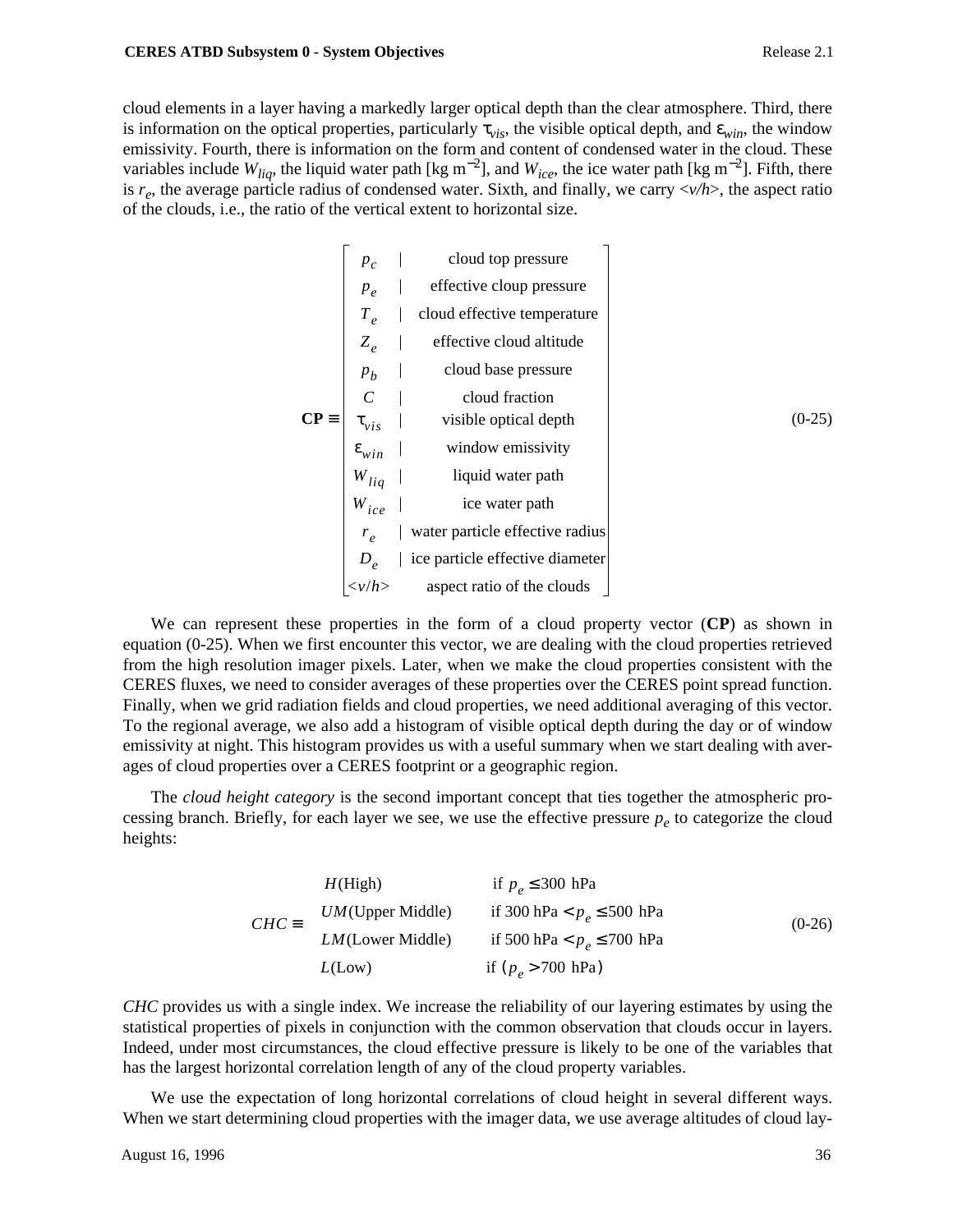cloud elements in a layer having a markedly larger optical depth than the clear atmosphere. Third, there is information on the optical properties, particularly $\tau_{vis}$, the visible optical depth, and $\varepsilon_{win}$, the window emissivity. Fourth, there is information on the form and content of condensed water in the cloud. These variables include $W_{liq}$, the liquid water path [kg m$^{-2}$], and $W_{ice}$, the ice water path [kg m$^{-2}$]. Fifth, there is $r_e$, the average particle radius of condensed water. Sixth, and finally, we carry $\langle v/h \rangle$, the aspect ratio of the clouds, i.e., the ratio of the vertical extent to horizontal size.

$$
\mathbf{CP} \equiv \begin{bmatrix}
p_c & | & \text{cloud top pressure} \\
p_e & | & \text{effective cloup pressure} \\
T_e & | & \text{cloud effective temperature} \\
Z_e & | & \text{effective cloud altitude} \\
p_b & | & \text{cloud base pressure} \\
C & | & \text{cloud fraction} \\
\tau_{vis} & | & \text{visible optical depth} \\
\varepsilon_{win} & | & \text{window emissivity} \\
W_{liq} & | & \text{liquid water path} \\
W_{ice} & | & \text{ice water path} \\
r_e & | & \text{water particle effective radius} \\
D_e & | & \text{ice particle effective diameter} \\
\langle v/h \rangle & & \text{aspect ratio of the clouds}
\end{bmatrix} \tag{0-25}
$$

We can represent these properties in the form of a cloud property vector (**CP**) as shown in equation (0-25). When we first encounter this vector, we are dealing with the cloud properties retrieved from the high resolution imager pixels. Later, when we make the cloud properties consistent with the CERES fluxes, we need to consider averages of these properties over the CERES point spread function. Finally, when we grid radiation fields and cloud properties, we need additional averaging of this vector. To the regional average, we also add a histogram of visible optical depth during the day or of window emissivity at night. This histogram provides us with a useful summary when we start dealing with averages of cloud properties over a CERES footprint or a geographic region.

The *cloud height category* is the second important concept that ties together the atmospheric processing branch. Briefly, for each layer we see, we use the effective pressure $p_e$ to categorize the cloud heights:

$$
CHC \equiv \begin{array}{ll}
H(\text{High}) & \text{if } p_e \le 300 \text{ hPa} \\
UM(\text{Upper Middle}) & \text{if } 300 \text{ hPa} < p_e \le 500 \text{ hPa} \\
LM(\text{Lower Middle}) & \text{if } 500 \text{ hPa} < p_e \le 700 \text{ hPa} \\
L(\text{Low}) & \text{if } (p_e > 700 \text{ hPa})
\end{array} \tag{0-26}
$$

*CHC* provides us with a single index. We increase the reliability of our layering estimates by using the statistical properties of pixels in conjunction with the common observation that clouds occur in layers. Indeed, under most circumstances, the cloud effective pressure is likely to be one of the variables that has the largest horizontal correlation length of any of the cloud property variables.

We use the expectation of long horizontal correlations of cloud height in several different ways. When we start determining cloud properties with the imager data, we use average altitudes of cloud lay-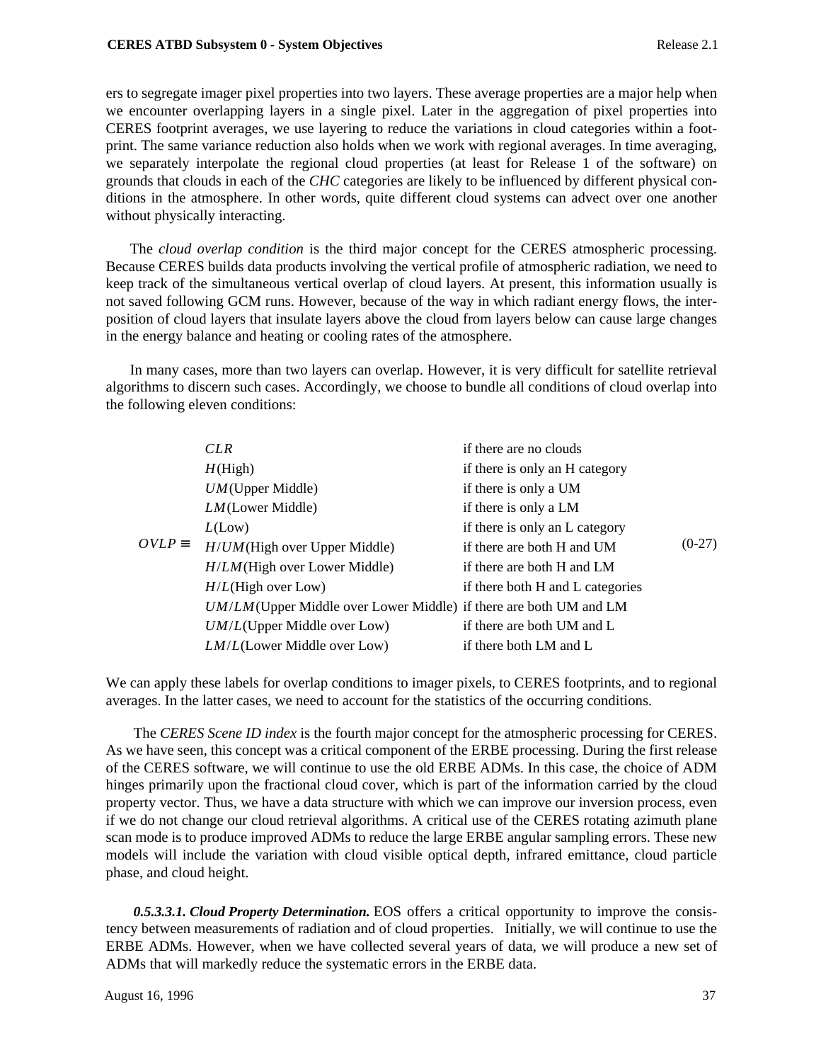ers to segregate imager pixel properties into two layers. These average properties are a major help when we encounter overlapping layers in a single pixel. Later in the aggregation of pixel properties into CERES footprint averages, we use layering to reduce the variations in cloud categories within a footprint. The same variance reduction also holds when we work with regional averages. In time averaging, we separately interpolate the regional cloud properties (at least for Release 1 of the software) on grounds that clouds in each of the *CHC* categories are likely to be influenced by different physical conditions in the atmosphere. In other words, quite different cloud systems can advect over one another without physically interacting.

The *cloud overlap condition* is the third major concept for the CERES atmospheric processing. Because CERES builds data products involving the vertical profile of atmospheric radiation, we need to keep track of the simultaneous vertical overlap of cloud layers. At present, this information usually is not saved following GCM runs. However, because of the way in which radiant energy flows, the interposition of cloud layers that insulate layers above the cloud from layers below can cause large changes in the energy balance and heating or cooling rates of the atmosphere.

In many cases, more than two layers can overlap. However, it is very difficult for satellite retrieval algorithms to discern such cases. Accordingly, we choose to bundle all conditions of cloud overlap into the following eleven conditions:

$$
OVLP \equiv \begin{cases}
CLR & \text{if there are no clouds} \\
H(\text{High}) & \text{if there is only an H category} \\
UM(\text{Upper Middle}) & \text{if there is only a UM} \\
LM(\text{Lower Middle}) & \text{if there is only a LM} \\
L(\text{Low}) & \text{if there is only an L category} \\
H/UM(\text{High over Upper Middle}) & \text{if there are both H and UM} \\
H/LM(\text{High over Lower Middle}) & \text{if there are both H and LM} \\
H/L(\text{High over Low}) & \text{if there both H and L categories} \\
UM/LM(\text{Upper Middle over Lower Middle}) & \text{if there are both UM and LM} \\
UM/L(\text{Upper Middle over Low}) & \text{if there are both UM and L} \\
LM/L(\text{Lower Middle over Low}) & \text{if there both LM and L}
\end{cases} \tag{0-27}
$$

We can apply these labels for overlap conditions to imager pixels, to CERES footprints, and to regional averages. In the latter cases, we need to account for the statistics of the occurring conditions.

The *CERES Scene ID index* is the fourth major concept for the atmospheric processing for CERES. As we have seen, this concept was a critical component of the ERBE processing. During the first release of the CERES software, we will continue to use the old ERBE ADMs. In this case, the choice of ADM hinges primarily upon the fractional cloud cover, which is part of the information carried by the cloud property vector. Thus, we have a data structure with which we can improve our inversion process, even if we do not change our cloud retrieval algorithms. A critical use of the CERES rotating azimuth plane scan mode is to produce improved ADMs to reduce the large ERBE angular sampling errors. These new models will include the variation with cloud visible optical depth, infrared emittance, cloud particle phase, and cloud height.

***0.5.3.3.1. Cloud Property Determination.*** EOS offers a critical opportunity to improve the consistency between measurements of radiation and of cloud properties. Initially, we will continue to use the ERBE ADMs. However, when we have collected several years of data, we will produce a new set of ADMs that will markedly reduce the systematic errors in the ERBE data.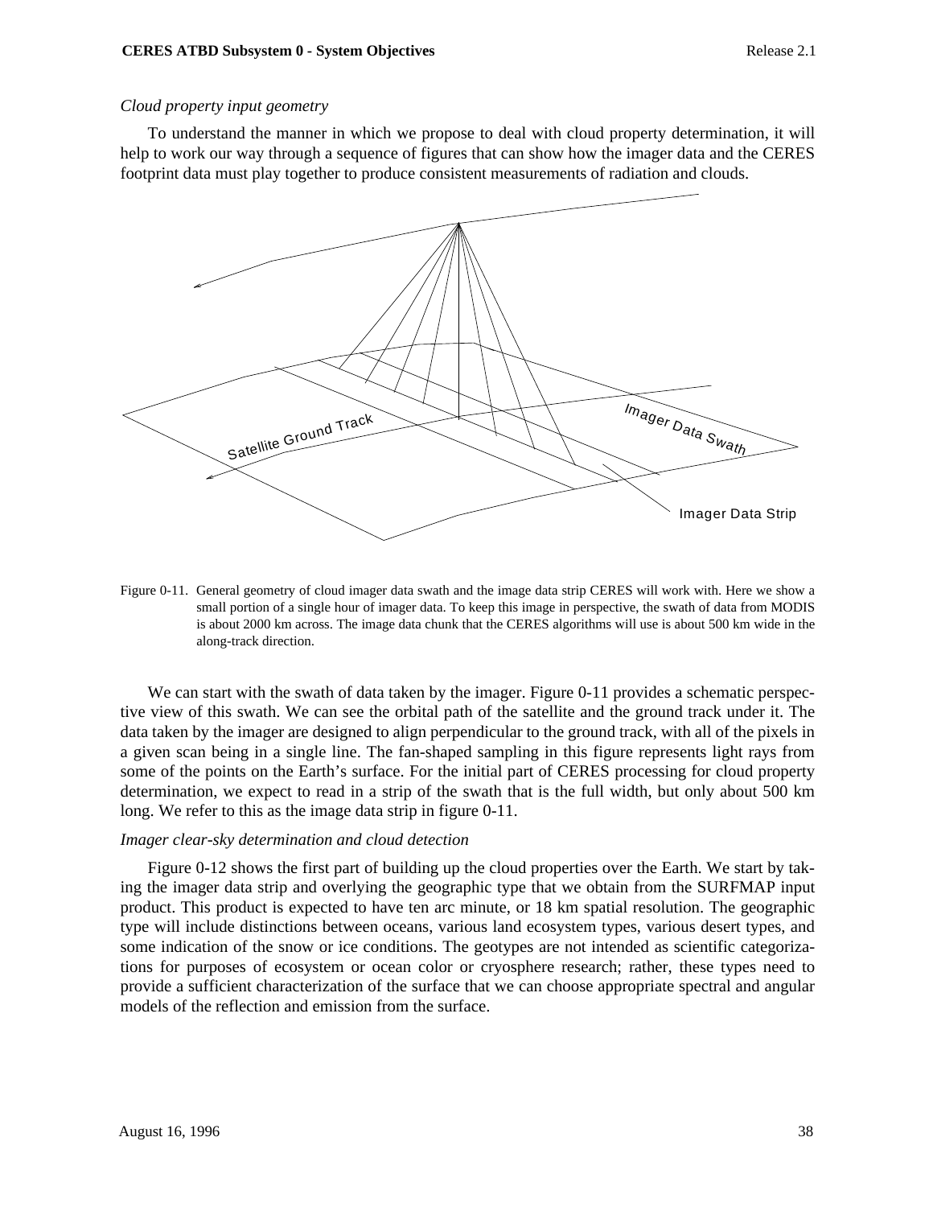*Cloud property input geometry*

To understand the manner in which we propose to deal with cloud property determination, it will help to work our way through a sequence of figures that can show how the imager data and the CERES footprint data must play together to produce consistent measurements of radiation and clouds.

Figure 0-11. General geometry of cloud imager data swath and the image data strip CERES will work with. Here we show a small portion of a single hour of imager data. To keep this image in perspective, the swath of data from MODIS is about 2000 km across. The image data chunk that the CERES algorithms will use is about 500 km wide in the along-track direction.

We can start with the swath of data taken by the imager. Figure 0-11 provides a schematic perspective view of this swath. We can see the orbital path of the satellite and the ground track under it. The data taken by the imager are designed to align perpendicular to the ground track, with all of the pixels in a given scan being in a single line. The fan-shaped sampling in this figure represents light rays from some of the points on the Earth's surface. For the initial part of CERES processing for cloud property determination, we expect to read in a strip of the swath that is the full width, but only about 500 km long. We refer to this as the image data strip in figure 0-11.

*Imager clear-sky determination and cloud detection*

Figure 0-12 shows the first part of building up the cloud properties over the Earth. We start by taking the imager data strip and overlying the geographic type that we obtain from the SURFMAP input product. This product is expected to have ten arc minute, or 18 km spatial resolution. The geographic type will include distinctions between oceans, various land ecosystem types, various desert types, and some indication of the snow or ice conditions. The geotypes are not intended as scientific categorizations for purposes of ecosystem or ocean color or cryosphere research; rather, these types need to provide a sufficient characterization of the surface that we can choose appropriate spectral and angular models of the reflection and emission from the surface.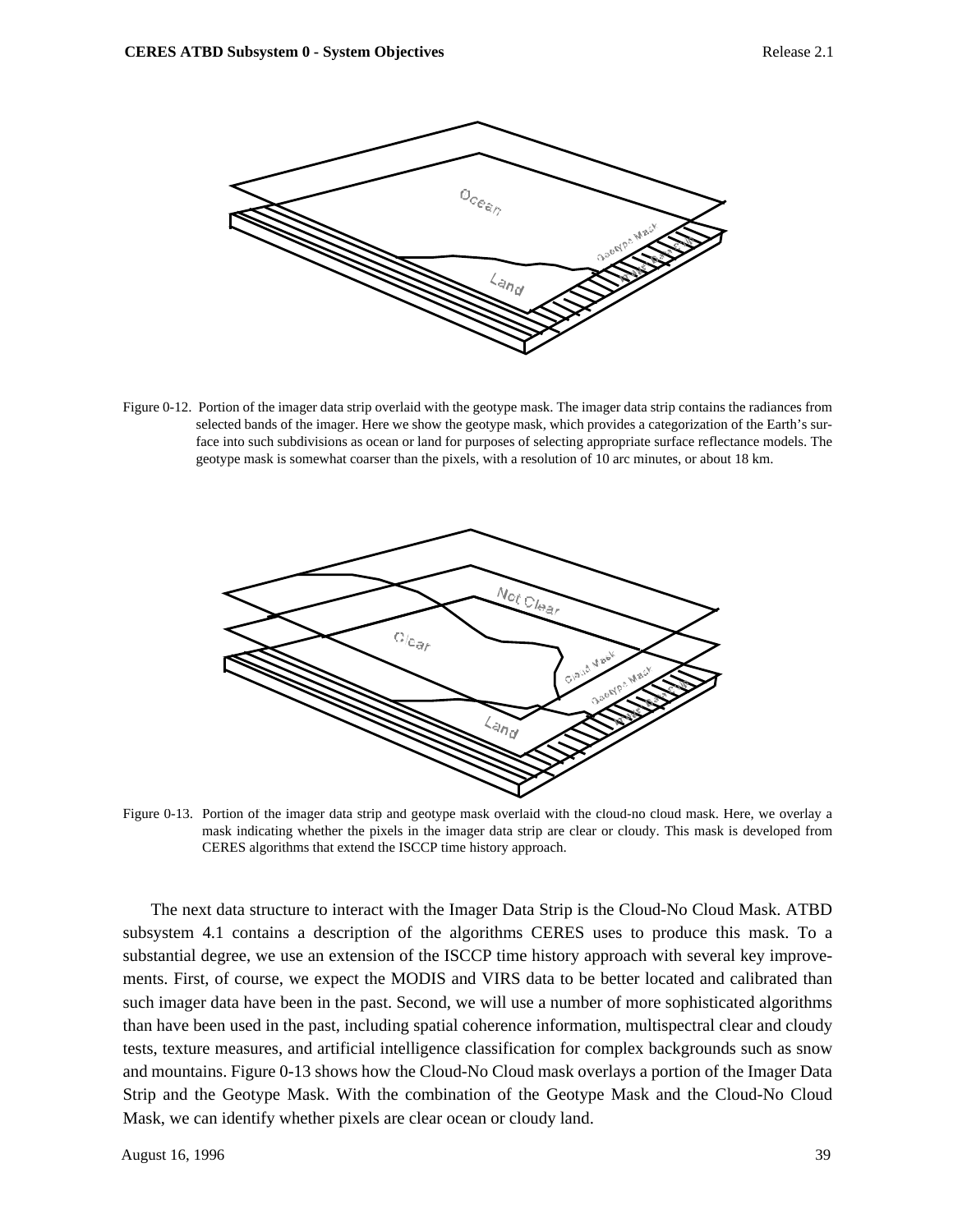Figure 0-12. Portion of the imager data strip overlaid with the geotype mask. The imager data strip contains the radiances from selected bands of the imager. Here we show the geotype mask, which provides a categorization of the Earth's surface into such subdivisions as ocean or land for purposes of selecting appropriate surface reflectance models. The geotype mask is somewhat coarser than the pixels, with a resolution of 10 arc minutes, or about 18 km.

Figure 0-13. Portion of the imager data strip and geotype mask overlaid with the cloud-no cloud mask. Here, we overlay a mask indicating whether the pixels in the imager data strip are clear or cloudy. This mask is developed from CERES algorithms that extend the ISCCP time history approach.

The next data structure to interact with the Imager Data Strip is the Cloud-No Cloud Mask. ATBD subsystem 4.1 contains a description of the algorithms CERES uses to produce this mask. To a substantial degree, we use an extension of the ISCCP time history approach with several key improvements. First, of course, we expect the MODIS and VIRS data to be better located and calibrated than such imager data have been in the past. Second, we will use a number of more sophisticated algorithms than have been used in the past, including spatial coherence information, multispectral clear and cloudy tests, texture measures, and artificial intelligence classification for complex backgrounds such as snow and mountains. Figure 0-13 shows how the Cloud-No Cloud mask overlays a portion of the Imager Data Strip and the Geotype Mask. With the combination of the Geotype Mask and the Cloud-No Cloud Mask, we can identify whether pixels are clear ocean or cloudy land.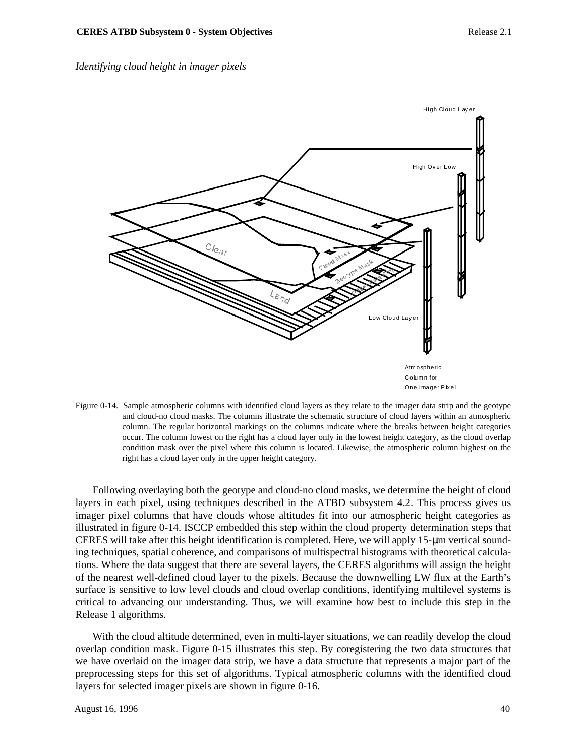*Identifying cloud height in imager pixels*

Figure 0-14. Sample atmospheric columns with identified cloud layers as they relate to the imager data strip and the geotype and cloud-no cloud masks. The columns illustrate the schematic structure of cloud layers within an atmospheric column. The regular horizontal markings on the columns indicate where the breaks between height categories occur. The column lowest on the right has a cloud layer only in the lowest height category, as the cloud overlap condition mask over the pixel where this column is located. Likewise, the atmospheric column highest on the right has a cloud layer only in the upper height category.

Following overlaying both the geotype and cloud-no cloud masks, we determine the height of cloud layers in each pixel, using techniques described in the ATBD subsystem 4.2. This process gives us imager pixel columns that have clouds whose altitudes fit into our atmospheric height categories as illustrated in figure 0-14. ISCCP embedded this step within the cloud property determination steps that CERES will take after this height identification is completed. Here, we will apply 15-μm vertical sounding techniques, spatial coherence, and comparisons of multispectral histograms with theoretical calculations. Where the data suggest that there are several layers, the CERES algorithms will assign the height of the nearest well-defined cloud layer to the pixels. Because the downwelling LW flux at the Earth's surface is sensitive to low level clouds and cloud overlap conditions, identifying multilevel systems is critical to advancing our understanding. Thus, we will examine how best to include this step in the Release 1 algorithms.

With the cloud altitude determined, even in multi-layer situations, we can readily develop the cloud overlap condition mask. Figure 0-15 illustrates this step. By coregistering the two data structures that we have overlaid on the imager data strip, we have a data structure that represents a major part of the preprocessing steps for this set of algorithms. Typical atmospheric columns with the identified cloud layers for selected imager pixels are shown in figure 0-16.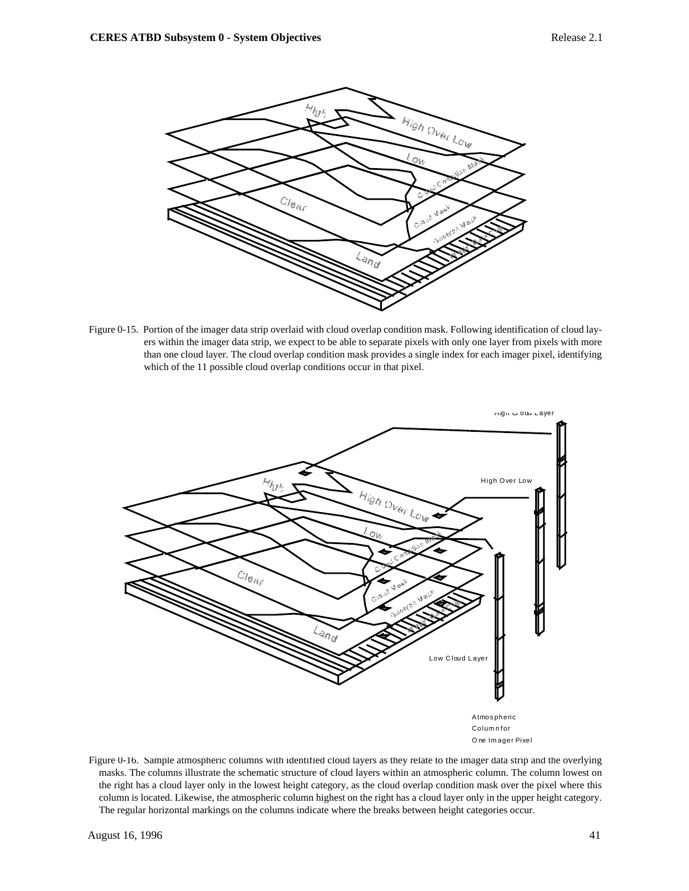Figure 0-15. Portion of the imager data strip overlaid with cloud overlap condition mask. Following identification of cloud layers within the imager data strip, we expect to be able to separate pixels with only one layer from pixels with more than one cloud layer. The cloud overlap condition mask provides a single index for each imager pixel, identifying which of the 11 possible cloud overlap conditions occur in that pixel.

Figure 0-16. Sample atmospheric columns with identified cloud layers as they relate to the imager data strip and the overlying masks. The columns illustrate the schematic structure of cloud layers within an atmospheric column. The column lowest on the right has a cloud layer only in the lowest height category, as the cloud overlap condition mask over the pixel where this column is located. Likewise, the atmospheric column highest on the right has a cloud layer only in the upper height category. The regular horizontal markings on the columns indicate where the breaks between height categories occur.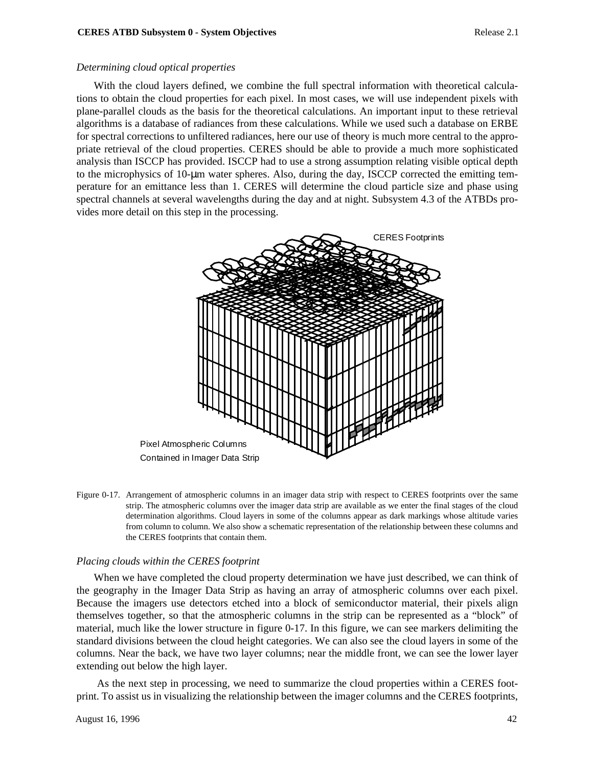*Determining cloud optical properties*

With the cloud layers defined, we combine the full spectral information with theoretical calculations to obtain the cloud properties for each pixel. In most cases, we will use independent pixels with plane-parallel clouds as the basis for the theoretical calculations. An important input to these retrieval algorithms is a database of radiances from these calculations. While we used such a database on ERBE for spectral corrections to unfiltered radiances, here our use of theory is much more central to the appropriate retrieval of the cloud properties. CERES should be able to provide a much more sophisticated analysis than ISCCP has provided. ISCCP had to use a strong assumption relating visible optical depth to the microphysics of 10-μm water spheres. Also, during the day, ISCCP corrected the emitting temperature for an emittance less than 1. CERES will determine the cloud particle size and phase using spectral channels at several wavelengths during the day and at night. Subsystem 4.3 of the ATBDs provides more detail on this step in the processing.

CERES Footprints

Pixel Atmospheric Columns Contained in Imager Data Strip

Figure 0-17. Arrangement of atmospheric columns in an imager data strip with respect to CERES footprints over the same strip. The atmospheric columns over the imager data strip are available as we enter the final stages of the cloud determination algorithms. Cloud layers in some of the columns appear as dark markings whose altitude varies from column to column. We also show a schematic representation of the relationship between these columns and the CERES footprints that contain them.

*Placing clouds within the CERES footprint*

When we have completed the cloud property determination we have just described, we can think of the geography in the Imager Data Strip as having an array of atmospheric columns over each pixel. Because the imagers use detectors etched into a block of semiconductor material, their pixels align themselves together, so that the atmospheric columns in the strip can be represented as a "block" of material, much like the lower structure in figure 0-17. In this figure, we can see markers delimiting the standard divisions between the cloud height categories. We can also see the cloud layers in some of the columns. Near the back, we have two layer columns; near the middle front, we can see the lower layer extending out below the high layer.

As the next step in processing, we need to summarize the cloud properties within a CERES footprint. To assist us in visualizing the relationship between the imager columns and the CERES footprints,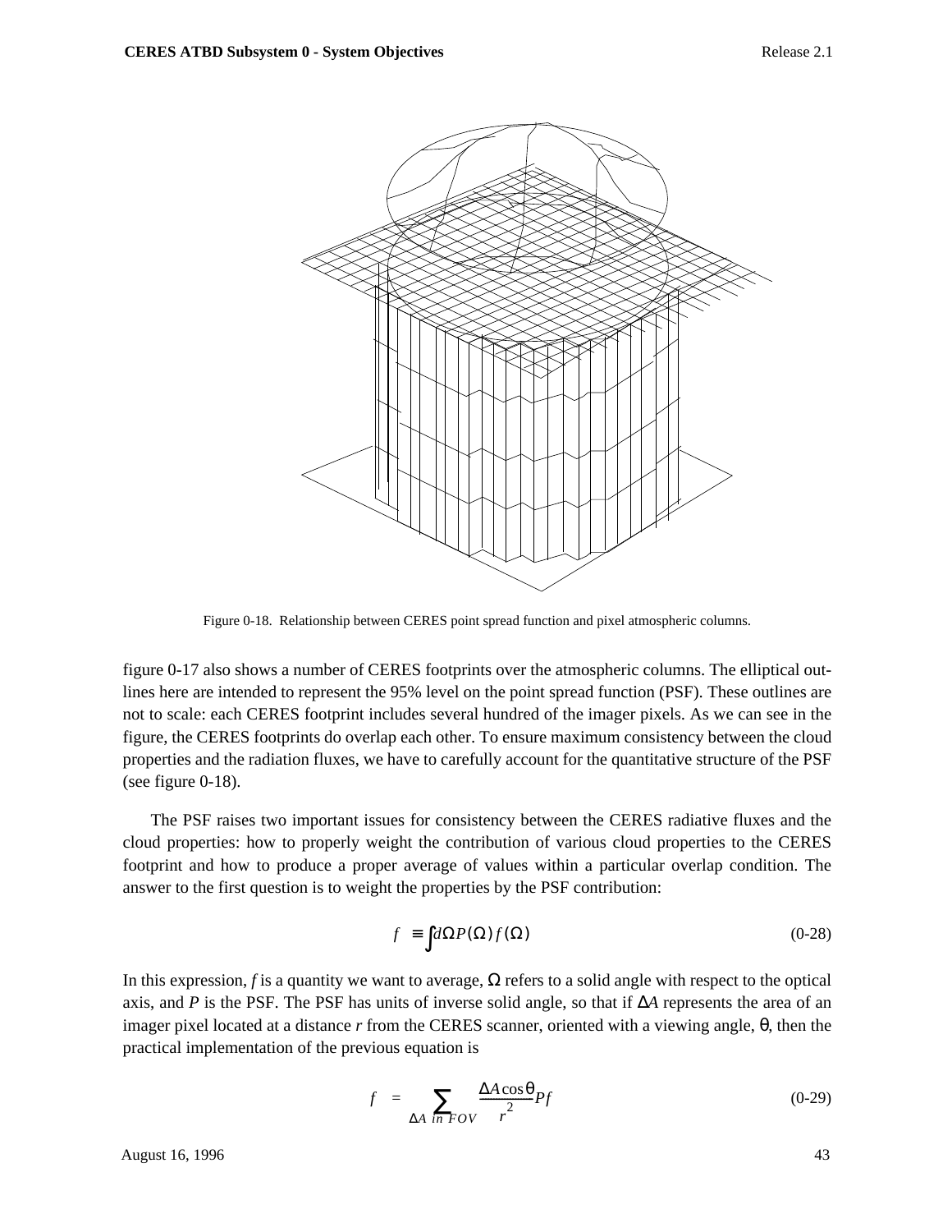Figure 0-18. Relationship between CERES point spread function and pixel atmospheric columns.

figure 0-17 also shows a number of CERES footprints over the atmospheric columns. The elliptical outlines here are intended to represent the 95% level on the point spread function (PSF). These outlines are not to scale: each CERES footprint includes several hundred of the imager pixels. As we can see in the figure, the CERES footprints do overlap each other. To ensure maximum consistency between the cloud properties and the radiation fluxes, we have to carefully account for the quantitative structure of the PSF (see figure 0-18).

The PSF raises two important issues for consistency between the CERES radiative fluxes and the cloud properties: how to properly weight the contribution of various cloud properties to the CERES footprint and how to produce a proper average of values within a particular overlap condition. The answer to the first question is to weight the properties by the PSF contribution:

$$\bar{f} \equiv \int d\Omega P(\Omega) f(\Omega) \tag{0-28}$$

In this expression, $f$ is a quantity we want to average, $\Omega$ refers to a solid angle with respect to the optical axis, and $P$ is the PSF. The PSF has units of inverse solid angle, so that if $\Delta A$ represents the area of an imager pixel located at a distance $r$ from the CERES scanner, oriented with a viewing angle, $\theta$, then the practical implementation of the previous equation is

$$\bar{f} = \sum_{\Delta A \ in \ FOV} \frac{\Delta A \cos\theta}{r^2} P f \tag{0-29}$$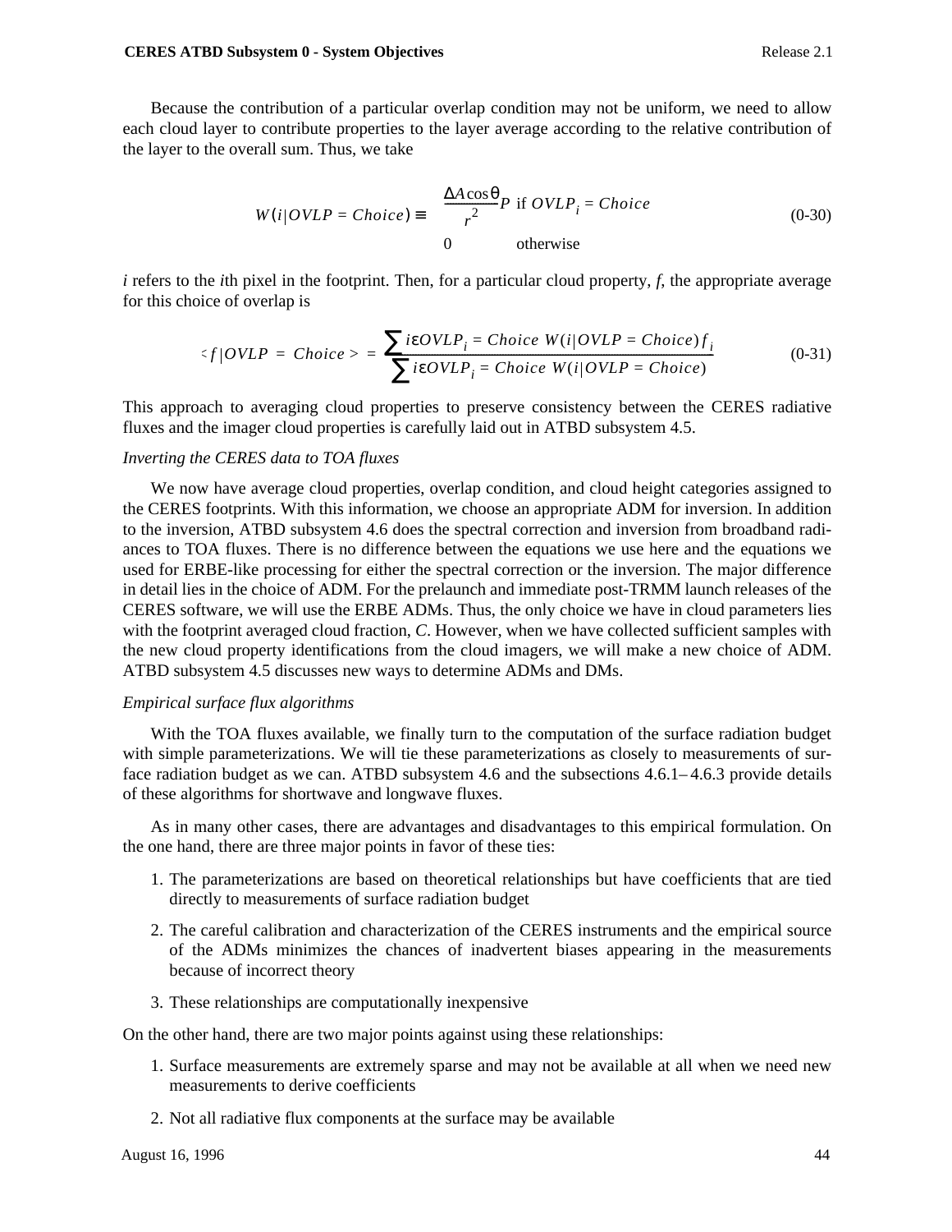Because the contribution of a particular overlap condition may not be uniform, we need to allow each cloud layer to contribute properties to the layer average according to the relative contribution of the layer to the overall sum. Thus, we take

$$W(i|OVLP = Choice) \equiv \begin{cases} \dfrac{\Delta A \cos\theta}{r^2} P & \text{if } OVLP_i = Choice \\ 0 & \text{otherwise} \end{cases} \tag{0-30}$$

$i$ refers to the $i$th pixel in the footprint. Then, for a particular cloud property, $f$, the appropriate average for this choice of overlap is

$$\langle f|OVLP = Choice \rangle = \frac{\sum_{i \varepsilon OVLP_i = Choice} W(i|OVLP = Choice) f_i}{\sum_{i \varepsilon OVLP_i = Choice} W(i|OVLP = Choice)} \tag{0-31}$$

This approach to averaging cloud properties to preserve consistency between the CERES radiative fluxes and the imager cloud properties is carefully laid out in ATBD subsystem 4.5.

*Inverting the CERES data to TOA fluxes*

We now have average cloud properties, overlap condition, and cloud height categories assigned to the CERES footprints. With this information, we choose an appropriate ADM for inversion. In addition to the inversion, ATBD subsystem 4.6 does the spectral correction and inversion from broadband radiances to TOA fluxes. There is no difference between the equations we use here and the equations we used for ERBE-like processing for either the spectral correction or the inversion. The major difference in detail lies in the choice of ADM. For the prelaunch and immediate post-TRMM launch releases of the CERES software, we will use the ERBE ADMs. Thus, the only choice we have in cloud parameters lies with the footprint averaged cloud fraction, $C$. However, when we have collected sufficient samples with the new cloud property identifications from the cloud imagers, we will make a new choice of ADM. ATBD subsystem 4.5 discusses new ways to determine ADMs and DMs.

*Empirical surface flux algorithms*

With the TOA fluxes available, we finally turn to the computation of the surface radiation budget with simple parameterizations. We will tie these parameterizations as closely to measurements of surface radiation budget as we can. ATBD subsystem 4.6 and the subsections 4.6.1– 4.6.3 provide details of these algorithms for shortwave and longwave fluxes.

As in many other cases, there are advantages and disadvantages to this empirical formulation. On the one hand, there are three major points in favor of these ties:

1. The parameterizations are based on theoretical relationships but have coefficients that are tied directly to measurements of surface radiation budget
2. The careful calibration and characterization of the CERES instruments and the empirical source of the ADMs minimizes the chances of inadvertent biases appearing in the measurements because of incorrect theory
3. These relationships are computationally inexpensive

On the other hand, there are two major points against using these relationships:

1. Surface measurements are extremely sparse and may not be available at all when we need new measurements to derive coefficients
2. Not all radiative flux components at the surface may be available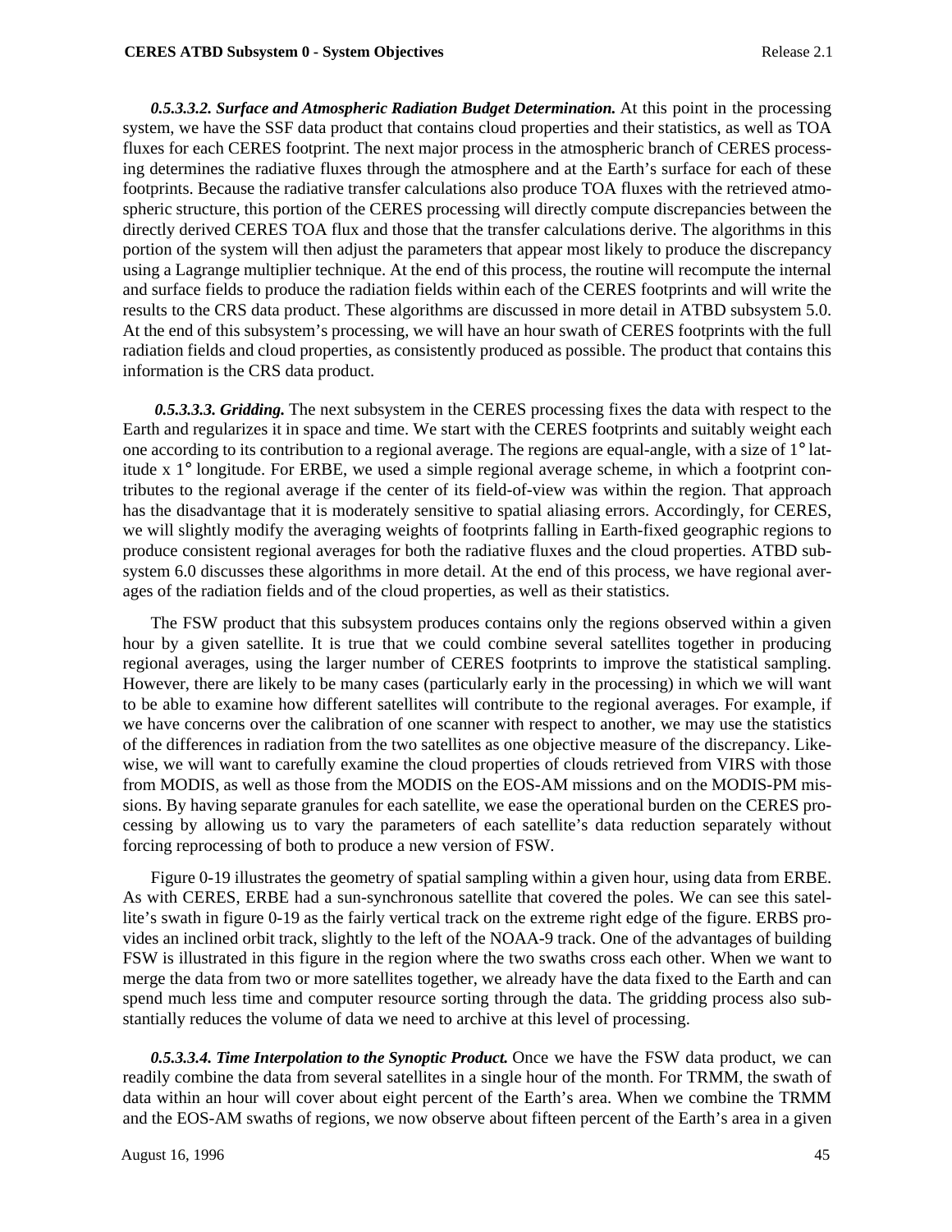***0.5.3.3.2. Surface and Atmospheric Radiation Budget Determination.*** At this point in the processing system, we have the SSF data product that contains cloud properties and their statistics, as well as TOA fluxes for each CERES footprint. The next major process in the atmospheric branch of CERES processing determines the radiative fluxes through the atmosphere and at the Earth's surface for each of these footprints. Because the radiative transfer calculations also produce TOA fluxes with the retrieved atmospheric structure, this portion of the CERES processing will directly compute discrepancies between the directly derived CERES TOA flux and those that the transfer calculations derive. The algorithms in this portion of the system will then adjust the parameters that appear most likely to produce the discrepancy using a Lagrange multiplier technique. At the end of this process, the routine will recompute the internal and surface fields to produce the radiation fields within each of the CERES footprints and will write the results to the CRS data product. These algorithms are discussed in more detail in ATBD subsystem 5.0. At the end of this subsystem's processing, we will have an hour swath of CERES footprints with the full radiation fields and cloud properties, as consistently produced as possible. The product that contains this information is the CRS data product.

***0.5.3.3.3. Gridding.*** The next subsystem in the CERES processing fixes the data with respect to the Earth and regularizes it in space and time. We start with the CERES footprints and suitably weight each one according to its contribution to a regional average. The regions are equal-angle, with a size of 1° latitude x 1° longitude. For ERBE, we used a simple regional average scheme, in which a footprint contributes to the regional average if the center of its field-of-view was within the region. That approach has the disadvantage that it is moderately sensitive to spatial aliasing errors. Accordingly, for CERES, we will slightly modify the averaging weights of footprints falling in Earth-fixed geographic regions to produce consistent regional averages for both the radiative fluxes and the cloud properties. ATBD subsystem 6.0 discusses these algorithms in more detail. At the end of this process, we have regional averages of the radiation fields and of the cloud properties, as well as their statistics.

The FSW product that this subsystem produces contains only the regions observed within a given hour by a given satellite. It is true that we could combine several satellites together in producing regional averages, using the larger number of CERES footprints to improve the statistical sampling. However, there are likely to be many cases (particularly early in the processing) in which we will want to be able to examine how different satellites will contribute to the regional averages. For example, if we have concerns over the calibration of one scanner with respect to another, we may use the statistics of the differences in radiation from the two satellites as one objective measure of the discrepancy. Likewise, we will want to carefully examine the cloud properties of clouds retrieved from VIRS with those from MODIS, as well as those from the MODIS on the EOS-AM missions and on the MODIS-PM missions. By having separate granules for each satellite, we ease the operational burden on the CERES processing by allowing us to vary the parameters of each satellite's data reduction separately without forcing reprocessing of both to produce a new version of FSW.

Figure 0-19 illustrates the geometry of spatial sampling within a given hour, using data from ERBE. As with CERES, ERBE had a sun-synchronous satellite that covered the poles. We can see this satellite's swath in figure 0-19 as the fairly vertical track on the extreme right edge of the figure. ERBS provides an inclined orbit track, slightly to the left of the NOAA-9 track. One of the advantages of building FSW is illustrated in this figure in the region where the two swaths cross each other. When we want to merge the data from two or more satellites together, we already have the data fixed to the Earth and can spend much less time and computer resource sorting through the data. The gridding process also substantially reduces the volume of data we need to archive at this level of processing.

***0.5.3.3.4. Time Interpolation to the Synoptic Product.*** Once we have the FSW data product, we can readily combine the data from several satellites in a single hour of the month. For TRMM, the swath of data within an hour will cover about eight percent of the Earth's area. When we combine the TRMM and the EOS-AM swaths of regions, we now observe about fifteen percent of the Earth's area in a given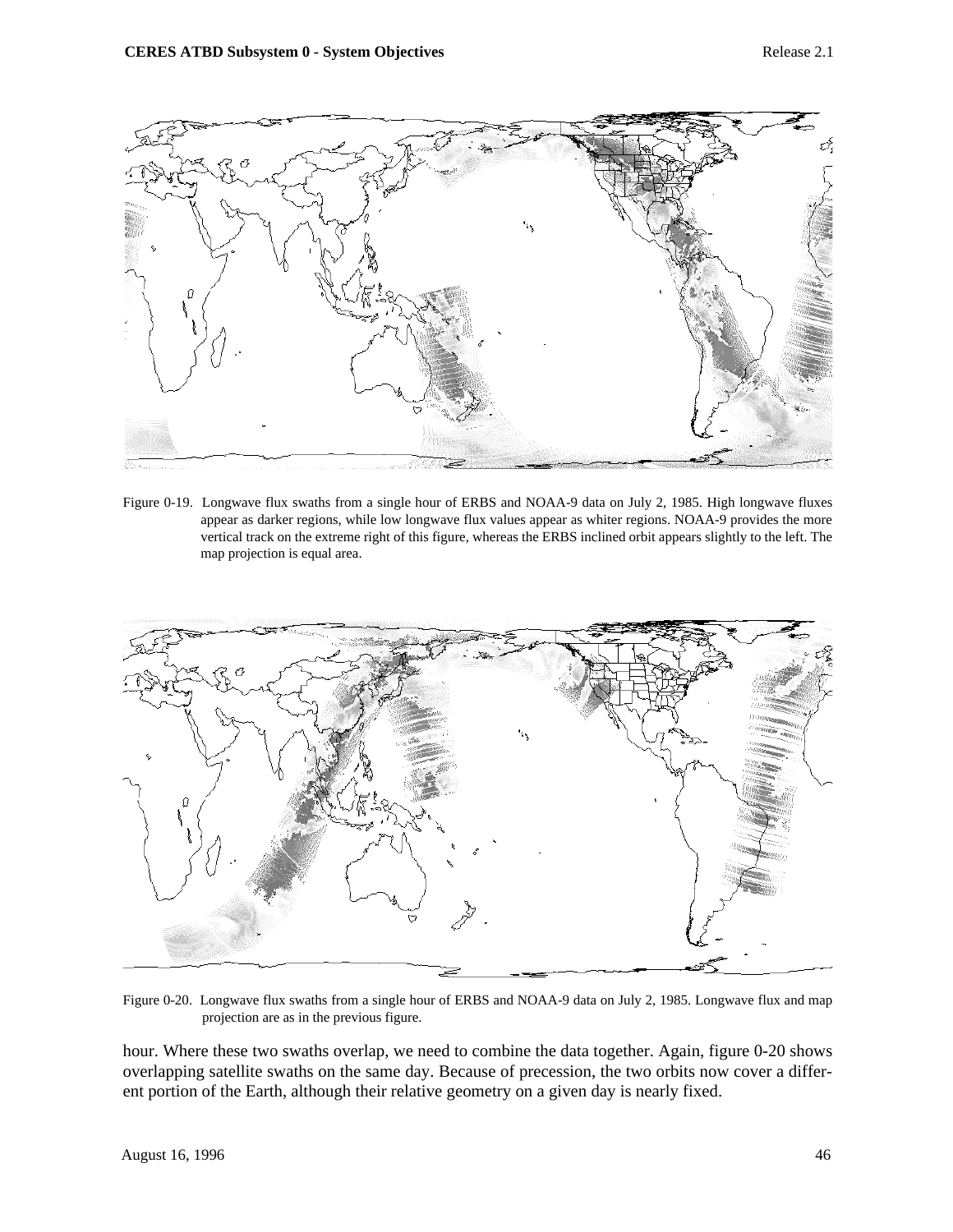Figure 0-19. Longwave flux swaths from a single hour of ERBS and NOAA-9 data on July 2, 1985. High longwave fluxes appear as darker regions, while low longwave flux values appear as whiter regions. NOAA-9 provides the more vertical track on the extreme right of this figure, whereas the ERBS inclined orbit appears slightly to the left. The map projection is equal area.

Figure 0-20. Longwave flux swaths from a single hour of ERBS and NOAA-9 data on July 2, 1985. Longwave flux and map projection are as in the previous figure.

hour. Where these two swaths overlap, we need to combine the data together. Again, figure 0-20 shows overlapping satellite swaths on the same day. Because of precession, the two orbits now cover a different portion of the Earth, although their relative geometry on a given day is nearly fixed.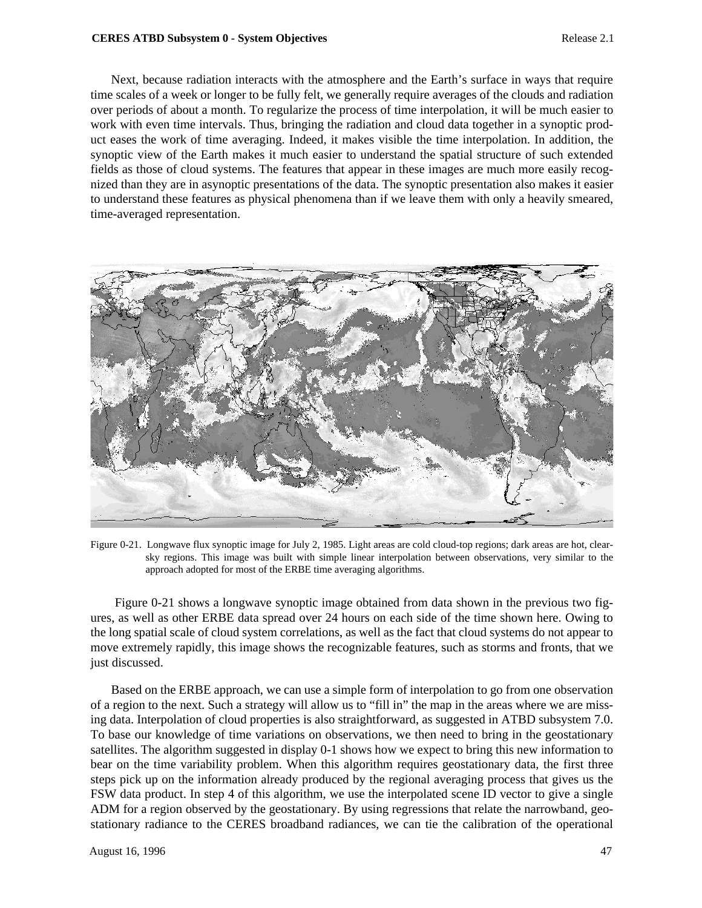Next, because radiation interacts with the atmosphere and the Earth's surface in ways that require time scales of a week or longer to be fully felt, we generally require averages of the clouds and radiation over periods of about a month. To regularize the process of time interpolation, it will be much easier to work with even time intervals. Thus, bringing the radiation and cloud data together in a synoptic product eases the work of time averaging. Indeed, it makes visible the time interpolation. In addition, the synoptic view of the Earth makes it much easier to understand the spatial structure of such extended fields as those of cloud systems. The features that appear in these images are much more easily recognized than they are in asynoptic presentations of the data. The synoptic presentation also makes it easier to understand these features as physical phenomena than if we leave them with only a heavily smeared, time-averaged representation.

Figure 0-21. Longwave flux synoptic image for July 2, 1985. Light areas are cold cloud-top regions; dark areas are hot, clear-sky regions. This image was built with simple linear interpolation between observations, very similar to the approach adopted for most of the ERBE time averaging algorithms.

Figure 0-21 shows a longwave synoptic image obtained from data shown in the previous two figures, as well as other ERBE data spread over 24 hours on each side of the time shown here. Owing to the long spatial scale of cloud system correlations, as well as the fact that cloud systems do not appear to move extremely rapidly, this image shows the recognizable features, such as storms and fronts, that we just discussed.

Based on the ERBE approach, we can use a simple form of interpolation to go from one observation of a region to the next. Such a strategy will allow us to "fill in" the map in the areas where we are missing data. Interpolation of cloud properties is also straightforward, as suggested in ATBD subsystem 7.0. To base our knowledge of time variations on observations, we then need to bring in the geostationary satellites. The algorithm suggested in display 0-1 shows how we expect to bring this new information to bear on the time variability problem. When this algorithm requires geostationary data, the first three steps pick up on the information already produced by the regional averaging process that gives us the FSW data product. In step 4 of this algorithm, we use the interpolated scene ID vector to give a single ADM for a region observed by the geostationary. By using regressions that relate the narrowband, geostationary radiance to the CERES broadband radiances, we can tie the calibration of the operational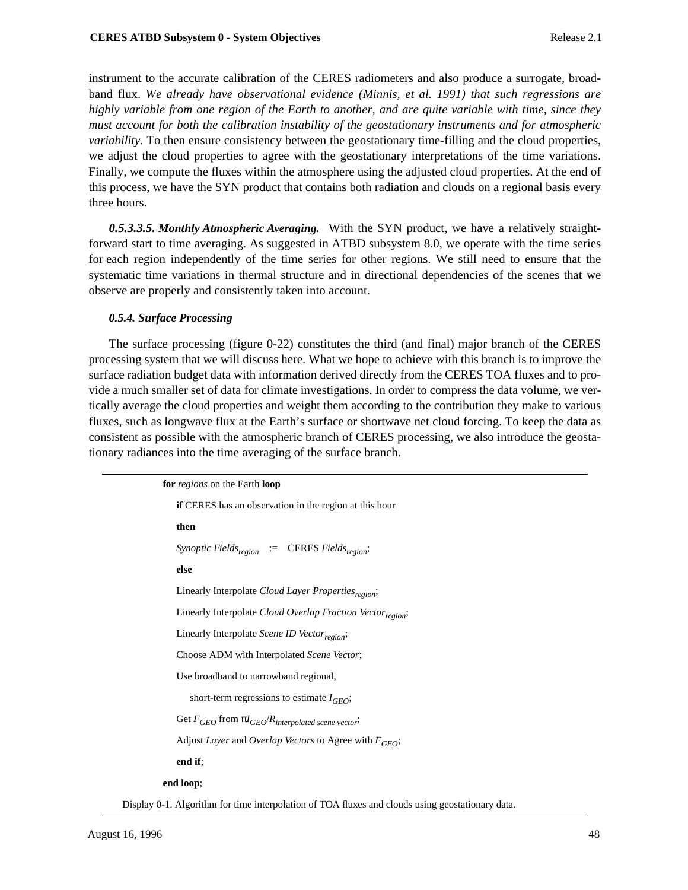instrument to the accurate calibration of the CERES radiometers and also produce a surrogate, broadband flux. *We already have observational evidence (Minnis, et al. 1991) that such regressions are highly variable from one region of the Earth to another, and are quite variable with time, since they must account for both the calibration instability of the geostationary instruments and for atmospheric variability*. To then ensure consistency between the geostationary time-filling and the cloud properties, we adjust the cloud properties to agree with the geostationary interpretations of the time variations. Finally, we compute the fluxes within the atmosphere using the adjusted cloud properties. At the end of this process, we have the SYN product that contains both radiation and clouds on a regional basis every three hours.

***0.5.3.3.5. Monthly Atmospheric Averaging.*** With the SYN product, we have a relatively straightforward start to time averaging. As suggested in ATBD subsystem 8.0, we operate with the time series for each region independently of the time series for other regions. We still need to ensure that the systematic time variations in thermal structure and in directional dependencies of the scenes that we observe are properly and consistently taken into account.

#### *0.5.4. Surface Processing*

The surface processing (figure 0-22) constitutes the third (and final) major branch of the CERES processing system that we will discuss here. What we hope to achieve with this branch is to improve the surface radiation budget data with information derived directly from the CERES TOA fluxes and to provide a much smaller set of data for climate investigations. In order to compress the data volume, we vertically average the cloud properties and weight them according to the contribution they make to various fluxes, such as longwave flux at the Earth's surface or shortwave net cloud forcing. To keep the data as consistent as possible with the atmospheric branch of CERES processing, we also introduce the geostationary radiances into the time averaging of the surface branch.

---

**for** *regions* on the Earth **loop**

  **if** CERES has an observation in the region at this hour

  **then**

  *Synoptic Fields*$_{region}$ := CERES *Fields*$_{region}$;

  **else**

  Linearly Interpolate *Cloud Layer Properties*$_{region}$;

  Linearly Interpolate *Cloud Overlap Fraction Vector*$_{region}$;

  Linearly Interpolate *Scene ID Vector*$_{region}$;

  Choose ADM with Interpolated *Scene Vector*;

  Use broadband to narrowband regional,

    short-term regressions to estimate $I_{GEO}$;

  Get $F_{GEO}$ from $\pi I_{GEO}/R_{interpolated\ scene\ vector}$;

  Adjust *Layer* and *Overlap Vectors* to Agree with $F_{GEO}$;

  **end if**;

**end loop**;

Display 0-1. Algorithm for time interpolation of TOA fluxes and clouds using geostationary data.

---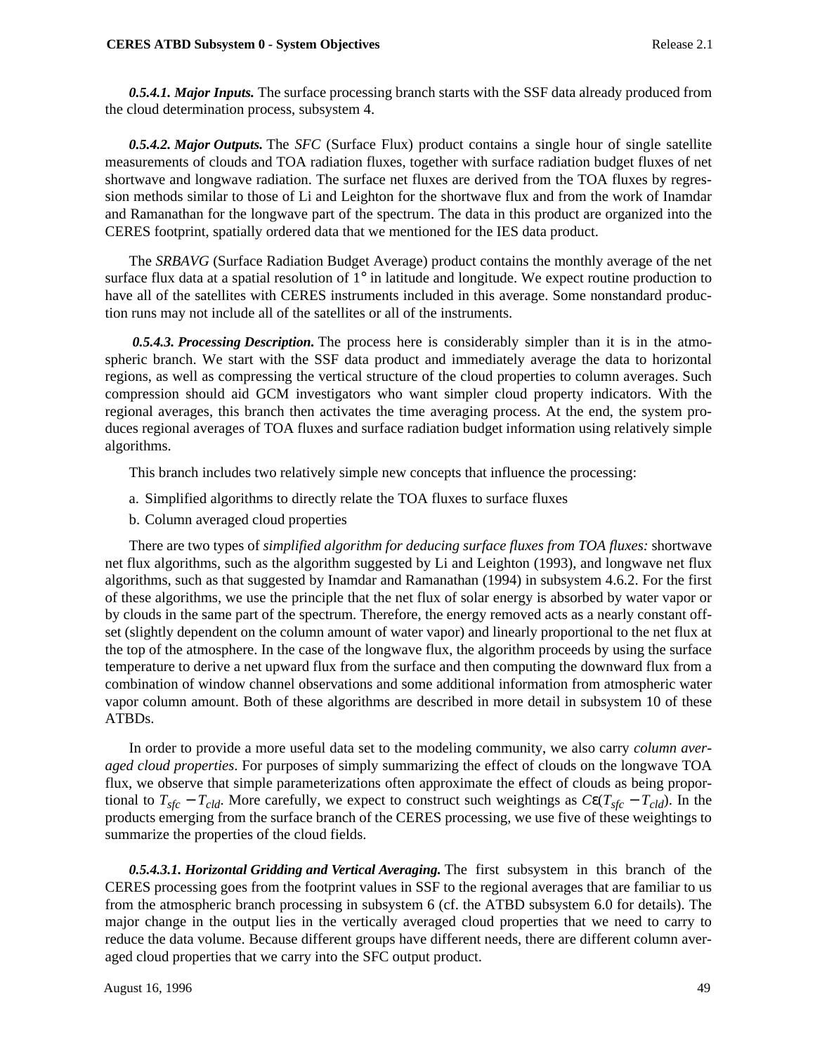***0.5.4.1. Major Inputs.*** The surface processing branch starts with the SSF data already produced from the cloud determination process, subsystem 4.

***0.5.4.2. Major Outputs.*** The *SFC* (Surface Flux) product contains a single hour of single satellite measurements of clouds and TOA radiation fluxes, together with surface radiation budget fluxes of net shortwave and longwave radiation. The surface net fluxes are derived from the TOA fluxes by regression methods similar to those of Li and Leighton for the shortwave flux and from the work of Inamdar and Ramanathan for the longwave part of the spectrum. The data in this product are organized into the CERES footprint, spatially ordered data that we mentioned for the IES data product.

The *SRBAVG* (Surface Radiation Budget Average) product contains the monthly average of the net surface flux data at a spatial resolution of 1° in latitude and longitude. We expect routine production to have all of the satellites with CERES instruments included in this average. Some nonstandard production runs may not include all of the satellites or all of the instruments.

***0.5.4.3. Processing Description.*** The process here is considerably simpler than it is in the atmospheric branch. We start with the SSF data product and immediately average the data to horizontal regions, as well as compressing the vertical structure of the cloud properties to column averages. Such compression should aid GCM investigators who want simpler cloud property indicators. With the regional averages, this branch then activates the time averaging process. At the end, the system produces regional averages of TOA fluxes and surface radiation budget information using relatively simple algorithms.

This branch includes two relatively simple new concepts that influence the processing:

a. Simplified algorithms to directly relate the TOA fluxes to surface fluxes

b. Column averaged cloud properties

There are two types of *simplified algorithm for deducing surface fluxes from TOA fluxes:* shortwave net flux algorithms, such as the algorithm suggested by Li and Leighton (1993), and longwave net flux algorithms, such as that suggested by Inamdar and Ramanathan (1994) in subsystem 4.6.2. For the first of these algorithms, we use the principle that the net flux of solar energy is absorbed by water vapor or by clouds in the same part of the spectrum. Therefore, the energy removed acts as a nearly constant offset (slightly dependent on the column amount of water vapor) and linearly proportional to the net flux at the top of the atmosphere. In the case of the longwave flux, the algorithm proceeds by using the surface temperature to derive a net upward flux from the surface and then computing the downward flux from a combination of window channel observations and some additional information from atmospheric water vapor column amount. Both of these algorithms are described in more detail in subsystem 10 of these ATBDs.

In order to provide a more useful data set to the modeling community, we also carry *column averaged cloud properties*. For purposes of simply summarizing the effect of clouds on the longwave TOA flux, we observe that simple parameterizations often approximate the effect of clouds as being proportional to $T_{sfc} - T_{cld}$. More carefully, we expect to construct such weightings as $C\varepsilon(T_{sfc} - T_{cld})$. In the products emerging from the surface branch of the CERES processing, we use five of these weightings to summarize the properties of the cloud fields.

***0.5.4.3.1. Horizontal Gridding and Vertical Averaging.*** The first subsystem in this branch of the CERES processing goes from the footprint values in SSF to the regional averages that are familiar to us from the atmospheric branch processing in subsystem 6 (cf. the ATBD subsystem 6.0 for details). The major change in the output lies in the vertically averaged cloud properties that we need to carry to reduce the data volume. Because different groups have different needs, there are different column averaged cloud properties that we carry into the SFC output product.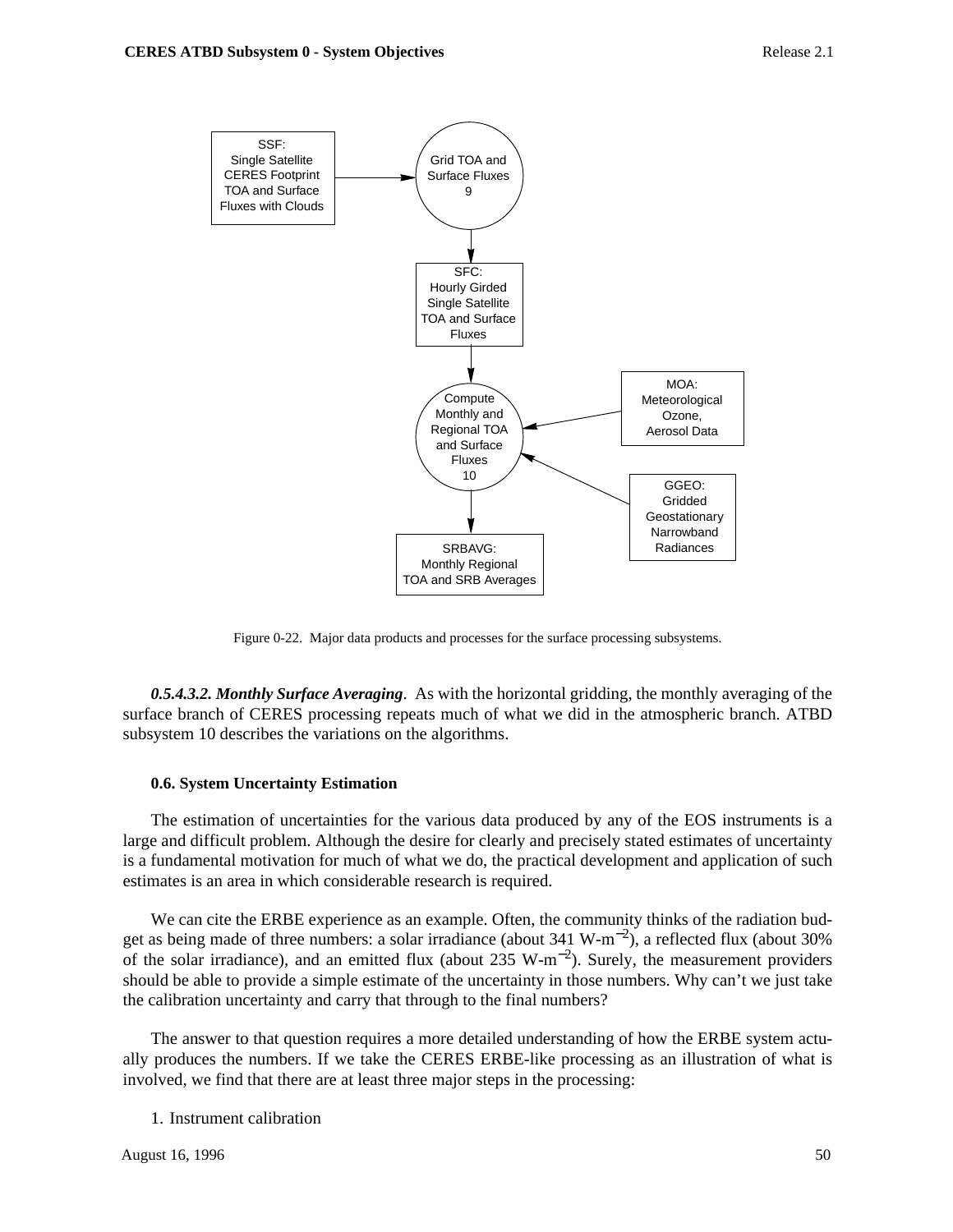Figure 0-22. Major data products and processes for the surface processing subsystems.

***0.5.4.3.2. Monthly Surface Averaging***. As with the horizontal gridding, the monthly averaging of the surface branch of CERES processing repeats much of what we did in the atmospheric branch. ATBD subsystem 10 describes the variations on the algorithms.

#### 0.6. System Uncertainty Estimation

The estimation of uncertainties for the various data produced by any of the EOS instruments is a large and difficult problem. Although the desire for clearly and precisely stated estimates of uncertainty is a fundamental motivation for much of what we do, the practical development and application of such estimates is an area in which considerable research is required.

We can cite the ERBE experience as an example. Often, the community thinks of the radiation budget as being made of three numbers: a solar irradiance (about 341 W-m$^{-2}$), a reflected flux (about 30% of the solar irradiance), and an emitted flux (about 235 W-m$^{-2}$). Surely, the measurement providers should be able to provide a simple estimate of the uncertainty in those numbers. Why can't we just take the calibration uncertainty and carry that through to the final numbers?

The answer to that question requires a more detailed understanding of how the ERBE system actually produces the numbers. If we take the CERES ERBE-like processing as an illustration of what is involved, we find that there are at least three major steps in the processing:

1. Instrument calibration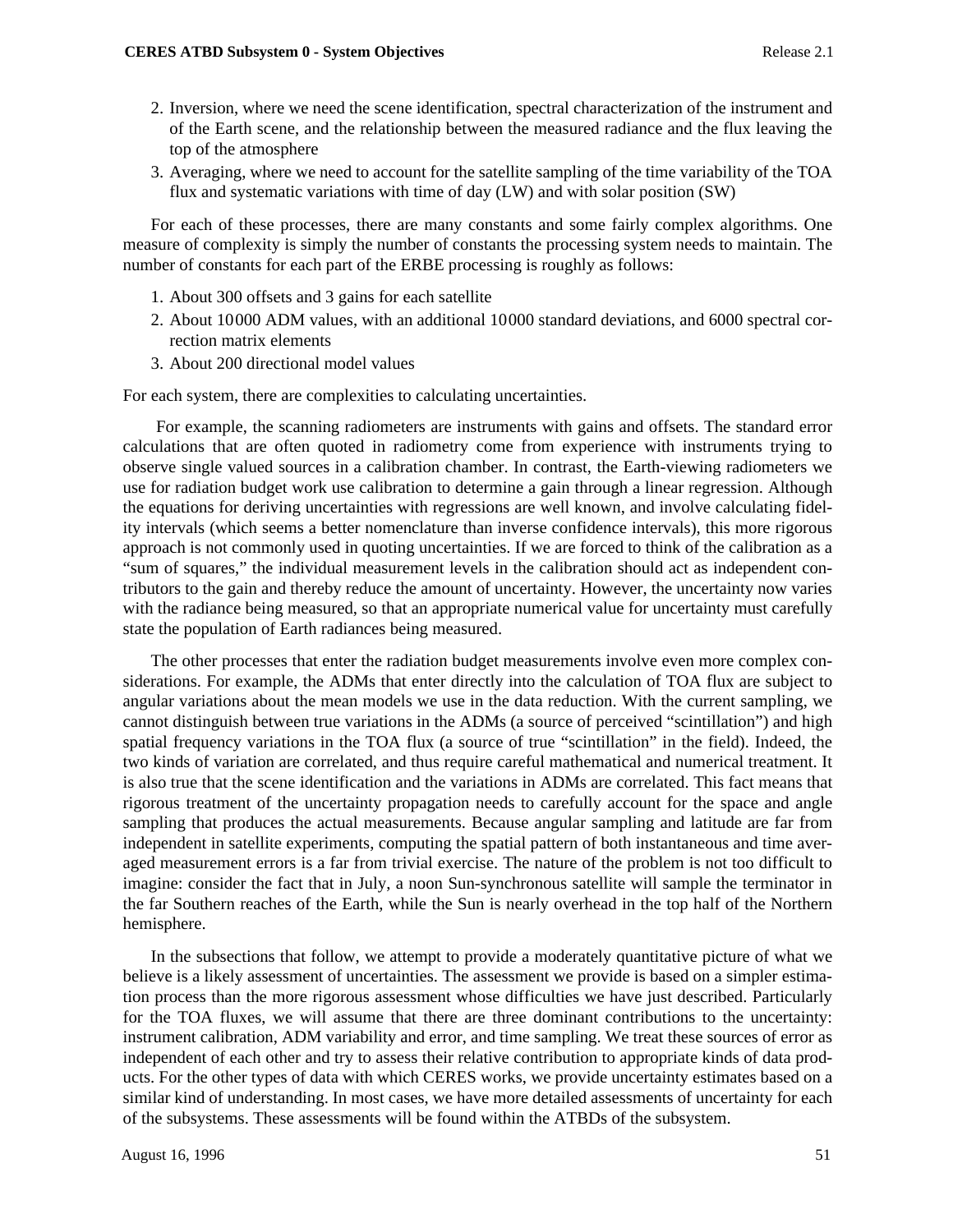2. Inversion, where we need the scene identification, spectral characterization of the instrument and of the Earth scene, and the relationship between the measured radiance and the flux leaving the top of the atmosphere
3. Averaging, where we need to account for the satellite sampling of the time variability of the TOA flux and systematic variations with time of day (LW) and with solar position (SW)

For each of these processes, there are many constants and some fairly complex algorithms. One measure of complexity is simply the number of constants the processing system needs to maintain. The number of constants for each part of the ERBE processing is roughly as follows:

1. About 300 offsets and 3 gains for each satellite
2. About 10000 ADM values, with an additional 10000 standard deviations, and 6000 spectral correction matrix elements
3. About 200 directional model values

For each system, there are complexities to calculating uncertainties.

For example, the scanning radiometers are instruments with gains and offsets. The standard error calculations that are often quoted in radiometry come from experience with instruments trying to observe single valued sources in a calibration chamber. In contrast, the Earth-viewing radiometers we use for radiation budget work use calibration to determine a gain through a linear regression. Although the equations for deriving uncertainties with regressions are well known, and involve calculating fidelity intervals (which seems a better nomenclature than inverse confidence intervals), this more rigorous approach is not commonly used in quoting uncertainties. If we are forced to think of the calibration as a "sum of squares," the individual measurement levels in the calibration should act as independent contributors to the gain and thereby reduce the amount of uncertainty. However, the uncertainty now varies with the radiance being measured, so that an appropriate numerical value for uncertainty must carefully state the population of Earth radiances being measured.

The other processes that enter the radiation budget measurements involve even more complex considerations. For example, the ADMs that enter directly into the calculation of TOA flux are subject to angular variations about the mean models we use in the data reduction. With the current sampling, we cannot distinguish between true variations in the ADMs (a source of perceived "scintillation") and high spatial frequency variations in the TOA flux (a source of true "scintillation" in the field). Indeed, the two kinds of variation are correlated, and thus require careful mathematical and numerical treatment. It is also true that the scene identification and the variations in ADMs are correlated. This fact means that rigorous treatment of the uncertainty propagation needs to carefully account for the space and angle sampling that produces the actual measurements. Because angular sampling and latitude are far from independent in satellite experiments, computing the spatial pattern of both instantaneous and time averaged measurement errors is a far from trivial exercise. The nature of the problem is not too difficult to imagine: consider the fact that in July, a noon Sun-synchronous satellite will sample the terminator in the far Southern reaches of the Earth, while the Sun is nearly overhead in the top half of the Northern hemisphere.

In the subsections that follow, we attempt to provide a moderately quantitative picture of what we believe is a likely assessment of uncertainties. The assessment we provide is based on a simpler estimation process than the more rigorous assessment whose difficulties we have just described. Particularly for the TOA fluxes, we will assume that there are three dominant contributions to the uncertainty: instrument calibration, ADM variability and error, and time sampling. We treat these sources of error as independent of each other and try to assess their relative contribution to appropriate kinds of data products. For the other types of data with which CERES works, we provide uncertainty estimates based on a similar kind of understanding. In most cases, we have more detailed assessments of uncertainty for each of the subsystems. These assessments will be found within the ATBDs of the subsystem.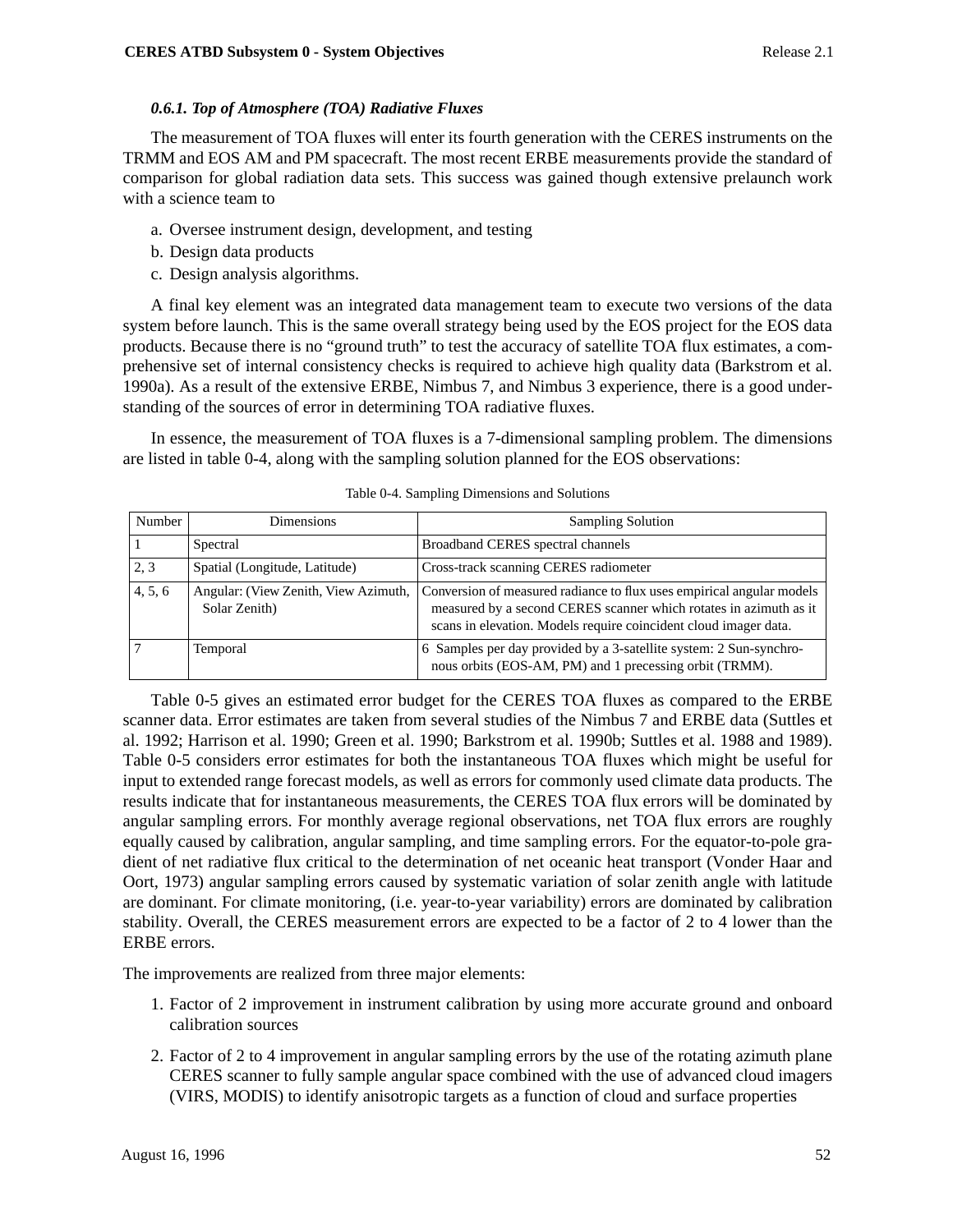#### 0.6.1. Top of Atmosphere (TOA) Radiative Fluxes

The measurement of TOA fluxes will enter its fourth generation with the CERES instruments on the TRMM and EOS AM and PM spacecraft. The most recent ERBE measurements provide the standard of comparison for global radiation data sets. This success was gained though extensive prelaunch work with a science team to

a. Oversee instrument design, development, and testing
b. Design data products
c. Design analysis algorithms.

A final key element was an integrated data management team to execute two versions of the data system before launch. This is the same overall strategy being used by the EOS project for the EOS data products. Because there is no "ground truth" to test the accuracy of satellite TOA flux estimates, a comprehensive set of internal consistency checks is required to achieve high quality data (Barkstrom et al. 1990a). As a result of the extensive ERBE, Nimbus 7, and Nimbus 3 experience, there is a good understanding of the sources of error in determining TOA radiative fluxes.

In essence, the measurement of TOA fluxes is a 7-dimensional sampling problem. The dimensions are listed in table 0-4, along with the sampling solution planned for the EOS observations:

Table 0-4. Sampling Dimensions and Solutions

| Number | Dimensions | Sampling Solution |
|---|---|---|
| 1 | Spectral | Broadband CERES spectral channels |
| 2, 3 | Spatial (Longitude, Latitude) | Cross-track scanning CERES radiometer |
| 4, 5, 6 | Angular: (View Zenith, View Azimuth, Solar Zenith) | Conversion of measured radiance to flux uses empirical angular models measured by a second CERES scanner which rotates in azimuth as it scans in elevation. Models require coincident cloud imager data. |
| 7 | Temporal | 6 Samples per day provided by a 3-satellite system: 2 Sun-synchronous orbits (EOS-AM, PM) and 1 precessing orbit (TRMM). |

Table 0-5 gives an estimated error budget for the CERES TOA fluxes as compared to the ERBE scanner data. Error estimates are taken from several studies of the Nimbus 7 and ERBE data (Suttles et al. 1992; Harrison et al. 1990; Green et al. 1990; Barkstrom et al. 1990b; Suttles et al. 1988 and 1989). Table 0-5 considers error estimates for both the instantaneous TOA fluxes which might be useful for input to extended range forecast models, as well as errors for commonly used climate data products. The results indicate that for instantaneous measurements, the CERES TOA flux errors will be dominated by angular sampling errors. For monthly average regional observations, net TOA flux errors are roughly equally caused by calibration, angular sampling, and time sampling errors. For the equator-to-pole gradient of net radiative flux critical to the determination of net oceanic heat transport (Vonder Haar and Oort, 1973) angular sampling errors caused by systematic variation of solar zenith angle with latitude are dominant. For climate monitoring, (i.e. year-to-year variability) errors are dominated by calibration stability. Overall, the CERES measurement errors are expected to be a factor of 2 to 4 lower than the ERBE errors.

The improvements are realized from three major elements:

1. Factor of 2 improvement in instrument calibration by using more accurate ground and onboard calibration sources
2. Factor of 2 to 4 improvement in angular sampling errors by the use of the rotating azimuth plane CERES scanner to fully sample angular space combined with the use of advanced cloud imagers (VIRS, MODIS) to identify anisotropic targets as a function of cloud and surface properties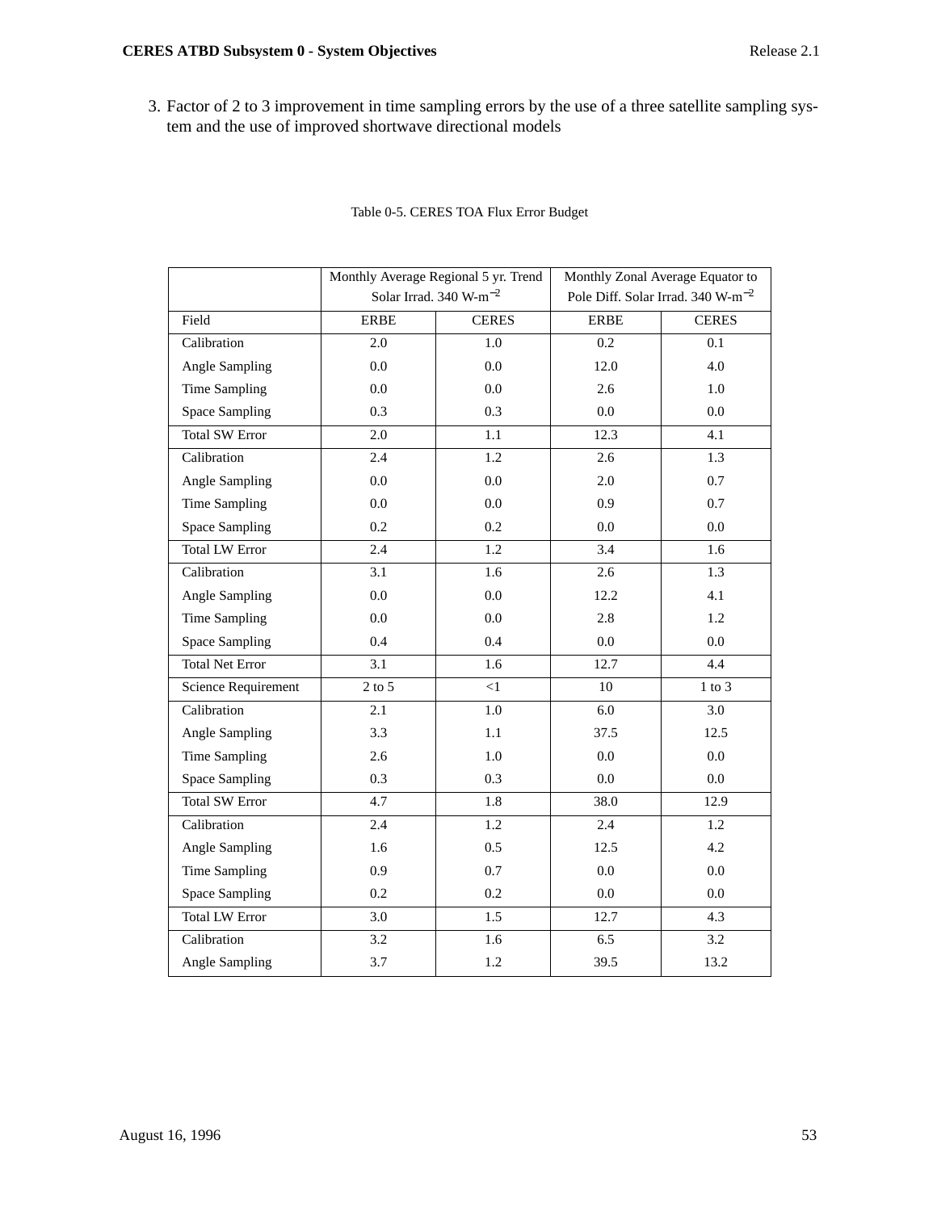3. Factor of 2 to 3 improvement in time sampling errors by the use of a three satellite sampling system and the use of improved shortwave directional models

Table 0-5. CERES TOA Flux Error Budget

| | Monthly Average Regional 5 yr. Trend Solar Irrad. 340 W-m$^{-2}$ | | Monthly Zonal Average Equator to Pole Diff. Solar Irrad. 340 W-m$^{-2}$ | |
|---|---|---|---|---|
| Field | ERBE | CERES | ERBE | CERES |
| Calibration | 2.0 | 1.0 | 0.2 | 0.1 |
| Angle Sampling | 0.0 | 0.0 | 12.0 | 4.0 |
| Time Sampling | 0.0 | 0.0 | 2.6 | 1.0 |
| Space Sampling | 0.3 | 0.3 | 0.0 | 0.0 |
| Total SW Error | 2.0 | 1.1 | 12.3 | 4.1 |
| Calibration | 2.4 | 1.2 | 2.6 | 1.3 |
| Angle Sampling | 0.0 | 0.0 | 2.0 | 0.7 |
| Time Sampling | 0.0 | 0.0 | 0.9 | 0.7 |
| Space Sampling | 0.2 | 0.2 | 0.0 | 0.0 |
| Total LW Error | 2.4 | 1.2 | 3.4 | 1.6 |
| Calibration | 3.1 | 1.6 | 2.6 | 1.3 |
| Angle Sampling | 0.0 | 0.0 | 12.2 | 4.1 |
| Time Sampling | 0.0 | 0.0 | 2.8 | 1.2 |
| Space Sampling | 0.4 | 0.4 | 0.0 | 0.0 |
| Total Net Error | 3.1 | 1.6 | 12.7 | 4.4 |
| Science Requirement | 2 to 5 | <1 | 10 | 1 to 3 |
| Calibration | 2.1 | 1.0 | 6.0 | 3.0 |
| Angle Sampling | 3.3 | 1.1 | 37.5 | 12.5 |
| Time Sampling | 2.6 | 1.0 | 0.0 | 0.0 |
| Space Sampling | 0.3 | 0.3 | 0.0 | 0.0 |
| Total SW Error | 4.7 | 1.8 | 38.0 | 12.9 |
| Calibration | 2.4 | 1.2 | 2.4 | 1.2 |
| Angle Sampling | 1.6 | 0.5 | 12.5 | 4.2 |
| Time Sampling | 0.9 | 0.7 | 0.0 | 0.0 |
| Space Sampling | 0.2 | 0.2 | 0.0 | 0.0 |
| Total LW Error | 3.0 | 1.5 | 12.7 | 4.3 |
| Calibration | 3.2 | 1.6 | 6.5 | 3.2 |
| Angle Sampling | 3.7 | 1.2 | 39.5 | 13.2 |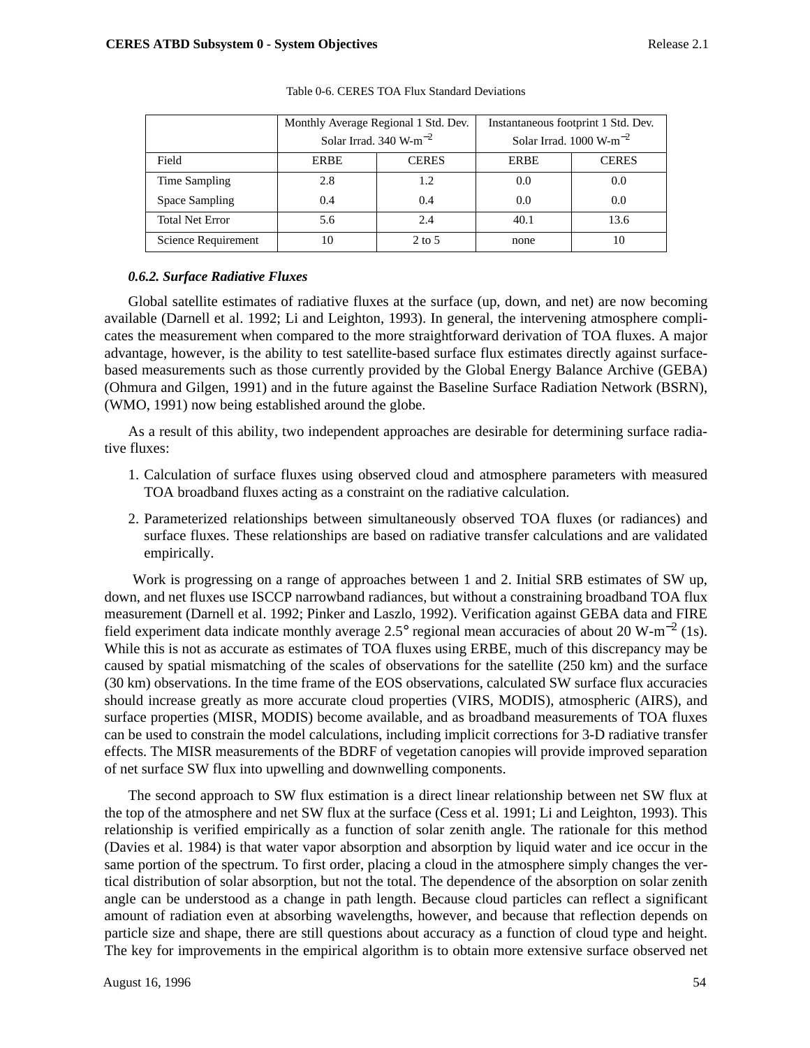Table 0-6. CERES TOA Flux Standard Deviations

| | Monthly Average Regional 1 Std. Dev. Solar Irrad. 340 W-m$^{-2}$ | | Instantaneous footprint 1 Std. Dev. Solar Irrad. 1000 W-m$^{-2}$ | |
|---|---|---|---|---|
| Field | ERBE | CERES | ERBE | CERES |
| Time Sampling | 2.8 | 1.2 | 0.0 | 0.0 |
| Space Sampling | 0.4 | 0.4 | 0.0 | 0.0 |
| Total Net Error | 5.6 | 2.4 | 40.1 | 13.6 |
| Science Requirement | 10 | 2 to 5 | none | 10 |

#### *0.6.2. Surface Radiative Fluxes*

Global satellite estimates of radiative fluxes at the surface (up, down, and net) are now becoming available (Darnell et al. 1992; Li and Leighton, 1993). In general, the intervening atmosphere complicates the measurement when compared to the more straightforward derivation of TOA fluxes. A major advantage, however, is the ability to test satellite-based surface flux estimates directly against surface-based measurements such as those currently provided by the Global Energy Balance Archive (GEBA) (Ohmura and Gilgen, 1991) and in the future against the Baseline Surface Radiation Network (BSRN), (WMO, 1991) now being established around the globe.

As a result of this ability, two independent approaches are desirable for determining surface radiative fluxes:

1. Calculation of surface fluxes using observed cloud and atmosphere parameters with measured TOA broadband fluxes acting as a constraint on the radiative calculation.

2. Parameterized relationships between simultaneously observed TOA fluxes (or radiances) and surface fluxes. These relationships are based on radiative transfer calculations and are validated empirically.

Work is progressing on a range of approaches between 1 and 2. Initial SRB estimates of SW up, down, and net fluxes use ISCCP narrowband radiances, but without a constraining broadband TOA flux measurement (Darnell et al. 1992; Pinker and Laszlo, 1992). Verification against GEBA data and FIRE field experiment data indicate monthly average 2.5° regional mean accuracies of about 20 W-m$^{-2}$ (1s). While this is not as accurate as estimates of TOA fluxes using ERBE, much of this discrepancy may be caused by spatial mismatching of the scales of observations for the satellite (250 km) and the surface (30 km) observations. In the time frame of the EOS observations, calculated SW surface flux accuracies should increase greatly as more accurate cloud properties (VIRS, MODIS), atmospheric (AIRS), and surface properties (MISR, MODIS) become available, and as broadband measurements of TOA fluxes can be used to constrain the model calculations, including implicit corrections for 3-D radiative transfer effects. The MISR measurements of the BDRF of vegetation canopies will provide improved separation of net surface SW flux into upwelling and downwelling components.

The second approach to SW flux estimation is a direct linear relationship between net SW flux at the top of the atmosphere and net SW flux at the surface (Cess et al. 1991; Li and Leighton, 1993). This relationship is verified empirically as a function of solar zenith angle. The rationale for this method (Davies et al. 1984) is that water vapor absorption and absorption by liquid water and ice occur in the same portion of the spectrum. To first order, placing a cloud in the atmosphere simply changes the vertical distribution of solar absorption, but not the total. The dependence of the absorption on solar zenith angle can be understood as a change in path length. Because cloud particles can reflect a significant amount of radiation even at absorbing wavelengths, however, and because that reflection depends on particle size and shape, there are still questions about accuracy as a function of cloud type and height. The key for improvements in the empirical algorithm is to obtain more extensive surface observed net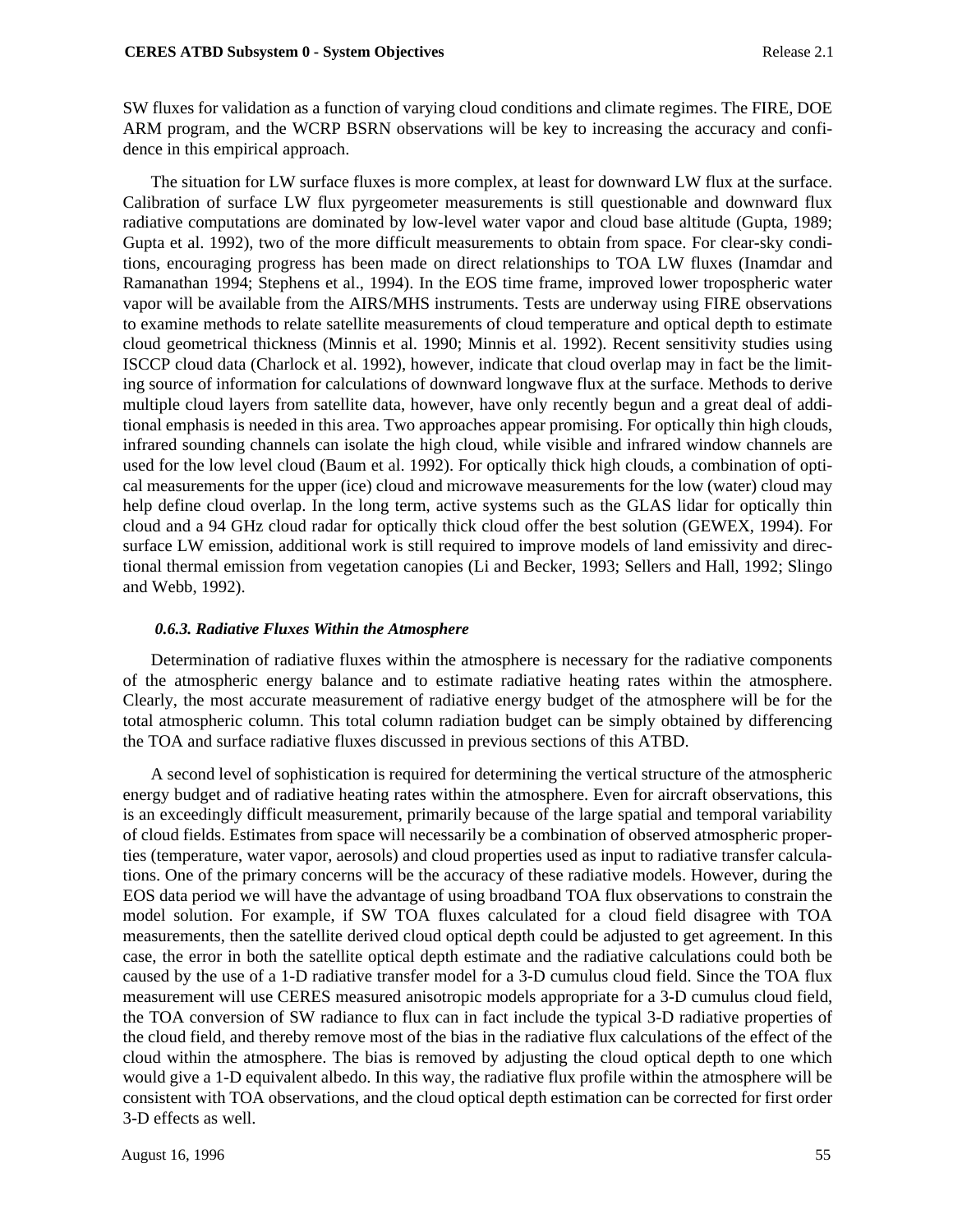SW fluxes for validation as a function of varying cloud conditions and climate regimes. The FIRE, DOE ARM program, and the WCRP BSRN observations will be key to increasing the accuracy and confidence in this empirical approach.

The situation for LW surface fluxes is more complex, at least for downward LW flux at the surface. Calibration of surface LW flux pyrgeometer measurements is still questionable and downward flux radiative computations are dominated by low-level water vapor and cloud base altitude (Gupta, 1989; Gupta et al. 1992), two of the more difficult measurements to obtain from space. For clear-sky conditions, encouraging progress has been made on direct relationships to TOA LW fluxes (Inamdar and Ramanathan 1994; Stephens et al., 1994). In the EOS time frame, improved lower tropospheric water vapor will be available from the AIRS/MHS instruments. Tests are underway using FIRE observations to examine methods to relate satellite measurements of cloud temperature and optical depth to estimate cloud geometrical thickness (Minnis et al. 1990; Minnis et al. 1992). Recent sensitivity studies using ISCCP cloud data (Charlock et al. 1992), however, indicate that cloud overlap may in fact be the limiting source of information for calculations of downward longwave flux at the surface. Methods to derive multiple cloud layers from satellite data, however, have only recently begun and a great deal of additional emphasis is needed in this area. Two approaches appear promising. For optically thin high clouds, infrared sounding channels can isolate the high cloud, while visible and infrared window channels are used for the low level cloud (Baum et al. 1992). For optically thick high clouds, a combination of optical measurements for the upper (ice) cloud and microwave measurements for the low (water) cloud may help define cloud overlap. In the long term, active systems such as the GLAS lidar for optically thin cloud and a 94 GHz cloud radar for optically thick cloud offer the best solution (GEWEX, 1994). For surface LW emission, additional work is still required to improve models of land emissivity and directional thermal emission from vegetation canopies (Li and Becker, 1993; Sellers and Hall, 1992; Slingo and Webb, 1992).

### *0.6.3. Radiative Fluxes Within the Atmosphere*

Determination of radiative fluxes within the atmosphere is necessary for the radiative components of the atmospheric energy balance and to estimate radiative heating rates within the atmosphere. Clearly, the most accurate measurement of radiative energy budget of the atmosphere will be for the total atmospheric column. This total column radiation budget can be simply obtained by differencing the TOA and surface radiative fluxes discussed in previous sections of this ATBD.

A second level of sophistication is required for determining the vertical structure of the atmospheric energy budget and of radiative heating rates within the atmosphere. Even for aircraft observations, this is an exceedingly difficult measurement, primarily because of the large spatial and temporal variability of cloud fields. Estimates from space will necessarily be a combination of observed atmospheric properties (temperature, water vapor, aerosols) and cloud properties used as input to radiative transfer calculations. One of the primary concerns will be the accuracy of these radiative models. However, during the EOS data period we will have the advantage of using broadband TOA flux observations to constrain the model solution. For example, if SW TOA fluxes calculated for a cloud field disagree with TOA measurements, then the satellite derived cloud optical depth could be adjusted to get agreement. In this case, the error in both the satellite optical depth estimate and the radiative calculations could both be caused by the use of a 1-D radiative transfer model for a 3-D cumulus cloud field. Since the TOA flux measurement will use CERES measured anisotropic models appropriate for a 3-D cumulus cloud field, the TOA conversion of SW radiance to flux can in fact include the typical 3-D radiative properties of the cloud field, and thereby remove most of the bias in the radiative flux calculations of the effect of the cloud within the atmosphere. The bias is removed by adjusting the cloud optical depth to one which would give a 1-D equivalent albedo. In this way, the radiative flux profile within the atmosphere will be consistent with TOA observations, and the cloud optical depth estimation can be corrected for first order 3-D effects as well.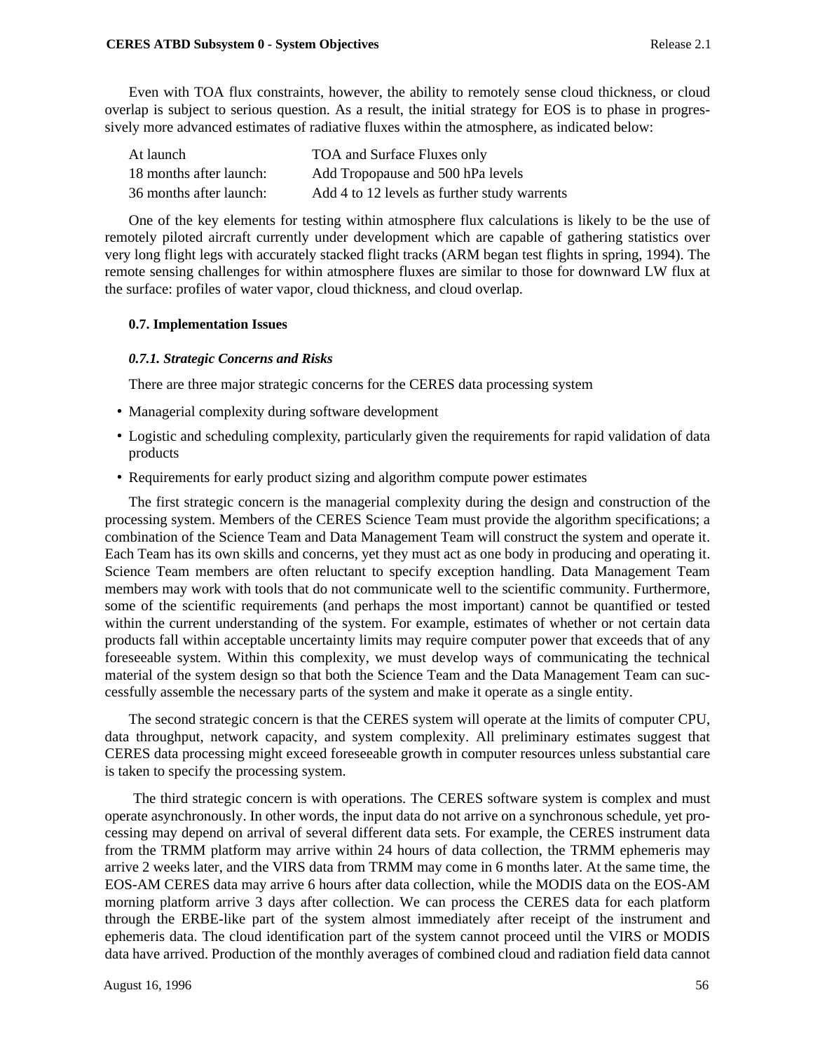Even with TOA flux constraints, however, the ability to remotely sense cloud thickness, or cloud overlap is subject to serious question. As a result, the initial strategy for EOS is to phase in progressively more advanced estimates of radiative fluxes within the atmosphere, as indicated below:

| | |
|---|---|
| At launch | TOA and Surface Fluxes only |
| 18 months after launch: | Add Tropopause and 500 hPa levels |
| 36 months after launch: | Add 4 to 12 levels as further study warrents |

One of the key elements for testing within atmosphere flux calculations is likely to be the use of remotely piloted aircraft currently under development which are capable of gathering statistics over very long flight legs with accurately stacked flight tracks (ARM began test flights in spring, 1994). The remote sensing challenges for within atmosphere fluxes are similar to those for downward LW flux at the surface: profiles of water vapor, cloud thickness, and cloud overlap.

## 0.7. Implementation Issues

### *0.7.1. Strategic Concerns and Risks*

There are three major strategic concerns for the CERES data processing system

- Managerial complexity during software development
- Logistic and scheduling complexity, particularly given the requirements for rapid validation of data products
- Requirements for early product sizing and algorithm compute power estimates

The first strategic concern is the managerial complexity during the design and construction of the processing system. Members of the CERES Science Team must provide the algorithm specifications; a combination of the Science Team and Data Management Team will construct the system and operate it. Each Team has its own skills and concerns, yet they must act as one body in producing and operating it. Science Team members are often reluctant to specify exception handling. Data Management Team members may work with tools that do not communicate well to the scientific community. Furthermore, some of the scientific requirements (and perhaps the most important) cannot be quantified or tested within the current understanding of the system. For example, estimates of whether or not certain data products fall within acceptable uncertainty limits may require computer power that exceeds that of any foreseeable system. Within this complexity, we must develop ways of communicating the technical material of the system design so that both the Science Team and the Data Management Team can successfully assemble the necessary parts of the system and make it operate as a single entity.

The second strategic concern is that the CERES system will operate at the limits of computer CPU, data throughput, network capacity, and system complexity. All preliminary estimates suggest that CERES data processing might exceed foreseeable growth in computer resources unless substantial care is taken to specify the processing system.

The third strategic concern is with operations. The CERES software system is complex and must operate asynchronously. In other words, the input data do not arrive on a synchronous schedule, yet processing may depend on arrival of several different data sets. For example, the CERES instrument data from the TRMM platform may arrive within 24 hours of data collection, the TRMM ephemeris may arrive 2 weeks later, and the VIRS data from TRMM may come in 6 months later. At the same time, the EOS-AM CERES data may arrive 6 hours after data collection, while the MODIS data on the EOS-AM morning platform arrive 3 days after collection. We can process the CERES data for each platform through the ERBE-like part of the system almost immediately after receipt of the instrument and ephemeris data. The cloud identification part of the system cannot proceed until the VIRS or MODIS data have arrived. Production of the monthly averages of combined cloud and radiation field data cannot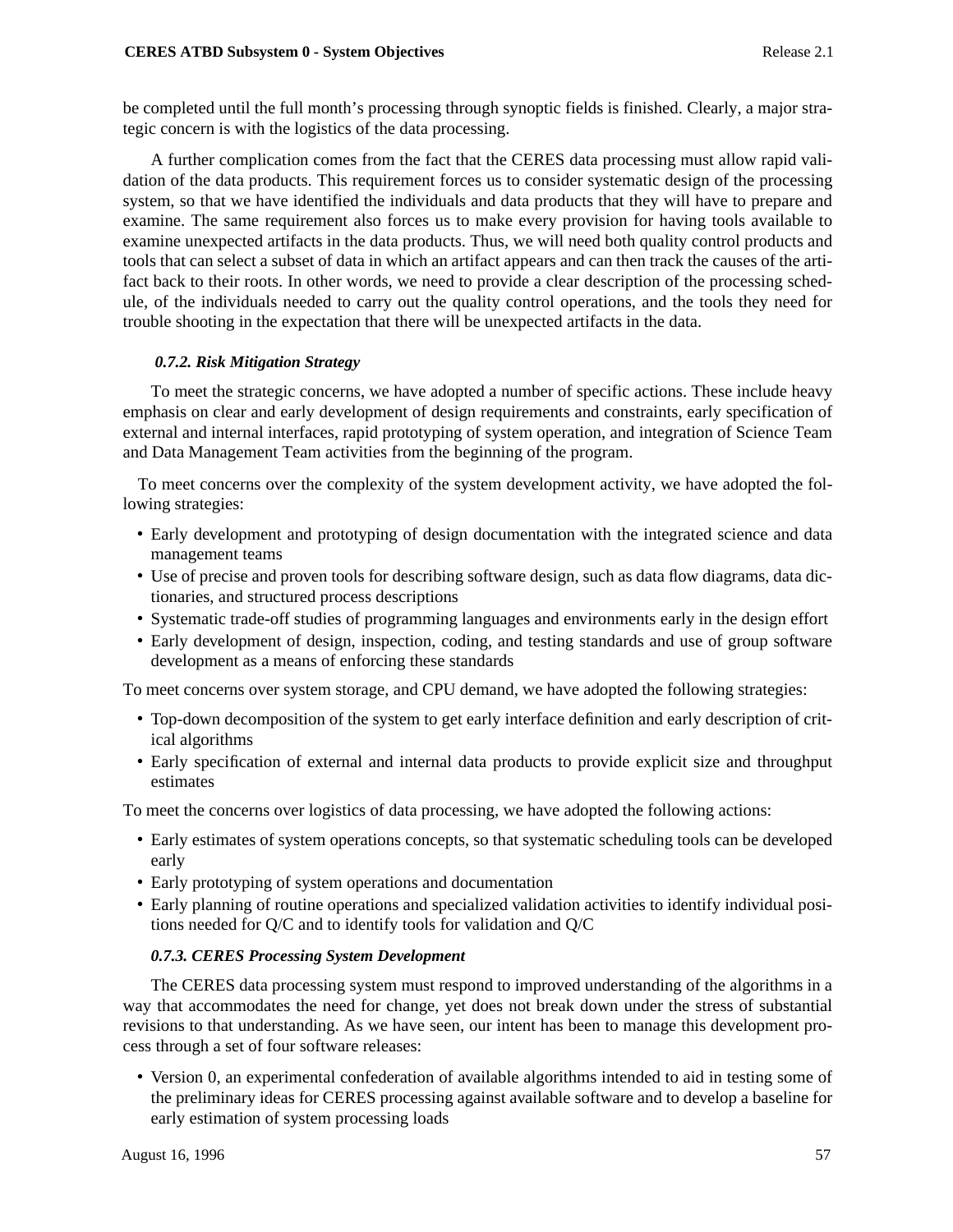be completed until the full month's processing through synoptic fields is finished. Clearly, a major strategic concern is with the logistics of the data processing.

A further complication comes from the fact that the CERES data processing must allow rapid validation of the data products. This requirement forces us to consider systematic design of the processing system, so that we have identified the individuals and data products that they will have to prepare and examine. The same requirement also forces us to make every provision for having tools available to examine unexpected artifacts in the data products. Thus, we will need both quality control products and tools that can select a subset of data in which an artifact appears and can then track the causes of the artifact back to their roots. In other words, we need to provide a clear description of the processing schedule, of the individuals needed to carry out the quality control operations, and the tools they need for trouble shooting in the expectation that there will be unexpected artifacts in the data.

### *0.7.2. Risk Mitigation Strategy*

To meet the strategic concerns, we have adopted a number of specific actions. These include heavy emphasis on clear and early development of design requirements and constraints, early specification of external and internal interfaces, rapid prototyping of system operation, and integration of Science Team and Data Management Team activities from the beginning of the program.

To meet concerns over the complexity of the system development activity, we have adopted the following strategies:

- Early development and prototyping of design documentation with the integrated science and data management teams
- Use of precise and proven tools for describing software design, such as data flow diagrams, data dictionaries, and structured process descriptions
- Systematic trade-off studies of programming languages and environments early in the design effort
- Early development of design, inspection, coding, and testing standards and use of group software development as a means of enforcing these standards

To meet concerns over system storage, and CPU demand, we have adopted the following strategies:

- Top-down decomposition of the system to get early interface definition and early description of critical algorithms
- Early specification of external and internal data products to provide explicit size and throughput estimates

To meet the concerns over logistics of data processing, we have adopted the following actions:

- Early estimates of system operations concepts, so that systematic scheduling tools can be developed early
- Early prototyping of system operations and documentation
- Early planning of routine operations and specialized validation activities to identify individual positions needed for Q/C and to identify tools for validation and Q/C

### *0.7.3. CERES Processing System Development*

The CERES data processing system must respond to improved understanding of the algorithms in a way that accommodates the need for change, yet does not break down under the stress of substantial revisions to that understanding. As we have seen, our intent has been to manage this development process through a set of four software releases:

- Version 0, an experimental confederation of available algorithms intended to aid in testing some of the preliminary ideas for CERES processing against available software and to develop a baseline for early estimation of system processing loads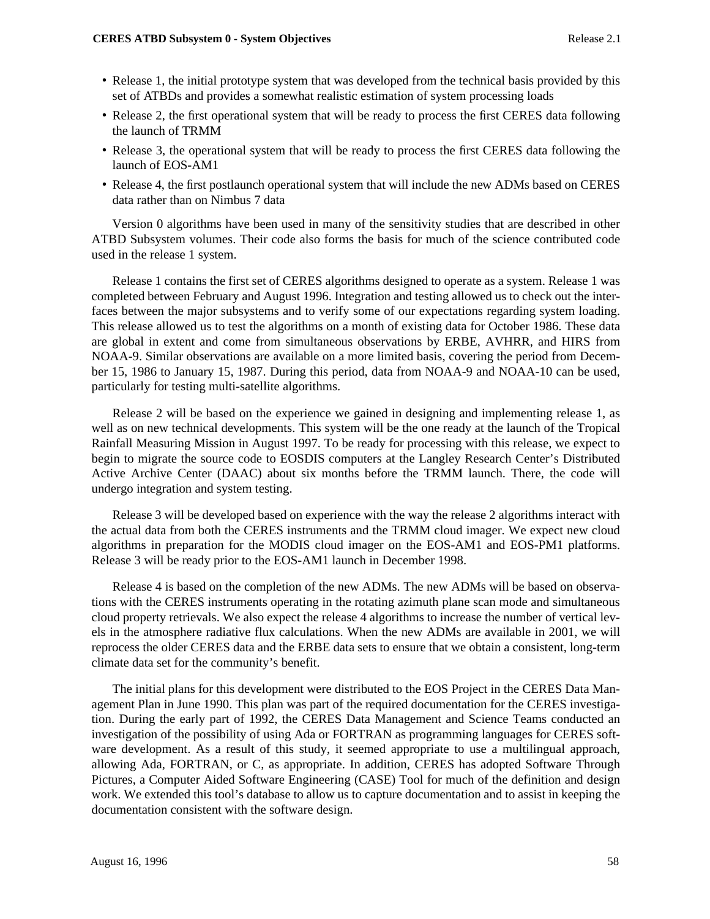- Release 1, the initial prototype system that was developed from the technical basis provided by this set of ATBDs and provides a somewhat realistic estimation of system processing loads
- Release 2, the first operational system that will be ready to process the first CERES data following the launch of TRMM
- Release 3, the operational system that will be ready to process the first CERES data following the launch of EOS-AM1
- Release 4, the first postlaunch operational system that will include the new ADMs based on CERES data rather than on Nimbus 7 data

Version 0 algorithms have been used in many of the sensitivity studies that are described in other ATBD Subsystem volumes. Their code also forms the basis for much of the science contributed code used in the release 1 system.

Release 1 contains the first set of CERES algorithms designed to operate as a system. Release 1 was completed between February and August 1996. Integration and testing allowed us to check out the interfaces between the major subsystems and to verify some of our expectations regarding system loading. This release allowed us to test the algorithms on a month of existing data for October 1986. These data are global in extent and come from simultaneous observations by ERBE, AVHRR, and HIRS from NOAA-9. Similar observations are available on a more limited basis, covering the period from December 15, 1986 to January 15, 1987. During this period, data from NOAA-9 and NOAA-10 can be used, particularly for testing multi-satellite algorithms.

Release 2 will be based on the experience we gained in designing and implementing release 1, as well as on new technical developments. This system will be the one ready at the launch of the Tropical Rainfall Measuring Mission in August 1997. To be ready for processing with this release, we expect to begin to migrate the source code to EOSDIS computers at the Langley Research Center's Distributed Active Archive Center (DAAC) about six months before the TRMM launch. There, the code will undergo integration and system testing.

Release 3 will be developed based on experience with the way the release 2 algorithms interact with the actual data from both the CERES instruments and the TRMM cloud imager. We expect new cloud algorithms in preparation for the MODIS cloud imager on the EOS-AM1 and EOS-PM1 platforms. Release 3 will be ready prior to the EOS-AM1 launch in December 1998.

Release 4 is based on the completion of the new ADMs. The new ADMs will be based on observations with the CERES instruments operating in the rotating azimuth plane scan mode and simultaneous cloud property retrievals. We also expect the release 4 algorithms to increase the number of vertical levels in the atmosphere radiative flux calculations. When the new ADMs are available in 2001, we will reprocess the older CERES data and the ERBE data sets to ensure that we obtain a consistent, long-term climate data set for the community's benefit.

The initial plans for this development were distributed to the EOS Project in the CERES Data Management Plan in June 1990. This plan was part of the required documentation for the CERES investigation. During the early part of 1992, the CERES Data Management and Science Teams conducted an investigation of the possibility of using Ada or FORTRAN as programming languages for CERES software development. As a result of this study, it seemed appropriate to use a multilingual approach, allowing Ada, FORTRAN, or C, as appropriate. In addition, CERES has adopted Software Through Pictures, a Computer Aided Software Engineering (CASE) Tool for much of the definition and design work. We extended this tool's database to allow us to capture documentation and to assist in keeping the documentation consistent with the software design.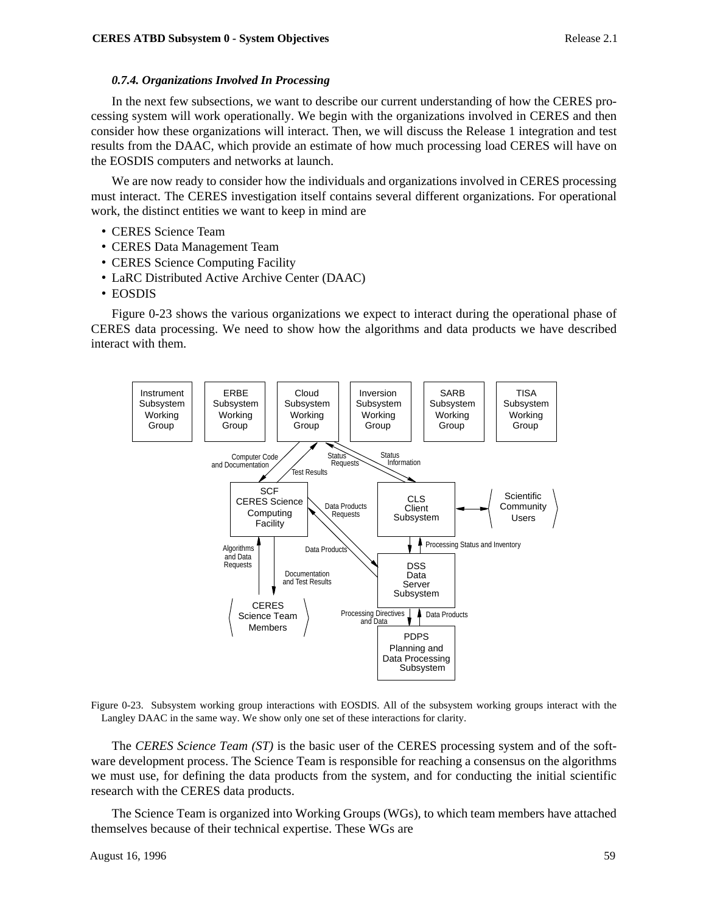#### *0.7.4. Organizations Involved In Processing*

In the next few subsections, we want to describe our current understanding of how the CERES processing system will work operationally. We begin with the organizations involved in CERES and then consider how these organizations will interact. Then, we will discuss the Release 1 integration and test results from the DAAC, which provide an estimate of how much processing load CERES will have on the EOSDIS computers and networks at launch.

We are now ready to consider how the individuals and organizations involved in CERES processing must interact. The CERES investigation itself contains several different organizations. For operational work, the distinct entities we want to keep in mind are

- CERES Science Team
- CERES Data Management Team
- CERES Science Computing Facility
- LaRC Distributed Active Archive Center (DAAC)
- EOSDIS

Figure 0-23 shows the various organizations we expect to interact during the operational phase of CERES data processing. We need to show how the algorithms and data products we have described interact with them.

Figure 0-23. Subsystem working group interactions with EOSDIS. All of the subsystem working groups interact with the Langley DAAC in the same way. We show only one set of these interactions for clarity.

The *CERES Science Team (ST)* is the basic user of the CERES processing system and of the software development process. The Science Team is responsible for reaching a consensus on the algorithms we must use, for defining the data products from the system, and for conducting the initial scientific research with the CERES data products.

The Science Team is organized into Working Groups (WGs), to which team members have attached themselves because of their technical expertise. These WGs are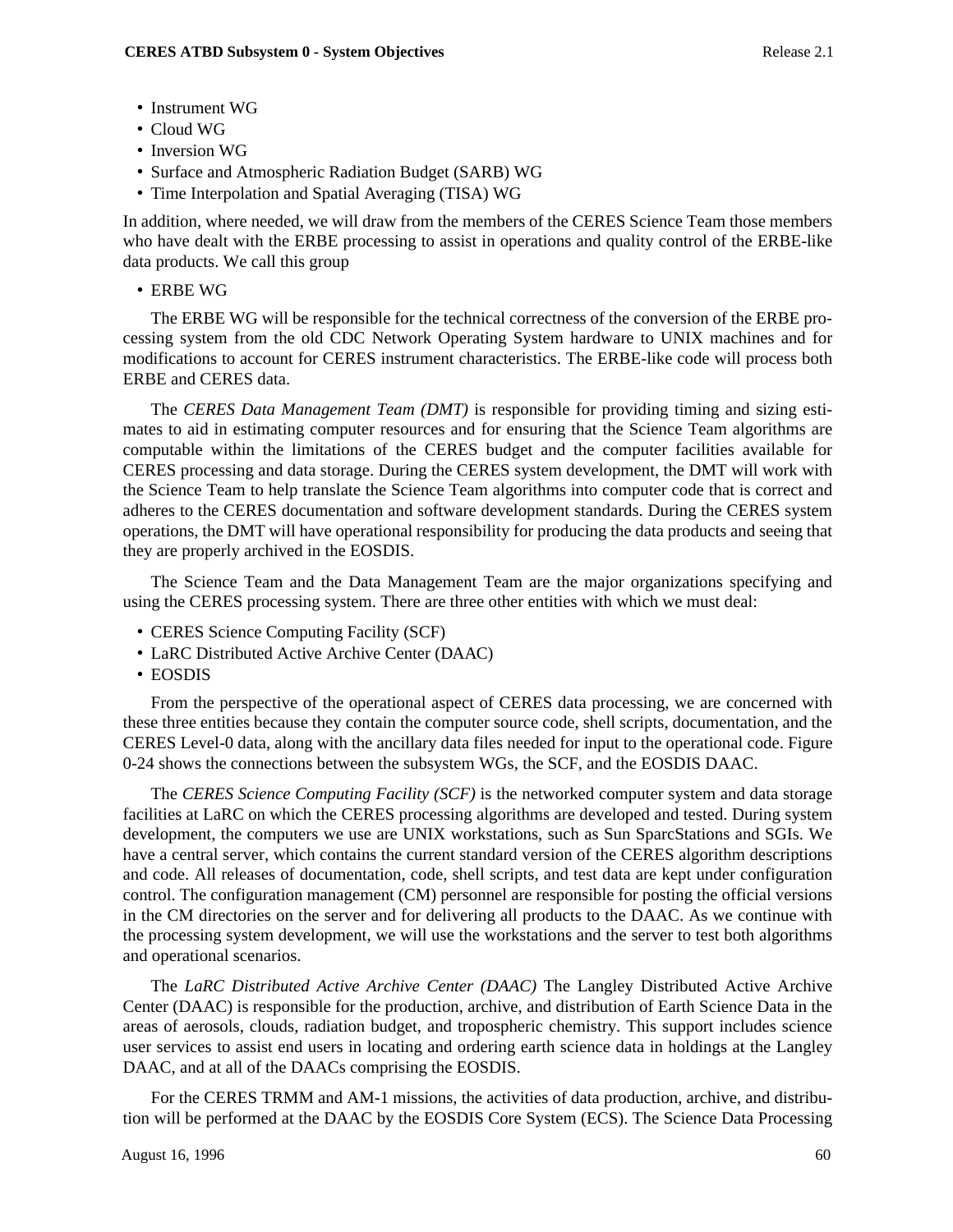- Instrument WG
- Cloud WG
- Inversion WG
- Surface and Atmospheric Radiation Budget (SARB) WG
- Time Interpolation and Spatial Averaging (TISA) WG

In addition, where needed, we will draw from the members of the CERES Science Team those members who have dealt with the ERBE processing to assist in operations and quality control of the ERBE-like data products. We call this group

- ERBE WG

The ERBE WG will be responsible for the technical correctness of the conversion of the ERBE processing system from the old CDC Network Operating System hardware to UNIX machines and for modifications to account for CERES instrument characteristics. The ERBE-like code will process both ERBE and CERES data.

The *CERES Data Management Team (DMT)* is responsible for providing timing and sizing estimates to aid in estimating computer resources and for ensuring that the Science Team algorithms are computable within the limitations of the CERES budget and the computer facilities available for CERES processing and data storage. During the CERES system development, the DMT will work with the Science Team to help translate the Science Team algorithms into computer code that is correct and adheres to the CERES documentation and software development standards. During the CERES system operations, the DMT will have operational responsibility for producing the data products and seeing that they are properly archived in the EOSDIS.

The Science Team and the Data Management Team are the major organizations specifying and using the CERES processing system. There are three other entities with which we must deal:

- CERES Science Computing Facility (SCF)
- LaRC Distributed Active Archive Center (DAAC)
- EOSDIS

From the perspective of the operational aspect of CERES data processing, we are concerned with these three entities because they contain the computer source code, shell scripts, documentation, and the CERES Level-0 data, along with the ancillary data files needed for input to the operational code. Figure 0-24 shows the connections between the subsystem WGs, the SCF, and the EOSDIS DAAC.

The *CERES Science Computing Facility (SCF)* is the networked computer system and data storage facilities at LaRC on which the CERES processing algorithms are developed and tested. During system development, the computers we use are UNIX workstations, such as Sun SparcStations and SGIs. We have a central server, which contains the current standard version of the CERES algorithm descriptions and code. All releases of documentation, code, shell scripts, and test data are kept under configuration control. The configuration management (CM) personnel are responsible for posting the official versions in the CM directories on the server and for delivering all products to the DAAC. As we continue with the processing system development, we will use the workstations and the server to test both algorithms and operational scenarios.

The *LaRC Distributed Active Archive Center (DAAC)* The Langley Distributed Active Archive Center (DAAC) is responsible for the production, archive, and distribution of Earth Science Data in the areas of aerosols, clouds, radiation budget, and tropospheric chemistry. This support includes science user services to assist end users in locating and ordering earth science data in holdings at the Langley DAAC, and at all of the DAACs comprising the EOSDIS.

For the CERES TRMM and AM-1 missions, the activities of data production, archive, and distribution will be performed at the DAAC by the EOSDIS Core System (ECS). The Science Data Processing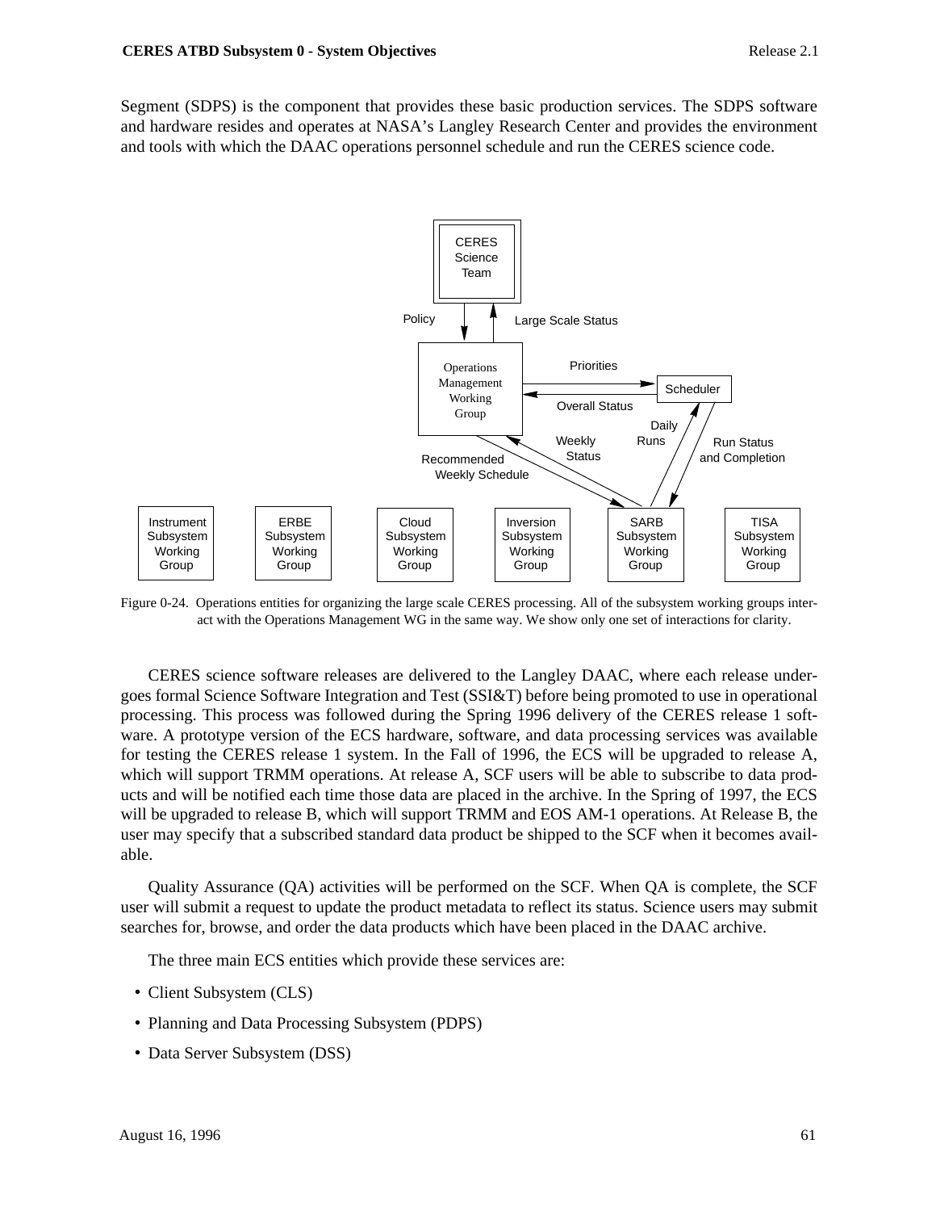Segment (SDPS) is the component that provides these basic production services. The SDPS software and hardware resides and operates at NASA's Langley Research Center and provides the environment and tools with which the DAAC operations personnel schedule and run the CERES science code.

Figure 0-24. Operations entities for organizing the large scale CERES processing. All of the subsystem working groups interact with the Operations Management WG in the same way. We show only one set of interactions for clarity.

CERES science software releases are delivered to the Langley DAAC, where each release undergoes formal Science Software Integration and Test (SSI&T) before being promoted to use in operational processing. This process was followed during the Spring 1996 delivery of the CERES release 1 software. A prototype version of the ECS hardware, software, and data processing services was available for testing the CERES release 1 system. In the Fall of 1996, the ECS will be upgraded to release A, which will support TRMM operations. At release A, SCF users will be able to subscribe to data products and will be notified each time those data are placed in the archive. In the Spring of 1997, the ECS will be upgraded to release B, which will support TRMM and EOS AM-1 operations. At Release B, the user may specify that a subscribed standard data product be shipped to the SCF when it becomes available.

Quality Assurance (QA) activities will be performed on the SCF. When QA is complete, the SCF user will submit a request to update the product metadata to reflect its status. Science users may submit searches for, browse, and order the data products which have been placed in the DAAC archive.

The three main ECS entities which provide these services are:

- Client Subsystem (CLS)
- Planning and Data Processing Subsystem (PDPS)
- Data Server Subsystem (DSS)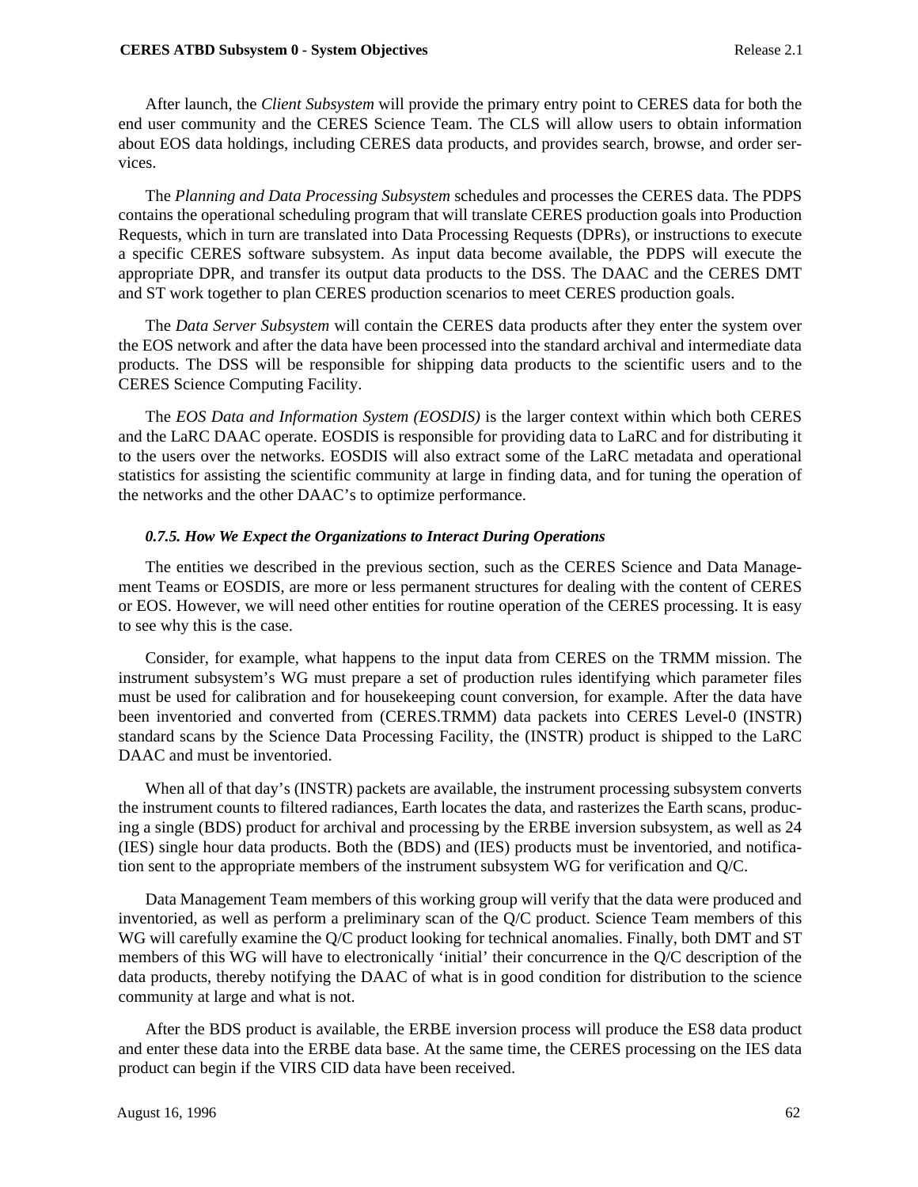After launch, the *Client Subsystem* will provide the primary entry point to CERES data for both the end user community and the CERES Science Team. The CLS will allow users to obtain information about EOS data holdings, including CERES data products, and provides search, browse, and order services.

The *Planning and Data Processing Subsystem* schedules and processes the CERES data. The PDPS contains the operational scheduling program that will translate CERES production goals into Production Requests, which in turn are translated into Data Processing Requests (DPRs), or instructions to execute a specific CERES software subsystem. As input data become available, the PDPS will execute the appropriate DPR, and transfer its output data products to the DSS. The DAAC and the CERES DMT and ST work together to plan CERES production scenarios to meet CERES production goals.

The *Data Server Subsystem* will contain the CERES data products after they enter the system over the EOS network and after the data have been processed into the standard archival and intermediate data products. The DSS will be responsible for shipping data products to the scientific users and to the CERES Science Computing Facility.

The *EOS Data and Information System (EOSDIS)* is the larger context within which both CERES and the LaRC DAAC operate. EOSDIS is responsible for providing data to LaRC and for distributing it to the users over the networks. EOSDIS will also extract some of the LaRC metadata and operational statistics for assisting the scientific community at large in finding data, and for tuning the operation of the networks and the other DAAC's to optimize performance.

#### *0.7.5. How We Expect the Organizations to Interact During Operations*

The entities we described in the previous section, such as the CERES Science and Data Management Teams or EOSDIS, are more or less permanent structures for dealing with the content of CERES or EOS. However, we will need other entities for routine operation of the CERES processing. It is easy to see why this is the case.

Consider, for example, what happens to the input data from CERES on the TRMM mission. The instrument subsystem's WG must prepare a set of production rules identifying which parameter files must be used for calibration and for housekeeping count conversion, for example. After the data have been inventoried and converted from (CERES.TRMM) data packets into CERES Level-0 (INSTR) standard scans by the Science Data Processing Facility, the (INSTR) product is shipped to the LaRC DAAC and must be inventoried.

When all of that day's (INSTR) packets are available, the instrument processing subsystem converts the instrument counts to filtered radiances, Earth locates the data, and rasterizes the Earth scans, producing a single (BDS) product for archival and processing by the ERBE inversion subsystem, as well as 24 (IES) single hour data products. Both the (BDS) and (IES) products must be inventoried, and notification sent to the appropriate members of the instrument subsystem WG for verification and Q/C.

Data Management Team members of this working group will verify that the data were produced and inventoried, as well as perform a preliminary scan of the Q/C product. Science Team members of this WG will carefully examine the Q/C product looking for technical anomalies. Finally, both DMT and ST members of this WG will have to electronically 'initial' their concurrence in the Q/C description of the data products, thereby notifying the DAAC of what is in good condition for distribution to the science community at large and what is not.

After the BDS product is available, the ERBE inversion process will produce the ES8 data product and enter these data into the ERBE data base. At the same time, the CERES processing on the IES data product can begin if the VIRS CID data have been received.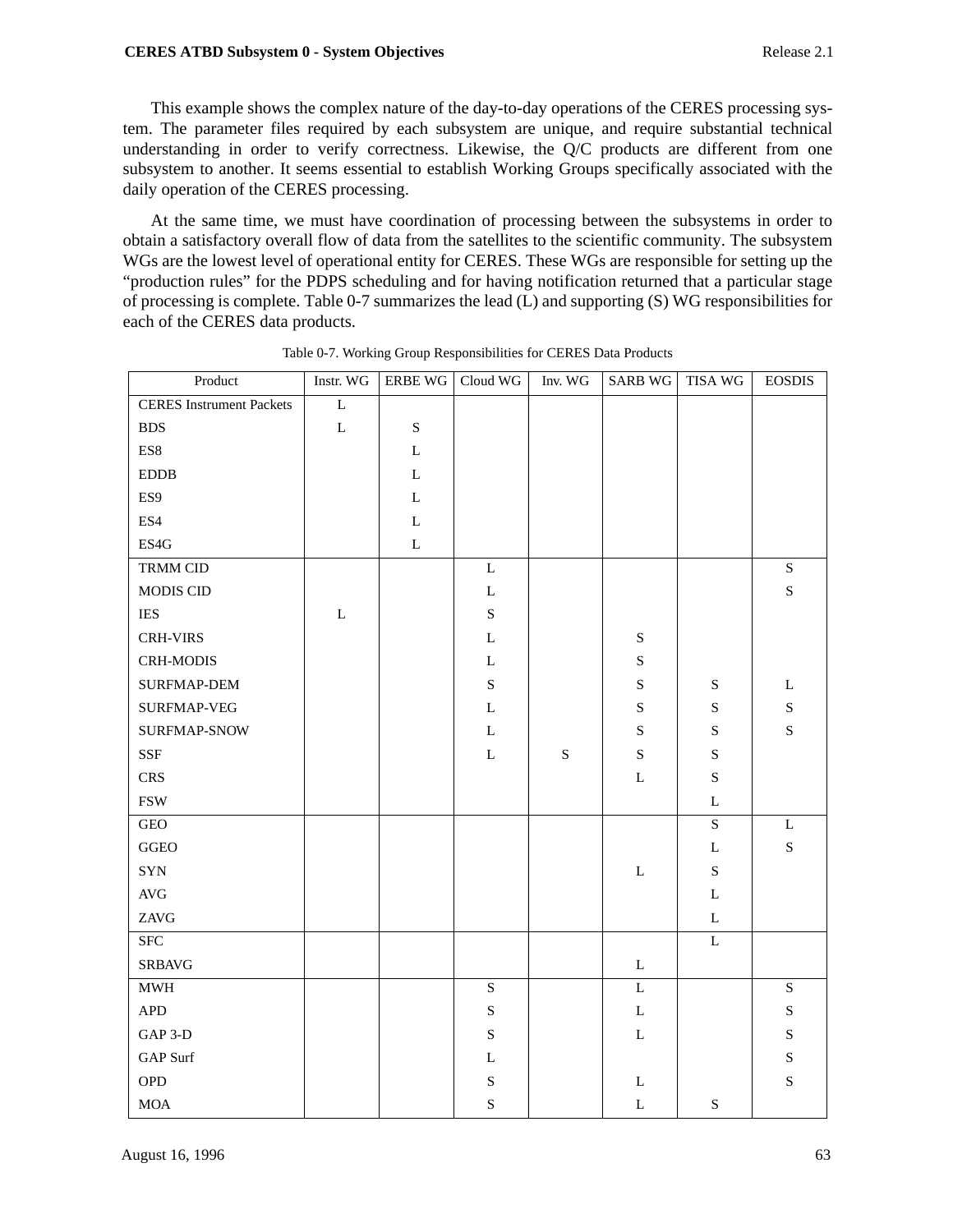This example shows the complex nature of the day-to-day operations of the CERES processing system. The parameter files required by each subsystem are unique, and require substantial technical understanding in order to verify correctness. Likewise, the Q/C products are different from one subsystem to another. It seems essential to establish Working Groups specifically associated with the daily operation of the CERES processing.

At the same time, we must have coordination of processing between the subsystems in order to obtain a satisfactory overall flow of data from the satellites to the scientific community. The subsystem WGs are the lowest level of operational entity for CERES. These WGs are responsible for setting up the “production rules” for the PDPS scheduling and for having notification returned that a particular stage of processing is complete. Table 0-7 summarizes the lead (L) and supporting (S) WG responsibilities for each of the CERES data products.

Table 0-7. Working Group Responsibilities for CERES Data Products

| Product | Instr. WG | ERBE WG | Cloud WG | Inv. WG | SARB WG | TISA WG | EOSDIS |
|---|---|---|---|---|---|---|---|
| CERES Instrument Packets | L | | | | | | |
| BDS | L | S | | | | | |
| ES8 | | L | | | | | |
| EDDB | | L | | | | | |
| ES9 | | L | | | | | |
| ES4 | | L | | | | | |
| ES4G | | L | | | | | |
| TRMM CID | | | L | | | | S |
| MODIS CID | | | L | | | | S |
| IES | L | | S | | | | |
| CRH-VIRS | | | L | | S | | |
| CRH-MODIS | | | L | | S | | |
| SURFMAP-DEM | | | S | | S | S | L |
| SURFMAP-VEG | | | L | | S | S | S |
| SURFMAP-SNOW | | | L | | S | S | S |
| SSF | | | L | S | S | S | |
| CRS | | | | | L | S | |
| FSW | | | | | | L | |
| GEO | | | | | | S | L |
| GGEO | | | | | | L | S |
| SYN | | | | | L | S | |
| AVG | | | | | | L | |
| ZAVG | | | | | | L | |
| SFC | | | | | | L | |
| SRBAVG | | | | | L | | |
| MWH | | | S | | L | | S |
| APD | | | S | | L | | S |
| GAP 3-D | | | S | | L | | S |
| GAP Surf | | | L | | | | S |
| OPD | | | S | | L | | S |
| MOA | | | S | | L | S | |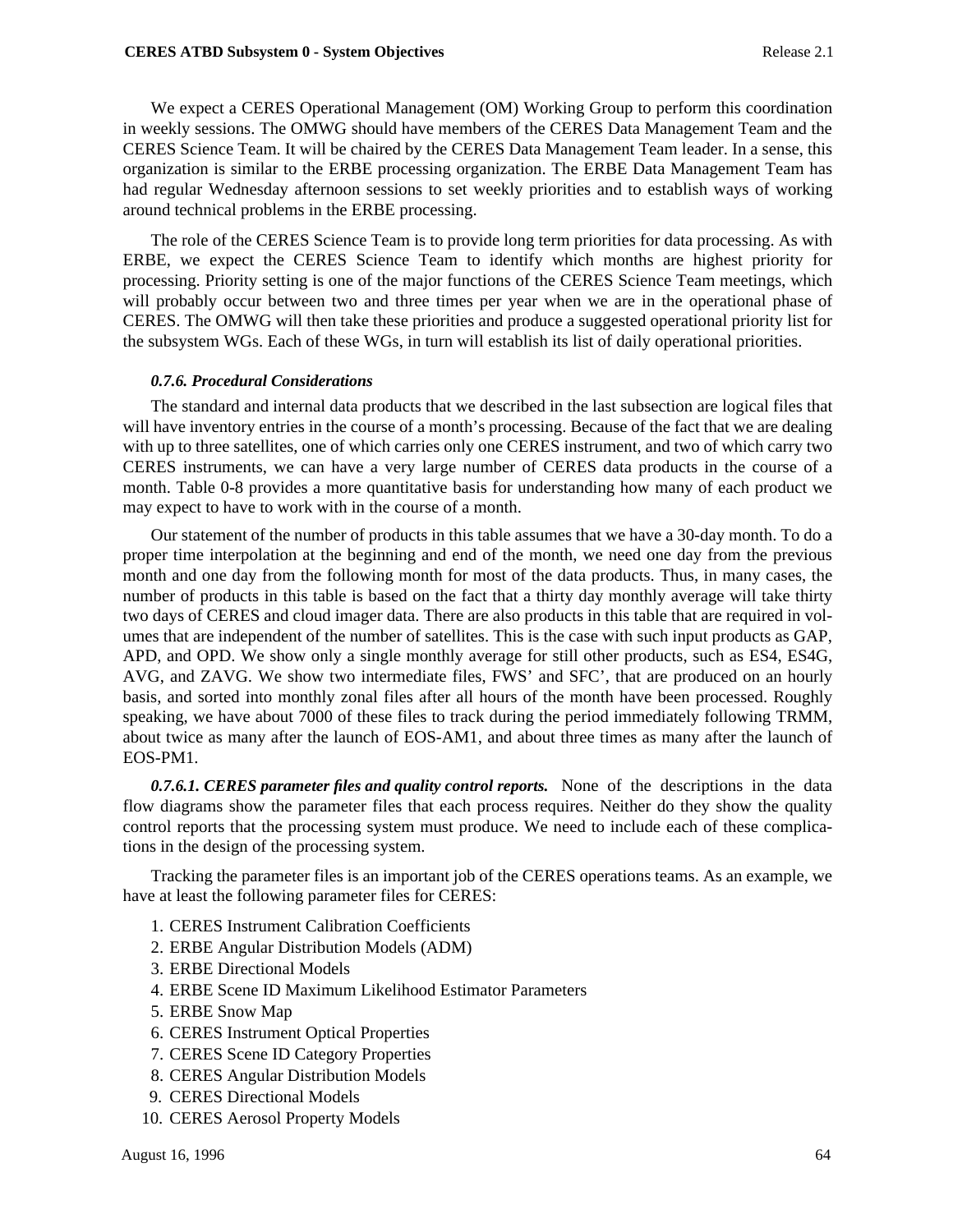We expect a CERES Operational Management (OM) Working Group to perform this coordination in weekly sessions. The OMWG should have members of the CERES Data Management Team and the CERES Science Team. It will be chaired by the CERES Data Management Team leader. In a sense, this organization is similar to the ERBE processing organization. The ERBE Data Management Team has had regular Wednesday afternoon sessions to set weekly priorities and to establish ways of working around technical problems in the ERBE processing.

The role of the CERES Science Team is to provide long term priorities for data processing. As with ERBE, we expect the CERES Science Team to identify which months are highest priority for processing. Priority setting is one of the major functions of the CERES Science Team meetings, which will probably occur between two and three times per year when we are in the operational phase of CERES. The OMWG will then take these priorities and produce a suggested operational priority list for the subsystem WGs. Each of these WGs, in turn will establish its list of daily operational priorities.

#### *0.7.6. Procedural Considerations*

The standard and internal data products that we described in the last subsection are logical files that will have inventory entries in the course of a month's processing. Because of the fact that we are dealing with up to three satellites, one of which carries only one CERES instrument, and two of which carry two CERES instruments, we can have a very large number of CERES data products in the course of a month. Table 0-8 provides a more quantitative basis for understanding how many of each product we may expect to have to work with in the course of a month.

Our statement of the number of products in this table assumes that we have a 30-day month. To do a proper time interpolation at the beginning and end of the month, we need one day from the previous month and one day from the following month for most of the data products. Thus, in many cases, the number of products in this table is based on the fact that a thirty day monthly average will take thirty two days of CERES and cloud imager data. There are also products in this table that are required in volumes that are independent of the number of satellites. This is the case with such input products as GAP, APD, and OPD. We show only a single monthly average for still other products, such as ES4, ES4G, AVG, and ZAVG. We show two intermediate files, FWS' and SFC', that are produced on an hourly basis, and sorted into monthly zonal files after all hours of the month have been processed. Roughly speaking, we have about 7000 of these files to track during the period immediately following TRMM, about twice as many after the launch of EOS-AM1, and about three times as many after the launch of EOS-PM1.

***0.7.6.1. CERES parameter files and quality control reports.*** None of the descriptions in the data flow diagrams show the parameter files that each process requires. Neither do they show the quality control reports that the processing system must produce. We need to include each of these complications in the design of the processing system.

Tracking the parameter files is an important job of the CERES operations teams. As an example, we have at least the following parameter files for CERES:

1. CERES Instrument Calibration Coefficients
2. ERBE Angular Distribution Models (ADM)
3. ERBE Directional Models
4. ERBE Scene ID Maximum Likelihood Estimator Parameters
5. ERBE Snow Map
6. CERES Instrument Optical Properties
7. CERES Scene ID Category Properties
8. CERES Angular Distribution Models
9. CERES Directional Models
10. CERES Aerosol Property Models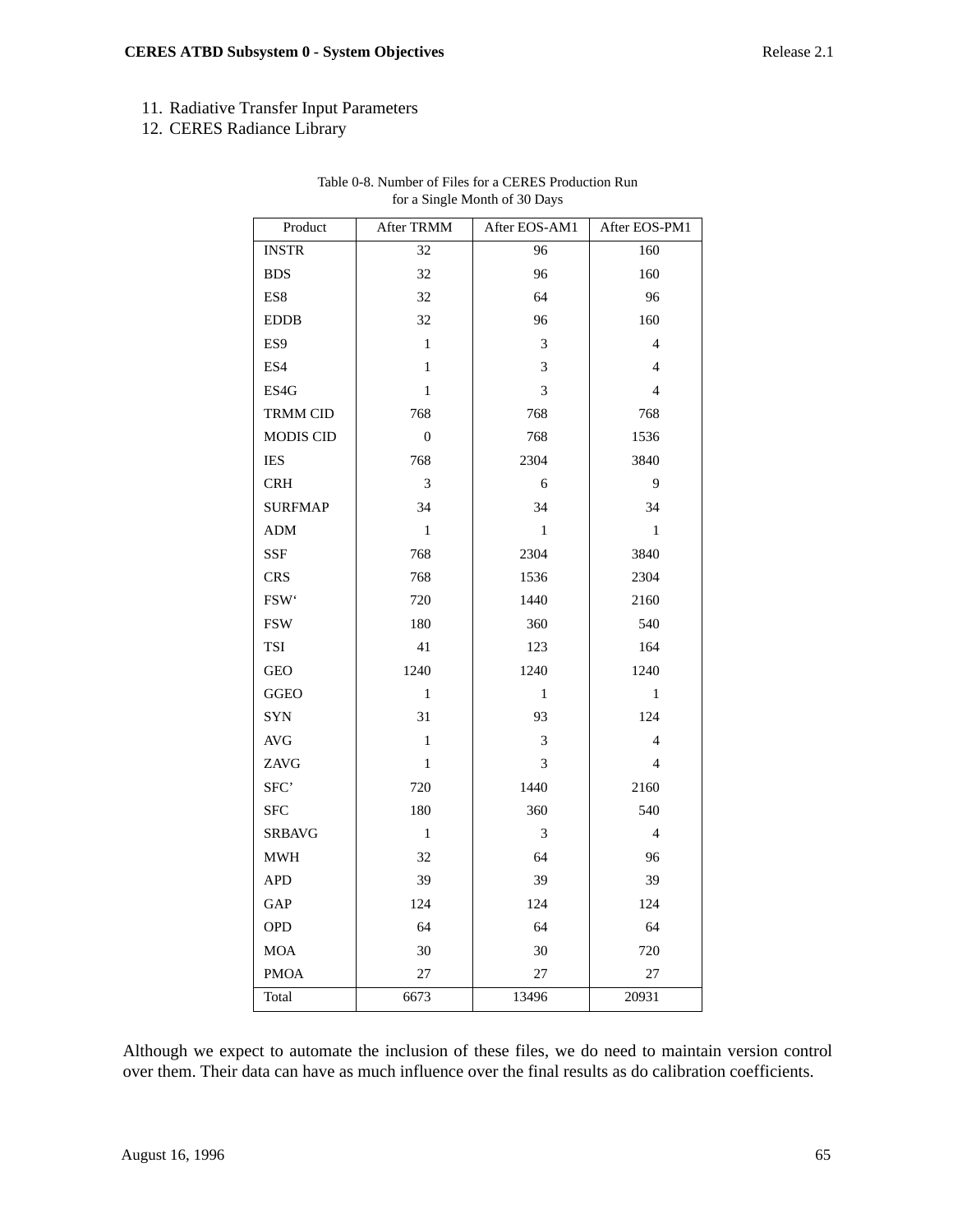11. Radiative Transfer Input Parameters
12. CERES Radiance Library

Table 0-8. Number of Files for a CERES Production Run for a Single Month of 30 Days

| Product | After TRMM | After EOS-AM1 | After EOS-PM1 |
|---|---|---|---|
| INSTR | 32 | 96 | 160 |
| BDS | 32 | 96 | 160 |
| ES8 | 32 | 64 | 96 |
| EDDB | 32 | 96 | 160 |
| ES9 | 1 | 3 | 4 |
| ES4 | 1 | 3 | 4 |
| ES4G | 1 | 3 | 4 |
| TRMM CID | 768 | 768 | 768 |
| MODIS CID | 0 | 768 | 1536 |
| IES | 768 | 2304 | 3840 |
| CRH | 3 | 6 | 9 |
| SURFMAP | 34 | 34 | 34 |
| ADM | 1 | 1 | 1 |
| SSF | 768 | 2304 | 3840 |
| CRS | 768 | 1536 | 2304 |
| FSW‘ | 720 | 1440 | 2160 |
| FSW | 180 | 360 | 540 |
| TSI | 41 | 123 | 164 |
| GEO | 1240 | 1240 | 1240 |
| GGEO | 1 | 1 | 1 |
| SYN | 31 | 93 | 124 |
| AVG | 1 | 3 | 4 |
| ZAVG | 1 | 3 | 4 |
| SFC’ | 720 | 1440 | 2160 |
| SFC | 180 | 360 | 540 |
| SRBAVG | 1 | 3 | 4 |
| MWH | 32 | 64 | 96 |
| APD | 39 | 39 | 39 |
| GAP | 124 | 124 | 124 |
| OPD | 64 | 64 | 64 |
| MOA | 30 | 30 | 720 |
| PMOA | 27 | 27 | 27 |
| Total | 6673 | 13496 | 20931 |

Although we expect to automate the inclusion of these files, we do need to maintain version control over them. Their data can have as much influence over the final results as do calibration coefficients.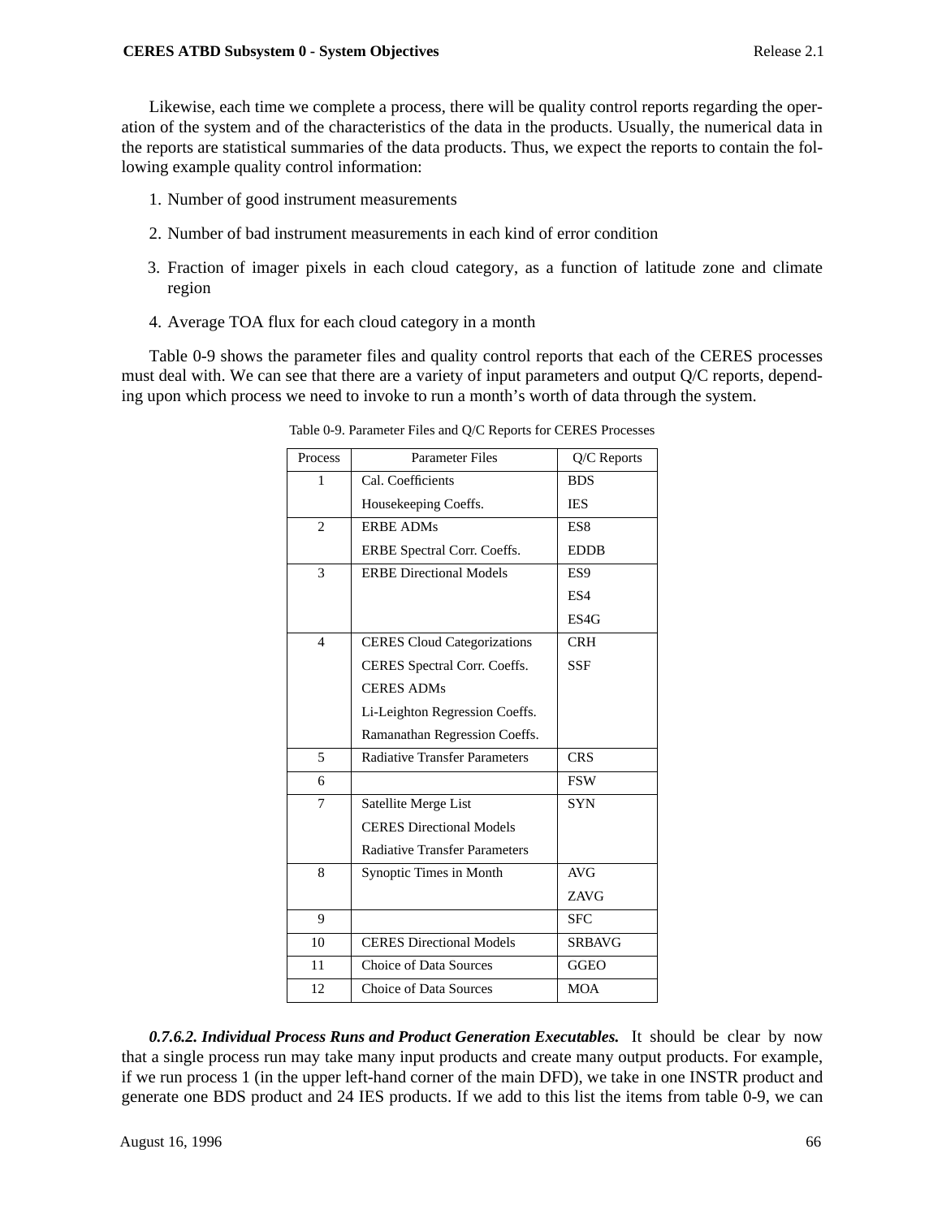Likewise, each time we complete a process, there will be quality control reports regarding the operation of the system and of the characteristics of the data in the products. Usually, the numerical data in the reports are statistical summaries of the data products. Thus, we expect the reports to contain the following example quality control information:

1. Number of good instrument measurements
2. Number of bad instrument measurements in each kind of error condition
3. Fraction of imager pixels in each cloud category, as a function of latitude zone and climate region
4. Average TOA flux for each cloud category in a month

Table 0-9 shows the parameter files and quality control reports that each of the CERES processes must deal with. We can see that there are a variety of input parameters and output Q/C reports, depending upon which process we need to invoke to run a month's worth of data through the system.

Table 0-9. Parameter Files and Q/C Reports for CERES Processes

| Process | Parameter Files | Q/C Reports |
|---|---|---|
| 1 | Cal. Coefficients<br>Housekeeping Coeffs. | BDS<br>IES |
| 2 | ERBE ADMs<br>ERBE Spectral Corr. Coeffs. | ES8<br>EDDB |
| 3 | ERBE Directional Models | ES9<br>ES4<br>ES4G |
| 4 | CERES Cloud Categorizations<br>CERES Spectral Corr. Coeffs.<br>CERES ADMs<br>Li-Leighton Regression Coeffs.<br>Ramanathan Regression Coeffs. | CRH<br>SSF |
| 5 | Radiative Transfer Parameters | CRS |
| 6 | | FSW |
| 7 | Satellite Merge List<br>CERES Directional Models<br>Radiative Transfer Parameters | SYN |
| 8 | Synoptic Times in Month | AVG<br>ZAVG |
| 9 | | SFC |
| 10 | CERES Directional Models | SRBAVG |
| 11 | Choice of Data Sources | GGEO |
| 12 | Choice of Data Sources | MOA |

***0.7.6.2. Individual Process Runs and Product Generation Executables.*** It should be clear by now that a single process run may take many input products and create many output products. For example, if we run process 1 (in the upper left-hand corner of the main DFD), we take in one INSTR product and generate one BDS product and 24 IES products. If we add to this list the items from table 0-9, we can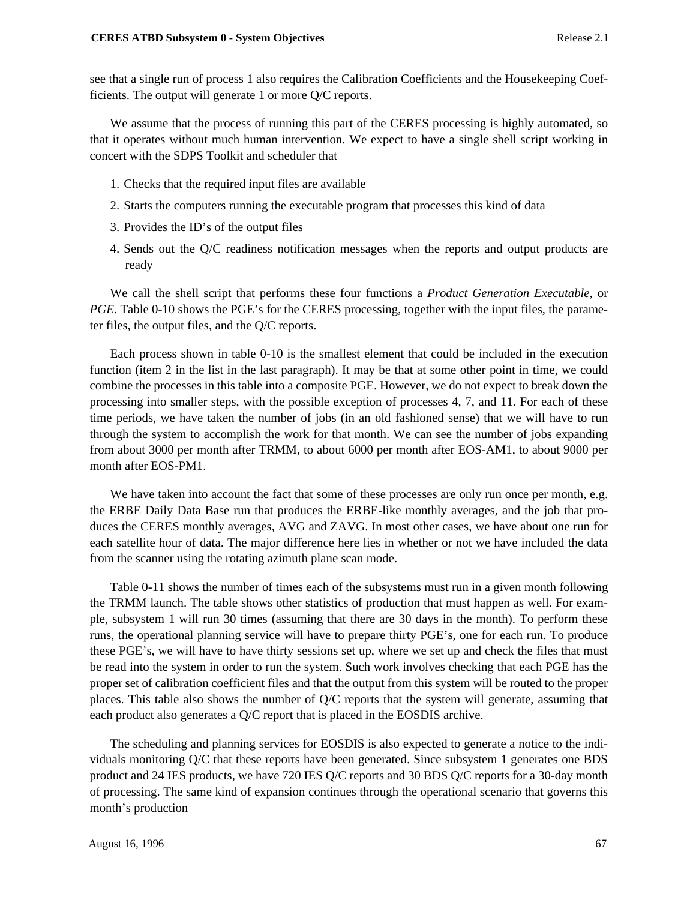see that a single run of process 1 also requires the Calibration Coefficients and the Housekeeping Coefficients. The output will generate 1 or more Q/C reports.

We assume that the process of running this part of the CERES processing is highly automated, so that it operates without much human intervention. We expect to have a single shell script working in concert with the SDPS Toolkit and scheduler that

1. Checks that the required input files are available
2. Starts the computers running the executable program that processes this kind of data
3. Provides the ID's of the output files
4. Sends out the Q/C readiness notification messages when the reports and output products are ready

We call the shell script that performs these four functions a *Product Generation Executable*, or *PGE*. Table 0-10 shows the PGE's for the CERES processing, together with the input files, the parameter files, the output files, and the Q/C reports.

Each process shown in table 0-10 is the smallest element that could be included in the execution function (item 2 in the list in the last paragraph). It may be that at some other point in time, we could combine the processes in this table into a composite PGE. However, we do not expect to break down the processing into smaller steps, with the possible exception of processes 4, 7, and 11. For each of these time periods, we have taken the number of jobs (in an old fashioned sense) that we will have to run through the system to accomplish the work for that month. We can see the number of jobs expanding from about 3000 per month after TRMM, to about 6000 per month after EOS-AM1, to about 9000 per month after EOS-PM1.

We have taken into account the fact that some of these processes are only run once per month, e.g. the ERBE Daily Data Base run that produces the ERBE-like monthly averages, and the job that produces the CERES monthly averages, AVG and ZAVG. In most other cases, we have about one run for each satellite hour of data. The major difference here lies in whether or not we have included the data from the scanner using the rotating azimuth plane scan mode.

Table 0-11 shows the number of times each of the subsystems must run in a given month following the TRMM launch. The table shows other statistics of production that must happen as well. For example, subsystem 1 will run 30 times (assuming that there are 30 days in the month). To perform these runs, the operational planning service will have to prepare thirty PGE's, one for each run. To produce these PGE's, we will have to have thirty sessions set up, where we set up and check the files that must be read into the system in order to run the system. Such work involves checking that each PGE has the proper set of calibration coefficient files and that the output from this system will be routed to the proper places. This table also shows the number of Q/C reports that the system will generate, assuming that each product also generates a Q/C report that is placed in the EOSDIS archive.

The scheduling and planning services for EOSDIS is also expected to generate a notice to the individuals monitoring Q/C that these reports have been generated. Since subsystem 1 generates one BDS product and 24 IES products, we have 720 IES Q/C reports and 30 BDS Q/C reports for a 30-day month of processing. The same kind of expansion continues through the operational scenario that governs this month's production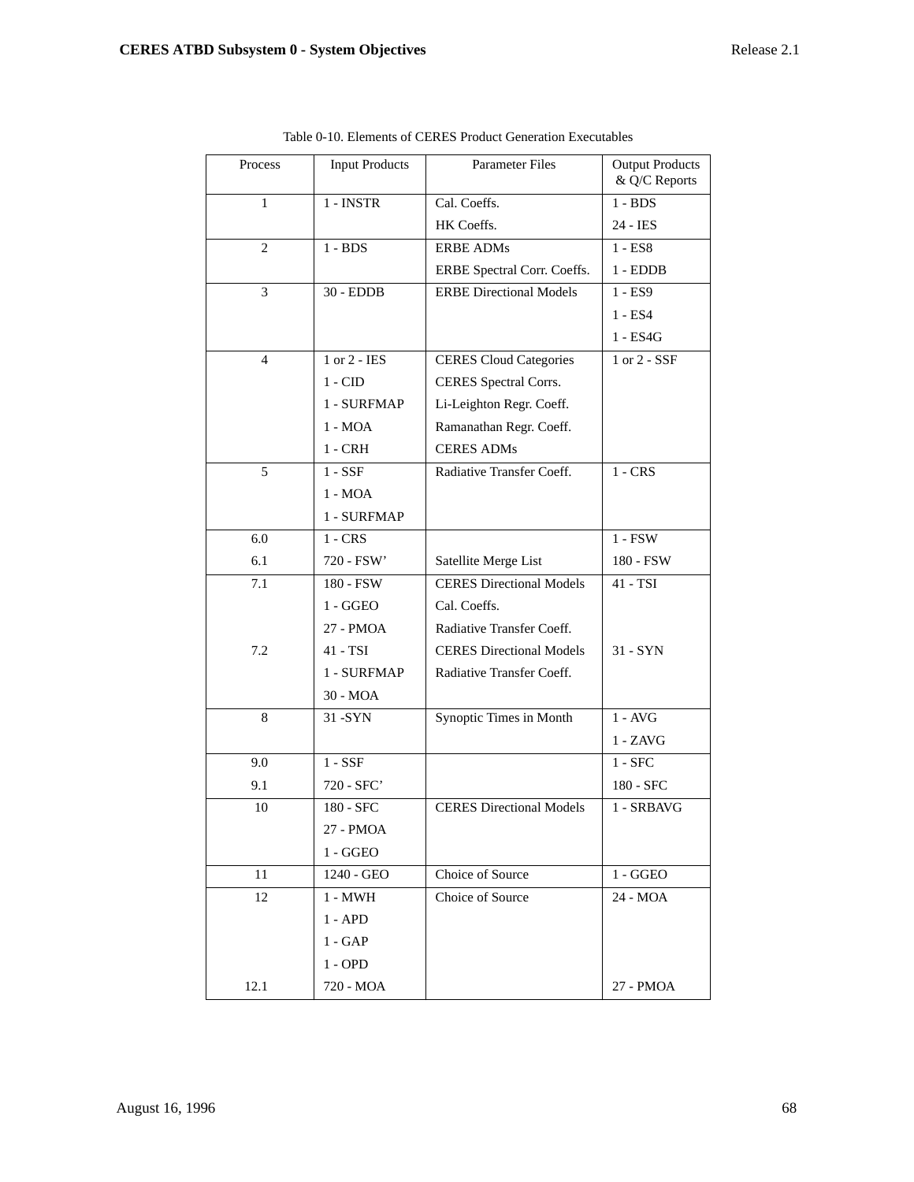Table 0-10. Elements of CERES Product Generation Executables

| Process | Input Products | Parameter Files | Output Products & Q/C Reports |
|---|---|---|---|
| 1 | 1 - INSTR | Cal. Coeffs. | 1 - BDS |
| | | HK Coeffs. | 24 - IES |
| 2 | 1 - BDS | ERBE ADMs | 1 - ES8 |
| | | ERBE Spectral Corr. Coeffs. | 1 - EDDB |
| 3 | 30 - EDDB | ERBE Directional Models | 1 - ES9 |
| | | | 1 - ES4 |
| | | | 1 - ES4G |
| 4 | 1 or 2 - IES | CERES Cloud Categories | 1 or 2 - SSF |
| | 1 - CID | CERES Spectral Corrs. | |
| | 1 - SURFMAP | Li-Leighton Regr. Coeff. | |
| | 1 - MOA | Ramanathan Regr. Coeff. | |
| | 1 - CRH | CERES ADMs | |
| 5 | 1 - SSF | Radiative Transfer Coeff. | 1 - CRS |
| | 1 - MOA | | |
| | 1 - SURFMAP | | |
| 6.0 | 1 - CRS | | 1 - FSW |
| 6.1 | 720 - FSW’ | Satellite Merge List | 180 - FSW |
| 7.1 | 180 - FSW | CERES Directional Models | 41 - TSI |
| | 1 - GGEO | Cal. Coeffs. | |
| | 27 - PMOA | Radiative Transfer Coeff. | |
| 7.2 | 41 - TSI | CERES Directional Models | 31 - SYN |
| | 1 - SURFMAP | Radiative Transfer Coeff. | |
| | 30 - MOA | | |
| 8 | 31 -SYN | Synoptic Times in Month | 1 - AVG |
| | | | 1 - ZAVG |
| 9.0 | 1 - SSF | | 1 - SFC |
| 9.1 | 720 - SFC’ | | 180 - SFC |
| 10 | 180 - SFC | CERES Directional Models | 1 - SRBAVG |
| | 27 - PMOA | | |
| | 1 - GGEO | | |
| 11 | 1240 - GEO | Choice of Source | 1 - GGEO |
| 12 | 1 - MWH | Choice of Source | 24 - MOA |
| | 1 - APD | | |
| | 1 - GAP | | |
| | 1 - OPD | | |
| 12.1 | 720 - MOA | | 27 - PMOA |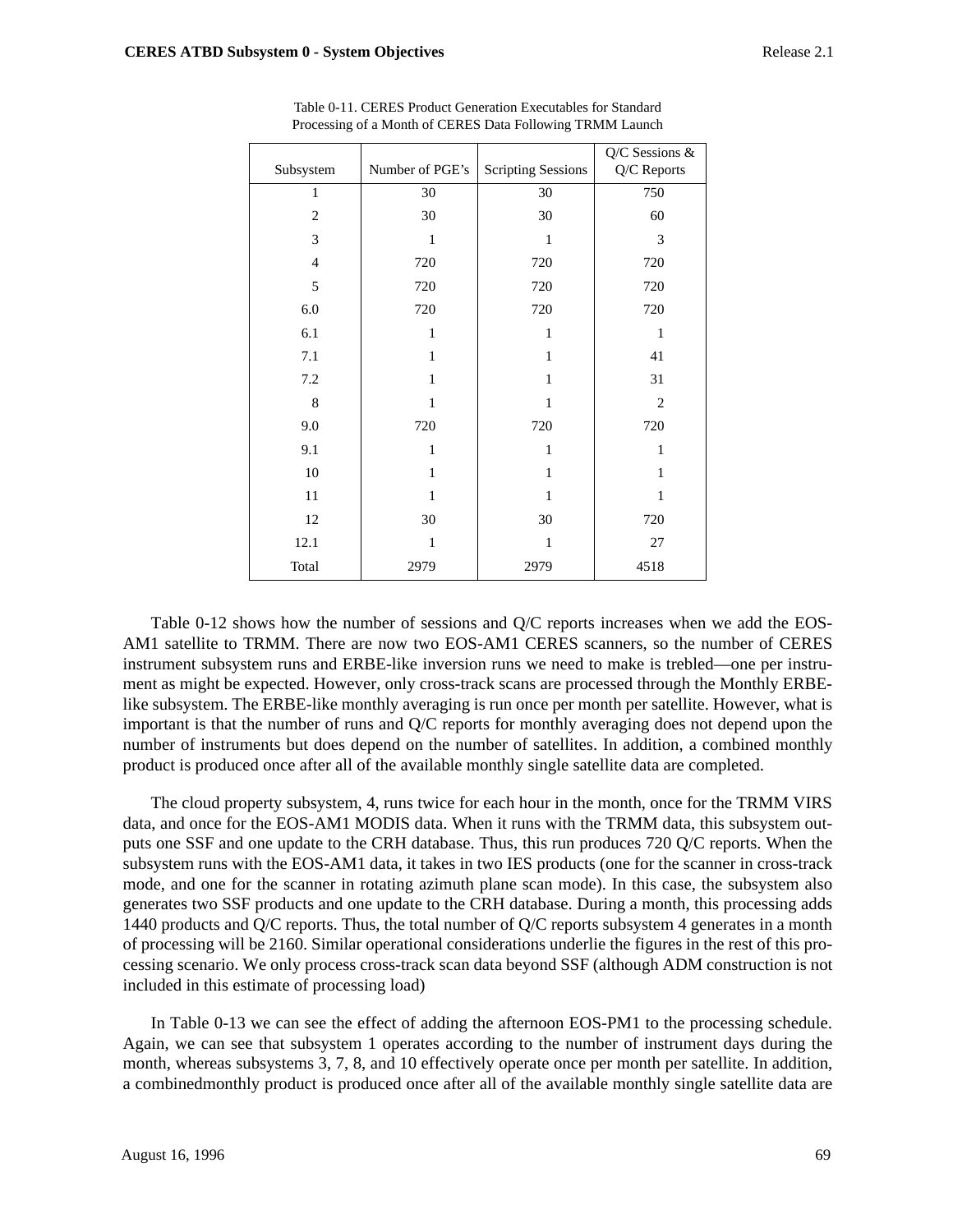Table 0-11. CERES Product Generation Executables for Standard Processing of a Month of CERES Data Following TRMM Launch

| Subsystem | Number of PGE's | Scripting Sessions | Q/C Sessions & Q/C Reports |
|---|---|---|---|
| 1 | 30 | 30 | 750 |
| 2 | 30 | 30 | 60 |
| 3 | 1 | 1 | 3 |
| 4 | 720 | 720 | 720 |
| 5 | 720 | 720 | 720 |
| 6.0 | 720 | 720 | 720 |
| 6.1 | 1 | 1 | 1 |
| 7.1 | 1 | 1 | 41 |
| 7.2 | 1 | 1 | 31 |
| 8 | 1 | 1 | 2 |
| 9.0 | 720 | 720 | 720 |
| 9.1 | 1 | 1 | 1 |
| 10 | 1 | 1 | 1 |
| 11 | 1 | 1 | 1 |
| 12 | 30 | 30 | 720 |
| 12.1 | 1 | 1 | 27 |
| Total | 2979 | 2979 | 4518 |

Table 0-12 shows how the number of sessions and Q/C reports increases when we add the EOS-AM1 satellite to TRMM. There are now two EOS-AM1 CERES scanners, so the number of CERES instrument subsystem runs and ERBE-like inversion runs we need to make is trebled—one per instrument as might be expected. However, only cross-track scans are processed through the Monthly ERBE-like subsystem. The ERBE-like monthly averaging is run once per month per satellite. However, what is important is that the number of runs and Q/C reports for monthly averaging does not depend upon the number of instruments but does depend on the number of satellites. In addition, a combined monthly product is produced once after all of the available monthly single satellite data are completed.

The cloud property subsystem, 4, runs twice for each hour in the month, once for the TRMM VIRS data, and once for the EOS-AM1 MODIS data. When it runs with the TRMM data, this subsystem outputs one SSF and one update to the CRH database. Thus, this run produces 720 Q/C reports. When the subsystem runs with the EOS-AM1 data, it takes in two IES products (one for the scanner in cross-track mode, and one for the scanner in rotating azimuth plane scan mode). In this case, the subsystem also generates two SSF products and one update to the CRH database. During a month, this processing adds 1440 products and Q/C reports. Thus, the total number of Q/C reports subsystem 4 generates in a month of processing will be 2160. Similar operational considerations underlie the figures in the rest of this processing scenario. We only process cross-track scan data beyond SSF (although ADM construction is not included in this estimate of processing load)

In Table 0-13 we can see the effect of adding the afternoon EOS-PM1 to the processing schedule. Again, we can see that subsystem 1 operates according to the number of instrument days during the month, whereas subsystems 3, 7, 8, and 10 effectively operate once per month per satellite. In addition, a combinedmonthly product is produced once after all of the available monthly single satellite data are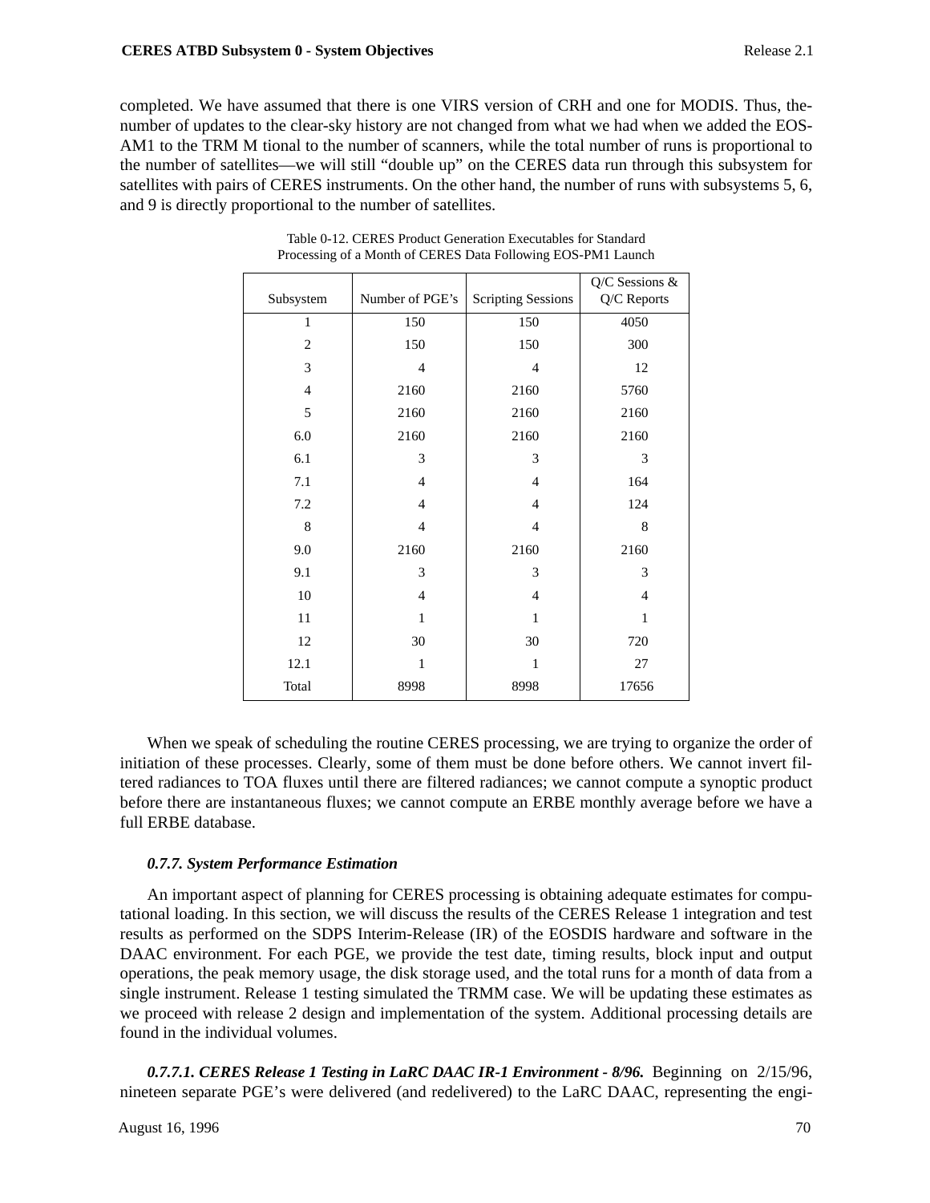completed. We have assumed that there is one VIRS version of CRH and one for MODIS. Thus, the-number of updates to the clear-sky history are not changed from what we had when we added the EOS-AM1 to the TRM M tional to the number of scanners, while the total number of runs is proportional to the number of satellites—we will still "double up" on the CERES data run through this subsystem for satellites with pairs of CERES instruments. On the other hand, the number of runs with subsystems 5, 6, and 9 is directly proportional to the number of satellites.

Table 0-12. CERES Product Generation Executables for Standard Processing of a Month of CERES Data Following EOS-PM1 Launch

| Subsystem | Number of PGE's | Scripting Sessions | Q/C Sessions & Q/C Reports |
|---|---|---|---|
| 1 | 150 | 150 | 4050 |
| 2 | 150 | 150 | 300 |
| 3 | 4 | 4 | 12 |
| 4 | 2160 | 2160 | 5760 |
| 5 | 2160 | 2160 | 2160 |
| 6.0 | 2160 | 2160 | 2160 |
| 6.1 | 3 | 3 | 3 |
| 7.1 | 4 | 4 | 164 |
| 7.2 | 4 | 4 | 124 |
| 8 | 4 | 4 | 8 |
| 9.0 | 2160 | 2160 | 2160 |
| 9.1 | 3 | 3 | 3 |
| 10 | 4 | 4 | 4 |
| 11 | 1 | 1 | 1 |
| 12 | 30 | 30 | 720 |
| 12.1 | 1 | 1 | 27 |
| Total | 8998 | 8998 | 17656 |

When we speak of scheduling the routine CERES processing, we are trying to organize the order of initiation of these processes. Clearly, some of them must be done before others. We cannot invert filtered radiances to TOA fluxes until there are filtered radiances; we cannot compute a synoptic product before there are instantaneous fluxes; we cannot compute an ERBE monthly average before we have a full ERBE database.

#### *0.7.7. System Performance Estimation*

An important aspect of planning for CERES processing is obtaining adequate estimates for computational loading. In this section, we will discuss the results of the CERES Release 1 integration and test results as performed on the SDPS Interim-Release (IR) of the EOSDIS hardware and software in the DAAC environment. For each PGE, we provide the test date, timing results, block input and output operations, the peak memory usage, the disk storage used, and the total runs for a month of data from a single instrument. Release 1 testing simulated the TRMM case. We will be updating these estimates as we proceed with release 2 design and implementation of the system. Additional processing details are found in the individual volumes.

***0.7.7.1. CERES Release 1 Testing in LaRC DAAC IR-1 Environment - 8/96.*** Beginning on 2/15/96, nineteen separate PGE's were delivered (and redelivered) to the LaRC DAAC, representing the engi-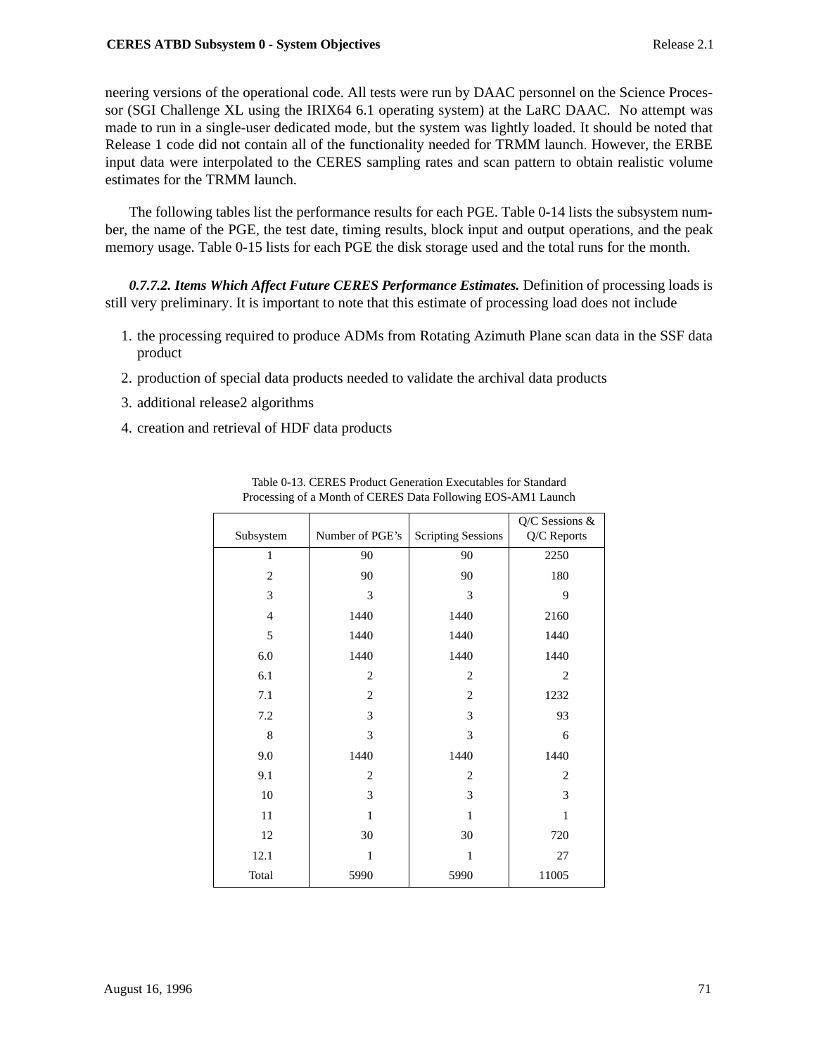neering versions of the operational code. All tests were run by DAAC personnel on the Science Processor (SGI Challenge XL using the IRIX64 6.1 operating system) at the LaRC DAAC. No attempt was made to run in a single-user dedicated mode, but the system was lightly loaded. It should be noted that Release 1 code did not contain all of the functionality needed for TRMM launch. However, the ERBE input data were interpolated to the CERES sampling rates and scan pattern to obtain realistic volume estimates for the TRMM launch.

The following tables list the performance results for each PGE. Table 0-14 lists the subsystem number, the name of the PGE, the test date, timing results, block input and output operations, and the peak memory usage. Table 0-15 lists for each PGE the disk storage used and the total runs for the month.

***0.7.7.2. Items Which Affect Future CERES Performance Estimates.*** Definition of processing loads is still very preliminary. It is important to note that this estimate of processing load does not include

1. the processing required to produce ADMs from Rotating Azimuth Plane scan data in the SSF data product
2. production of special data products needed to validate the archival data products
3. additional release2 algorithms
4. creation and retrieval of HDF data products

Table 0-13. CERES Product Generation Executables for Standard Processing of a Month of CERES Data Following EOS-AM1 Launch

| Subsystem | Number of PGE’s | Scripting Sessions | Q/C Sessions & Q/C Reports |
|---|---|---|---|
| 1 | 90 | 90 | 2250 |
| 2 | 90 | 90 | 180 |
| 3 | 3 | 3 | 9 |
| 4 | 1440 | 1440 | 2160 |
| 5 | 1440 | 1440 | 1440 |
| 6.0 | 1440 | 1440 | 1440 |
| 6.1 | 2 | 2 | 2 |
| 7.1 | 2 | 2 | 1232 |
| 7.2 | 3 | 3 | 93 |
| 8 | 3 | 3 | 6 |
| 9.0 | 1440 | 1440 | 1440 |
| 9.1 | 2 | 2 | 2 |
| 10 | 3 | 3 | 3 |
| 11 | 1 | 1 | 1 |
| 12 | 30 | 30 | 720 |
| 12.1 | 1 | 1 | 27 |
| Total | 5990 | 5990 | 11005 |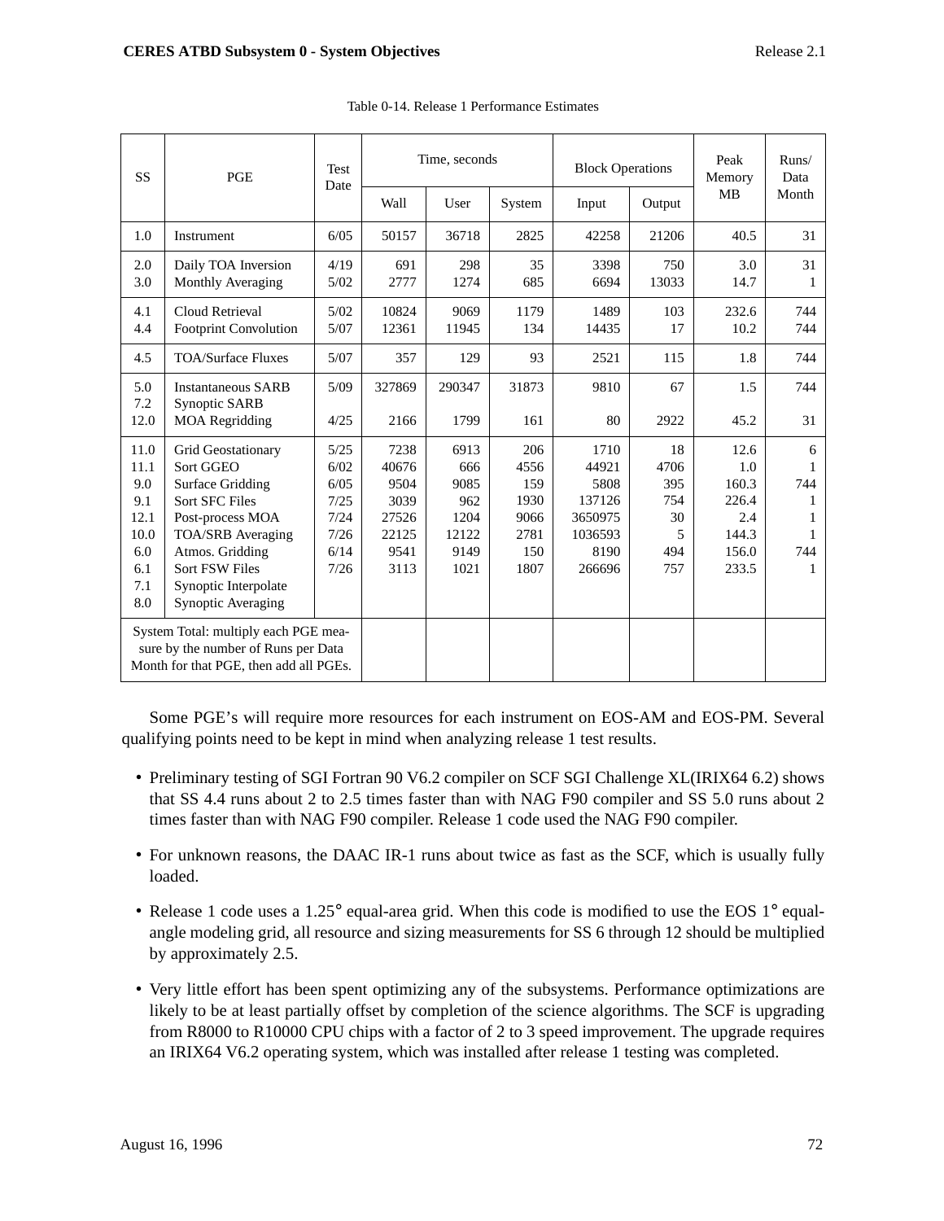Table 0-14. Release 1 Performance Estimates

| SS | PGE | Test Date | Time, seconds | | | Block Operations | | Peak Memory MB | Runs/ Data Month |
|---|---|---|---|---|---|---|---|---|---|
| | | | Wall | User | System | Input | Output | | |
| 1.0 | Instrument | 6/05 | 50157 | 36718 | 2825 | 42258 | 21206 | 40.5 | 31 |
| 2.0 | Daily TOA Inversion | 4/19 | 691 | 298 | 35 | 3398 | 750 | 3.0 | 31 |
| 3.0 | Monthly Averaging | 5/02 | 2777 | 1274 | 685 | 6694 | 13033 | 14.7 | 1 |
| 4.1 | Cloud Retrieval | 5/02 | 10824 | 9069 | 1179 | 1489 | 103 | 232.6 | 744 |
| 4.4 | Footprint Convolution | 5/07 | 12361 | 11945 | 134 | 14435 | 17 | 10.2 | 744 |
| 4.5 | TOA/Surface Fluxes | 5/07 | 357 | 129 | 93 | 2521 | 115 | 1.8 | 744 |
| 5.0 | Instantaneous SARB | 5/09 | 327869 | 290347 | 31873 | 9810 | 67 | 1.5 | 744 |
| 7.2 | Synoptic SARB | | | | | | | | |
| 12.0 | MOA Regridding | 4/25 | 2166 | 1799 | 161 | 80 | 2922 | 45.2 | 31 |
| 11.0 | Grid Geostationary | 5/25 | 7238 | 6913 | 206 | 1710 | 18 | 12.6 | 6 |
| 11.1 | Sort GGEO | 6/02 | 40676 | 666 | 4556 | 44921 | 4706 | 1.0 | 1 |
| 9.0 | Surface Gridding | 6/05 | 9504 | 9085 | 159 | 5808 | 395 | 160.3 | 744 |
| 9.1 | Sort SFC Files | 7/25 | 3039 | 962 | 1930 | 137126 | 754 | 226.4 | 1 |
| 12.1 | Post-process MOA | 7/24 | 27526 | 1204 | 9066 | 3650975 | 30 | 2.4 | 1 |
| 10.0 | TOA/SRB Averaging | 7/26 | 22125 | 12122 | 2781 | 1036593 | 5 | 144.3 | 1 |
| 6.0 | Atmos. Gridding | 6/14 | 9541 | 9149 | 150 | 8190 | 494 | 156.0 | 744 |
| 6.1 | Sort FSW Files | 7/26 | 3113 | 1021 | 1807 | 266696 | 757 | 233.5 | 1 |
| 7.1 | Synoptic Interpolate | | | | | | | | |
| 8.0 | Synoptic Averaging | | | | | | | | |
| System Total: multiply each PGE measure by the number of Runs per Data Month for that PGE, then add all PGEs. | | | | | | | | | |

Some PGE's will require more resources for each instrument on EOS-AM and EOS-PM. Several qualifying points need to be kept in mind when analyzing release 1 test results.

- Preliminary testing of SGI Fortran 90 V6.2 compiler on SCF SGI Challenge XL(IRIX64 6.2) shows that SS 4.4 runs about 2 to 2.5 times faster than with NAG F90 compiler and SS 5.0 runs about 2 times faster than with NAG F90 compiler. Release 1 code used the NAG F90 compiler.

- For unknown reasons, the DAAC IR-1 runs about twice as fast as the SCF, which is usually fully loaded.

- Release 1 code uses a 1.25° equal-area grid. When this code is modified to use the EOS 1° equal-angle modeling grid, all resource and sizing measurements for SS 6 through 12 should be multiplied by approximately 2.5.

- Very little effort has been spent optimizing any of the subsystems. Performance optimizations are likely to be at least partially offset by completion of the science algorithms. The SCF is upgrading from R8000 to R10000 CPU chips with a factor of 2 to 3 speed improvement. The upgrade requires an IRIX64 V6.2 operating system, which was installed after release 1 testing was completed.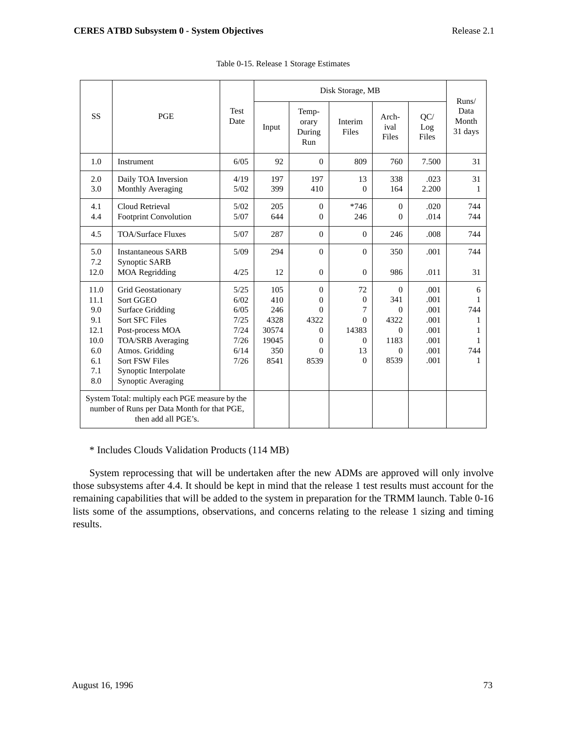Table 0-15. Release 1 Storage Estimates

| SS | PGE | Test Date | Disk Storage, MB | | | | | Runs/ Data Month 31 days |
|---|---|---|---|---|---|---|---|---|
| | | | Input | Temp-orary During Run | Interim Files | Arch-ival Files | QC/ Log Files | |
| 1.0 | Instrument | 6/05 | 92 | 0 | 809 | 760 | 7.500 | 31 |
| 2.0 | Daily TOA Inversion | 4/19 | 197 | 197 | 13 | 338 | .023 | 31 |
| 3.0 | Monthly Averaging | 5/02 | 399 | 410 | 0 | 164 | 2.200 | 1 |
| 4.1 | Cloud Retrieval | 5/02 | 205 | 0 | *746 | 0 | .020 | 744 |
| 4.4 | Footprint Convolution | 5/07 | 644 | 0 | 246 | 0 | .014 | 744 |
| 4.5 | TOA/Surface Fluxes | 5/07 | 287 | 0 | 0 | 246 | .008 | 744 |
| 5.0 | Instantaneous SARB | 5/09 | 294 | 0 | 0 | 350 | .001 | 744 |
| 7.2 | Synoptic SARB | | | | | | | |
| 12.0 | MOA Regridding | 4/25 | 12 | 0 | 0 | 986 | .011 | 31 |
| 11.0 | Grid Geostationary | 5/25 | 105 | 0 | 72 | 0 | .001 | 6 |
| 11.1 | Sort GGEO | 6/02 | 410 | 0 | 0 | 341 | .001 | 1 |
| 9.0 | Surface Gridding | 6/05 | 246 | 0 | 7 | 0 | .001 | 744 |
| 9.1 | Sort SFC Files | 7/25 | 4328 | 4322 | 0 | 4322 | .001 | 1 |
| 12.1 | Post-process MOA | 7/24 | 30574 | 0 | 14383 | 0 | .001 | 1 |
| 10.0 | TOA/SRB Averaging | 7/26 | 19045 | 0 | 0 | 1183 | .001 | 1 |
| 6.0 | Atmos. Gridding | 6/14 | 350 | 0 | 13 | 0 | .001 | 744 |
| 6.1 | Sort FSW Files | 7/26 | 8541 | 8539 | 0 | 8539 | .001 | 1 |
| 7.1 | Synoptic Interpolate | | | | | | | |
| 8.0 | Synoptic Averaging | | | | | | | |
| System Total: multiply each PGE measure by the number of Runs per Data Month for that PGE, then add all PGE's. | | | | | | | | |

* Includes Clouds Validation Products (114 MB)

System reprocessing that will be undertaken after the new ADMs are approved will only involve those subsystems after 4.4. It should be kept in mind that the release 1 test results must account for the remaining capabilities that will be added to the system in preparation for the TRMM launch. Table 0-16 lists some of the assumptions, observations, and concerns relating to the release 1 sizing and timing results.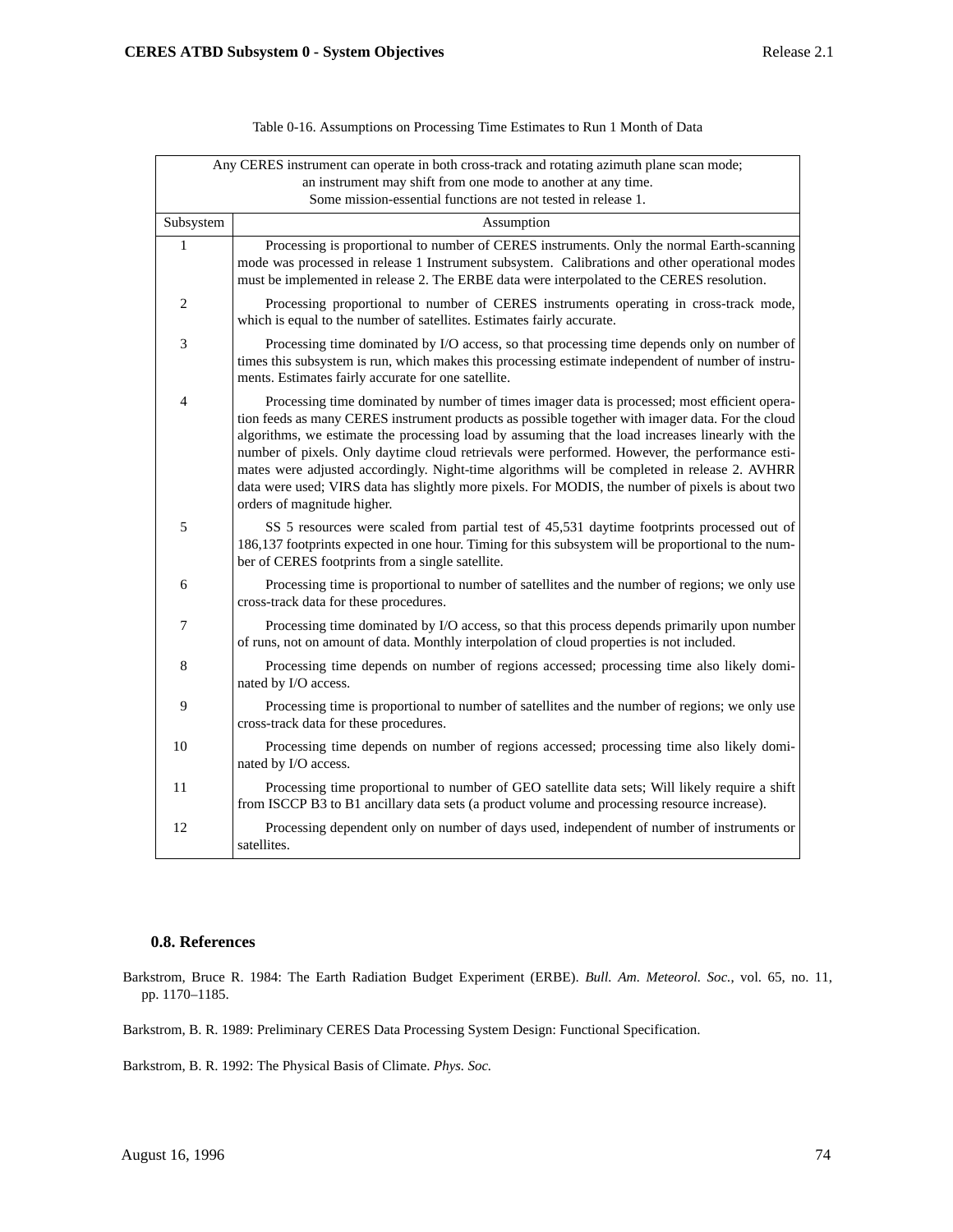Table 0-16. Assumptions on Processing Time Estimates to Run 1 Month of Data

| Any CERES instrument can operate in both cross-track and rotating azimuth plane scan mode; an instrument may shift from one mode to another at any time. Some mission-essential functions are not tested in release 1. | |
|---|---|
| Subsystem | Assumption |
| 1 | Processing is proportional to number of CERES instruments. Only the normal Earth-scanning mode was processed in release 1 Instrument subsystem. Calibrations and other operational modes must be implemented in release 2. The ERBE data were interpolated to the CERES resolution. |
| 2 | Processing proportional to number of CERES instruments operating in cross-track mode, which is equal to the number of satellites. Estimates fairly accurate. |
| 3 | Processing time dominated by I/O access, so that processing time depends only on number of times this subsystem is run, which makes this processing estimate independent of number of instruments. Estimates fairly accurate for one satellite. |
| 4 | Processing time dominated by number of times imager data is processed; most efficient operation feeds as many CERES instrument products as possible together with imager data. For the cloud algorithms, we estimate the processing load by assuming that the load increases linearly with the number of pixels. Only daytime cloud retrievals were performed. However, the performance estimates were adjusted accordingly. Night-time algorithms will be completed in release 2. AVHRR data were used; VIRS data has slightly more pixels. For MODIS, the number of pixels is about two orders of magnitude higher. |
| 5 | SS 5 resources were scaled from partial test of 45,531 daytime footprints processed out of 186,137 footprints expected in one hour. Timing for this subsystem will be proportional to the number of CERES footprints from a single satellite. |
| 6 | Processing time is proportional to number of satellites and the number of regions; we only use cross-track data for these procedures. |
| 7 | Processing time dominated by I/O access, so that this process depends primarily upon number of runs, not on amount of data. Monthly interpolation of cloud properties is not included. |
| 8 | Processing time depends on number of regions accessed; processing time also likely dominated by I/O access. |
| 9 | Processing time is proportional to number of satellites and the number of regions; we only use cross-track data for these procedures. |
| 10 | Processing time depends on number of regions accessed; processing time also likely dominated by I/O access. |
| 11 | Processing time proportional to number of GEO satellite data sets; Will likely require a shift from ISCCP B3 to B1 ancillary data sets (a product volume and processing resource increase). |
| 12 | Processing dependent only on number of days used, independent of number of instruments or satellites. |

### 0.8. References

Barkstrom, Bruce R. 1984: The Earth Radiation Budget Experiment (ERBE). *Bull. Am. Meteorol. Soc.*, vol. 65, no. 11, pp. 1170–1185.

Barkstrom, B. R. 1989: Preliminary CERES Data Processing System Design: Functional Specification.

Barkstrom, B. R. 1992: The Physical Basis of Climate. *Phys. Soc.*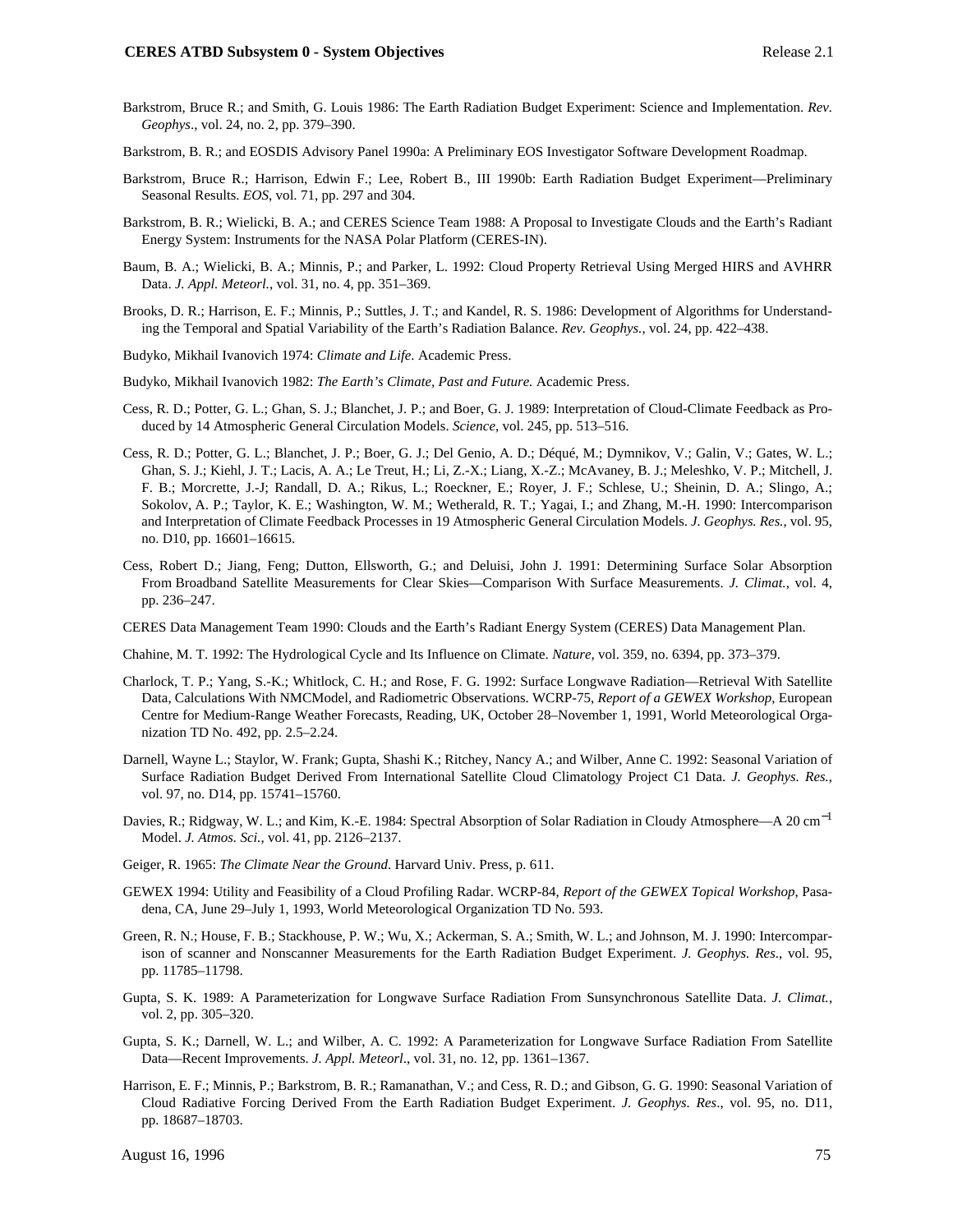Barkstrom, Bruce R.; and Smith, G. Louis 1986: The Earth Radiation Budget Experiment: Science and Implementation. *Rev. Geophys*., vol. 24, no. 2, pp. 379–390.

Barkstrom, B. R.; and EOSDIS Advisory Panel 1990a: A Preliminary EOS Investigator Software Development Roadmap.

Barkstrom, Bruce R.; Harrison, Edwin F.; Lee, Robert B., III 1990b: Earth Radiation Budget Experiment—Preliminary Seasonal Results. *EOS*, vol. 71, pp. 297 and 304.

Barkstrom, B. R.; Wielicki, B. A.; and CERES Science Team 1988: A Proposal to Investigate Clouds and the Earth's Radiant Energy System: Instruments for the NASA Polar Platform (CERES-IN).

Baum, B. A.; Wielicki, B. A.; Minnis, P.; and Parker, L. 1992: Cloud Property Retrieval Using Merged HIRS and AVHRR Data. *J. Appl. Meteorl.*, vol. 31, no. 4, pp. 351–369.

Brooks, D. R.; Harrison, E. F.; Minnis, P.; Suttles, J. T.; and Kandel, R. S. 1986: Development of Algorithms for Understanding the Temporal and Spatial Variability of the Earth's Radiation Balance. *Rev. Geophys.*, vol. 24, pp. 422–438.

Budyko, Mikhail Ivanovich 1974: *Climate and Life*. Academic Press.

Budyko, Mikhail Ivanovich 1982: *The Earth's Climate, Past and Future.* Academic Press.

Cess, R. D.; Potter, G. L.; Ghan, S. J.; Blanchet, J. P.; and Boer, G. J. 1989: Interpretation of Cloud-Climate Feedback as Produced by 14 Atmospheric General Circulation Models. *Science*, vol. 245, pp. 513–516.

Cess, R. D.; Potter, G. L.; Blanchet, J. P.; Boer, G. J.; Del Genio, A. D.; Déqué, M.; Dymnikov, V.; Galin, V.; Gates, W. L.; Ghan, S. J.; Kiehl, J. T.; Lacis, A. A.; Le Treut, H.; Li, Z.-X.; Liang, X.-Z.; McAvaney, B. J.; Meleshko, V. P.; Mitchell, J. F. B.; Morcrette, J.-J; Randall, D. A.; Rikus, L.; Roeckner, E.; Royer, J. F.; Schlese, U.; Sheinin, D. A.; Slingo, A.; Sokolov, A. P.; Taylor, K. E.; Washington, W. M.; Wetherald, R. T.; Yagai, I.; and Zhang, M.-H. 1990: Intercomparison and Interpretation of Climate Feedback Processes in 19 Atmospheric General Circulation Models. *J. Geophys. Res.*, vol. 95, no. D10, pp. 16601–16615.

Cess, Robert D.; Jiang, Feng; Dutton, Ellsworth, G.; and Deluisi, John J. 1991: Determining Surface Solar Absorption From Broadband Satellite Measurements for Clear Skies—Comparison With Surface Measurements. *J. Climat.*, vol. 4, pp. 236–247.

CERES Data Management Team 1990: Clouds and the Earth's Radiant Energy System (CERES) Data Management Plan.

Chahine, M. T. 1992: The Hydrological Cycle and Its Influence on Climate. *Nature,* vol. 359, no. 6394, pp. 373–379.

Charlock, T. P.; Yang, S.-K.; Whitlock, C. H.; and Rose, F. G. 1992: Surface Longwave Radiation—Retrieval With Satellite Data, Calculations With NMCModel, and Radiometric Observations. WCRP-75, *Report of a GEWEX Workshop*, European Centre for Medium-Range Weather Forecasts, Reading, UK, October 28–November 1, 1991, World Meteorological Organization TD No. 492, pp. 2.5–2.24.

Darnell, Wayne L.; Staylor, W. Frank; Gupta, Shashi K.; Ritchey, Nancy A.; and Wilber, Anne C. 1992: Seasonal Variation of Surface Radiation Budget Derived From International Satellite Cloud Climatology Project C1 Data. *J. Geophys. Res.*, vol. 97, no. D14, pp. 15741–15760.

Davies, R.; Ridgway, W. L.; and Kim, K.-E. 1984: Spectral Absorption of Solar Radiation in Cloudy Atmosphere—A 20 $cm^{-1}$ Model. *J. Atmos. Sci.*, vol. 41, pp. 2126–2137.

Geiger, R. 1965: *The Climate Near the Ground*. Harvard Univ. Press, p. 611.

GEWEX 1994: Utility and Feasibility of a Cloud Profiling Radar. WCRP-84, *Report of the GEWEX Topical Workshop*, Pasadena, CA, June 29–July 1, 1993, World Meteorological Organization TD No. 593.

Green, R. N.; House, F. B.; Stackhouse, P. W.; Wu, X.; Ackerman, S. A.; Smith, W. L.; and Johnson, M. J. 1990: Intercomparison of scanner and Nonscanner Measurements for the Earth Radiation Budget Experiment. *J. Geophys. Res*., vol. 95, pp. 11785–11798.

Gupta, S. K. 1989: A Parameterization for Longwave Surface Radiation From Sunsynchronous Satellite Data. *J. Climat.*, vol. 2, pp. 305–320.

Gupta, S. K.; Darnell, W. L.; and Wilber, A. C. 1992: A Parameterization for Longwave Surface Radiation From Satellite Data—Recent Improvements. *J. Appl. Meteorl*., vol. 31, no. 12, pp. 1361–1367.

Harrison, E. F.; Minnis, P.; Barkstrom, B. R.; Ramanathan, V.; and Cess, R. D.; and Gibson, G. G. 1990: Seasonal Variation of Cloud Radiative Forcing Derived From the Earth Radiation Budget Experiment. *J. Geophys. Res*., vol. 95, no. D11, pp. 18687–18703.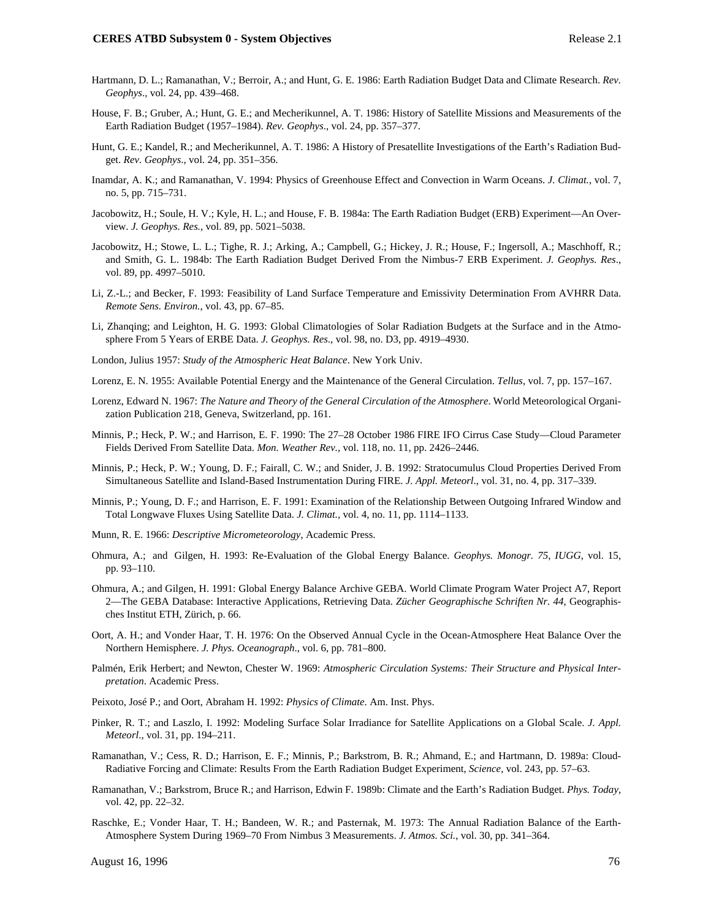Hartmann, D. L.; Ramanathan, V.; Berroir, A.; and Hunt, G. E. 1986: Earth Radiation Budget Data and Climate Research. *Rev. Geophys*., vol. 24, pp. 439–468.

House, F. B.; Gruber, A.; Hunt, G. E.; and Mecherikunnel, A. T. 1986: History of Satellite Missions and Measurements of the Earth Radiation Budget (1957–1984). *Rev. Geophys*., vol. 24, pp. 357–377.

Hunt, G. E.; Kandel, R.; and Mecherikunnel, A. T. 1986: A History of Presatellite Investigations of the Earth's Radiation Budget. *Rev. Geophys*., vol. 24, pp. 351–356.

Inamdar, A. K.; and Ramanathan, V. 1994: Physics of Greenhouse Effect and Convection in Warm Oceans. *J. Climat.*, vol. 7, no. 5, pp. 715–731.

Jacobowitz, H.; Soule, H. V.; Kyle, H. L.; and House, F. B. 1984a: The Earth Radiation Budget (ERB) Experiment—An Overview. *J. Geophys. Res.*, vol. 89, pp. 5021–5038.

Jacobowitz, H.; Stowe, L. L.; Tighe, R. J.; Arking, A.; Campbell, G.; Hickey, J. R.; House, F.; Ingersoll, A.; Maschhoff, R.; and Smith, G. L. 1984b: The Earth Radiation Budget Derived From the Nimbus-7 ERB Experiment. *J. Geophys. Res*., vol. 89, pp. 4997–5010.

Li, Z.-L.; and Becker, F. 1993: Feasibility of Land Surface Temperature and Emissivity Determination From AVHRR Data. *Remote Sens. Environ.*, vol. 43, pp. 67–85.

Li, Zhanqing; and Leighton, H. G. 1993: Global Climatologies of Solar Radiation Budgets at the Surface and in the Atmosphere From 5 Years of ERBE Data. *J. Geophys. Res*., vol. 98, no. D3, pp. 4919–4930.

London, Julius 1957: *Study of the Atmospheric Heat Balance*. New York Univ.

Lorenz, E. N. 1955: Available Potential Energy and the Maintenance of the General Circulation. *Tellus*, vol. 7, pp. 157–167.

Lorenz, Edward N. 1967: *The Nature and Theory of the General Circulation of the Atmosphere*. World Meteorological Organization Publication 218, Geneva, Switzerland, pp. 161.

Minnis, P.; Heck, P. W.; and Harrison, E. F. 1990: The 27–28 October 1986 FIRE IFO Cirrus Case Study—Cloud Parameter Fields Derived From Satellite Data. *Mon. Weather Rev.*, vol. 118, no. 11, pp. 2426–2446.

Minnis, P.; Heck, P. W.; Young, D. F.; Fairall, C. W.; and Snider, J. B. 1992: Stratocumulus Cloud Properties Derived From Simultaneous Satellite and Island-Based Instrumentation During FIRE. *J. Appl. Meteorl*., vol. 31, no. 4, pp. 317–339.

Minnis, P.; Young, D. F.; and Harrison, E. F. 1991: Examination of the Relationship Between Outgoing Infrared Window and Total Longwave Fluxes Using Satellite Data. *J. Climat.*, vol. 4, no. 11, pp. 1114–1133.

Munn, R. E. 1966: *Descriptive Micrometeorology*, Academic Press.

Ohmura, A.; and Gilgen, H. 1993: Re-Evaluation of the Global Energy Balance. *Geophys. Monogr. 75, IUGG*, vol. 15, pp. 93–110.

Ohmura, A.; and Gilgen, H. 1991: Global Energy Balance Archive GEBA. World Climate Program Water Project A7, Report 2—The GEBA Database: Interactive Applications, Retrieving Data. *Zücher Geographische Schriften Nr. 44*, Geographisches Institut ETH, Zürich, p. 66.

Oort, A. H.; and Vonder Haar, T. H. 1976: On the Observed Annual Cycle in the Ocean-Atmosphere Heat Balance Over the Northern Hemisphere. *J. Phys. Oceanograph*., vol. 6, pp. 781–800.

Palmén, Erik Herbert; and Newton, Chester W. 1969: *Atmospheric Circulation Systems: Their Structure and Physical Interpretation*. Academic Press.

Peixoto, José P.; and Oort, Abraham H. 1992: *Physics of Climate*. Am. Inst. Phys.

Pinker, R. T.; and Laszlo, I. 1992: Modeling Surface Solar Irradiance for Satellite Applications on a Global Scale. *J. Appl. Meteorl*., vol. 31, pp. 194–211.

Ramanathan, V.; Cess, R. D.; Harrison, E. F.; Minnis, P.; Barkstrom, B. R.; Ahmand, E.; and Hartmann, D. 1989a: Cloud-Radiative Forcing and Climate: Results From the Earth Radiation Budget Experiment, *Science*, vol. 243, pp. 57–63.

Ramanathan, V.; Barkstrom, Bruce R.; and Harrison, Edwin F. 1989b: Climate and the Earth's Radiation Budget. *Phys. Today*, vol. 42, pp. 22–32.

Raschke, E.; Vonder Haar, T. H.; Bandeen, W. R.; and Pasternak, M. 1973: The Annual Radiation Balance of the Earth-Atmosphere System During 1969–70 From Nimbus 3 Measurements. *J. Atmos. Sci.*, vol. 30, pp. 341–364.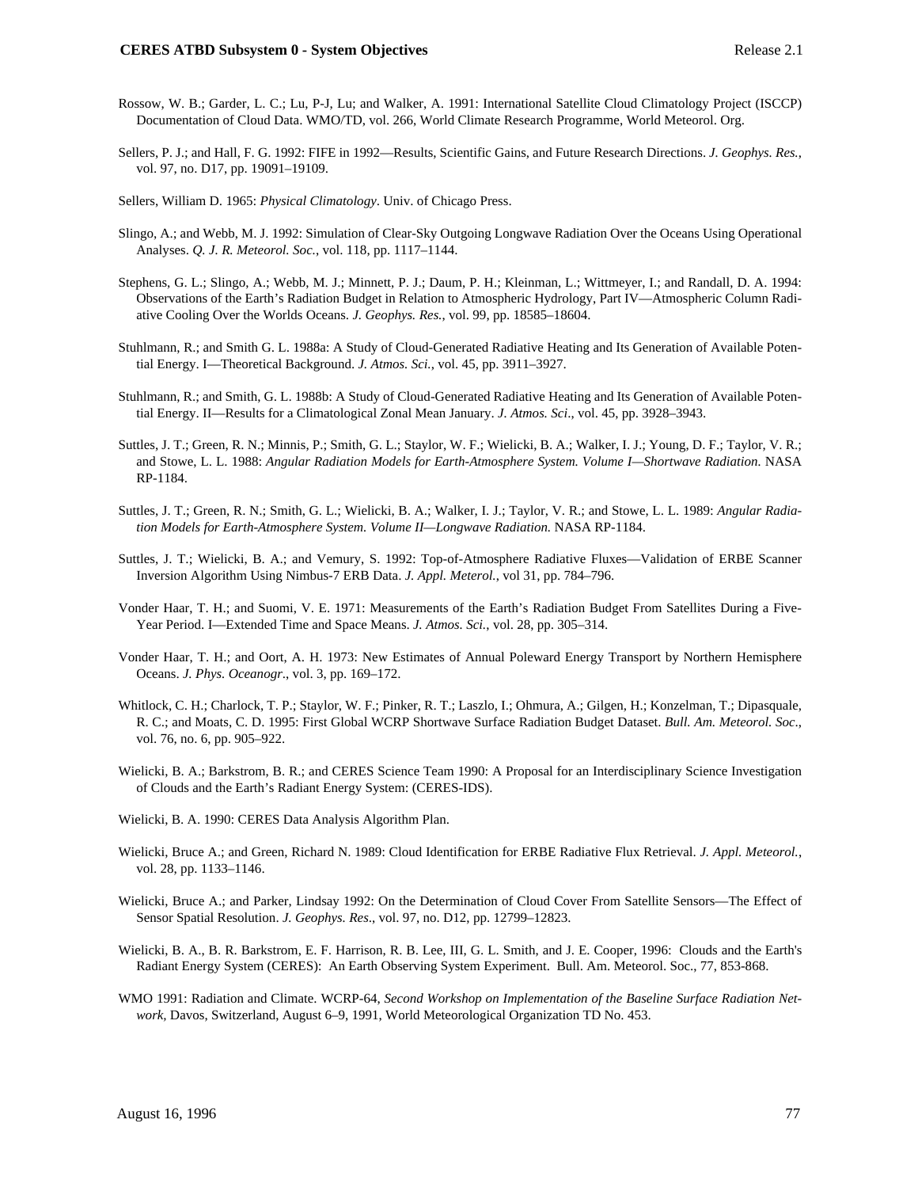Rossow, W. B.; Garder, L. C.; Lu, P-J, Lu; and Walker, A. 1991: International Satellite Cloud Climatology Project (ISCCP) Documentation of Cloud Data. WMO/TD, vol. 266, World Climate Research Programme, World Meteorol. Org.

Sellers, P. J.; and Hall, F. G. 1992: FIFE in 1992—Results, Scientific Gains, and Future Research Directions. *J. Geophys. Res.*, vol. 97, no. D17, pp. 19091–19109.

Sellers, William D. 1965: *Physical Climatology*. Univ. of Chicago Press.

Slingo, A.; and Webb, M. J. 1992: Simulation of Clear-Sky Outgoing Longwave Radiation Over the Oceans Using Operational Analyses. *Q. J. R. Meteorol. Soc.*, vol. 118, pp. 1117–1144.

Stephens, G. L.; Slingo, A.; Webb, M. J.; Minnett, P. J.; Daum, P. H.; Kleinman, L.; Wittmeyer, I.; and Randall, D. A. 1994: Observations of the Earth's Radiation Budget in Relation to Atmospheric Hydrology, Part IV—Atmospheric Column Radiative Cooling Over the Worlds Oceans. *J. Geophys. Res.*, vol. 99, pp. 18585–18604.

Stuhlmann, R.; and Smith G. L. 1988a: A Study of Cloud-Generated Radiative Heating and Its Generation of Available Potential Energy. I—Theoretical Background. *J. Atmos. Sci.*, vol. 45, pp. 3911–3927.

Stuhlmann, R.; and Smith, G. L. 1988b: A Study of Cloud-Generated Radiative Heating and Its Generation of Available Potential Energy. II—Results for a Climatological Zonal Mean January. *J. Atmos. Sci*., vol. 45, pp. 3928–3943.

Suttles, J. T.; Green, R. N.; Minnis, P.; Smith, G. L.; Staylor, W. F.; Wielicki, B. A.; Walker, I. J.; Young, D. F.; Taylor, V. R.; and Stowe, L. L. 1988: *Angular Radiation Models for Earth-Atmosphere System. Volume I—Shortwave Radiation.* NASA RP-1184.

Suttles, J. T.; Green, R. N.; Smith, G. L.; Wielicki, B. A.; Walker, I. J.; Taylor, V. R.; and Stowe, L. L. 1989: *Angular Radiation Models for Earth-Atmosphere System. Volume II—Longwave Radiation.* NASA RP-1184.

Suttles, J. T.; Wielicki, B. A.; and Vemury, S. 1992: Top-of-Atmosphere Radiative Fluxes—Validation of ERBE Scanner Inversion Algorithm Using Nimbus-7 ERB Data. *J. Appl. Meterol.*, vol 31, pp. 784–796.

Vonder Haar, T. H.; and Suomi, V. E. 1971: Measurements of the Earth's Radiation Budget From Satellites During a Five-Year Period. I—Extended Time and Space Means. *J. Atmos. Sci.*, vol. 28, pp. 305–314.

Vonder Haar, T. H.; and Oort, A. H. 1973: New Estimates of Annual Poleward Energy Transport by Northern Hemisphere Oceans. *J. Phys. Oceanogr*., vol. 3, pp. 169–172.

Whitlock, C. H.; Charlock, T. P.; Staylor, W. F.; Pinker, R. T.; Laszlo, I.; Ohmura, A.; Gilgen, H.; Konzelman, T.; Dipasquale, R. C.; and Moats, C. D. 1995: First Global WCRP Shortwave Surface Radiation Budget Dataset. *Bull. Am. Meteorol. Soc*., vol. 76, no. 6, pp. 905–922.

Wielicki, B. A.; Barkstrom, B. R.; and CERES Science Team 1990: A Proposal for an Interdisciplinary Science Investigation of Clouds and the Earth's Radiant Energy System: (CERES-IDS).

Wielicki, B. A. 1990: CERES Data Analysis Algorithm Plan.

Wielicki, Bruce A.; and Green, Richard N. 1989: Cloud Identification for ERBE Radiative Flux Retrieval. *J. Appl. Meteorol.*, vol. 28, pp. 1133–1146.

Wielicki, Bruce A.; and Parker, Lindsay 1992: On the Determination of Cloud Cover From Satellite Sensors—The Effect of Sensor Spatial Resolution. *J. Geophys. Res*., vol. 97, no. D12, pp. 12799–12823.

Wielicki, B. A., B. R. Barkstrom, E. F. Harrison, R. B. Lee, III, G. L. Smith, and J. E. Cooper, 1996: Clouds and the Earth's Radiant Energy System (CERES): An Earth Observing System Experiment. Bull. Am. Meteorol. Soc., 77, 853-868.

WMO 1991: Radiation and Climate. WCRP-64, *Second Workshop on Implementation of the Baseline Surface Radiation Network*, Davos, Switzerland, August 6–9, 1991, World Meteorological Organization TD No. 453.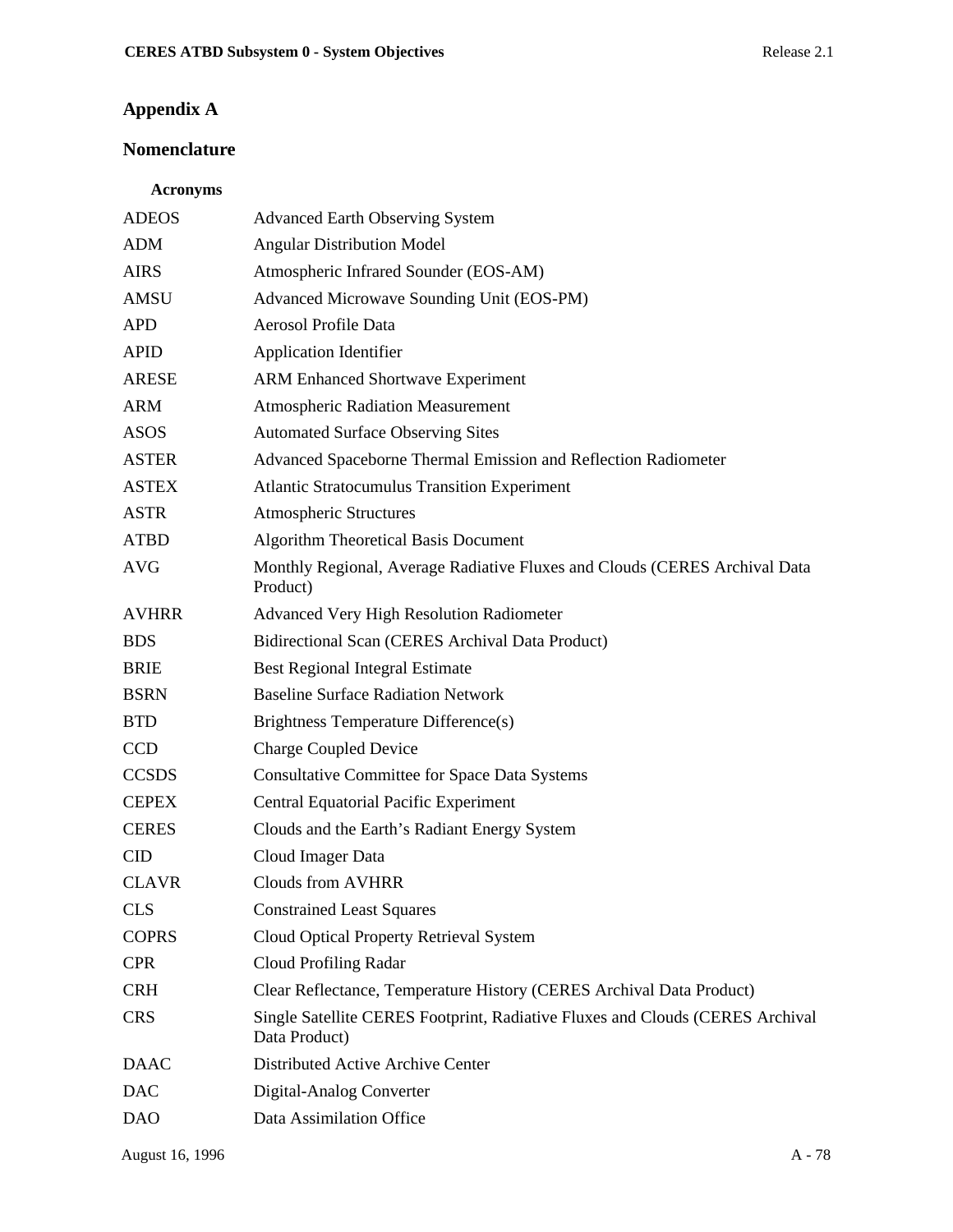# Appendix A

## Nomenclature

### Acronyms

| | |
|---|---|
| ADEOS | Advanced Earth Observing System |
| ADM | Angular Distribution Model |
| AIRS | Atmospheric Infrared Sounder (EOS-AM) |
| AMSU | Advanced Microwave Sounding Unit (EOS-PM) |
| APD | Aerosol Profile Data |
| APID | Application Identifier |
| ARESE | ARM Enhanced Shortwave Experiment |
| ARM | Atmospheric Radiation Measurement |
| ASOS | Automated Surface Observing Sites |
| ASTER | Advanced Spaceborne Thermal Emission and Reflection Radiometer |
| ASTEX | Atlantic Stratocumulus Transition Experiment |
| ASTR | Atmospheric Structures |
| ATBD | Algorithm Theoretical Basis Document |
| AVG | Monthly Regional, Average Radiative Fluxes and Clouds (CERES Archival Data Product) |
| AVHRR | Advanced Very High Resolution Radiometer |
| BDS | Bidirectional Scan (CERES Archival Data Product) |
| BRIE | Best Regional Integral Estimate |
| BSRN | Baseline Surface Radiation Network |
| BTD | Brightness Temperature Difference(s) |
| CCD | Charge Coupled Device |
| CCSDS | Consultative Committee for Space Data Systems |
| CEPEX | Central Equatorial Pacific Experiment |
| CERES | Clouds and the Earth's Radiant Energy System |
| CID | Cloud Imager Data |
| CLAVR | Clouds from AVHRR |
| CLS | Constrained Least Squares |
| COPRS | Cloud Optical Property Retrieval System |
| CPR | Cloud Profiling Radar |
| CRH | Clear Reflectance, Temperature History (CERES Archival Data Product) |
| CRS | Single Satellite CERES Footprint, Radiative Fluxes and Clouds (CERES Archival Data Product) |
| DAAC | Distributed Active Archive Center |
| DAC | Digital-Analog Converter |
| DAO | Data Assimilation Office |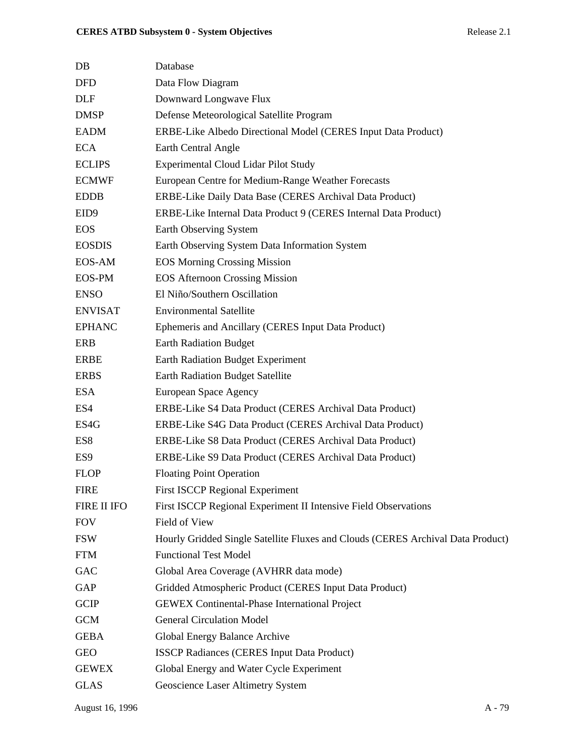| | |
|---|---|
| DB | Database |
| DFD | Data Flow Diagram |
| DLF | Downward Longwave Flux |
| DMSP | Defense Meteorological Satellite Program |
| EADM | ERBE-Like Albedo Directional Model (CERES Input Data Product) |
| ECA | Earth Central Angle |
| ECLIPS | Experimental Cloud Lidar Pilot Study |
| ECMWF | European Centre for Medium-Range Weather Forecasts |
| EDDB | ERBE-Like Daily Data Base (CERES Archival Data Product) |
| EID9 | ERBE-Like Internal Data Product 9 (CERES Internal Data Product) |
| EOS | Earth Observing System |
| EOSDIS | Earth Observing System Data Information System |
| EOS-AM | EOS Morning Crossing Mission |
| EOS-PM | EOS Afternoon Crossing Mission |
| ENSO | El Niño/Southern Oscillation |
| ENVISAT | Environmental Satellite |
| EPHANC | Ephemeris and Ancillary (CERES Input Data Product) |
| ERB | Earth Radiation Budget |
| ERBE | Earth Radiation Budget Experiment |
| ERBS | Earth Radiation Budget Satellite |
| ESA | European Space Agency |
| ES4 | ERBE-Like S4 Data Product (CERES Archival Data Product) |
| ES4G | ERBE-Like S4G Data Product (CERES Archival Data Product) |
| ES8 | ERBE-Like S8 Data Product (CERES Archival Data Product) |
| ES9 | ERBE-Like S9 Data Product (CERES Archival Data Product) |
| FLOP | Floating Point Operation |
| FIRE | First ISCCP Regional Experiment |
| FIRE II IFO | First ISCCP Regional Experiment II Intensive Field Observations |
| FOV | Field of View |
| FSW | Hourly Gridded Single Satellite Fluxes and Clouds (CERES Archival Data Product) |
| FTM | Functional Test Model |
| GAC | Global Area Coverage (AVHRR data mode) |
| GAP | Gridded Atmospheric Product (CERES Input Data Product) |
| GCIP | GEWEX Continental-Phase International Project |
| GCM | General Circulation Model |
| GEBA | Global Energy Balance Archive |
| GEO | ISSCP Radiances (CERES Input Data Product) |
| GEWEX | Global Energy and Water Cycle Experiment |
| GLAS | Geoscience Laser Altimetry System |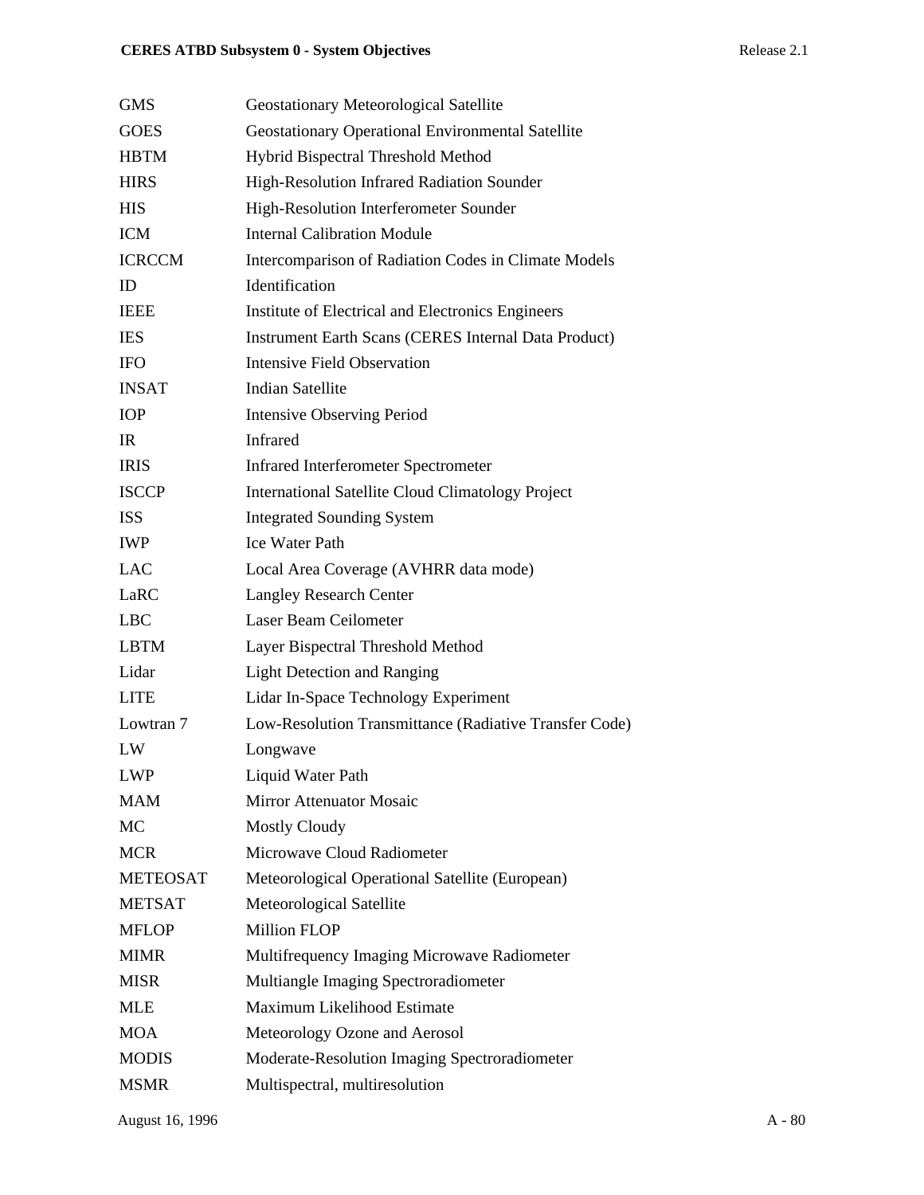| | |
|---|---|
| GMS | Geostationary Meteorological Satellite |
| GOES | Geostationary Operational Environmental Satellite |
| HBTM | Hybrid Bispectral Threshold Method |
| HIRS | High-Resolution Infrared Radiation Sounder |
| HIS | High-Resolution Interferometer Sounder |
| ICM | Internal Calibration Module |
| ICRCCM | Intercomparison of Radiation Codes in Climate Models |
| ID | Identification |
| IEEE | Institute of Electrical and Electronics Engineers |
| IES | Instrument Earth Scans (CERES Internal Data Product) |
| IFO | Intensive Field Observation |
| INSAT | Indian Satellite |
| IOP | Intensive Observing Period |
| IR | Infrared |
| IRIS | Infrared Interferometer Spectrometer |
| ISCCP | International Satellite Cloud Climatology Project |
| ISS | Integrated Sounding System |
| IWP | Ice Water Path |
| LAC | Local Area Coverage (AVHRR data mode) |
| LaRC | Langley Research Center |
| LBC | Laser Beam Ceilometer |
| LBTM | Layer Bispectral Threshold Method |
| Lidar | Light Detection and Ranging |
| LITE | Lidar In-Space Technology Experiment |
| Lowtran 7 | Low-Resolution Transmittance (Radiative Transfer Code) |
| LW | Longwave |
| LWP | Liquid Water Path |
| MAM | Mirror Attenuator Mosaic |
| MC | Mostly Cloudy |
| MCR | Microwave Cloud Radiometer |
| METEOSAT | Meteorological Operational Satellite (European) |
| METSAT | Meteorological Satellite |
| MFLOP | Million FLOP |
| MIMR | Multifrequency Imaging Microwave Radiometer |
| MISR | Multiangle Imaging Spectroradiometer |
| MLE | Maximum Likelihood Estimate |
| MOA | Meteorology Ozone and Aerosol |
| MODIS | Moderate-Resolution Imaging Spectroradiometer |
| MSMR | Multispectral, multiresolution |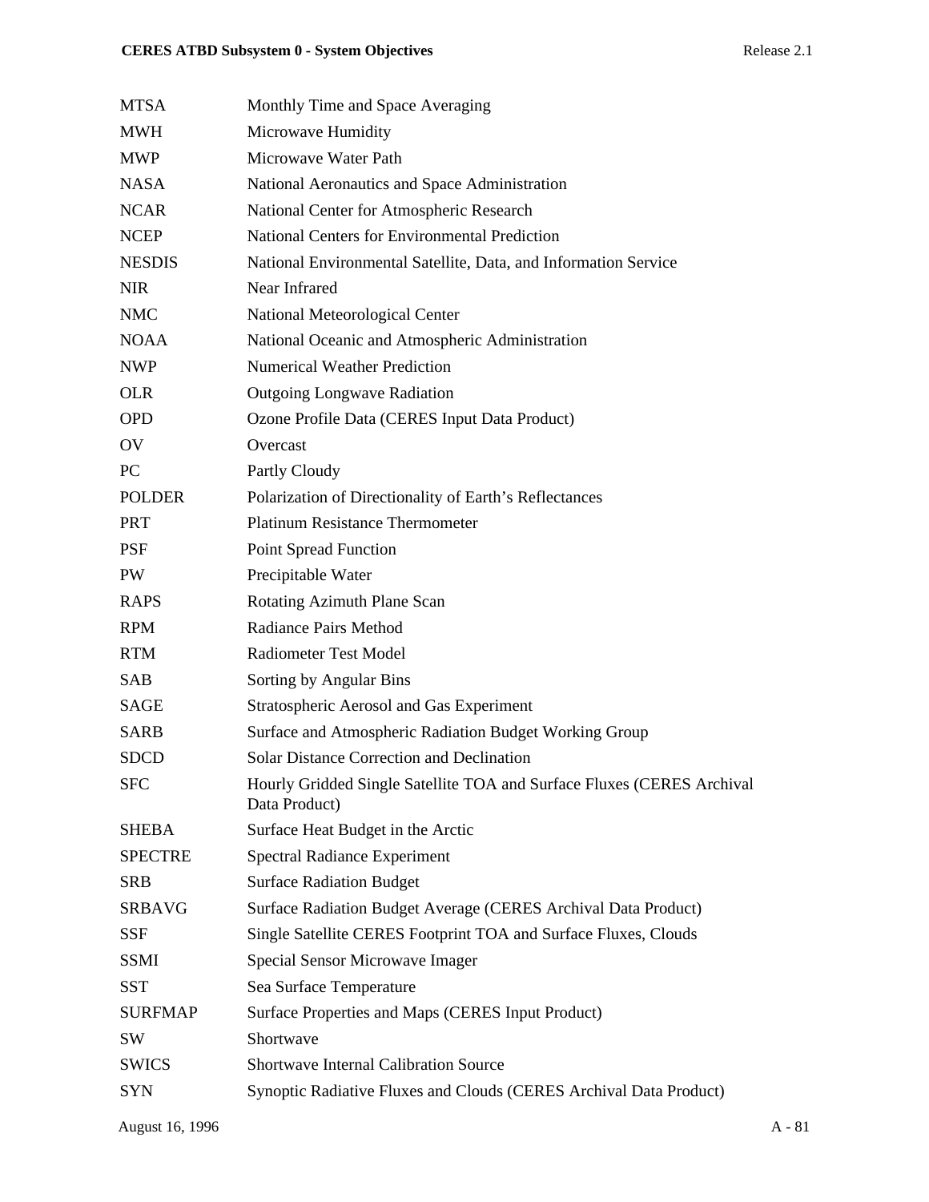| | |
|---|---|
| MTSA | Monthly Time and Space Averaging |
| MWH | Microwave Humidity |
| MWP | Microwave Water Path |
| NASA | National Aeronautics and Space Administration |
| NCAR | National Center for Atmospheric Research |
| NCEP | National Centers for Environmental Prediction |
| NESDIS | National Environmental Satellite, Data, and Information Service |
| NIR | Near Infrared |
| NMC | National Meteorological Center |
| NOAA | National Oceanic and Atmospheric Administration |
| NWP | Numerical Weather Prediction |
| OLR | Outgoing Longwave Radiation |
| OPD | Ozone Profile Data (CERES Input Data Product) |
| OV | Overcast |
| PC | Partly Cloudy |
| POLDER | Polarization of Directionality of Earth's Reflectances |
| PRT | Platinum Resistance Thermometer |
| PSF | Point Spread Function |
| PW | Precipitable Water |
| RAPS | Rotating Azimuth Plane Scan |
| RPM | Radiance Pairs Method |
| RTM | Radiometer Test Model |
| SAB | Sorting by Angular Bins |
| SAGE | Stratospheric Aerosol and Gas Experiment |
| SARB | Surface and Atmospheric Radiation Budget Working Group |
| SDCD | Solar Distance Correction and Declination |
| SFC | Hourly Gridded Single Satellite TOA and Surface Fluxes (CERES Archival Data Product) |
| SHEBA | Surface Heat Budget in the Arctic |
| SPECTRE | Spectral Radiance Experiment |
| SRB | Surface Radiation Budget |
| SRBAVG | Surface Radiation Budget Average (CERES Archival Data Product) |
| SSF | Single Satellite CERES Footprint TOA and Surface Fluxes, Clouds |
| SSMI | Special Sensor Microwave Imager |
| SST | Sea Surface Temperature |
| SURFMAP | Surface Properties and Maps (CERES Input Product) |
| SW | Shortwave |
| SWICS | Shortwave Internal Calibration Source |
| SYN | Synoptic Radiative Fluxes and Clouds (CERES Archival Data Product) |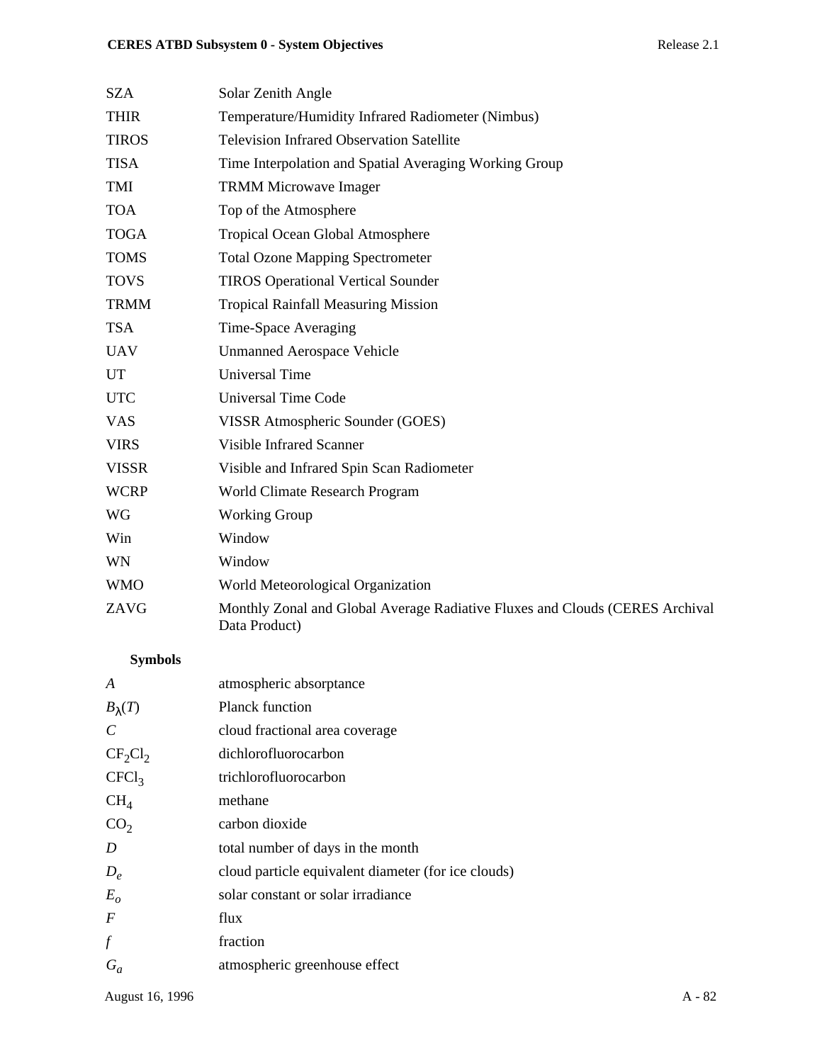| | |
|---|---|
| SZA | Solar Zenith Angle |
| THIR | Temperature/Humidity Infrared Radiometer (Nimbus) |
| TIROS | Television Infrared Observation Satellite |
| TISA | Time Interpolation and Spatial Averaging Working Group |
| TMI | TRMM Microwave Imager |
| TOA | Top of the Atmosphere |
| TOGA | Tropical Ocean Global Atmosphere |
| TOMS | Total Ozone Mapping Spectrometer |
| TOVS | TIROS Operational Vertical Sounder |
| TRMM | Tropical Rainfall Measuring Mission |
| TSA | Time-Space Averaging |
| UAV | Unmanned Aerospace Vehicle |
| UT | Universal Time |
| UTC | Universal Time Code |
| VAS | VISSR Atmospheric Sounder (GOES) |
| VIRS | Visible Infrared Scanner |
| VISSR | Visible and Infrared Spin Scan Radiometer |
| WCRP | World Climate Research Program |
| WG | Working Group |
| Win | Window |
| WN | Window |
| WMO | World Meteorological Organization |
| ZAVG | Monthly Zonal and Global Average Radiative Fluxes and Clouds (CERES Archival Data Product) |

**Symbols**

| | |
|---|---|
| $A$ | atmospheric absorptance |
| $B_\lambda(T)$ | Planck function |
| $C$ | cloud fractional area coverage |
| $CF_2Cl_2$ | dichlorofluorocarbon |
| $CFCl_3$ | trichlorofluorocarbon |
| $CH_4$ | methane |
| $CO_2$ | carbon dioxide |
| $D$ | total number of days in the month |
| $D_e$ | cloud particle equivalent diameter (for ice clouds) |
| $E_o$ | solar constant or solar irradiance |
| $F$ | flux |
| $f$ | fraction |
| $G_a$ | atmospheric greenhouse effect |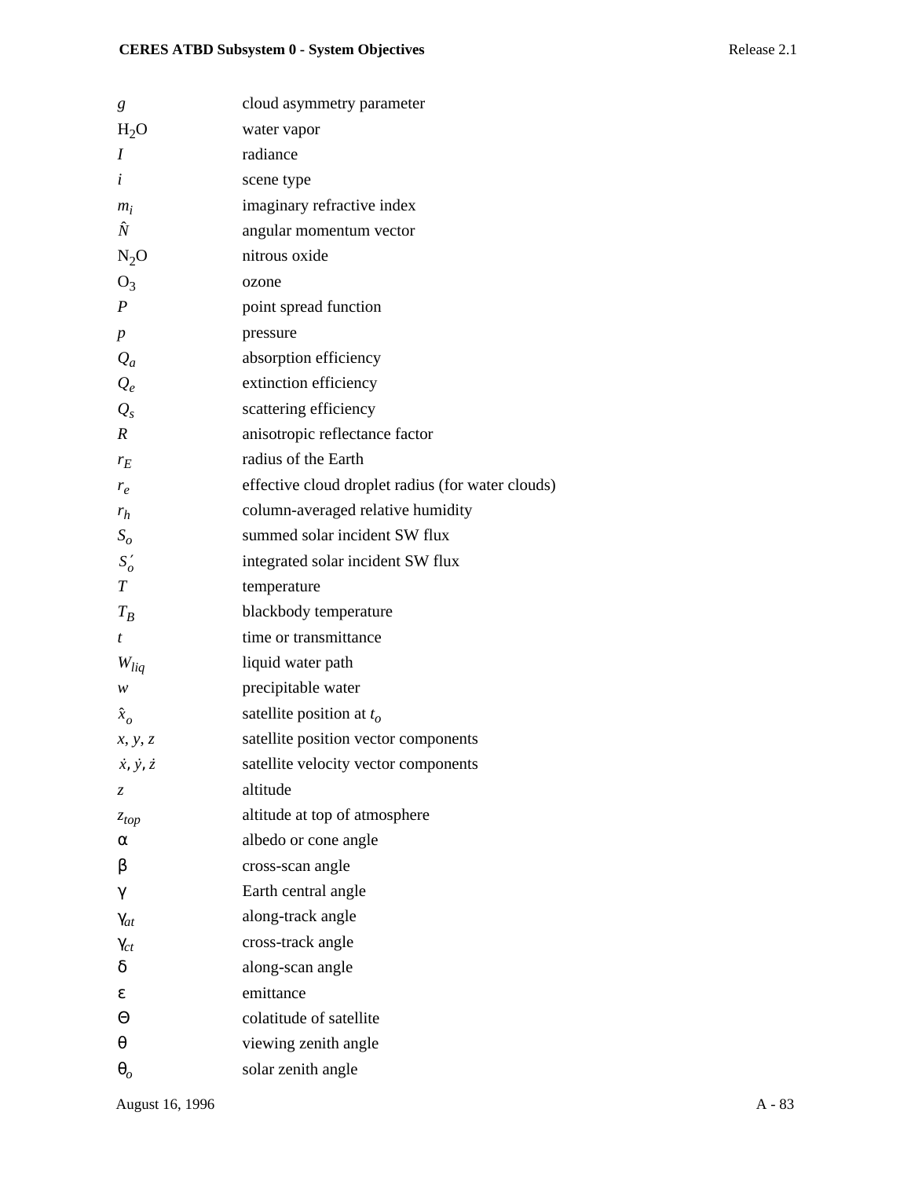| | |
|---|---|
| $g$ | cloud asymmetry parameter |
| $H_2O$ | water vapor |
| $I$ | radiance |
| $i$ | scene type |
| $m_i$ | imaginary refractive index |
| $\hat{N}$ | angular momentum vector |
| $N_2O$ | nitrous oxide |
| $O_3$ | ozone |
| $P$ | point spread function |
| $p$ | pressure |
| $Q_a$ | absorption efficiency |
| $Q_e$ | extinction efficiency |
| $Q_s$ | scattering efficiency |
| $R$ | anisotropic reflectance factor |
| $r_E$ | radius of the Earth |
| $r_e$ | effective cloud droplet radius (for water clouds) |
| $r_h$ | column-averaged relative humidity |
| $S_o$ | summed solar incident SW flux |
| $S_o'$ | integrated solar incident SW flux |
| $T$ | temperature |
| $T_B$ | blackbody temperature |
| $t$ | time or transmittance |
| $W_{liq}$ | liquid water path |
| $w$ | precipitable water |
| $\hat{x}_o$ | satellite position at $t_o$ |
| $x, y, z$ | satellite position vector components |
| $\dot{x}, \dot{y}, \dot{z}$ | satellite velocity vector components |
| $z$ | altitude |
| $z_{top}$ | altitude at top of atmosphere |
| $\alpha$ | albedo or cone angle |
| $\beta$ | cross-scan angle |
| $\gamma$ | Earth central angle |
| $\gamma_{at}$ | along-track angle |
| $\gamma_{ct}$ | cross-track angle |
| $\delta$ | along-scan angle |
| $\varepsilon$ | emittance |
| $\Theta$ | colatitude of satellite |
| $\theta$ | viewing zenith angle |
| $\theta_o$ | solar zenith angle |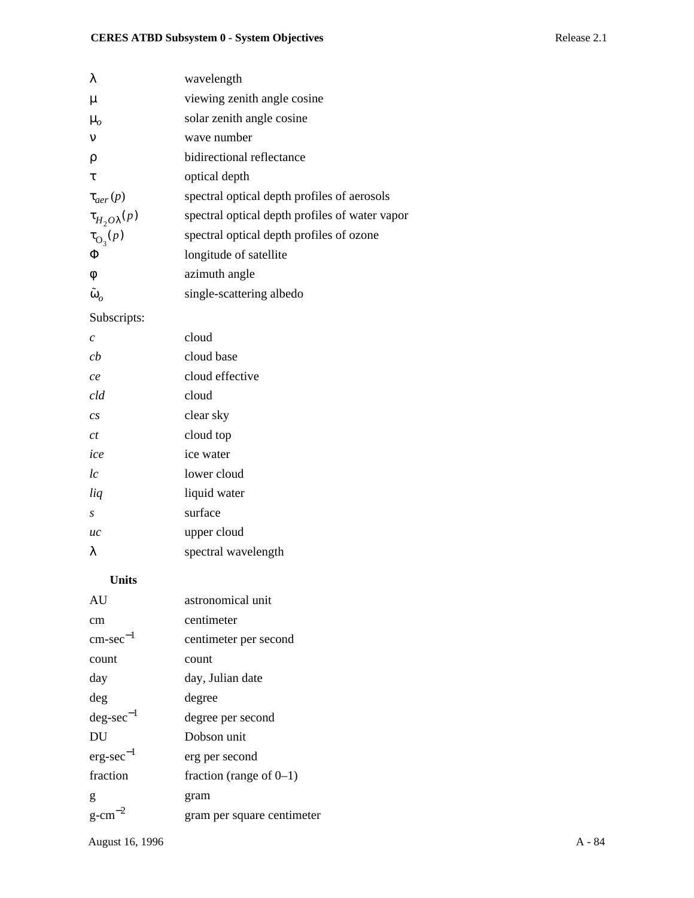| | |
|---|---|
| $\lambda$ | wavelength |
| $\mu$ | viewing zenith angle cosine |
| $\mu_o$ | solar zenith angle cosine |
| $\nu$ | wave number |
| $\rho$ | bidirectional reflectance |
| $\tau$ | optical depth |
| $\tau_{aer}(p)$ | spectral optical depth profiles of aerosols |
| $\tau_{H_2O\lambda}(p)$ | spectral optical depth profiles of water vapor |
| $\tau_{O_3}(p)$ | spectral optical depth profiles of ozone |
| $\Phi$ | longitude of satellite |
| $\phi$ | azimuth angle |
| $\tilde{\omega}_o$ | single-scattering albedo |

Subscripts:

| | |
|---|---|
| *c* | cloud |
| *cb* | cloud base |
| *ce* | cloud effective |
| *cld* | cloud |
| *cs* | clear sky |
| *ct* | cloud top |
| *ice* | ice water |
| *lc* | lower cloud |
| *liq* | liquid water |
| *s* | surface |
| *uc* | upper cloud |
| $\lambda$ | spectral wavelength |

**Units**

| | |
|---|---|
| AU | astronomical unit |
| cm | centimeter |
| cm-sec$^{-1}$ | centimeter per second |
| count | count |
| day | day, Julian date |
| deg | degree |
| deg-sec$^{-1}$ | degree per second |
| DU | Dobson unit |
| erg-sec$^{-1}$ | erg per second |
| fraction | fraction (range of 0–1) |
| g | gram |
| g-cm$^{-2}$ | gram per square centimeter |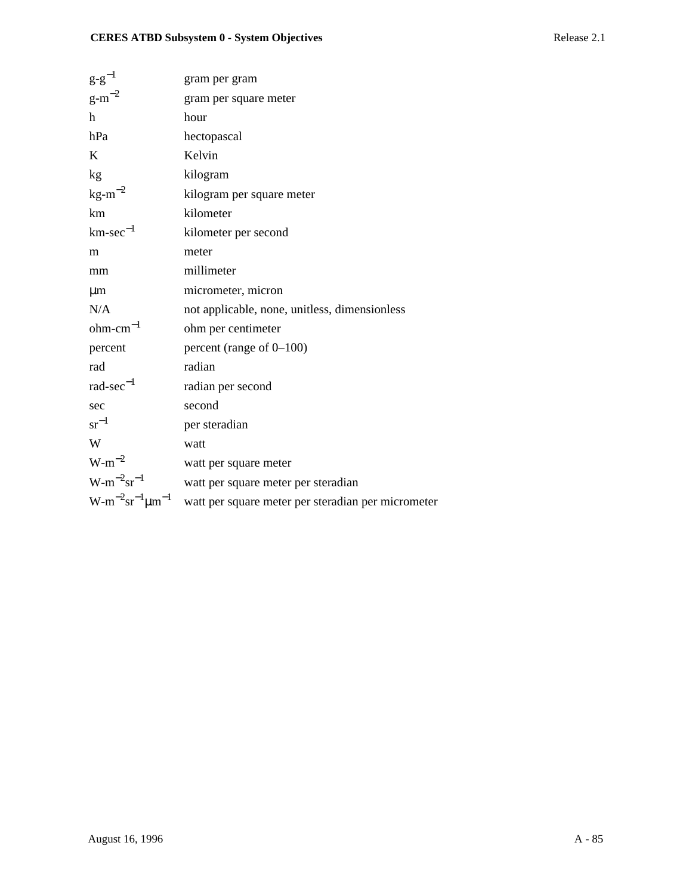| | |
|---|---|
| g-g$^{-1}$ | gram per gram |
| g-m$^{-2}$ | gram per square meter |
| h | hour |
| hPa | hectopascal |
| K | Kelvin |
| kg | kilogram |
| kg-m$^{-2}$ | kilogram per square meter |
| km | kilometer |
| km-sec$^{-1}$ | kilometer per second |
| m | meter |
| mm | millimeter |
| μm | micrometer, micron |
| N/A | not applicable, none, unitless, dimensionless |
| ohm-cm$^{-1}$ | ohm per centimeter |
| percent | percent (range of 0–100) |
| rad | radian |
| rad-sec$^{-1}$ | radian per second |
| sec | second |
| sr$^{-1}$ | per steradian |
| W | watt |
| W-m$^{-2}$ | watt per square meter |
| W-m$^{-2}$sr$^{-1}$ | watt per square meter per steradian |
| W-m$^{-2}$sr$^{-1}$μm$^{-1}$ | watt per square meter per steradian per micrometer |